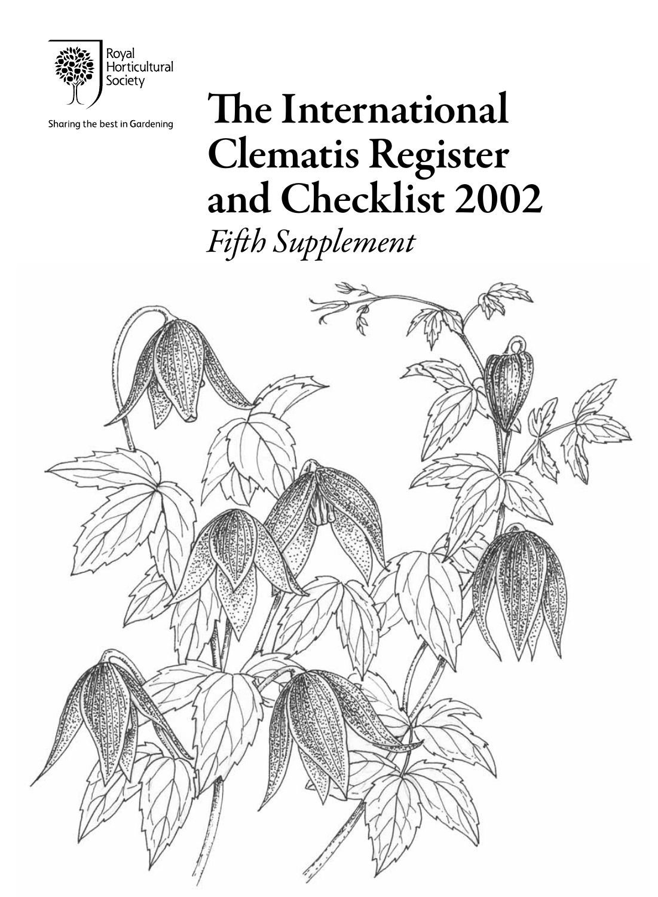Royal Horticultural Society

Sharing the best in Gardening

# The International Clematis Register and Checklist 2002

*Fifth Supplement*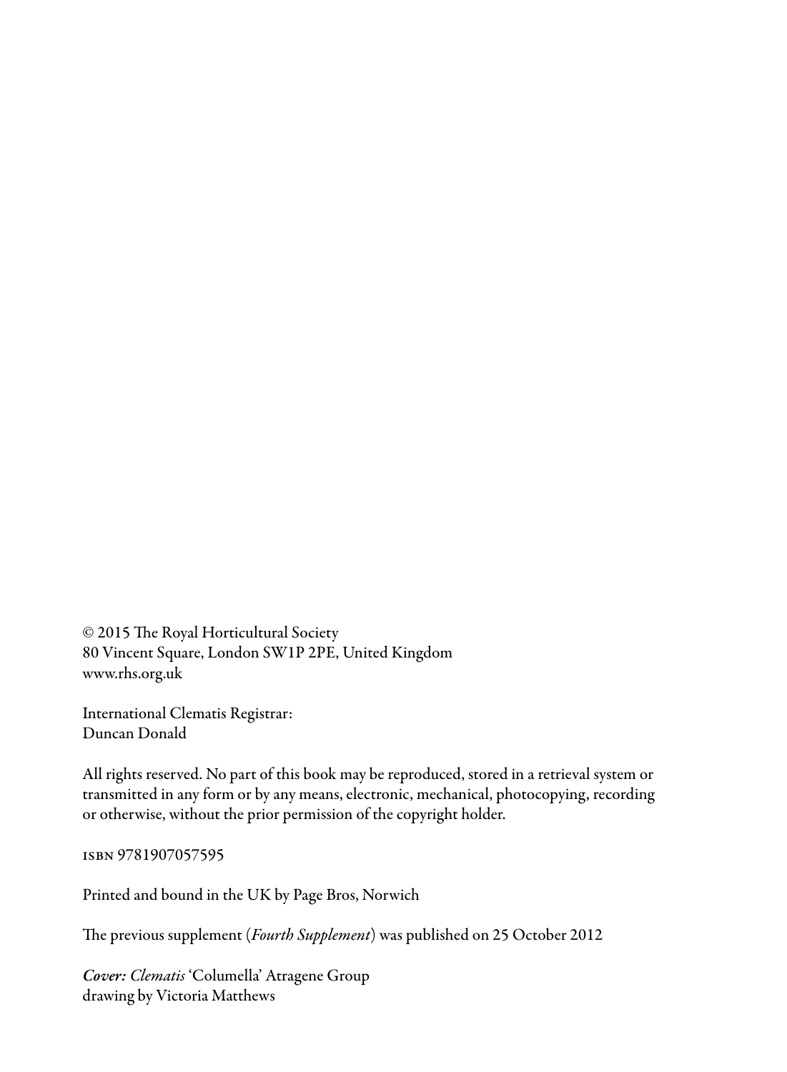© 2015 The Royal Horticultural Society
80 Vincent Square, London SW1P 2PE, United Kingdom
www.rhs.org.uk

International Clematis Registrar:
Duncan Donald

All rights reserved. No part of this book may be reproduced, stored in a retrieval system or transmitted in any form or by any means, electronic, mechanical, photocopying, recording or otherwise, without the prior permission of the copyright holder.

ISBN 9781907057595

Printed and bound in the UK by Page Bros, Norwich

The previous supplement (*Fourth Supplement*) was published on 25 October 2012

***Cover: Clematis*** 'Columella' Atragene Group
drawing by Victoria Matthews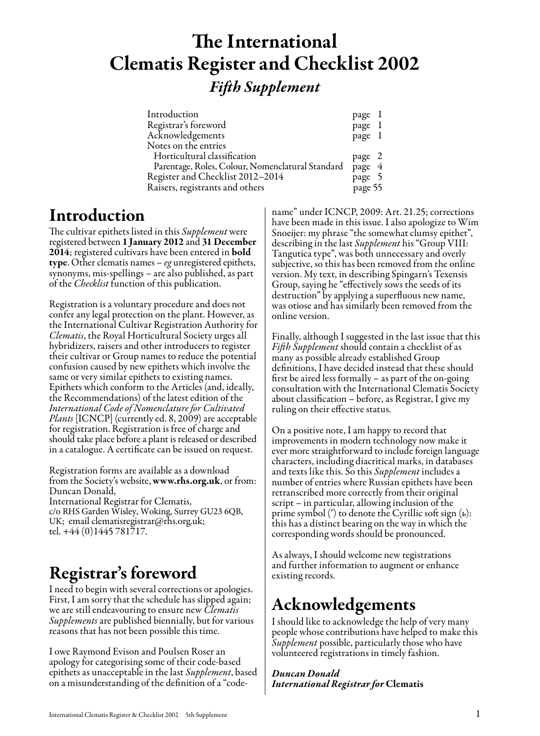# The International Clematis Register and Checklist 2002

## *Fifth Supplement*

| | |
|---|---|
| Introduction | page 1 |
| Registrar's foreword | page 1 |
| Acknowledgements | page 1 |
| Notes on the entries | |
| Horticultural classification | page 2 |
| Parentage, Roles, Colour, Nomenclatural Standard | page 4 |
| Register and Checklist 2012–2014 | page 5 |
| Raisers, registrants and others | page 55 |

# Introduction

The cultivar epithets listed in this *Supplement* were registered between **1 January 2012** and **31 December 2014**; registered cultivars have been entered in **bold type**. Other clematis names – *eg* unregistered epithets, synonyms, mis-spellings – are also published, as part of the *Checklist* function of this publication.

Registration is a voluntary procedure and does not confer any legal protection on the plant. However, as the International Cultivar Registration Authority for *Clematis*, the Royal Horticultural Society urges all hybridizers, raisers and other introducers to register their cultivar or Group names to reduce the potential confusion caused by new epithets which involve the same or very similar epithets to existing names. Epithets which conform to the Articles (and, ideally, the Recommendations) of the latest edition of the *International Code of Nomenclature for Cultivated Plants* [ICNCP] (currently ed. 8, 2009) are acceptable for registration. Registration is free of charge and should take place before a plant is released or described in a catalogue. A certificate can be issued on request.

Registration forms are available as a download from the Society's website, **www.rhs.org.uk**, or from:
Duncan Donald,
International Registrar for Clematis,
c/o RHS Garden Wisley, Woking, Surrey GU23 6QB, UK; email clematisregistrar@rhs.org.uk;
tel. +44 (0)1445 781717.

# Registrar's foreword

I need to begin with several corrections or apologies. First, I am sorry that the schedule has slipped again; we are still endeavouring to ensure new *Clematis Supplements* are published biennially, but for various reasons that has not been possible this time.

I owe Raymond Evison and Poulsen Roser an apology for categorising some of their code-based epithets as unacceptable in the last *Supplement*, based on a misunderstanding of the definition of a "code-name" under ICNCP, 2009: Art. 21.25; corrections have been made in this issue. I also apologize to Wim Snoeijer: my phrase "the somewhat clumsy epithet", describing in the last *Supplement* his "Group VIII: Tangutica type", was both unnecessary and overly subjective, so this has been removed from the online version. My text, in describing Spingarn's Texensis Group, saying he "effectively sows the seeds of its destruction" by applying a superfluous new name, was otiose and has similarly been removed from the online version.

Finally, although I suggested in the last issue that this *Fifth Supplement* should contain a checklist of as many as possible already established Group definitions, I have decided instead that these should first be aired less formally – as part of the on-going consultation with the International Clematis Society about classification – before, as Registrar, I give my ruling on their effective status.

On a positive note, I am happy to record that improvements in modern technology now make it ever more straightforward to include foreign language characters, including diacritical marks, in databases and texts like this. So this *Supplement* includes a number of entries where Russian epithets have been retranscribed more correctly from their original script – in particular, allowing inclusion of the prime symbol (′) to denote the Cyrillic soft sign (ь): this has a distinct bearing on the way in which the corresponding words should be pronounced.

As always, I should welcome new registrations and further information to augment or enhance existing records.

# Acknowledgements

I should like to acknowledge the help of very many people whose contributions have helped to make this *Supplement* possible, particularly those who have volunteered registrations in timely fashion.

***Duncan Donald***
***International Registrar for* Clematis**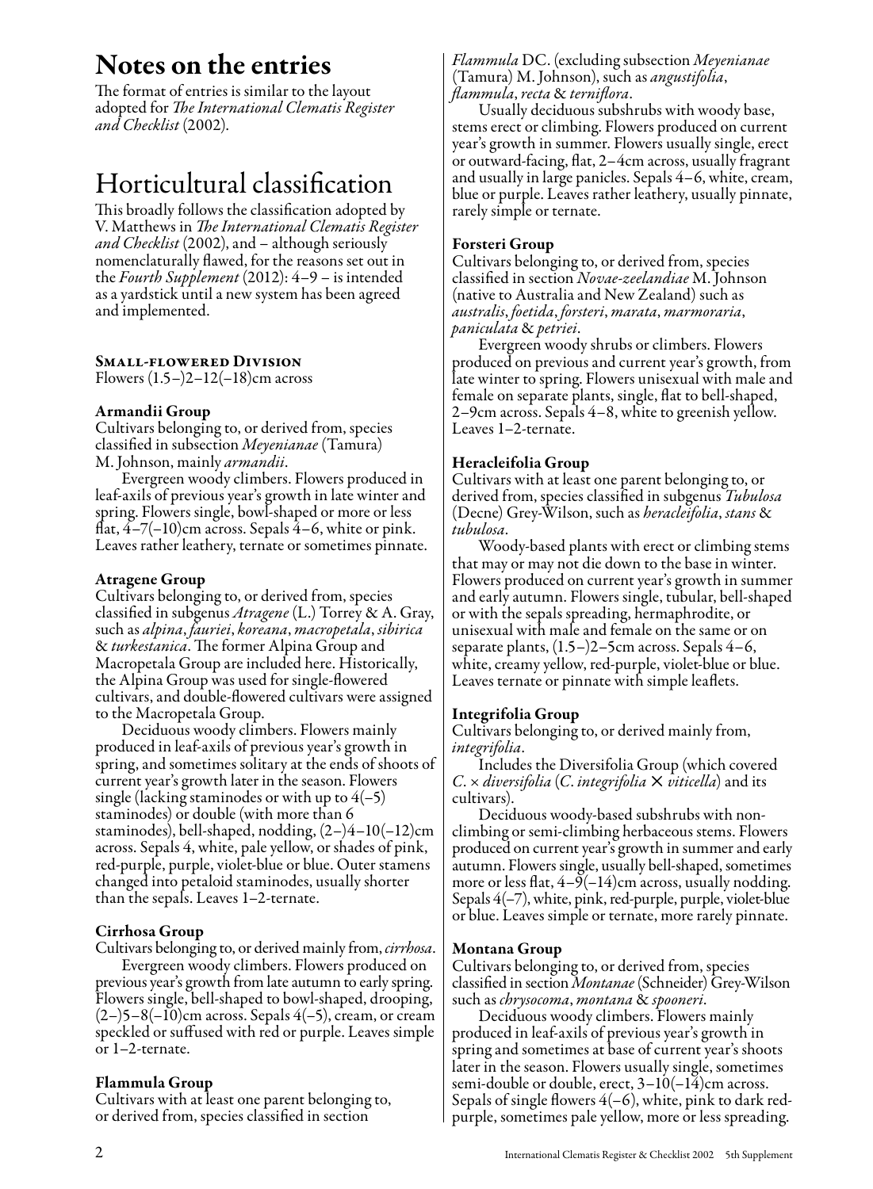# Notes on the entries

The format of entries is similar to the layout adopted for *The International Clematis Register and Checklist* (2002).

# Horticultural classification

This broadly follows the classification adopted by V. Matthews in *The International Clematis Register and Checklist* (2002), and – although seriously nomenclaturally flawed, for the reasons set out in the *Fourth Supplement* (2012): 4–9 – is intended as a yardstick until a new system has been agreed and implemented.

## Small-flowered Division

Flowers (1.5–)2–12(–18)cm across

### Armandii Group

Cultivars belonging to, or derived from, species classified in subsection *Meyenianae* (Tamura) M. Johnson, mainly *armandii*.

Evergreen woody climbers. Flowers produced in leaf-axils of previous year's growth in late winter and spring. Flowers single, bowl-shaped or more or less flat, 4–7(–10)cm across. Sepals 4–6, white or pink. Leaves rather leathery, ternate or sometimes pinnate.

### Atragene Group

Cultivars belonging to, or derived from, species classified in subgenus *Atragene* (L.) Torrey & A. Gray, such as *alpina*, *fauriei*, *koreana*, *macropetala*, *sibirica* & *turkestanica*. The former Alpina Group and Macropetala Group are included here. Historically, the Alpina Group was used for single-flowered cultivars, and double-flowered cultivars were assigned to the Macropetala Group.

Deciduous woody climbers. Flowers mainly produced in leaf-axils of previous year's growth in spring, and sometimes solitary at the ends of shoots of current year's growth later in the season. Flowers single (lacking staminodes or with up to 4(–5) staminodes) or double (with more than 6 staminodes), bell-shaped, nodding, (2–)4–10(–12)cm across. Sepals 4, white, pale yellow, or shades of pink, red-purple, purple, violet-blue or blue. Outer stamens changed into petaloid staminodes, usually shorter than the sepals. Leaves 1–2-ternate.

### Cirrhosa Group

Cultivars belonging to, or derived mainly from, *cirrhosa*.

Evergreen woody climbers. Flowers produced on previous year's growth from late autumn to early spring. Flowers single, bell-shaped to bowl-shaped, drooping, (2–)5–8(–10)cm across. Sepals 4(–5), cream, or cream speckled or suffused with red or purple. Leaves simple or 1–2-ternate.

### Flammula Group

Cultivars with at least one parent belonging to, or derived from, species classified in section *Flammula* DC. (excluding subsection *Meyenianae* (Tamura) M. Johnson), such as *angustifolia*, *flammula*, *recta* & *terniflora*.

Usually deciduous subshrubs with woody base, stems erect or climbing. Flowers produced on current year's growth in summer. Flowers usually single, erect or outward-facing, flat, 2–4cm across, usually fragrant and usually in large panicles. Sepals 4–6, white, cream, blue or purple. Leaves rather leathery, usually pinnate, rarely simple or ternate.

### Forsteri Group

Cultivars belonging to, or derived from, species classified in section *Novae-zeelandiae* M. Johnson (native to Australia and New Zealand) such as *australis*, *foetida*, *forsteri*, *marata*, *marmoraria*, *paniculata* & *petriei*.

Evergreen woody shrubs or climbers. Flowers produced on previous and current year's growth, from late winter to spring. Flowers unisexual with male and female on separate plants, single, flat to bell-shaped, 2–9cm across. Sepals 4–8, white to greenish yellow. Leaves 1–2-ternate.

### Heracleifolia Group

Cultivars with at least one parent belonging to, or derived from, species classified in subgenus *Tubulosa* (Decne) Grey-Wilson, such as *heracleifolia*, *stans* & *tubulosa*.

Woody-based plants with erect or climbing stems that may or may not die down to the base in winter. Flowers produced on current year's growth in summer and early autumn. Flowers single, tubular, bell-shaped or with the sepals spreading, hermaphrodite, or unisexual with male and female on the same or on separate plants, (1.5–)2–5cm across. Sepals 4–6, white, creamy yellow, red-purple, violet-blue or blue. Leaves ternate or pinnate with simple leaflets.

### Integrifolia Group

Cultivars belonging to, or derived mainly from, *integrifolia*.

Includes the Diversifolia Group (which covered *C.* × *diversifolia* (*C. integrifolia* × *viticella*) and its cultivars).

Deciduous woody-based subshrubs with non-climbing or semi-climbing herbaceous stems. Flowers produced on current year's growth in summer and early autumn. Flowers single, usually bell-shaped, sometimes more or less flat, 4–9(–14)cm across, usually nodding. Sepals 4(–7), white, pink, red-purple, purple, violet-blue or blue. Leaves simple or ternate, more rarely pinnate.

### Montana Group

Cultivars belonging to, or derived from, species classified in section *Montanae* (Schneider) Grey-Wilson such as *chrysocoma*, *montana* & *spooneri*.

Deciduous woody climbers. Flowers mainly produced in leaf-axils of previous year's growth in spring and sometimes at base of current year's shoots later in the season. Flowers usually single, sometimes semi-double or double, erect, 3–10(–14)cm across. Sepals of single flowers 4(–6), white, pink to dark red-purple, sometimes pale yellow, more or less spreading.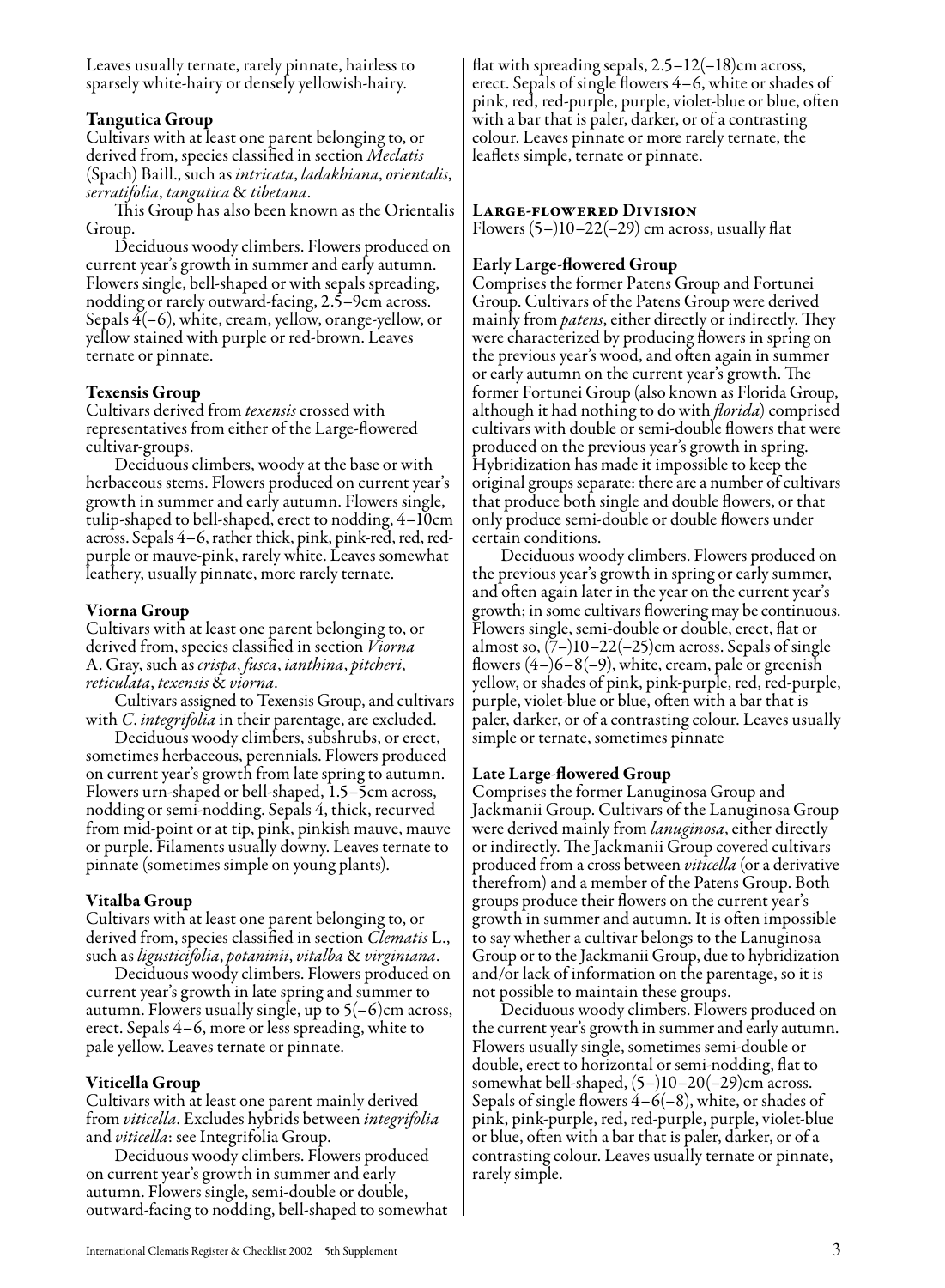Leaves usually ternate, rarely pinnate, hairless to sparsely white-hairy or densely yellowish-hairy.

### Tangutica Group

Cultivars with at least one parent belonging to, or derived from, species classified in section *Meclatis* (Spach) Baill., such as *intricata*, *ladakhiana*, *orientalis*, *serratifolia*, *tangutica* & *tibetana*.

This Group has also been known as the Orientalis Group.

Deciduous woody climbers. Flowers produced on current year's growth in summer and early autumn. Flowers single, bell-shaped or with sepals spreading, nodding or rarely outward-facing, 2.5–9cm across. Sepals 4(–6), white, cream, yellow, orange-yellow, or yellow stained with purple or red-brown. Leaves ternate or pinnate.

### Texensis Group

Cultivars derived from *texensis* crossed with representatives from either of the Large-flowered cultivar-groups.

Deciduous climbers, woody at the base or with herbaceous stems. Flowers produced on current year's growth in summer and early autumn. Flowers single, tulip-shaped to bell-shaped, erect to nodding, 4–10cm across. Sepals 4–6, rather thick, pink, pink-red, red, red-purple or mauve-pink, rarely white. Leaves somewhat leathery, usually pinnate, more rarely ternate.

### Viorna Group

Cultivars with at least one parent belonging to, or derived from, species classified in section *Viorna* A. Gray, such as *crispa*, *fusca*, *ianthina*, *pitcheri*, *reticulata*, *texensis* & *viorna*.

Cultivars assigned to Texensis Group, and cultivars with *C. integrifolia* in their parentage, are excluded.

Deciduous woody climbers, subshrubs, or erect, sometimes herbaceous, perennials. Flowers produced on current year's growth from late spring to autumn. Flowers urn-shaped or bell-shaped, 1.5–5cm across, nodding or semi-nodding. Sepals 4, thick, recurved from mid-point or at tip, pink, pinkish mauve, mauve or purple. Filaments usually downy. Leaves ternate to pinnate (sometimes simple on young plants).

### Vitalba Group

Cultivars with at least one parent belonging to, or derived from, species classified in section *Clematis* L., such as *ligusticifolia*, *potaninii*, *vitalba* & *virginiana*.

Deciduous woody climbers. Flowers produced on current year's growth in late spring and summer to autumn. Flowers usually single, up to 5(–6)cm across, erect. Sepals 4–6, more or less spreading, white to pale yellow. Leaves ternate or pinnate.

### Viticella Group

Cultivars with at least one parent mainly derived from *viticella*. Excludes hybrids between *integrifolia* and *viticella*: see Integrifolia Group.

Deciduous woody climbers. Flowers produced on current year's growth in summer and early autumn. Flowers single, semi-double or double, outward-facing to nodding, bell-shaped to somewhat flat with spreading sepals, 2.5–12(–18)cm across, erect. Sepals of single flowers 4–6, white or shades of pink, red, red-purple, purple, violet-blue or blue, often with a bar that is paler, darker, or of a contrasting colour. Leaves pinnate or more rarely ternate, the leaflets simple, ternate or pinnate.

## Large-flowered Division

Flowers (5–)10–22(–29) cm across, usually flat

### Early Large-flowered Group

Comprises the former Patens Group and Fortunei Group. Cultivars of the Patens Group were derived mainly from *patens*, either directly or indirectly. They were characterized by producing flowers in spring on the previous year's wood, and often again in summer or early autumn on the current year's growth. The former Fortunei Group (also known as Florida Group, although it had nothing to do with *florida*) comprised cultivars with double or semi-double flowers that were produced on the previous year's growth in spring. Hybridization has made it impossible to keep the original groups separate: there are a number of cultivars that produce both single and double flowers, or that only produce semi-double or double flowers under certain conditions.

Deciduous woody climbers. Flowers produced on the previous year's growth in spring or early summer, and often again later in the year on the current year's growth; in some cultivars flowering may be continuous. Flowers single, semi-double or double, erect, flat or almost so, (7–)10–22(–25)cm across. Sepals of single flowers (4–)6–8(–9), white, cream, pale or greenish yellow, or shades of pink, pink-purple, red, red-purple, purple, violet-blue or blue, often with a bar that is paler, darker, or of a contrasting colour. Leaves usually simple or ternate, sometimes pinnate

### Late Large-flowered Group

Comprises the former Lanuginosa Group and Jackmanii Group. Cultivars of the Lanuginosa Group were derived mainly from *lanuginosa*, either directly or indirectly. The Jackmanii Group covered cultivars produced from a cross between *viticella* (or a derivative therefrom) and a member of the Patens Group. Both groups produce their flowers on the current year's growth in summer and autumn. It is often impossible to say whether a cultivar belongs to the Lanuginosa Group or to the Jackmanii Group, due to hybridization and/or lack of information on the parentage, so it is not possible to maintain these groups.

Deciduous woody climbers. Flowers produced on the current year's growth in summer and early autumn. Flowers usually single, sometimes semi-double or double, erect to horizontal or semi-nodding, flat to somewhat bell-shaped, (5–)10–20(–29)cm across. Sepals of single flowers 4–6(–8), white, or shades of pink, pink-purple, red, red-purple, purple, violet-blue or blue, often with a bar that is paler, darker, or of a contrasting colour. Leaves usually ternate or pinnate, rarely simple.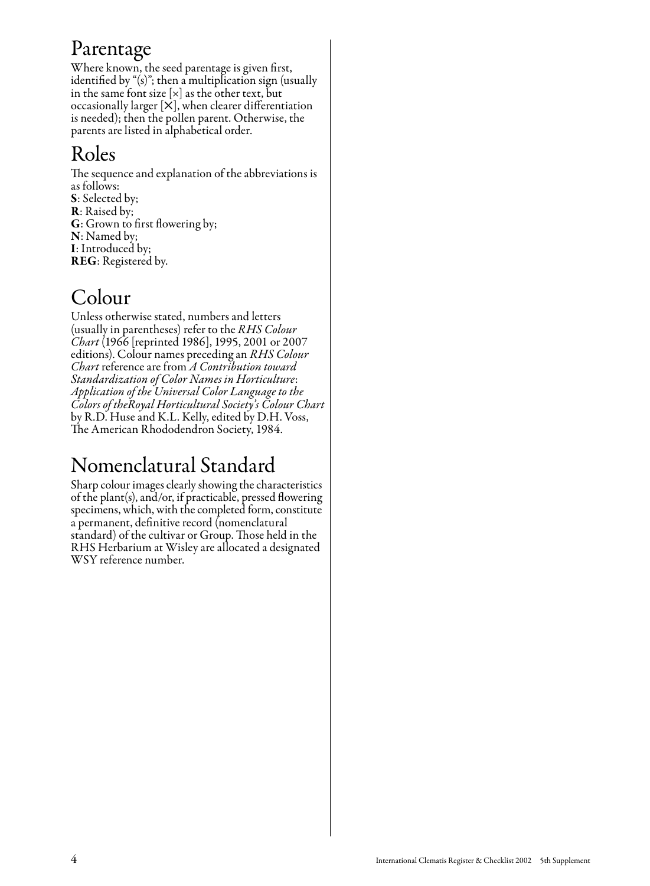## Parentage

Where known, the seed parentage is given first, identified by "(s)"; then a multiplication sign (usually in the same font size [×] as the other text, but occasionally larger [✕], when clearer differentiation is needed); then the pollen parent. Otherwise, the parents are listed in alphabetical order.

## Roles

The sequence and explanation of the abbreviations is as follows:

**S**: Selected by;
**R**: Raised by;
**G**: Grown to first flowering by;
**N**: Named by;
**I**: Introduced by;
**REG**: Registered by.

## Colour

Unless otherwise stated, numbers and letters (usually in parentheses) refer to the *RHS Colour Chart* (1966 [reprinted 1986], 1995, 2001 or 2007 editions). Colour names preceding an *RHS Colour Chart* reference are from *A Contribution toward Standardization of Color Names in Horticulture*: *Application of the Universal Color Language to the Colors of theRoyal Horticultural Society's Colour Chart* by R.D. Huse and K.L. Kelly, edited by D.H. Voss, The American Rhododendron Society, 1984.

## Nomenclatural Standard

Sharp colour images clearly showing the characteristics of the plant(s), and/or, if practicable, pressed flowering specimens, which, with the completed form, constitute a permanent, definitive record (nomenclatural standard) of the cultivar or Group. Those held in the RHS Herbarium at Wisley are allocated a designated WSY reference number.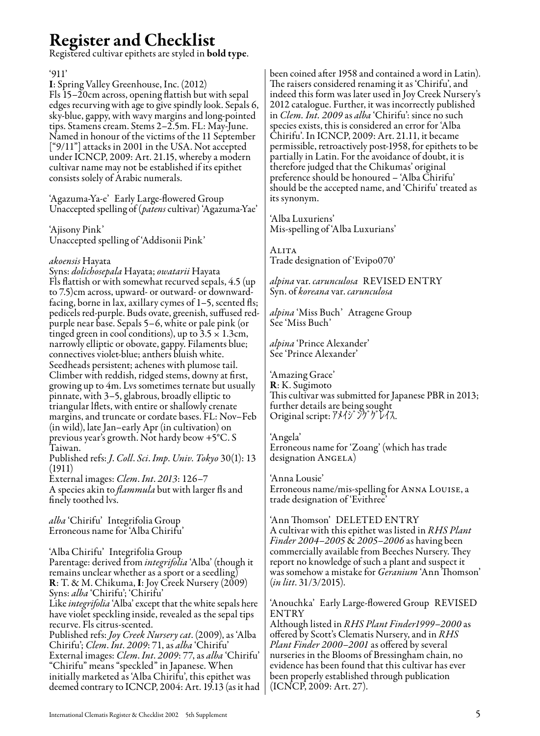# Register and Checklist

Registered cultivar epithets are styled in **bold type**.

'911'
**I**: Spring Valley Greenhouse, Inc. (2012)
Fls 15–20cm across, opening flattish but with sepal edges recurving with age to give spindly look. Sepals 6, sky-blue, gappy, with wavy margins and long-pointed tips. Stamens cream. Stems 2–2.5m. FL: May-June. Named in honour of the victims of the 11 September ["9/11"] attacks in 2001 in the USA. Not accepted under ICNCP, 2009: Art. 21.15, whereby a modern cultivar name may not be established if its epithet consists solely of Arabic numerals.

'Agazuma-Ya-e' Early Large-flowered Group
Unaccepted spelling of (*patens* cultivar) 'Agazuma-Yae'

'Ajisony Pink'
Unaccepted spelling of 'Addisonii Pink'

*akoensis* Hayata
Syns: *dolichosepala* Hayata; *owatarii* Hayata
Fls flattish or with somewhat recurved sepals, 4.5 (up to 7.5)cm across, upward- or outward- or downward-facing, borne in lax, axillary cymes of 1–5, scented fls; pedicels red-purple. Buds ovate, greenish, suffused red-purple near base. Sepals 5–6, white or pale pink (or tinged green in cool conditions), up to 3.5 × 1.3cm, narrowly elliptic or obovate, gappy. Filaments blue; connectives violet-blue; anthers bluish white. Seedheads persistent; achenes with plumose tail. Climber with reddish, ridged stems, downy at first, growing up to 4m. Lvs sometimes ternate but usually pinnate, with 3–5, glabrous, broadly elliptic to triangular lflets, with entire or shallowly crenate margins, and truncate or cordate bases. FL: Nov–Feb (in wild), late Jan–early Apr (in cultivation) on previous year's growth. Not hardy beow +5°C. S Taiwan.
Published refs: *J. Coll. Sci. Imp. Univ. Tokyo* 30(1): 13 (1911)
External images: *Clem. Int. 2013*: 126–7
A species akin to *flammula* but with larger fls and finely toothed lvs.

*alba* 'Chirifu' Integrifolia Group
Erroneous name for 'Alba Chirifu'

'Alba Chirifu' Integrifolia Group
Parentage: derived from *integrifolia* 'Alba' (though it remains unclear whether as a sport or a seedling)
**R**: T. & M. Chikuma, **I**: Joy Creek Nursery (2009)
Syns: *alba* 'Chirifu'; 'Chirifu'
Like *integrifolia* 'Alba' except that the white sepals here have violet speckling inside, revealed as the sepal tips recurve. Fls citrus-scented.
Published refs: *Joy Creek Nursery cat.* (2009), as 'Alba Chirifu'; *Clem. Int. 2009*: 71, as *alba* 'Chirifu'
External images: *Clem. Int. 2009*: 77, as *alba* 'Chirifu'
"Chirifu" means "speckled" in Japanese. When initially marketed as 'Alba Chirifu', this epithet was deemed contrary to ICNCP, 2004: Art. 19.13 (as it had been coined after 1958 and contained a word in Latin). The raisers considered renaming it as 'Chirifu', and indeed this form was later used in Joy Creek Nursery's 2012 catalogue. Further, it was incorrectly published in *Clem. Int. 2009* as *alba* 'Chirifu': since no such species exists, this is considered an error for 'Alba Chirifu'. In ICNCP, 2009: Art. 21.11, it became permissible, retroactively post-1958, for epithets to be partially in Latin. For the avoidance of doubt, it is therefore judged that the Chikumas' original preference should be honoured – 'Alba Chirifu' should be the accepted name, and 'Chirifu' treated as its synonym.

'Alba Luxuriens'
Mis-spelling of 'Alba Luxurians'

ALITA
Trade designation of 'Evipo070'

*alpina* var. *carunculosa* REVISED ENTRY
Syn. of *koreana* var. *carunculosa*

*alpina* 'Miss Buch' Atragene Group
See 'Miss Buch'

*alpina* 'Prince Alexander'
See 'Prince Alexander'

'Amazing Grace'
**R**: K. Sugimoto
This cultivar was submitted for Japanese PBR in 2013; further details are being sought
Original script: ｱﾒｲｼﾞﾝｸﾞｸﾞﾚｲｽ.

'Angela'
Erroneous name for 'Zoang' (which has trade designation ANGELA)

'Anna Lousie'
Erroneous name/mis-spelling for ANNA LOUISE, a trade designation of 'Evithree'

'Ann Thomson' DELETED ENTRY
A cultivar with this epithet was listed in *RHS Plant Finder 2004–2005* & *2005–2006* as having been commercially available from Beeches Nursery. They report no knowledge of such a plant and suspect it was somehow a mistake for *Geranium* 'Ann Thomson' (*in litt*. 31/3/2015).

'Anouchka' Early Large-flowered Group REVISED ENTRY
Although listed in *RHS Plant Finder1999–2000* as offered by Scott's Clematis Nursery, and in *RHS Plant Finder 2000–2001* as offered by several nurseries in the Blooms of Bressingham chain, no evidence has been found that this cultivar has ever been properly established through publication (ICNCP, 2009: Art. 27).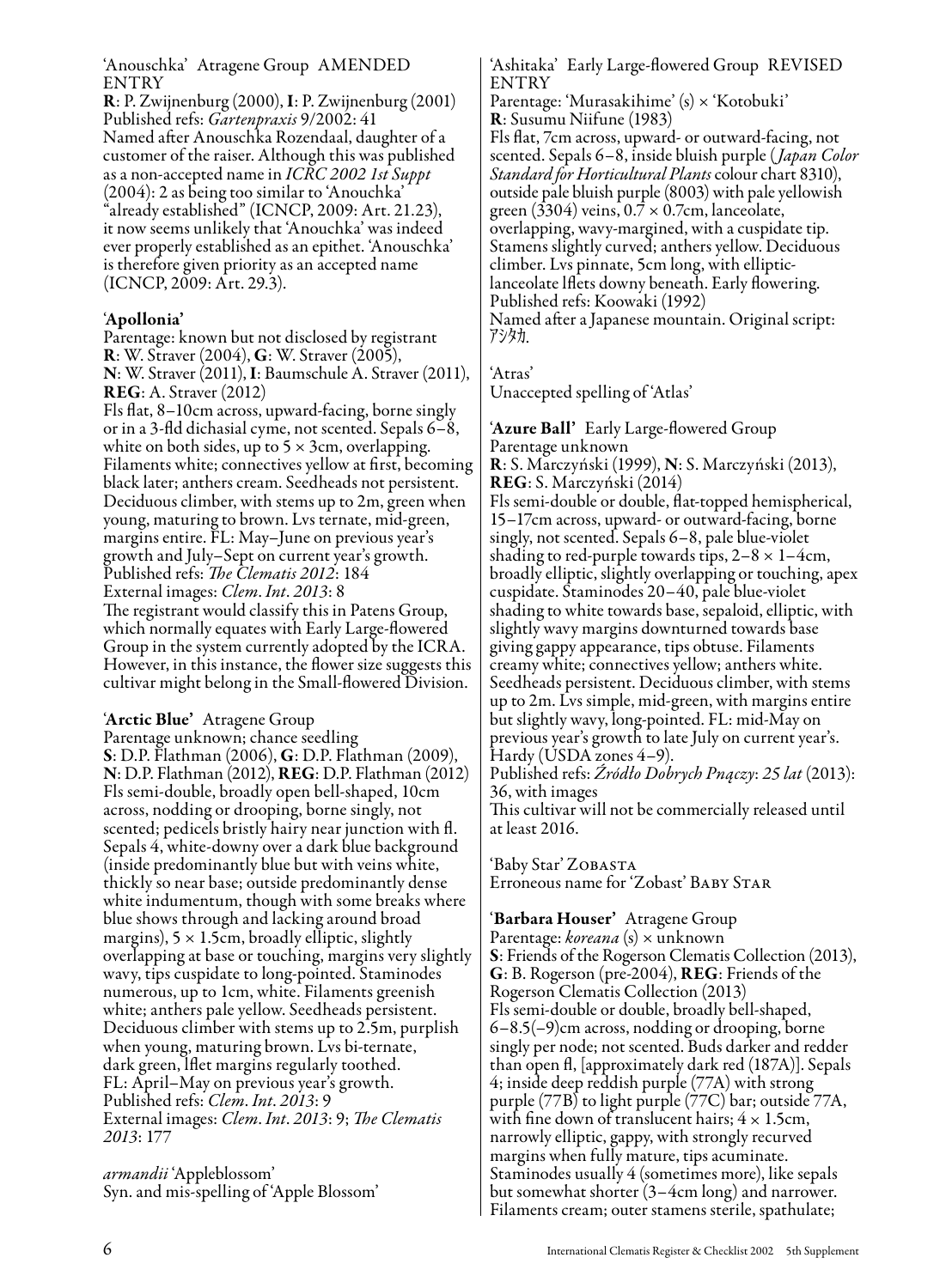'Anouschka' Atragene Group AMENDED ENTRY
**R**: P. Zwijnenburg (2000), **I**: P. Zwijnenburg (2001)
Published refs: *Gartenpraxis* 9/2002: 41
Named after Anouschka Rozendaal, daughter of a customer of the raiser. Although this was published as a non-accepted name in *ICRC 2002 1st Suppt* (2004): 2 as being too similar to 'Anouchka' "already established" (ICNCP, 2009: Art. 21.23), it now seems unlikely that 'Anouchka' was indeed ever properly established as an epithet. 'Anouschka' is therefore given priority as an accepted name (ICNCP, 2009: Art. 29.3).

**'Apollonia'**
Parentage: known but not disclosed by registrant
**R**: W. Straver (2004), **G**: W. Straver (2005), **N**: W. Straver (2011), **I**: Baumschule A. Straver (2011), **REG**: A. Straver (2012)
Fls flat, 8–10cm across, upward-facing, borne singly or in a 3-fld dichasial cyme, not scented. Sepals 6–8, white on both sides, up to 5 × 3cm, overlapping. Filaments white; connectives yellow at first, becoming black later; anthers cream. Seedheads not persistent. Deciduous climber, with stems up to 2m, green when young, maturing to brown. Lvs ternate, mid-green, margins entire. FL: May–June on previous year's growth and July–Sept on current year's growth.
Published refs: *The Clematis 2012*: 184
External images: *Clem. Int. 2013*: 8
The registrant would classify this in Patens Group, which normally equates with Early Large-flowered Group in the system currently adopted by the ICRA. However, in this instance, the flower size suggests this cultivar might belong in the Small-flowered Division.

**'Arctic Blue'** Atragene Group
Parentage unknown; chance seedling
**S**: D.P. Flathman (2006), **G**: D.P. Flathman (2009), **N**: D.P. Flathman (2012), **REG**: D.P. Flathman (2012)
Fls semi-double, broadly open bell-shaped, 10cm across, nodding or drooping, borne singly, not scented; pedicels bristly hairy near junction with fl. Sepals 4, white-downy over a dark blue background (inside predominantly blue but with veins white, thickly so near base; outside predominantly dense white indumentum, though with some breaks where blue shows through and lacking around broad margins), 5 × 1.5cm, broadly elliptic, slightly overlapping at base or touching, margins very slightly wavy, tips cuspidate to long-pointed. Staminodes numerous, up to 1cm, white. Filaments greenish white; anthers pale yellow. Seedheads persistent. Deciduous climber with stems up to 2.5m, purplish when young, maturing brown. Lvs bi-ternate, dark green, lflet margins regularly toothed. FL: April–May on previous year's growth.
Published refs: *Clem. Int. 2013*: 9
External images: *Clem. Int. 2013*: 9; *The Clematis 2013*: 177

*armandii* 'Appleblossom'
Syn. and mis-spelling of 'Apple Blossom'

'Ashitaka' Early Large-flowered Group REVISED ENTRY
Parentage: 'Murasakihime' (s) × 'Kotobuki'
**R**: Susumu Niifune (1983)
Fls flat, 7cm across, upward- or outward-facing, not scented. Sepals 6–8, inside bluish purple (*Japan Color Standard for Horticultural Plants* colour chart 8310), outside pale bluish purple (8003) with pale yellowish green (3304) veins, 0.7 × 0.7cm, lanceolate, overlapping, wavy-margined, with a cuspidate tip. Stamens slightly curved; anthers yellow. Deciduous climber. Lvs pinnate, 5cm long, with elliptic-lanceolate lflets downy beneath. Early flowering.
Published refs: Koowaki (1992)
Named after a Japanese mountain. Original script: アシタカ.

'Atras'
Unaccepted spelling of 'Atlas'

**'Azure Ball'** Early Large-flowered Group
Parentage unknown
**R**: S. Marczyński (1999), **N**: S. Marczyński (2013), **REG**: S. Marczyński (2014)
Fls semi-double or double, flat-topped hemispherical, 15–17cm across, upward- or outward-facing, borne singly, not scented. Sepals 6–8, pale blue-violet shading to red-purple towards tips, 2–8 × 1–4cm, broadly elliptic, slightly overlapping or touching, apex cuspidate. Staminodes 20–40, pale blue-violet shading to white towards base, sepaloid, elliptic, with slightly wavy margins downturned towards base giving gappy appearance, tips obtuse. Filaments creamy white; connectives yellow; anthers white. Seedheads persistent. Deciduous climber, with stems up to 2m. Lvs simple, mid-green, with margins entire but slightly wavy, long-pointed. FL: mid-May on previous year's growth to late July on current year's. Hardy (USDA zones 4–9).
Published refs: *Źródło Dobrych Pnączy: 25 lat* (2013): 36, with images
This cultivar will not be commercially released until at least 2016.

'Baby Star' ZOBASTA
Erroneous name for 'Zobast' BABY STAR

**'Barbara Houser'** Atragene Group
Parentage: *koreana* (s) × unknown
**S**: Friends of the Rogerson Clematis Collection (2013), **G**: B. Rogerson (pre-2004), **REG**: Friends of the Rogerson Clematis Collection (2013)
Fls semi-double or double, broadly bell-shaped, 6–8.5(–9)cm across, nodding or drooping, borne singly per node; not scented. Buds darker and redder than open fl, [approximately dark red (187A)]. Sepals 4; inside deep reddish purple (77A) with strong purple (77B) to light purple (77C) bar; outside 77A, with fine down of translucent hairs; 4 × 1.5cm, narrowly elliptic, gappy, with strongly recurved margins when fully mature, tips acuminate. Staminodes usually 4 (sometimes more), like sepals but somewhat shorter (3–4cm long) and narrower. Filaments cream; outer stamens sterile, spathulate;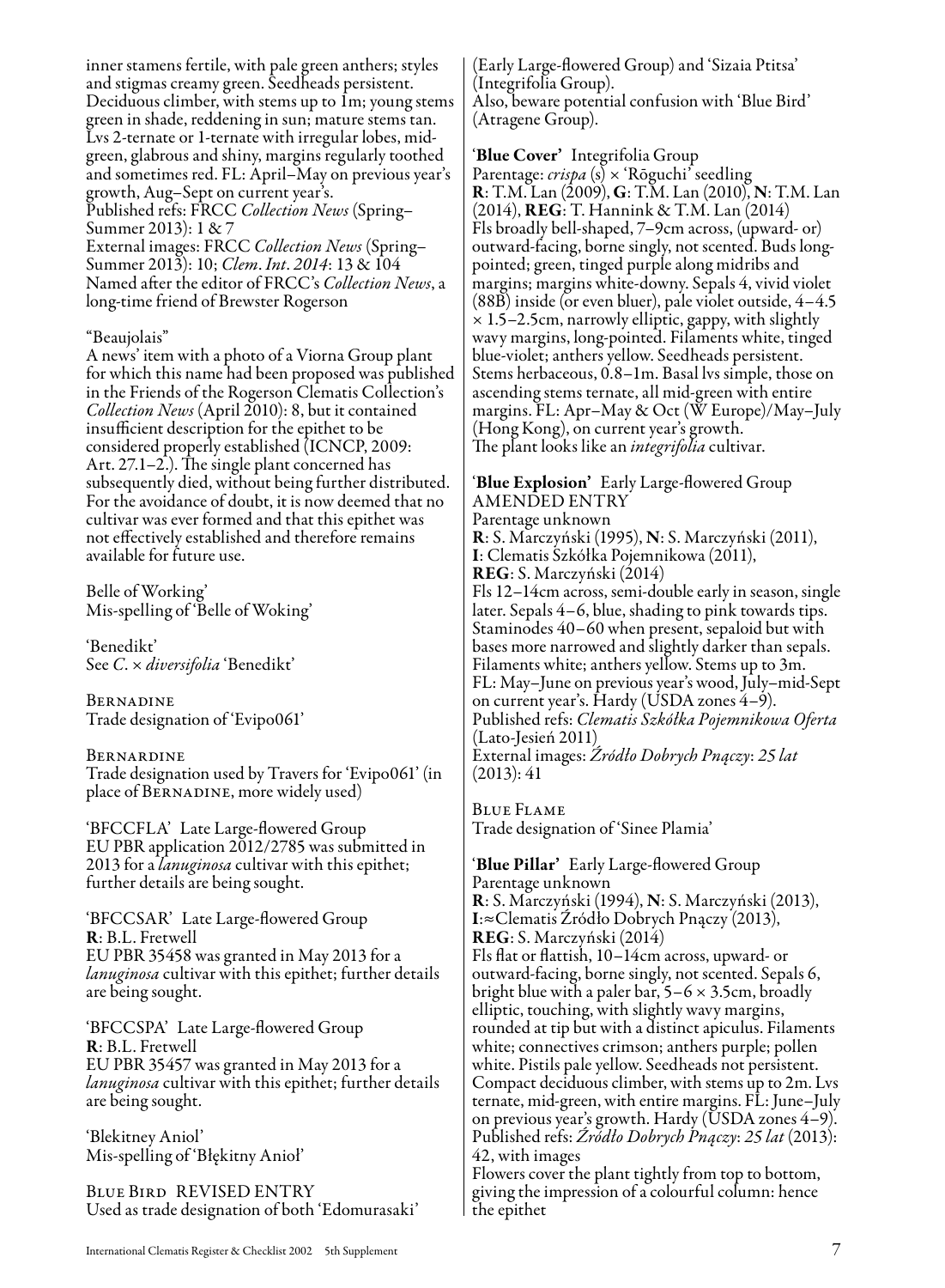inner stamens fertile, with pale green anthers; styles and stigmas creamy green. Seedheads persistent. Deciduous climber, with stems up to 1m; young stems green in shade, reddening in sun; mature stems tan. Lvs 2-ternate or 1-ternate with irregular lobes, mid-green, glabrous and shiny, margins regularly toothed and sometimes red. FL: April–May on previous year's growth, Aug–Sept on current year's.
Published refs: FRCC *Collection News* (Spring–Summer 2013): 1 & 7
External images: FRCC *Collection News* (Spring–Summer 2013): 10; *Clem. Int. 2014*: 13 & 104
Named after the editor of FRCC's *Collection News*, a long-time friend of Brewster Rogerson

"Beaujolais"
A news' item with a photo of a Viorna Group plant for which this name had been proposed was published in the Friends of the Rogerson Clematis Collection's *Collection News* (April 2010): 8, but it contained insufficient description for the epithet to be considered properly established (ICNCP, 2009: Art. 27.1–2.). The single plant concerned has subsequently died, without being further distributed. For the avoidance of doubt, it is now deemed that no cultivar was ever formed and that this epithet was not effectively established and therefore remains available for future use.

Belle of Working'
Mis-spelling of 'Belle of Woking'

'Benedikt'
See *C.* × *diversifolia* 'Benedikt'

Bernadine
Trade designation of 'Evipo061'

Bernardine
Trade designation used by Travers for 'Evipo061' (in place of Bernadine, more widely used)

'BFCCFLA' Late Large-flowered Group
EU PBR application 2012/2785 was submitted in 2013 for a *lanuginosa* cultivar with this epithet; further details are being sought.

'BFCCSAR' Late Large-flowered Group
**R**: B.L. Fretwell
EU PBR 35458 was granted in May 2013 for a *lanuginosa* cultivar with this epithet; further details are being sought.

'BFCCSPA' Late Large-flowered Group
**R**: B.L. Fretwell
EU PBR 35457 was granted in May 2013 for a *lanuginosa* cultivar with this epithet; further details are being sought.

'Blekitney Aniol'
Mis-spelling of 'Błękitny Anioł'

Blue Bird REVISED ENTRY
Used as trade designation of both 'Edomurasaki' (Early Large-flowered Group) and 'Sizaia Ptitsa' (Integrifolia Group).
Also, beware potential confusion with 'Blue Bird' (Atragene Group).

'**Blue Cover**' Integrifolia Group
Parentage: *crispa* (s) × 'Rōguchi' seedling
**R**: T.M. Lan (2009), **G**: T.M. Lan (2010), **N**: T.M. Lan (2014), **REG**: T. Hannink & T.M. Lan (2014)
Fls broadly bell-shaped, 7–9cm across, (upward- or) outward-facing, borne singly, not scented. Buds long-pointed; green, tinged purple along midribs and margins; margins white-downy. Sepals 4, vivid violet (88B) inside (or even bluer), pale violet outside, 4–4.5 × 1.5–2.5cm, narrowly elliptic, gappy, with slightly wavy margins, long-pointed. Filaments white, tinged blue-violet; anthers yellow. Seedheads persistent. Stems herbaceous, 0.8–1m. Basal lvs simple, those on ascending stems ternate, all mid-green with entire margins. FL: Apr–May & Oct (W Europe)/May–July (Hong Kong), on current year's growth.
The plant looks like an *integrifolia* cultivar.

'**Blue Explosion**' Early Large-flowered Group
AMENDED ENTRY
Parentage unknown
**R**: S. Marczyński (1995), **N**: S. Marczyński (2011), **I**: Clematis Szkółka Pojemnikowa (2011), **REG**: S. Marczyński (2014)
Fls 12–14cm across, semi-double early in season, single later. Sepals 4–6, blue, shading to pink towards tips. Staminodes 40–60 when present, sepaloid but with bases more narrowed and slightly darker than sepals. Filaments white; anthers yellow. Stems up to 3m. FL: May–June on previous year's wood, July–mid-Sept on current year's. Hardy (USDA zones 4–9).
Published refs: *Clematis Szkółka Pojemnikowa Oferta* (Lato-Jesień 2011)
External images: *Źródło Dobrych Pnączy*: *25 lat* (2013): 41

Blue Flame
Trade designation of 'Sinee Plamia'

'**Blue Pillar**' Early Large-flowered Group
Parentage unknown
**R**: S. Marczyński (1994), **N**: S. Marczyński (2013), **I**: ≈Clematis Źródło Dobrych Pnączy (2013), **REG**: S. Marczyński (2014)
Fls flat or flattish, 10–14cm across, upward- or outward-facing, borne singly, not scented. Sepals 6, bright blue with a paler bar, 5–6 × 3.5cm, broadly elliptic, touching, with slightly wavy margins, rounded at tip but with a distinct apiculus. Filaments white; connectives crimson; anthers purple; pollen white. Pistils pale yellow. Seedheads not persistent. Compact deciduous climber, with stems up to 2m. Lvs ternate, mid-green, with entire margins. FL: June–July on previous year's growth. Hardy (USDA zones 4–9).
Published refs: *Źródło Dobrych Pnączy*: *25 lat* (2013): 42, with images
Flowers cover the plant tightly from top to bottom, giving the impression of a colourful column: hence the epithet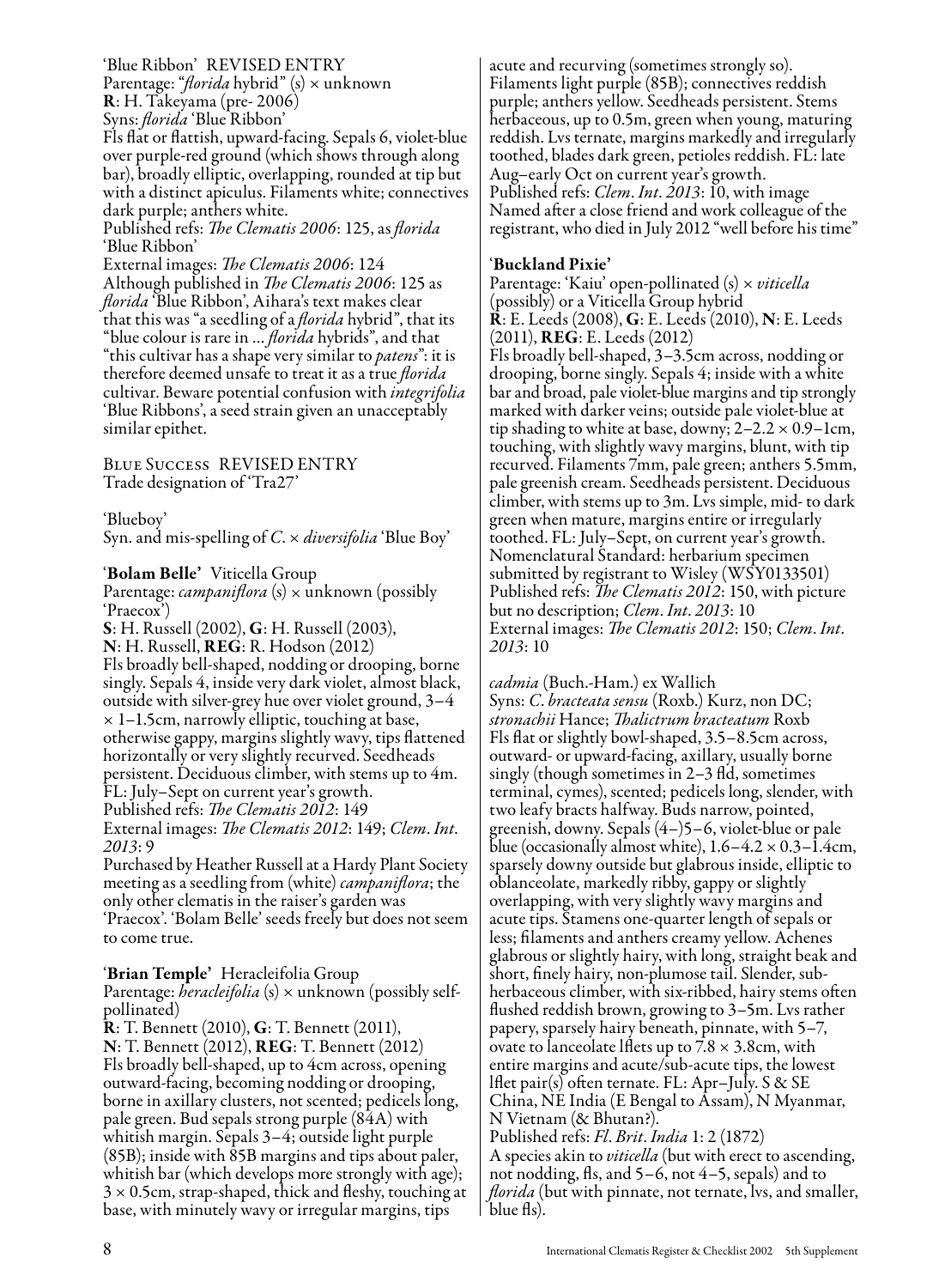'Blue Ribbon' REVISED ENTRY
Parentage: "*florida* hybrid" (s) × unknown
**R**: H. Takeyama (pre- 2006)
Syns: *florida* 'Blue Ribbon'
Fls flat or flattish, upward-facing. Sepals 6, violet-blue over purple-red ground (which shows through along bar), broadly elliptic, overlapping, rounded at tip but with a distinct apiculus. Filaments white; connectives dark purple; anthers white.
Published refs: *The Clematis 2006*: 125, as *florida* 'Blue Ribbon'
External images: *The Clematis 2006*: 124
Although published in *The Clematis 2006*: 125 as *florida* 'Blue Ribbon', Aihara's text makes clear that this was "a seedling of a *florida* hybrid", that its "blue colour is rare in ... *florida* hybrids", and that "this cultivar has a shape very similar to *patens*": it is therefore deemed unsafe to treat it as a true *florida* cultivar. Beware potential confusion with *integrifolia* 'Blue Ribbons', a seed strain given an unacceptably similar epithet.

Blue Success REVISED ENTRY
Trade designation of 'Tra27'

'Blueboy'
Syn. and mis-spelling of *C.* × *diversifolia* 'Blue Boy'

**'Bolam Belle'** Viticella Group
Parentage: *campaniflora* (s) × unknown (possibly 'Praecox')
**S**: H. Russell (2002), **G**: H. Russell (2003), **N**: H. Russell, **REG**: R. Hodson (2012)
Fls broadly bell-shaped, nodding or drooping, borne singly. Sepals 4, inside very dark violet, almost black, outside with silver-grey hue over violet ground, 3–4 × 1–1.5cm, narrowly elliptic, touching at base, otherwise gappy, margins slightly wavy, tips flattened horizontally or very slightly recurved. Seedheads persistent. Deciduous climber, with stems up to 4m. FL: July–Sept on current year's growth.
Published refs: *The Clematis 2012*: 149
External images: *The Clematis 2012*: 149; *Clem. Int. 2013*: 9
Purchased by Heather Russell at a Hardy Plant Society meeting as a seedling from (white) *campaniflora*; the only other clematis in the raiser's garden was 'Praecox'. 'Bolam Belle' seeds freely but does not seem to come true.

**'Brian Temple'** Heracleifolia Group
Parentage: *heracleifolia* (s) × unknown (possibly self-pollinated)
**R**: T. Bennett (2010), **G**: T. Bennett (2011), **N**: T. Bennett (2012), **REG**: T. Bennett (2012)
Fls broadly bell-shaped, up to 4cm across, opening outward-facing, becoming nodding or drooping, borne in axillary clusters, not scented; pedicels long, pale green. Bud sepals strong purple (84A) with whitish margin. Sepals 3–4; outside light purple (85B); inside with 85B margins and tips about paler, whitish bar (which develops more strongly with age); 3 × 0.5cm, strap-shaped, thick and fleshy, touching at base, with minutely wavy or irregular margins, tips acute and recurving (sometimes strongly so). Filaments light purple (85B); connectives reddish purple; anthers yellow. Seedheads persistent. Stems herbaceous, up to 0.5m, green when young, maturing reddish. Lvs ternate, margins markedly and irregularly toothed, blades dark green, petioles reddish. FL: late Aug–early Oct on current year's growth.
Published refs: *Clem. Int. 2013*: 10, with image
Named after a close friend and work colleague of the registrant, who died in July 2012 "well before his time"

**'Buckland Pixie'**
Parentage: 'Kaiu' open-pollinated (s) × *viticella* (possibly) or a Viticella Group hybrid
**R**: E. Leeds (2008), **G**: E. Leeds (2010), **N**: E. Leeds (2011), **REG**: E. Leeds (2012)
Fls broadly bell-shaped, 3–3.5cm across, nodding or drooping, borne singly. Sepals 4; inside with a white bar and broad, pale violet-blue margins and tip strongly marked with darker veins; outside pale violet-blue at tip shading to white at base, downy; 2–2.2 × 0.9–1cm, touching, with slightly wavy margins, blunt, with tip recurved. Filaments 7mm, pale green; anthers 5.5mm, pale greenish cream. Seedheads persistent. Deciduous climber, with stems up to 3m. Lvs simple, mid- to dark green when mature, margins entire or irregularly toothed. FL: July–Sept, on current year's growth.
Nomenclatural Standard: herbarium specimen submitted by registrant to Wisley (WSY0133501)
Published refs: *The Clematis 2012*: 150, with picture but no description; *Clem. Int. 2013*: 10
External images: *The Clematis 2012*: 150; *Clem. Int. 2013*: 10

*cadmia* (Buch.-Ham.) ex Wallich
Syns: *C. bracteata sensu* (Roxb.) Kurz, non DC; *stronachii* Hance; *Thalictrum bracteatum* Roxb
Fls flat or slightly bowl-shaped, 3.5–8.5cm across, outward- or upward-facing, axillary, usually borne singly (though sometimes in 2–3 fld, sometimes terminal, cymes), scented; pedicels long, slender, with two leafy bracts halfway. Buds narrow, pointed, greenish, downy. Sepals (4–)5–6, violet-blue or pale blue (occasionally almost white), 1.6–4.2 × 0.3–1.4cm, sparsely downy outside but glabrous inside, elliptic to oblanceolate, markedly ribby, gappy or slightly overlapping, with very slightly wavy margins and acute tips. Stamens one-quarter length of sepals or less; filaments and anthers creamy yellow. Achenes glabrous or slightly hairy, with long, straight beak and short, finely hairy, non-plumose tail. Slender, sub-herbaceous climber, with six-ribbed, hairy stems often flushed reddish brown, growing to 3–5m. Lvs rather papery, sparsely hairy beneath, pinnate, with 5–7, ovate to lanceolate lflets up to 7.8 × 3.8cm, with entire margins and acute/sub-acute tips, the lowest lflet pair(s) often ternate. FL: Apr–July. S & SE China, NE India (E Bengal to Assam), N Myanmar, N Vietnam (& Bhutan?).
Published refs: *Fl. Brit. India* 1: 2 (1872)
A species akin to *viticella* (but with erect to ascending, not nodding, fls, and 5–6, not 4–5, sepals) and to *florida* (but with pinnate, not ternate, lvs, and smaller, blue fls).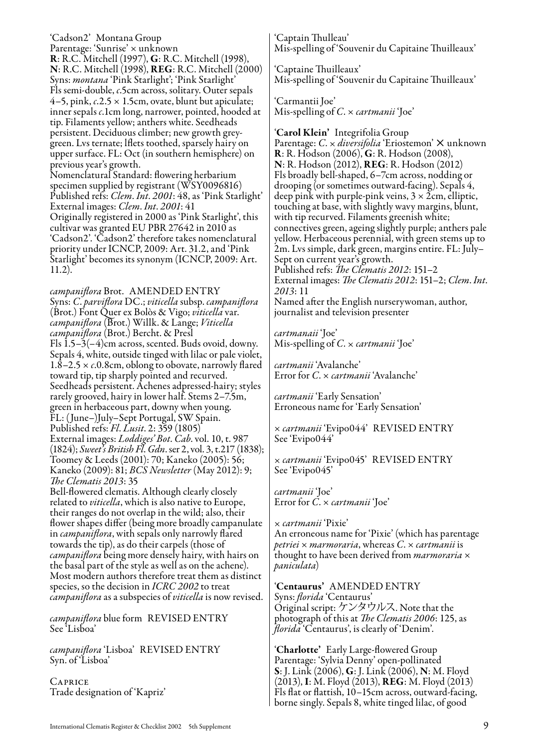'Cadson2' Montana Group
Parentage: 'Sunrise' × unknown
**R**: R.C. Mitchell (1997), **G**: R.C. Mitchell (1998), **N**: R.C. Mitchell (1998), **REG**: R.C. Mitchell (2000)
Syns: *montana* 'Pink Starlight'; 'Pink Starlight'
Fls semi-double, *c*.5cm across, solitary. Outer sepals 4–5, pink, *c*.2.5 × 1.5cm, ovate, blunt but apiculate; inner sepals *c*.1cm long, narrower, pointed, hooded at tip. Filaments yellow; anthers white. Seedheads persistent. Deciduous climber; new growth grey-green. Lvs ternate; lflets toothed, sparsely hairy on upper surface. FL: Oct (in southern hemisphere) on previous year's growth.
Nomenclatural Standard: flowering herbarium specimen supplied by registrant (WSY0096816)
Published refs: *Clem. Int. 2001*: 48, as 'Pink Starlight'
External images: *Clem. Int. 2001*: 41
Originally registered in 2000 as 'Pink Starlight', this cultivar was granted EU PBR 27642 in 2010 as 'Cadson2'. 'Cadson2' therefore takes nomenclatural priority under ICNCP, 2009: Art. 31.2, and 'Pink Starlight' becomes its synonym (ICNCP, 2009: Art. 11.2).

*campaniflora* Brot. AMENDED ENTRY
Syns: *C. parviflora* DC.; *viticella* subsp. *campaniflora* (Brot.) Font Quer ex Bolòs & Vigo; *viticella* var. *campaniflora* (Brot.) Willk. & Lange; *Viticella campaniflora* (Brot.) Bercht. & Presl
Fls 1.5–3(–4)cm across, scented. Buds ovoid, downy. Sepals 4, white, outside tinged with lilac or pale violet, 1.8–2.5 × *c*.0.8cm, oblong to obovate, narrowly flared toward tip, tip sharply pointed and recurved. Seedheads persistent. Achenes adpressed-hairy; styles rarely grooved, hairy in lower half. Stems 2–7.5m, green in herbaceous part, downy when young. FL: (June–)July–Sept Portugal, SW Spain.
Published refs: *Fl. Lusit*. 2: 359 (1805)
External images: *Loddiges' Bot. Cab*. vol. 10, t. 987 (1824); *Sweet's British Fl. Gdn*. ser 2, vol. 3, t.217 (1838); Toomey & Leeds (2001): 70; Kaneko (2005): 56; Kaneko (2009): 81; *BCS Newsletter* (May 2012): 9; *The Clematis 2013*: 35
Bell-flowered clematis. Although clearly closely related to *viticella*, which is also native to Europe, their ranges do not overlap in the wild; also, their flower shapes differ (being more broadly campanulate in *campaniflora*, with sepals only narrowly flared towards the tip), as do their carpels (those of *campaniflora* being more densely hairy, with hairs on the basal part of the style as well as on the achene). Most modern authors therefore treat them as distinct species, so the decision in *ICRC 2002* to treat *campaniflora* as a subspecies of *viticella* is now revised.

*campaniflora* blue form REVISED ENTRY
See 'Lisboa'

*campaniflora* 'Lisboa' REVISED ENTRY
Syn. of 'Lisboa'

CAPRICE
Trade designation of 'Kapriz'

'Captain Thulleau'
Mis-spelling of 'Souvenir du Capitaine Thuilleaux'

'Captaine Thuilleaux'
Mis-spelling of 'Souvenir du Capitaine Thuilleaux'

'Carmantii Joe'
Mis-spelling of *C.* × *cartmanii* 'Joe'

**'Carol Klein'** Integrifolia Group
Parentage: *C.* × *diversifolia* 'Eriostemon' × unknown
**R**: R. Hodson (2006), **G**: R. Hodson (2008), **N**: R. Hodson (2012), **REG**: R. Hodson (2012)
Fls broadly bell-shaped, 6–7cm across, nodding or drooping (or sometimes outward-facing). Sepals 4, deep pink with purple-pink veins, 3 × 2cm, elliptic, touching at base, with slightly wavy margins, blunt, with tip recurved. Filaments greenish white; connectives green, ageing slightly purple; anthers pale yellow. Herbaceous perennial, with green stems up to 2m. Lvs simple, dark green, margins entire. FL: July–Sept on current year's growth.
Published refs: *The Clematis 2012*: 151–2
External images: *The Clematis 2012*: 151–2; *Clem. Int. 2013*: 11
Named after the English nurserywoman, author, journalist and television presenter

*cartmanaii* 'Joe'
Mis-spelling of *C.* × *cartmanii* 'Joe'

*cartmanii* 'Avalanche'
Error for *C.* × *cartmanii* 'Avalanche'

*cartmanii* 'Early Sensation'
Erroneous name for 'Early Sensation'

× *cartmanii* 'Evipo044' REVISED ENTRY
See 'Evipo044'

× *cartmanii* 'Evipo045' REVISED ENTRY
See 'Evipo045'

*cartmanii* 'Joe'
Error for *C.* × *cartmanii* 'Joe'

× *cartmanii* 'Pixie'
An erroneous name for 'Pixie' (which has parentage *petriei* × *marmoraria*, whereas *C.* × *cartmanii* is thought to have been derived from *marmoraria* × *paniculata*)

**'Centaurus'** AMENDED ENTRY
Syns: *florida* 'Centaurus'
Original script: ケンタウルス. Note that the photograph of this at *The Clematis 2006*: 125, as *florida* 'Centaurus', is clearly of 'Denim'.

**'Charlotte'** Early Large-flowered Group
Parentage: 'Sylvia Denny' open-pollinated
**S**: J. Link (2006), **G**: J. Link (2006), **N**: M. Floyd (2013), **I**: M. Floyd (2013), **REG**: M. Floyd (2013)
Fls flat or flattish, 10–15cm across, outward-facing, borne singly. Sepals 8, white tinged lilac, of good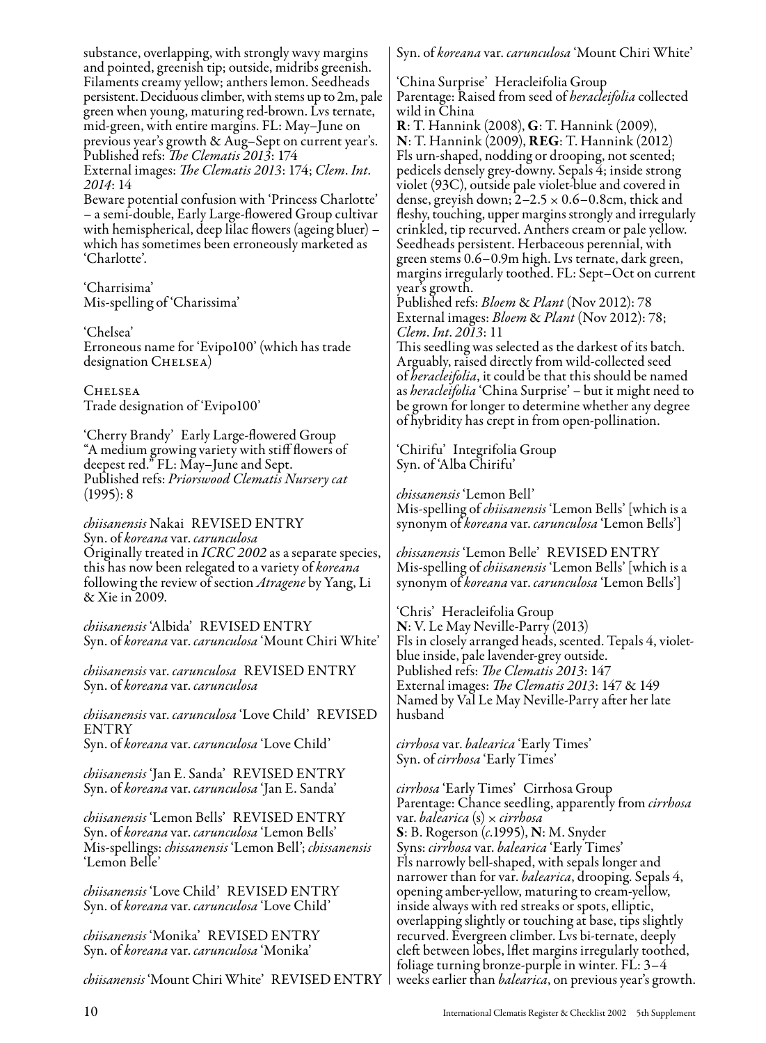substance, overlapping, with strongly wavy margins and pointed, greenish tip; outside, midribs greenish. Filaments creamy yellow; anthers lemon. Seedheads persistent. Deciduous climber, with stems up to 2m, pale green when young, maturing red-brown. Lvs ternate, mid-green, with entire margins. FL: May–June on previous year's growth & Aug–Sept on current year's.
Published refs: *The Clematis 2013*: 174
External images: *The Clematis 2013*: 174; *Clem. Int. 2014*: 14
Beware potential confusion with 'Princess Charlotte' – a semi-double, Early Large-flowered Group cultivar with hemispherical, deep lilac flowers (ageing bluer) – which has sometimes been erroneously marketed as 'Charlotte'.

'Charrisima'
Mis-spelling of 'Charissima'

'Chelsea'
Erroneous name for 'Evipo100' (which has trade designation CHELSEA)

CHELSEA
Trade designation of 'Evipo100'

'Cherry Brandy' Early Large-flowered Group
"A medium growing variety with stiff flowers of deepest red." FL: May–June and Sept.
Published refs: *Priorswood Clematis Nursery cat* (1995): 8

*chiisanensis* Nakai REVISED ENTRY
Syn. of *koreana* var. *carunculosa*
Originally treated in *ICRC 2002* as a separate species, this has now been relegated to a variety of *koreana* following the review of section *Atragene* by Yang, Li & Xie in 2009.

*chiisanensis* 'Albida' REVISED ENTRY
Syn. of *koreana* var. *carunculosa* 'Mount Chiri White'

*chiisanensis* var. *carunculosa* REVISED ENTRY
Syn. of *koreana* var. *carunculosa*

*chiisanensis* var. *carunculosa* 'Love Child' REVISED ENTRY
Syn. of *koreana* var. *carunculosa* 'Love Child'

*chiisanensis* 'Jan E. Sanda' REVISED ENTRY
Syn. of *koreana* var. *carunculosa* 'Jan E. Sanda'

*chiisanensis* 'Lemon Bells' REVISED ENTRY
Syn. of *koreana* var. *carunculosa* 'Lemon Bells'
Mis-spellings: *chissanensis* 'Lemon Bell'; *chissanensis* 'Lemon Belle'

*chiisanensis* 'Love Child' REVISED ENTRY
Syn. of *koreana* var. *carunculosa* 'Love Child'

*chiisanensis* 'Monika' REVISED ENTRY
Syn. of *koreana* var. *carunculosa* 'Monika'

*chiisanensis* 'Mount Chiri White' REVISED ENTRY
Syn. of *koreana* var. *carunculosa* 'Mount Chiri White'

'China Surprise' Heracleifolia Group
Parentage: Raised from seed of *heracleifolia* collected wild in China
**R**: T. Hannink (2008), **G**: T. Hannink (2009), **N**: T. Hannink (2009), **REG**: T. Hannink (2012)
Fls urn-shaped, nodding or drooping, not scented; pedicels densely grey-downy. Sepals 4; inside strong violet (93C), outside pale violet-blue and covered in dense, greyish down; 2–2.5 × 0.6–0.8cm, thick and fleshy, touching, upper margins strongly and irregularly crinkled, tip recurved. Anthers cream or pale yellow. Seedheads persistent. Herbaceous perennial, with green stems 0.6–0.9m high. Lvs ternate, dark green, margins irregularly toothed. FL: Sept–Oct on current year's growth.
Published refs: *Bloem* & *Plant* (Nov 2012): 78
External images: *Bloem* & *Plant* (Nov 2012): 78; *Clem. Int. 2013*: 11
This seedling was selected as the darkest of its batch. Arguably, raised directly from wild-collected seed of *heracleifolia*, it could be that this should be named as *heracleifolia* 'China Surprise' – but it might need to be grown for longer to determine whether any degree of hybridity has crept in from open-pollination.

'Chirifu' Integrifolia Group
Syn. of 'Alba Chirifu'

*chissanensis* 'Lemon Bell'
Mis-spelling of *chiisanensis* 'Lemon Bells' [which is a synonym of *koreana* var. *carunculosa* 'Lemon Bells']

*chissanensis* 'Lemon Belle' REVISED ENTRY
Mis-spelling of *chiisanensis* 'Lemon Bells' [which is a synonym of *koreana* var. *carunculosa* 'Lemon Bells']

'Chris' Heracleifolia Group
**N**: V. Le May Neville-Parry (2013)
Fls in closely arranged heads, scented. Tepals 4, violet-blue inside, pale lavender-grey outside.
Published refs: *The Clematis 2013*: 147
External images: *The Clematis 2013*: 147 & 149
Named by Val Le May Neville-Parry after her late husband

*cirrhosa* var. *balearica* 'Early Times'
Syn. of *cirrhosa* 'Early Times'

*cirrhosa* 'Early Times' Cirrhosa Group
Parentage: Chance seedling, apparently from *cirrhosa* var. *balearica* (s) × *cirrhosa*
**S**: B. Rogerson (*c*.1995), **N**: M. Snyder
Syns: *cirrhosa* var. *balearica* 'Early Times'
Fls narrowly bell-shaped, with sepals longer and narrower than for var. *balearica*, drooping. Sepals 4, opening amber-yellow, maturing to cream-yellow, inside always with red streaks or spots, elliptic, overlapping slightly or touching at base, tips slightly recurved. Evergreen climber. Lvs bi-ternate, deeply cleft between lobes, lflet margins irregularly toothed, foliage turning bronze-purple in winter. FL: 3–4 weeks earlier than *balearica*, on previous year's growth.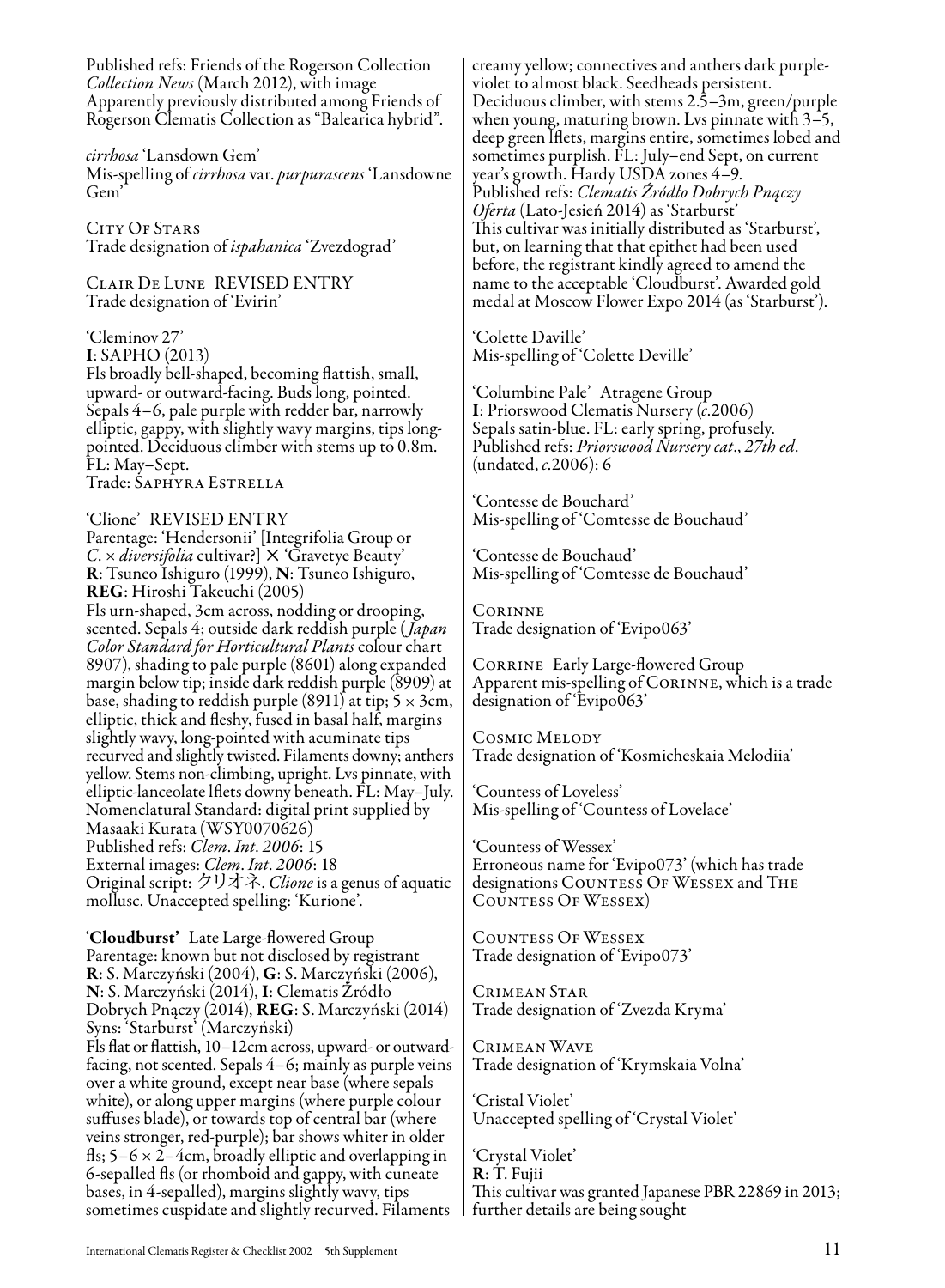Published refs: Friends of the Rogerson Collection *Collection News* (March 2012), with image
Apparently previously distributed among Friends of Rogerson Clematis Collection as "Balearica hybrid".

*cirrhosa* 'Lansdown Gem'
Mis-spelling of *cirrhosa* var. *purpurascens* 'Lansdowne Gem'

City Of Stars
Trade designation of *ispahanica* 'Zvezdograd'

Clair De Lune REVISED ENTRY
Trade designation of 'Evirin'

'Cleminov 27'
**I**: SAPHO (2013)
Fls broadly bell-shaped, becoming flattish, small, upward- or outward-facing. Buds long, pointed. Sepals 4–6, pale purple with redder bar, narrowly elliptic, gappy, with slightly wavy margins, tips long-pointed. Deciduous climber with stems up to 0.8m. FL: May–Sept.
Trade: Saphyra Estrella

'Clione' REVISED ENTRY
Parentage: 'Hendersonii' [Integrifolia Group or *C.* × *diversifolia* cultivar?] × 'Gravetye Beauty'
**R**: Tsuneo Ishiguro (1999), **N**: Tsuneo Ishiguro, **REG**: Hiroshi Takeuchi (2005)
Fls urn-shaped, 3cm across, nodding or drooping, scented. Sepals 4; outside dark reddish purple (*Japan Color Standard for Horticultural Plants* colour chart 8907), shading to pale purple (8601) along expanded margin below tip; inside dark reddish purple (8909) at base, shading to reddish purple (8911) at tip; 5 × 3cm, elliptic, thick and fleshy, fused in basal half, margins slightly wavy, long-pointed with acuminate tips recurved and slightly twisted. Filaments downy; anthers yellow. Stems non-climbing, upright. Lvs pinnate, with elliptic-lanceolate lflets downy beneath. FL: May–July.
Nomenclatural Standard: digital print supplied by Masaaki Kurata (WSY0070626)
Published refs: *Clem. Int. 2006*: 15
External images: *Clem. Int. 2006*: 18
Original script: クリオネ. *Clione* is a genus of aquatic mollusc. Unaccepted spelling: 'Kurione'.

**'Cloudburst'** Late Large-flowered Group
Parentage: known but not disclosed by registrant
**R**: S. Marczyński (2004), **G**: S. Marczyński (2006), **N**: S. Marczyński (2014), **I**: Clematis Źródło Dobrych Pnączy (2014), **REG**: S. Marczyński (2014)
Syns: 'Starburst' (Marczyński)
Fls flat or flattish, 10–12cm across, upward- or outward-facing, not scented. Sepals 4–6; mainly as purple veins over a white ground, except near base (where sepals white), or along upper margins (where purple colour suffuses blade), or towards top of central bar (where veins stronger, red-purple); bar shows whiter in older fls; 5–6 × 2–4cm, broadly elliptic and overlapping in 6-sepalled fls (or rhomboid and gappy, with cuneate bases, in 4-sepalled), margins slightly wavy, tips sometimes cuspidate and slightly recurved. Filaments creamy yellow; connectives and anthers dark purple-violet to almost black. Seedheads persistent. Deciduous climber, with stems 2.5–3m, green/purple when young, maturing brown. Lvs pinnate with 3–5, deep green lflets, margins entire, sometimes lobed and sometimes purplish. FL: July–end Sept, on current year's growth. Hardy USDA zones 4–9.
Published refs: *Clematis Źródło Dobrych Pnączy Oferta* (Lato-Jesień 2014) as 'Starburst'
This cultivar was initially distributed as 'Starburst', but, on learning that that epithet had been used before, the registrant kindly agreed to amend the name to the acceptable 'Cloudburst'. Awarded gold medal at Moscow Flower Expo 2014 (as 'Starburst').

'Colette Daville'
Mis-spelling of 'Colette Deville'

'Columbine Pale' Atragene Group
**I**: Priorswood Clematis Nursery (*c.*2006)
Sepals satin-blue. FL: early spring, profusely.
Published refs: *Priorswood Nursery cat., 27th ed.* (undated, *c.*2006): 6

'Contesse de Bouchard'
Mis-spelling of 'Comtesse de Bouchaud'

'Contesse de Bouchaud'
Mis-spelling of 'Comtesse de Bouchaud'

Corinne
Trade designation of 'Evipo063'

Corrine Early Large-flowered Group
Apparent mis-spelling of Corinne, which is a trade designation of 'Evipo063'

Cosmic Melody
Trade designation of 'Kosmicheskaia Melodiia'

'Countess of Loveless'
Mis-spelling of 'Countess of Lovelace'

'Countess of Wessex'
Erroneous name for 'Evipo073' (which has trade designations Countess Of Wessex and The Countess Of Wessex)

Countess Of Wessex
Trade designation of 'Evipo073'

Crimean Star
Trade designation of 'Zvezda Kryma'

Crimean Wave
Trade designation of 'Krymskaia Volna'

'Cristal Violet'
Unaccepted spelling of 'Crystal Violet'

'Crystal Violet'
**R**: T. Fujii
This cultivar was granted Japanese PBR 22869 in 2013; further details are being sought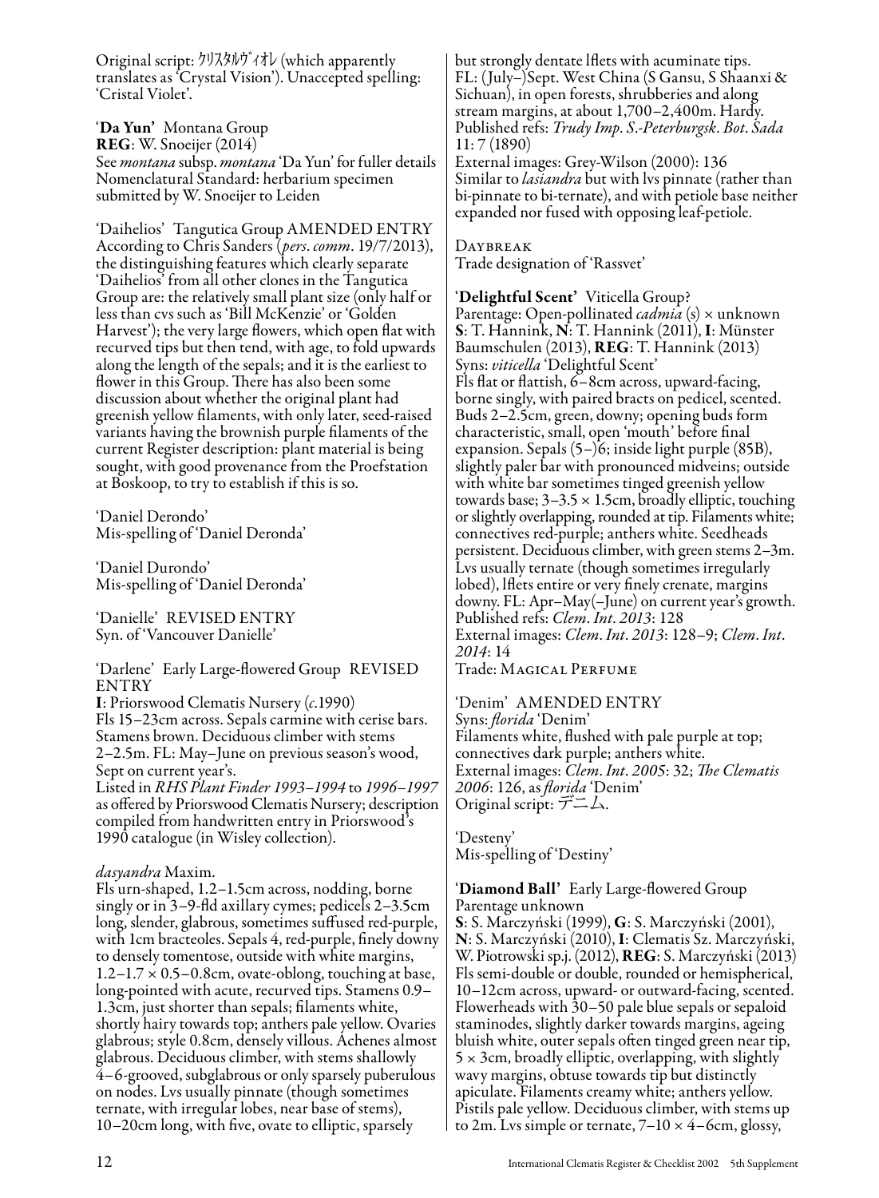Original script: クリスタルヴィオレ (which apparently translates as 'Crystal Vision'). Unaccepted spelling: 'Cristal Violet'.

'**Da Yun**' Montana Group
**REG**: W. Snoeijer (2014)
See *montana* subsp. *montana* 'Da Yun' for fuller details
Nomenclatural Standard: herbarium specimen submitted by W. Snoeijer to Leiden

'Daihelios' Tangutica Group AMENDED ENTRY
According to Chris Sanders (*pers. comm.* 19/7/2013), the distinguishing features which clearly separate 'Daihelios' from all other clones in the Tangutica Group are: the relatively small plant size (only half or less than cvs such as 'Bill McKenzie' or 'Golden Harvest'); the very large flowers, which open flat with recurved tips but then tend, with age, to fold upwards along the length of the sepals; and it is the earliest to flower in this Group. There has also been some discussion about whether the original plant had greenish yellow filaments, with only later, seed-raised variants having the brownish purple filaments of the current Register description: plant material is being sought, with good provenance from the Proefstation at Boskoop, to try to establish if this is so.

'Daniel Derondo'
Mis-spelling of 'Daniel Deronda'

'Daniel Durondo'
Mis-spelling of 'Daniel Deronda'

'Danielle' REVISED ENTRY
Syn. of 'Vancouver Danielle'

'Darlene' Early Large-flowered Group REVISED ENTRY
**I**: Priorswood Clematis Nursery (*c*.1990)
Fls 15–23cm across. Sepals carmine with cerise bars. Stamens brown. Deciduous climber with stems 2–2.5m. FL: May–June on previous season's wood, Sept on current year's.
Listed in *RHS Plant Finder 1993–1994* to *1996–1997* as offered by Priorswood Clematis Nursery; description compiled from handwritten entry in Priorswood's 1990 catalogue (in Wisley collection).

*dasyandra* Maxim.
Fls urn-shaped, 1.2–1.5cm across, nodding, borne singly or in 3–9-fld axillary cymes; pedicels 2–3.5cm long, slender, glabrous, sometimes suffused red-purple, with 1cm bracteoles. Sepals 4, red-purple, finely downy to densely tomentose, outside with white margins, 1.2–1.7 × 0.5–0.8cm, ovate-oblong, touching at base, long-pointed with acute, recurved tips. Stamens 0.9–1.3cm, just shorter than sepals; filaments white, shortly hairy towards top; anthers pale yellow. Ovaries glabrous; style 0.8cm, densely villous. Achenes almost glabrous. Deciduous climber, with stems shallowly 4–6-grooved, subglabrous or only sparsely puberulous on nodes. Lvs usually pinnate (though sometimes ternate, with irregular lobes, near base of stems), 10–20cm long, with five, ovate to elliptic, sparsely but strongly dentate lflets with acuminate tips. FL: (July–)Sept. West China (S Gansu, S Shaanxi & Sichuan), in open forests, shrubberies and along stream margins, at about 1,700–2,400m. Hardy.
Published refs: *Trudy Imp. S.-Peterburgsk. Bot. Sada* 11: 7 (1890)
External images: Grey-Wilson (2000): 136
Similar to *lasiandra* but with lvs pinnate (rather than bi-pinnate to bi-ternate), and with petiole base neither expanded nor fused with opposing leaf-petiole.

Daybreak
Trade designation of 'Rassvet'

'**Delightful Scent**' Viticella Group?
Parentage: Open-pollinated *cadmia* (s) × unknown
**S**: T. Hannink, **N**: T. Hannink (2011), **I**: Münster Baumschulen (2013), **REG**: T. Hannink (2013)
Syns: *viticella* 'Delightful Scent'
Fls flat or flattish, 6–8cm across, upward-facing, borne singly, with paired bracts on pedicel, scented. Buds 2–2.5cm, green, downy; opening buds form characteristic, small, open 'mouth' before final expansion. Sepals (5–)6; inside light purple (85B), slightly paler bar with pronounced midveins; outside with white bar sometimes tinged greenish yellow towards base; 3–3.5 × 1.5cm, broadly elliptic, touching or slightly overlapping, rounded at tip. Filaments white; connectives red-purple; anthers white. Seedheads persistent. Deciduous climber, with green stems 2–3m. Lvs usually ternate (though sometimes irregularly lobed), lflets entire or very finely crenate, margins downy. FL: Apr–May(–June) on current year's growth.
Published refs: *Clem. Int. 2013*: 128
External images: *Clem. Int. 2013*: 128–9; *Clem. Int. 2014*: 14
Trade: Magical Perfume

'Denim' AMENDED ENTRY
Syns: *florida* 'Denim'
Filaments white, flushed with pale purple at top; connectives dark purple; anthers white.
External images: *Clem. Int. 2005*: 32; *The Clematis 2006*: 126, as *florida* 'Denim'
Original script: デニム.

'Desteny'
Mis-spelling of 'Destiny'

'**Diamond Ball**' Early Large-flowered Group
Parentage unknown
**S**: S. Marczyński (1999), **G**: S. Marczyński (2001), **N**: S. Marczyński (2010), **I**: Clematis Sz. Marczyński, W. Piotrowski sp.j. (2012), **REG**: S. Marczyński (2013)
Fls semi-double or double, rounded or hemispherical, 10–12cm across, upward- or outward-facing, scented. Flowerheads with 30–50 pale blue sepals or sepaloid staminodes, slightly darker towards margins, ageing bluish white, outer sepals often tinged green near tip, 5 × 3cm, broadly elliptic, overlapping, with slightly wavy margins, obtuse towards tip but distinctly apiculate. Filaments creamy white; anthers yellow. Pistils pale yellow. Deciduous climber, with stems up to 2m. Lvs simple or ternate, 7–10 × 4–6cm, glossy,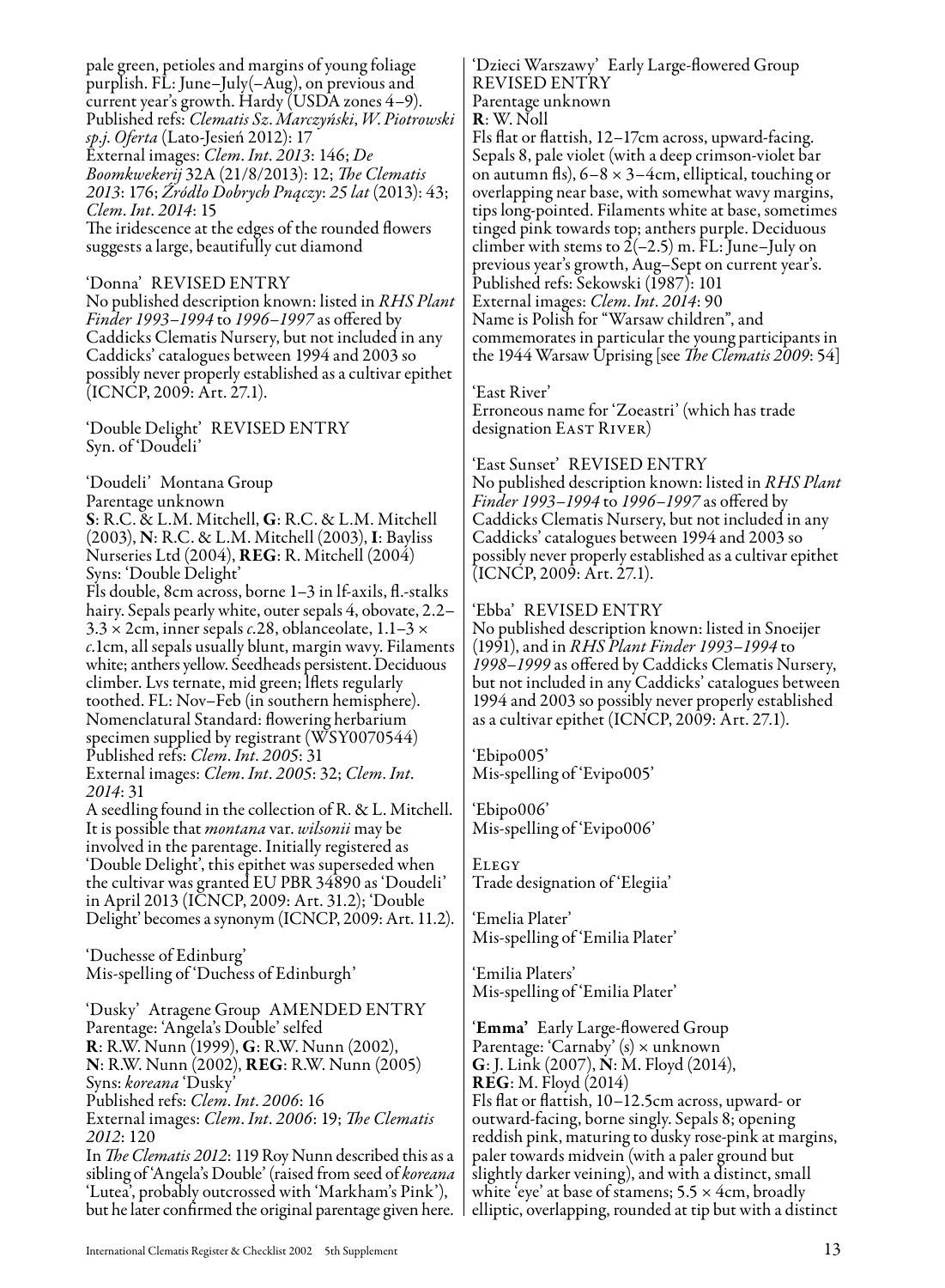pale green, petioles and margins of young foliage purplish. FL: June–July(–Aug), on previous and current year's growth. Hardy (USDA zones 4–9).
Published refs: *Clematis Sz. Marczyński, W. Piotrowski sp.j. Oferta* (Lato-Jesień 2012): 17
External images: *Clem. Int. 2013*: 146; *De Boomkwekerij* 32A (21/8/2013): 12; *The Clematis 2013*: 176; *Źródło Dobrych Pnączy*: *25 lat* (2013): 43; *Clem. Int. 2014*: 15
The iridescence at the edges of the rounded flowers suggests a large, beautifully cut diamond

'Donna' REVISED ENTRY
No published description known: listed in *RHS Plant Finder 1993–1994* to *1996–1997* as offered by Caddicks Clematis Nursery, but not included in any Caddicks' catalogues between 1994 and 2003 so possibly never properly established as a cultivar epithet (ICNCP, 2009: Art. 27.1).

'Double Delight' REVISED ENTRY
Syn. of 'Doudeli'

'Doudeli' Montana Group
Parentage unknown
**S**: R.C. & L.M. Mitchell, **G**: R.C. & L.M. Mitchell (2003), **N**: R.C. & L.M. Mitchell (2003), **I**: Bayliss Nurseries Ltd (2004), **REG**: R. Mitchell (2004)
Syns: 'Double Delight'
Fls double, 8cm across, borne 1–3 in lf-axils, fl.-stalks hairy. Sepals pearly white, outer sepals 4, obovate, 2.2–3.3 × 2cm, inner sepals *c*.28, oblanceolate, 1.1–3 × *c*.1cm, all sepals usually blunt, margin wavy. Filaments white; anthers yellow. Seedheads persistent. Deciduous climber. Lvs ternate, mid green; lflets regularly toothed. FL: Nov–Feb (in southern hemisphere). Nomenclatural Standard: flowering herbarium specimen supplied by registrant (WSY0070544)
Published refs: *Clem. Int. 2005*: 31
External images: *Clem. Int. 2005*: 32; *Clem. Int. 2014*: 31
A seedling found in the collection of R. & L. Mitchell. It is possible that *montana* var. *wilsonii* may be involved in the parentage. Initially registered as 'Double Delight', this epithet was superseded when the cultivar was granted EU PBR 34890 as 'Doudeli' in April 2013 (ICNCP, 2009: Art. 31.2); 'Double Delight' becomes a synonym (ICNCP, 2009: Art. 11.2).

'Duchesse of Edinburg'
Mis-spelling of 'Duchess of Edinburgh'

'Dusky' Atragene Group AMENDED ENTRY
Parentage: 'Angela's Double' selfed
**R**: R.W. Nunn (1999), **G**: R.W. Nunn (2002), **N**: R.W. Nunn (2002), **REG**: R.W. Nunn (2005)
Syns: *koreana* 'Dusky'
Published refs: *Clem. Int. 2006*: 16
External images: *Clem. Int. 2006*: 19; *The Clematis 2012*: 120
In *The Clematis 2012*: 119 Roy Nunn described this as a sibling of 'Angela's Double' (raised from seed of *koreana* 'Lutea', probably outcrossed with 'Markham's Pink'), but he later confirmed the original parentage given here.

'Dzieci Warszawy' Early Large-flowered Group
REVISED ENTRY
Parentage unknown
**R**: W. Noll
Fls flat or flattish, 12–17cm across, upward-facing. Sepals 8, pale violet (with a deep crimson-violet bar on autumn fls), 6–8 × 3–4cm, elliptical, touching or overlapping near base, with somewhat wavy margins, tips long-pointed. Filaments white at base, sometimes tinged pink towards top; anthers purple. Deciduous climber with stems to 2(–2.5) m. FL: June–July on previous year's growth, Aug–Sept on current year's.
Published refs: Sekowski (1987): 101
External images: *Clem. Int. 2014*: 90
Name is Polish for "Warsaw children", and commemorates in particular the young participants in the 1944 Warsaw Uprising [see *The Clematis 2009*: 54]

'East River'
Erroneous name for 'Zoeastri' (which has trade designation EAST RIVER)

'East Sunset' REVISED ENTRY
No published description known: listed in *RHS Plant Finder 1993–1994* to *1996–1997* as offered by Caddicks Clematis Nursery, but not included in any Caddicks' catalogues between 1994 and 2003 so possibly never properly established as a cultivar epithet (ICNCP, 2009: Art. 27.1).

'Ebba' REVISED ENTRY
No published description known: listed in Snoeijer (1991), and in *RHS Plant Finder 1993–1994* to *1998–1999* as offered by Caddicks Clematis Nursery, but not included in any Caddicks' catalogues between 1994 and 2003 so possibly never properly established as a cultivar epithet (ICNCP, 2009: Art. 27.1).

'Ebipo005'
Mis-spelling of 'Evipo005'

'Ebipo006'
Mis-spelling of 'Evipo006'

ELEGY
Trade designation of 'Elegiia'

'Emelia Plater'
Mis-spelling of 'Emilia Plater'

'Emilia Platers'
Mis-spelling of 'Emilia Plater'

'**Emma**' Early Large-flowered Group
Parentage: 'Carnaby' (s) × unknown
**G**: J. Link (2007), **N**: M. Floyd (2014), **REG**: M. Floyd (2014)
Fls flat or flattish, 10–12.5cm across, upward- or outward-facing, borne singly. Sepals 8; opening reddish pink, maturing to dusky rose-pink at margins, paler towards midvein (with a paler ground but slightly darker veining), and with a distinct, small white 'eye' at base of stamens; 5.5 × 4cm, broadly elliptic, overlapping, rounded at tip but with a distinct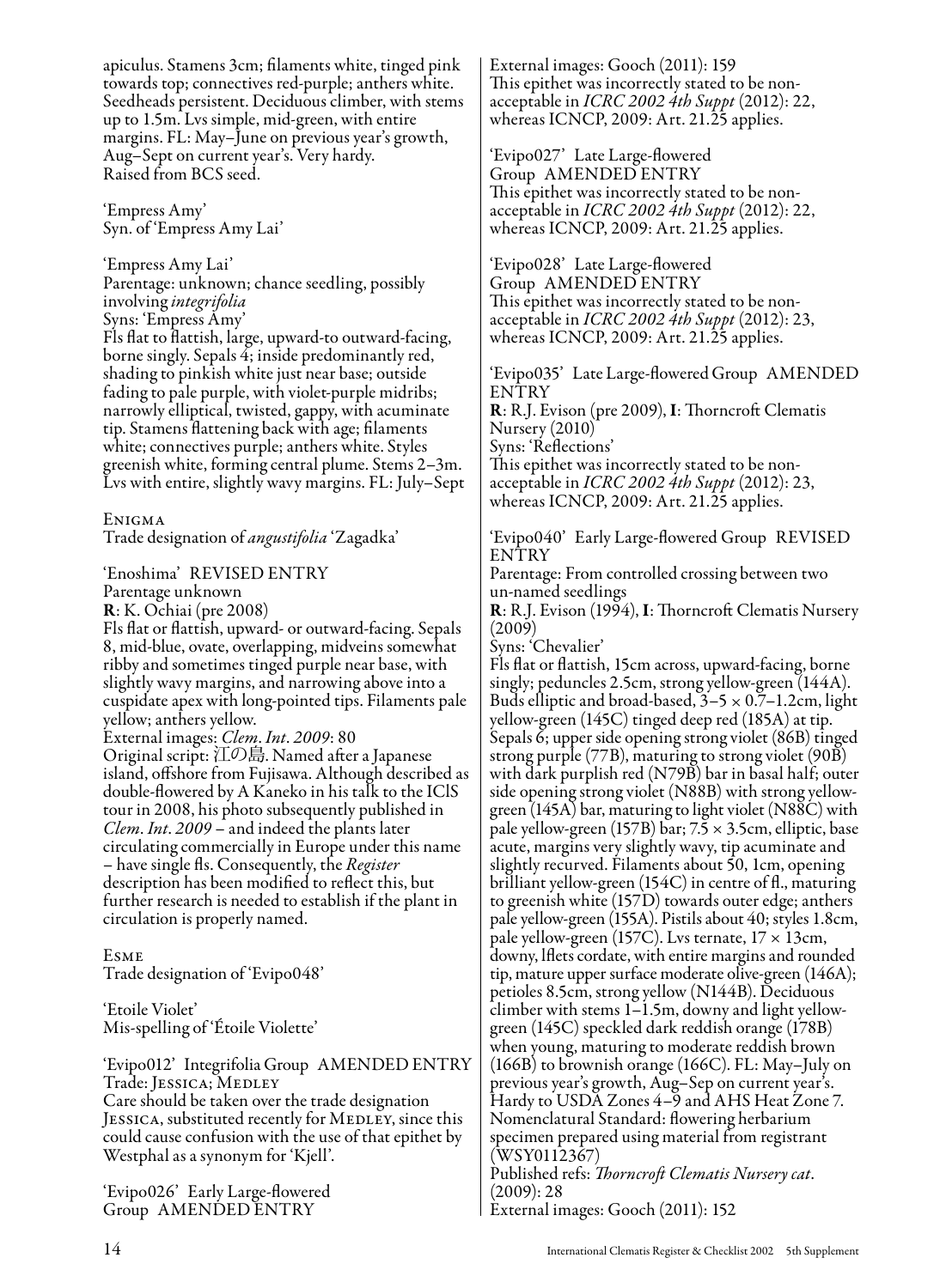apiculus. Stamens 3cm; filaments white, tinged pink towards top; connectives red-purple; anthers white. Seedheads persistent. Deciduous climber, with stems up to 1.5m. Lvs simple, mid-green, with entire margins. FL: May–June on previous year's growth, Aug–Sept on current year's. Very hardy.
Raised from BCS seed.

'Empress Amy'
Syn. of 'Empress Amy Lai'

'Empress Amy Lai'
Parentage: unknown; chance seedling, possibly involving *integrifolia*
Syns: 'Empress Amy'
Fls flat to flattish, large, upward-to outward-facing, borne singly. Sepals 4; inside predominantly red, shading to pinkish white just near base; outside fading to pale purple, with violet-purple midribs; narrowly elliptical, twisted, gappy, with acuminate tip. Stamens flattening back with age; filaments white; connectives purple; anthers white. Styles greenish white, forming central plume. Stems 2–3m. Lvs with entire, slightly wavy margins. FL: July–Sept

ENIGMA
Trade designation of *angustifolia* 'Zagadka'

'Enoshima' REVISED ENTRY
Parentage unknown
**R**: K. Ochiai (pre 2008)
Fls flat or flattish, upward- or outward-facing. Sepals 8, mid-blue, ovate, overlapping, midveins somewhat ribby and sometimes tinged purple near base, with slightly wavy margins, and narrowing above into a cuspidate apex with long-pointed tips. Filaments pale yellow; anthers yellow.
External images: *Clem. Int. 2009*: 80
Original script: 江の島. Named after a Japanese island, offshore from Fujisawa. Although described as double-flowered by A Kaneko in his talk to the IClS tour in 2008, his photo subsequently published in *Clem. Int. 2009* – and indeed the plants later circulating commercially in Europe under this name – have single fls. Consequently, the *Register* description has been modified to reflect this, but further research is needed to establish if the plant in circulation is properly named.

ESME
Trade designation of 'Evipo048'

'Etoile Violet'
Mis-spelling of 'Étoile Violette'

'Evipo012' Integrifolia Group AMENDED ENTRY
Trade: JESSICA; MEDLEY
Care should be taken over the trade designation JESSICA, substituted recently for MEDLEY, since this could cause confusion with the use of that epithet by Westphal as a synonym for 'Kjell'.

'Evipo026' Early Large-flowered Group AMENDED ENTRY
External images: Gooch (2011): 159
This epithet was incorrectly stated to be non-acceptable in *ICRC 2002 4th Suppt* (2012): 22, whereas ICNCP, 2009: Art. 21.25 applies.

'Evipo027' Late Large-flowered Group AMENDED ENTRY
This epithet was incorrectly stated to be non-acceptable in *ICRC 2002 4th Suppt* (2012): 22, whereas ICNCP, 2009: Art. 21.25 applies.

'Evipo028' Late Large-flowered Group AMENDED ENTRY
This epithet was incorrectly stated to be non-acceptable in *ICRC 2002 4th Suppt* (2012): 23, whereas ICNCP, 2009: Art. 21.25 applies.

'Evipo035' Late Large-flowered Group AMENDED ENTRY
**R**: R.J. Evison (pre 2009), **I**: Thorncroft Clematis Nursery (2010)
Syns: 'Reflections'
This epithet was incorrectly stated to be non-acceptable in *ICRC 2002 4th Suppt* (2012): 23, whereas ICNCP, 2009: Art. 21.25 applies.

'Evipo040' Early Large-flowered Group REVISED ENTRY
Parentage: From controlled crossing between two un-named seedlings
**R**: R.J. Evison (1994), **I**: Thorncroft Clematis Nursery (2009)
Syns: 'Chevalier'
Fls flat or flattish, 15cm across, upward-facing, borne singly; peduncles 2.5cm, strong yellow-green (144A). Buds elliptic and broad-based, 3–5 × 0.7–1.2cm, light yellow-green (145C) tinged deep red (185A) at tip. Sepals 6; upper side opening strong violet (86B) tinged strong purple (77B), maturing to strong violet (90B) with dark purplish red (N79B) bar in basal half; outer side opening strong violet (N88B) with strong yellow-green (145A) bar, maturing to light violet (N88C) with pale yellow-green (157B) bar; 7.5 × 3.5cm, elliptic, base acute, margins very slightly wavy, tip acuminate and slightly recurved. Filaments about 50, 1cm, opening brilliant yellow-green (154C) in centre of fl., maturing to greenish white (157D) towards outer edge; anthers pale yellow-green (155A). Pistils about 40; styles 1.8cm, pale yellow-green (157C). Lvs ternate, 17 × 13cm, downy, lflets cordate, with entire margins and rounded tip, mature upper surface moderate olive-green (146A); petioles 8.5cm, strong yellow (N144B). Deciduous climber with stems 1–1.5m, downy and light yellow-green (145C) speckled dark reddish orange (178B) when young, maturing to moderate reddish brown (166B) to brownish orange (166C). FL: May–July on previous year's growth, Aug–Sep on current year's. Hardy to USDA Zones 4–9 and AHS Heat Zone 7.
Nomenclatural Standard: flowering herbarium specimen prepared using material from registrant (WSY0112367)
Published refs: *Thorncroft Clematis Nursery cat.* (2009): 28
External images: Gooch (2011): 152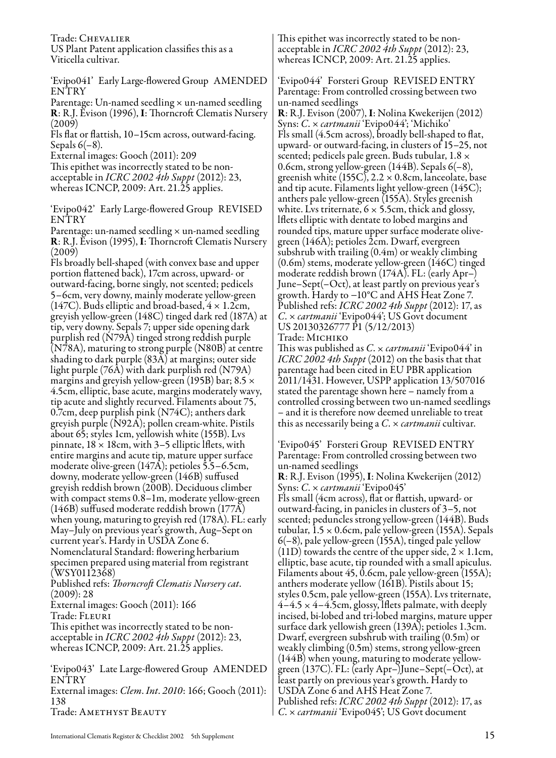Trade: Chevalier
US Plant Patent application classifies this as a Viticella cultivar.

'Evipo041' Early Large-flowered Group AMENDED ENTRY
Parentage: Un-named seedling × un-named seedling
**R**: R.J. Evison (1996), **I**: Thorncroft Clematis Nursery (2009)
Fls flat or flattish, 10–15cm across, outward-facing. Sepals 6(–8).
External images: Gooch (2011): 209
This epithet was incorrectly stated to be non-acceptable in *ICRC 2002 4th Suppt* (2012): 23, whereas ICNCP, 2009: Art. 21.25 applies.

'Evipo042' Early Large-flowered Group REVISED ENTRY
Parentage: un-named seedling × un-named seedling
**R**: R.J. Evison (1995), **I**: Thorncroft Clematis Nursery (2009)
Fls broadly bell-shaped (with convex base and upper portion flattened back), 17cm across, upward- or outward-facing, borne singly, not scented; pedicels 5–6cm, very downy, mainly moderate yellow-green (147C). Buds elliptic and broad-based, 4 × 1.2cm, greyish yellow-green (148C) tinged dark red (187A) at tip, very downy. Sepals 7; upper side opening dark purplish red (N79A) tinged strong reddish purple (N78A), maturing to strong purple (N80B) at centre shading to dark purple (83A) at margins; outer side light purple (76A) with dark purplish red (N79A) margins and greyish yellow-green (195B) bar; 8.5 × 4.5cm, elliptic, base acute, margins moderately wavy, tip acute and slightly recurved. Filaments about 75, 0.7cm, deep purplish pink (N74C); anthers dark greyish purple (N92A); pollen cream-white. Pistils about 65; styles 1cm, yellowish white (155B). Lvs pinnate, 18 × 18cm, with 3–5 elliptic lflets, with entire margins and acute tip, mature upper surface moderate olive-green (147A); petioles 5.5–6.5cm, downy, moderate yellow-green (146B) suffused greyish reddish brown (200B). Deciduous climber with compact stems 0.8–1m, moderate yellow-green (146B) suffused moderate reddish brown (177A) when young, maturing to greyish red (178A). FL: early May–July on previous year's growth, Aug–Sept on current year's. Hardy in USDA Zone 6.
Nomenclatural Standard: flowering herbarium specimen prepared using material from registrant (WSY0112368)
Published refs: *Thorncroft Clematis Nursery cat*. (2009): 28
External images: Gooch (2011): 166
Trade: Fleuri
This epithet was incorrectly stated to be non-acceptable in *ICRC 2002 4th Suppt* (2012): 23, whereas ICNCP, 2009: Art. 21.25 applies.

'Evipo043' Late Large-flowered Group AMENDED ENTRY
External images: *Clem. Int. 2010*: 166; Gooch (2011): 138
Trade: Amethyst Beauty
This epithet was incorrectly stated to be non-acceptable in *ICRC 2002 4th Suppt* (2012): 23, whereas ICNCP, 2009: Art. 21.25 applies.

'Evipo044' Forsteri Group REVISED ENTRY
Parentage: From controlled crossing between two un-named seedlings
**R**: R.J. Evison (2007), **I**: Nolina Kwekerijen (2012)
Syns: *C.* × *cartmanii* 'Evipo044'; 'Michiko'
Fls small (4.5cm across), broadly bell-shaped to flat, upward- or outward-facing, in clusters of 15–25, not scented; pedicels pale green. Buds tubular, 1.8 × 0.6cm, strong yellow-green (144B). Sepals 6(–8), greenish white (155C), 2.2 × 0.8cm, lanceolate, base and tip acute. Filaments light yellow-green (145C); anthers pale yellow-green (155A). Styles greenish white. Lvs triternate, 6 × 5.5cm, thick and glossy, lflets elliptic with dentate to lobed margins and rounded tips, mature upper surface moderate olive-green (146A); petioles 2cm. Dwarf, evergreen subshrub with trailing (0.4m) or weakly climbing (0.6m) stems, moderate yellow-green (146C) tinged moderate reddish brown (174A). FL: (early Apr–) June–Sept(–Oct), at least partly on previous year's growth. Hardy to −10°C and AHS Heat Zone 7.
Published refs: *ICRC 2002 4th Suppt* (2012): 17, as *C.* × *cartmanii* 'Evipo044'; US Govt document US 20130326777 P1 (5/12/2013)
Trade: Michiko
This was published as *C.* × *cartmanii* 'Evipo044' in *ICRC 2002 4th Suppt* (2012) on the basis that that parentage had been cited in EU PBR application 2011/1431. However, USPP application 13/507016 stated the parentage shown here – namely from a controlled crossing between two un-named seedlings – and it is therefore now deemed unreliable to treat this as necessarily being a *C.* × *cartmanii* cultivar.

'Evipo045' Forsteri Group REVISED ENTRY
Parentage: From controlled crossing between two un-named seedlings
**R**: R.J. Evison (1995), **I**: Nolina Kwekerijen (2012)
Syns: *C.* × *cartmanii* 'Evipo045'
Fls small (4cm across), flat or flattish, upward- or outward-facing, in panicles in clusters of 3–5, not scented; peduncles strong yellow-green (144B). Buds tubular, 1.5 × 0.6cm, pale yellow-green (155A). Sepals 6(–8), pale yellow-green (155A), tinged pale yellow (11D) towards the centre of the upper side, 2 × 1.1cm, elliptic, base acute, tip rounded with a small apiculus. Filaments about 45, 0.6cm, pale yellow-green (155A); anthers moderate yellow (161B). Pistils about 15; styles 0.5cm, pale yellow-green (155A). Lvs triternate, 4–4.5 × 4–4.5cm, glossy, lflets palmate, with deeply incised, bi-lobed and tri-lobed margins, mature upper surface dark yellowish green (139A); petioles 1.3cm. Dwarf, evergreen subshrub with trailing (0.5m) or weakly climbing (0.5m) stems, strong yellow-green (144B) when young, maturing to moderate yellow-green (137C). FL: (early Apr–)June–Sept(–Oct), at least partly on previous year's growth. Hardy to USDA Zone 6 and AHS Heat Zone 7.
Published refs: *ICRC 2002 4th Suppt* (2012): 17, as *C.* × *cartmanii* 'Evipo045'; US Govt document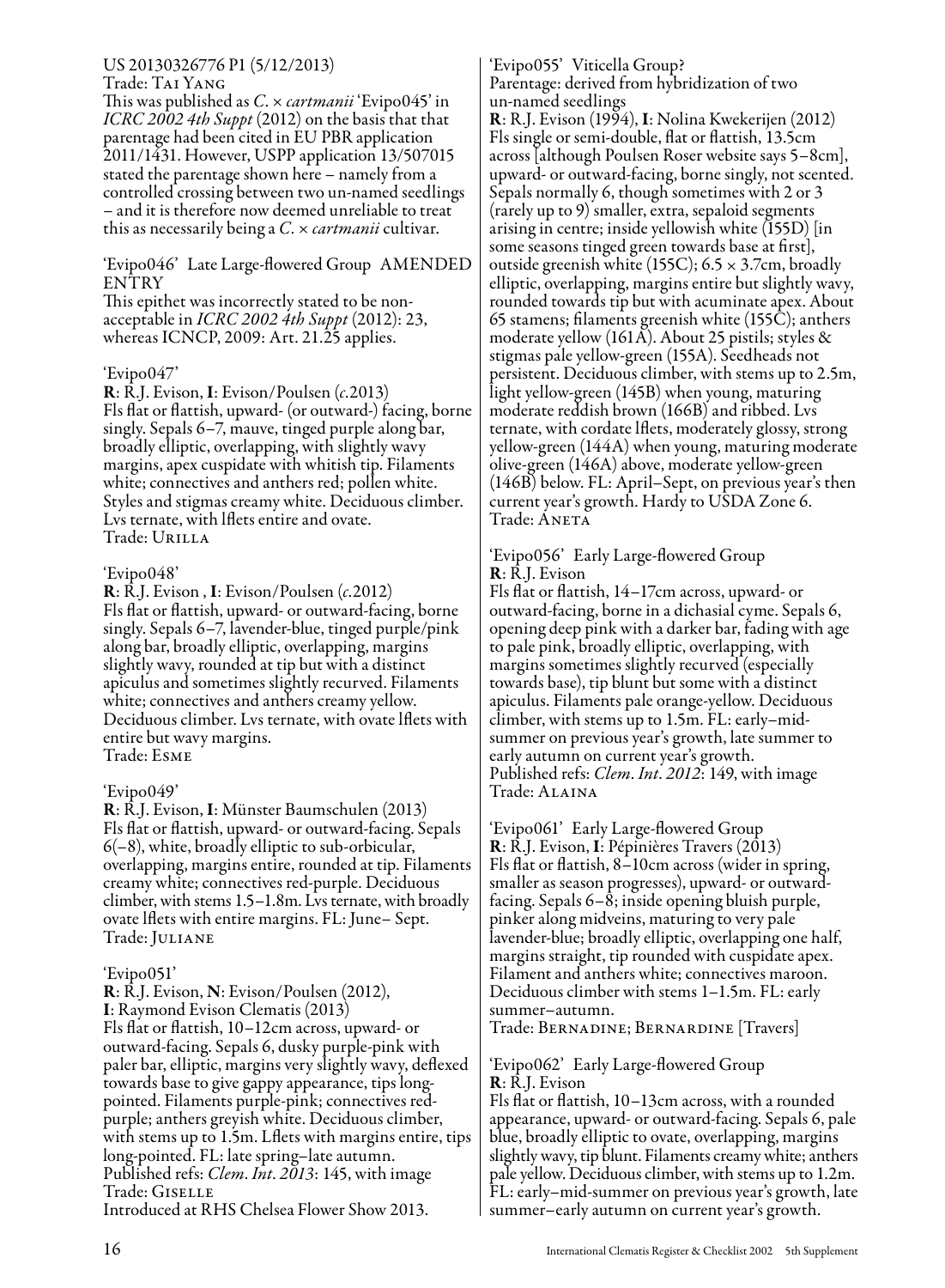US 20130326776 P1 (5/12/2013)
Trade: Tai Yang
This was published as *C.* × *cartmanii* 'Evipo045' in *ICRC 2002 4th Suppt* (2012) on the basis that that parentage had been cited in EU PBR application 2011/1431. However, USPP application 13/507015 stated the parentage shown here – namely from a controlled crossing between two un-named seedlings – and it is therefore now deemed unreliable to treat this as necessarily being a *C.* × *cartmanii* cultivar.

'Evipo046' Late Large-flowered Group AMENDED ENTRY
This epithet was incorrectly stated to be non-acceptable in *ICRC 2002 4th Suppt* (2012): 23, whereas ICNCP, 2009: Art. 21.25 applies.

'Evipo047'
**R**: R.J. Evison, **I**: Evison/Poulsen (*c*.2013)
Fls flat or flattish, upward- (or outward-) facing, borne singly. Sepals 6–7, mauve, tinged purple along bar, broadly elliptic, overlapping, with slightly wavy margins, apex cuspidate with whitish tip. Filaments white; connectives and anthers red; pollen white. Styles and stigmas creamy white. Deciduous climber. Lvs ternate, with lflets entire and ovate.
Trade: Urilla

'Evipo048'
**R**: R.J. Evison , **I**: Evison/Poulsen (*c*.2012)
Fls flat or flattish, upward- or outward-facing, borne singly. Sepals 6–7, lavender-blue, tinged purple/pink along bar, broadly elliptic, overlapping, margins slightly wavy, rounded at tip but with a distinct apiculus and sometimes slightly recurved. Filaments white; connectives and anthers creamy yellow. Deciduous climber. Lvs ternate, with ovate lflets with entire but wavy margins.
Trade: Esme

'Evipo049'
**R**: R.J. Evison, **I**: Münster Baumschulen (2013)
Fls flat or flattish, upward- or outward-facing. Sepals 6(–8), white, broadly elliptic to sub-orbicular, overlapping, margins entire, rounded at tip. Filaments creamy white; connectives red-purple. Deciduous climber, with stems 1.5–1.8m. Lvs ternate, with broadly ovate lflets with entire margins. FL: June– Sept.
Trade: Juliane

'Evipo051'
**R**: R.J. Evison, **N**: Evison/Poulsen (2012),
**I**: Raymond Evison Clematis (2013)
Fls flat or flattish, 10–12cm across, upward- or outward-facing. Sepals 6, dusky purple-pink with paler bar, elliptic, margins very slightly wavy, deflexed towards base to give gappy appearance, tips long-pointed. Filaments purple-pink; connectives red-purple; anthers greyish white. Deciduous climber, with stems up to 1.5m. Lflets with margins entire, tips long-pointed. FL: late spring–late autumn.
Published refs: *Clem. Int. 2013*: 145, with image
Trade: Giselle
Introduced at RHS Chelsea Flower Show 2013.

'Evipo055' Viticella Group?
Parentage: derived from hybridization of two un-named seedlings
**R**: R.J. Evison (1994), **I**: Nolina Kwekerijen (2012)
Fls single or semi-double, flat or flattish, 13.5cm across [although Poulsen Roser website says 5–8cm], upward- or outward-facing, borne singly, not scented. Sepals normally 6, though sometimes with 2 or 3 (rarely up to 9) smaller, extra, sepaloid segments arising in centre; inside yellowish white (155D) [in some seasons tinged green towards base at first], outside greenish white (155C); 6.5 × 3.7cm, broadly elliptic, overlapping, margins entire but slightly wavy, rounded towards tip but with acuminate apex. About 65 stamens; filaments greenish white (155C); anthers moderate yellow (161A). About 25 pistils; styles & stigmas pale yellow-green (155A). Seedheads not persistent. Deciduous climber, with stems up to 2.5m, light yellow-green (145B) when young, maturing moderate reddish brown (166B) and ribbed. Lvs ternate, with cordate lflets, moderately glossy, strong yellow-green (144A) when young, maturing moderate olive-green (146A) above, moderate yellow-green (146B) below. FL: April–Sept, on previous year's then current year's growth. Hardy to USDA Zone 6.
Trade: Aneta

'Evipo056' Early Large-flowered Group
**R**: R.J. Evison
Fls flat or flattish, 14–17cm across, upward- or outward-facing, borne in a dichasial cyme. Sepals 6, opening deep pink with a darker bar, fading with age to pale pink, broadly elliptic, overlapping, with margins sometimes slightly recurved (especially towards base), tip blunt but some with a distinct apiculus. Filaments pale orange-yellow. Deciduous climber, with stems up to 1.5m. FL: early–mid-summer on previous year's growth, late summer to early autumn on current year's growth.
Published refs: *Clem. Int. 2012*: 149, with image
Trade: Alaina

'Evipo061' Early Large-flowered Group
**R**: R.J. Evison, **I**: Pépinières Travers (2013)
Fls flat or flattish, 8–10cm across (wider in spring, smaller as season progresses), upward- or outward-facing. Sepals 6–8; inside opening bluish purple, pinker along midveins, maturing to very pale lavender-blue; broadly elliptic, overlapping one half, margins straight, tip rounded with cuspidate apex. Filament and anthers white; connectives maroon. Deciduous climber with stems 1–1.5m. FL: early summer–autumn.
Trade: Bernadine; Bernardine [Travers]

'Evipo062' Early Large-flowered Group
**R**: R.J. Evison
Fls flat or flattish, 10–13cm across, with a rounded appearance, upward- or outward-facing. Sepals 6, pale blue, broadly elliptic to ovate, overlapping, margins slightly wavy, tip blunt. Filaments creamy white; anthers pale yellow. Deciduous climber, with stems up to 1.2m. FL: early–mid-summer on previous year's growth, late summer–early autumn on current year's growth.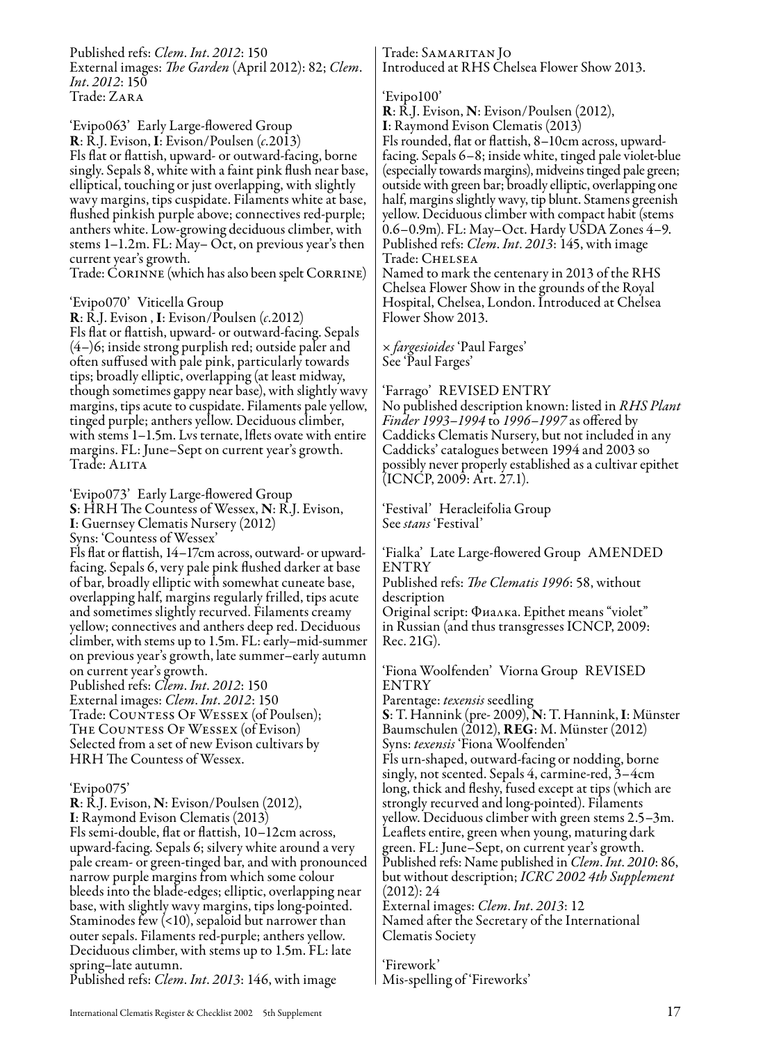Published refs: *Clem. Int. 2012*: 150
External images: *The Garden* (April 2012): 82; *Clem. Int. 2012*: 150
Trade: Zara

'Evipo063' Early Large-flowered Group
**R**: R.J. Evison, **I**: Evison/Poulsen (*c*.2013)
Fls flat or flattish, upward- or outward-facing, borne singly. Sepals 8, white with a faint pink flush near base, elliptical, touching or just overlapping, with slightly wavy margins, tips cuspidate. Filaments white at base, flushed pinkish purple above; connectives red-purple; anthers white. Low-growing deciduous climber, with stems 1–1.2m. FL: May– Oct, on previous year's then current year's growth.
Trade: Corinne (which has also been spelt Corrine)

'Evipo070' Viticella Group
**R**: R.J. Evison , **I**: Evison/Poulsen (*c*.2012)
Fls flat or flattish, upward- or outward-facing. Sepals (4–)6; inside strong purplish red; outside paler and often suffused with pale pink, particularly towards tips; broadly elliptic, overlapping (at least midway, though sometimes gappy near base), with slightly wavy margins, tips acute to cuspidate. Filaments pale yellow, tinged purple; anthers yellow. Deciduous climber, with stems 1–1.5m. Lvs ternate, lflets ovate with entire margins. FL: June–Sept on current year's growth.
Trade: Alita

'Evipo073' Early Large-flowered Group
**S**: HRH The Countess of Wessex, **N**: R.J. Evison, **I**: Guernsey Clematis Nursery (2012)
Syns: 'Countess of Wessex'
Fls flat or flattish, 14–17cm across, outward- or upward-facing. Sepals 6, very pale pink flushed darker at base of bar, broadly elliptic with somewhat cuneate base, overlapping half, margins regularly frilled, tips acute and sometimes slightly recurved. Filaments creamy yellow; connectives and anthers deep red. Deciduous climber, with stems up to 1.5m. FL: early–mid-summer on previous year's growth, late summer–early autumn on current year's growth.
Published refs: *Clem. Int. 2012*: 150
External images: *Clem. Int. 2012*: 150
Trade: Countess Of Wessex (of Poulsen); The Countess Of Wessex (of Evison)
Selected from a set of new Evison cultivars by HRH The Countess of Wessex.

'Evipo075'
**R**: R.J. Evison, **N**: Evison/Poulsen (2012), **I**: Raymond Evison Clematis (2013)
Fls semi-double, flat or flattish, 10–12cm across, upward-facing. Sepals 6; silvery white around a very pale cream- or green-tinged bar, and with pronounced narrow purple margins from which some colour bleeds into the blade-edges; elliptic, overlapping near base, with slightly wavy margins, tips long-pointed. Staminodes few (<10), sepaloid but narrower than outer sepals. Filaments red-purple; anthers yellow. Deciduous climber, with stems up to 1.5m. FL: late spring–late autumn.
Published refs: *Clem. Int. 2013*: 146, with image
Trade: Samaritan Jo
Introduced at RHS Chelsea Flower Show 2013.

'Evipo100'
**R**: R.J. Evison, **N**: Evison/Poulsen (2012), **I**: Raymond Evison Clematis (2013)
Fls rounded, flat or flattish, 8–10cm across, upward-facing. Sepals 6–8; inside white, tinged pale violet-blue (especially towards margins), midveins tinged pale green; outside with green bar; broadly elliptic, overlapping one half, margins slightly wavy, tip blunt. Stamens greenish yellow. Deciduous climber with compact habit (stems 0.6–0.9m). FL: May–Oct. Hardy USDA Zones 4–9.
Published refs: *Clem. Int. 2013*: 145, with image
Trade: Chelsea
Named to mark the centenary in 2013 of the RHS Chelsea Flower Show in the grounds of the Royal Hospital, Chelsea, London. Introduced at Chelsea Flower Show 2013.

× *fargesioides* 'Paul Farges'
See 'Paul Farges'

'Farrago' REVISED ENTRY
No published description known: listed in *RHS Plant Finder 1993–1994* to *1996–1997* as offered by Caddicks Clematis Nursery, but not included in any Caddicks' catalogues between 1994 and 2003 so possibly never properly established as a cultivar epithet (ICNCP, 2009: Art. 27.1).

'Festival' Heracleifolia Group
See *stans* 'Festival'

'Fialka' Late Large-flowered Group AMENDED ENTRY
Published refs: *The Clematis 1996*: 58, without description
Original script: Фиалка. Epithet means "violet" in Russian (and thus transgresses ICNCP, 2009: Rec. 21G).

'Fiona Woolfenden' Viorna Group REVISED ENTRY
Parentage: *texensis* seedling
**S**: T. Hannink (pre- 2009), **N**: T. Hannink, **I**: Münster Baumschulen (2012), **REG**: M. Münster (2012)
Syns: *texensis* 'Fiona Woolfenden'
Fls urn-shaped, outward-facing or nodding, borne singly, not scented. Sepals 4, carmine-red, 3–4cm long, thick and fleshy, fused except at tips (which are strongly recurved and long-pointed). Filaments yellow. Deciduous climber with green stems 2.5–3m. Leaflets entire, green when young, maturing dark green. FL: June–Sept, on current year's growth.
Published refs: Name published in *Clem. Int. 2010*: 86, but without description; *ICRC 2002 4th Supplement* (2012): 24
External images: *Clem. Int. 2013*: 12
Named after the Secretary of the International Clematis Society

'Firework'
Mis-spelling of 'Fireworks'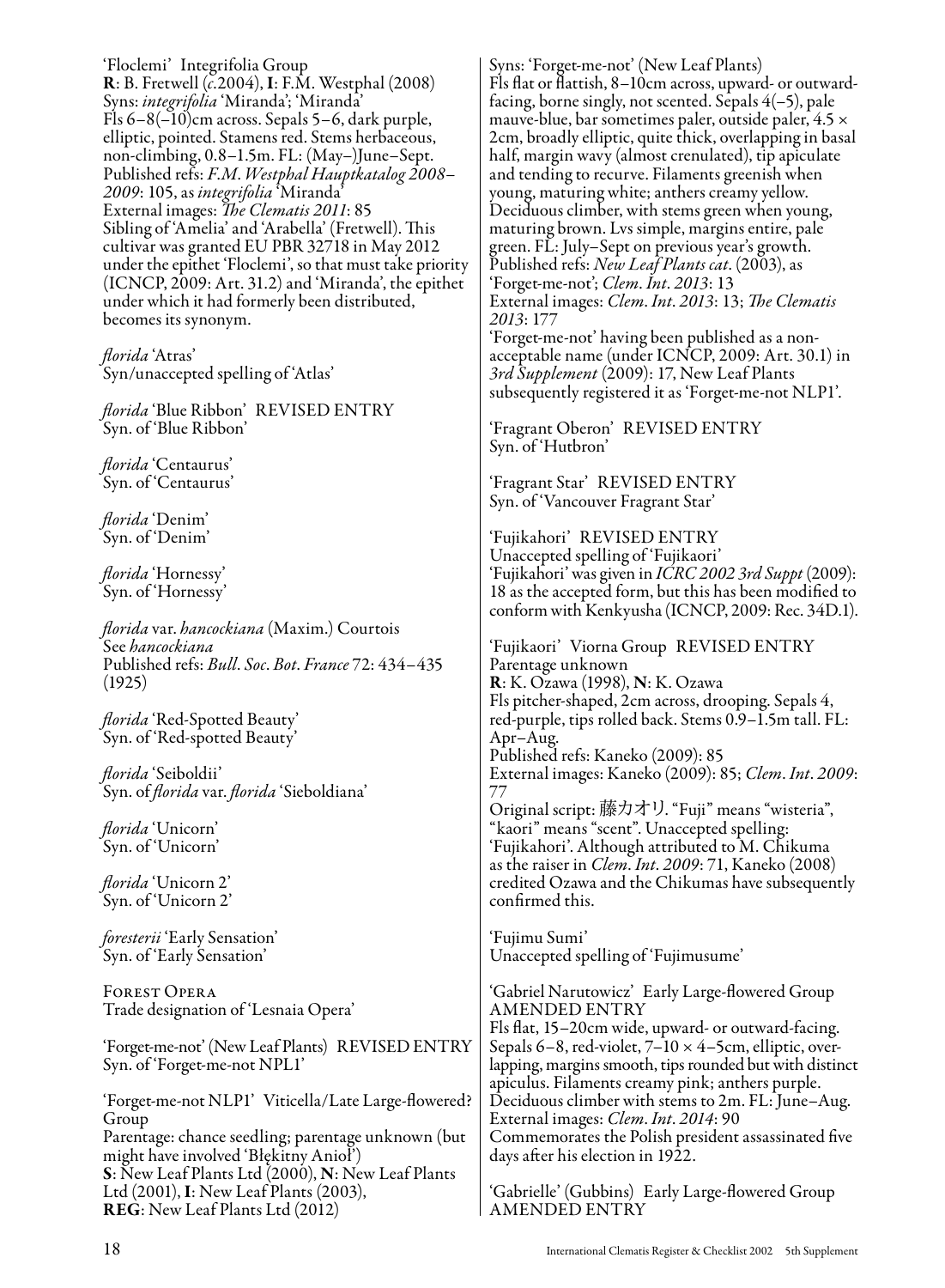'Floclemi' Integrifolia Group
**R**: B. Fretwell (*c.*2004), **I**: F.M. Westphal (2008)
Syns: *integrifolia* 'Miranda'; 'Miranda'
Fls 6–8(–10)cm across. Sepals 5–6, dark purple, elliptic, pointed. Stamens red. Stems herbaceous, non-climbing, 0.8–1.5m. FL: (May–)June–Sept.
Published refs: *F.M. Westphal Hauptkatalog 2008–2009*: 105, as *integrifolia* 'Miranda'
External images: *The Clematis 2011*: 85
Sibling of 'Amelia' and 'Arabella' (Fretwell). This cultivar was granted EU PBR 32718 in May 2012 under the epithet 'Floclemi', so that must take priority (ICNCP, 2009: Art. 31.2) and 'Miranda', the epithet under which it had formerly been distributed, becomes its synonym.

*florida* 'Atras'
Syn/unaccepted spelling of 'Atlas'

*florida* 'Blue Ribbon' REVISED ENTRY
Syn. of 'Blue Ribbon'

*florida* 'Centaurus'
Syn. of 'Centaurus'

*florida* 'Denim'
Syn. of 'Denim'

*florida* 'Hornessy'
Syn. of 'Hornessy'

*florida* var. *hancockiana* (Maxim.) Courtois
See *hancockiana*
Published refs: *Bull. Soc. Bot. France* 72: 434–435 (1925)

*florida* 'Red-Spotted Beauty'
Syn. of 'Red-spotted Beauty'

*florida* 'Seiboldii'
Syn. of *florida* var. *florida* 'Sieboldiana'

*florida* 'Unicorn'
Syn. of 'Unicorn'

*florida* 'Unicorn 2'
Syn. of 'Unicorn 2'

*foresterii* 'Early Sensation'
Syn. of 'Early Sensation'

Forest Opera
Trade designation of 'Lesnaia Opera'

'Forget-me-not' (New Leaf Plants) REVISED ENTRY
Syn. of 'Forget-me-not NPL1'

'Forget-me-not NLP1' Viticella/Late Large-flowered? Group
Parentage: chance seedling; parentage unknown (but might have involved 'Błękitny Anioł')
**S**: New Leaf Plants Ltd (2000), **N**: New Leaf Plants Ltd (2001), **I**: New Leaf Plants (2003), **REG**: New Leaf Plants Ltd (2012)
Syns: 'Forget-me-not' (New Leaf Plants)
Fls flat or flattish, 8–10cm across, upward- or outward-facing, borne singly, not scented. Sepals 4(–5), pale mauve-blue, bar sometimes paler, outside paler, 4.5 × 2cm, broadly elliptic, quite thick, overlapping in basal half, margin wavy (almost crenulated), tip apiculate and tending to recurve. Filaments greenish when young, maturing white; anthers creamy yellow. Deciduous climber, with stems green when young, maturing brown. Lvs simple, margins entire, pale green. FL: July–Sept on previous year's growth.
Published refs: *New Leaf Plants cat.* (2003), as 'Forget-me-not'; *Clem. Int. 2013*: 13
External images: *Clem. Int. 2013*: 13; *The Clematis 2013*: 177
'Forget-me-not' having been published as a non-acceptable name (under ICNCP, 2009: Art. 30.1) in *3rd Supplement* (2009): 17, New Leaf Plants subsequently registered it as 'Forget-me-not NLP1'.

'Fragrant Oberon' REVISED ENTRY
Syn. of 'Hutbron'

'Fragrant Star' REVISED ENTRY
Syn. of 'Vancouver Fragrant Star'

'Fujikahori' REVISED ENTRY
Unaccepted spelling of 'Fujikaori'
'Fujikahori' was given in *ICRC 2002 3rd Suppt* (2009): 18 as the accepted form, but this has been modified to conform with Kenkyusha (ICNCP, 2009: Rec. 34D.1).

'Fujikaori' Viorna Group REVISED ENTRY
Parentage unknown
**R**: K. Ozawa (1998), **N**: K. Ozawa
Fls pitcher-shaped, 2cm across, drooping. Sepals 4, red-purple, tips rolled back. Stems 0.9–1.5m tall. FL: Apr–Aug.
Published refs: Kaneko (2009): 85
External images: Kaneko (2009): 85; *Clem. Int. 2009*: 77
Original script: 藤カオリ. "Fuji" means "wisteria", "kaori" means "scent". Unaccepted spelling: 'Fujikahori'. Although attributed to M. Chikuma as the raiser in *Clem. Int. 2009*: 71, Kaneko (2008) credited Ozawa and the Chikumas have subsequently confirmed this.

'Fujimu Sumi'
Unaccepted spelling of 'Fujimusume'

'Gabriel Narutowicz' Early Large-flowered Group AMENDED ENTRY
Fls flat, 15–20cm wide, upward- or outward-facing. Sepals 6–8, red-violet, 7–10 × 4–5cm, elliptic, overlapping, margins smooth, tips rounded but with distinct apiculus. Filaments creamy pink; anthers purple. Deciduous climber with stems to 2m. FL: June–Aug.
External images: *Clem. Int. 2014*: 90
Commemorates the Polish president assassinated five days after his election in 1922.

'Gabrielle' (Gubbins) Early Large-flowered Group AMENDED ENTRY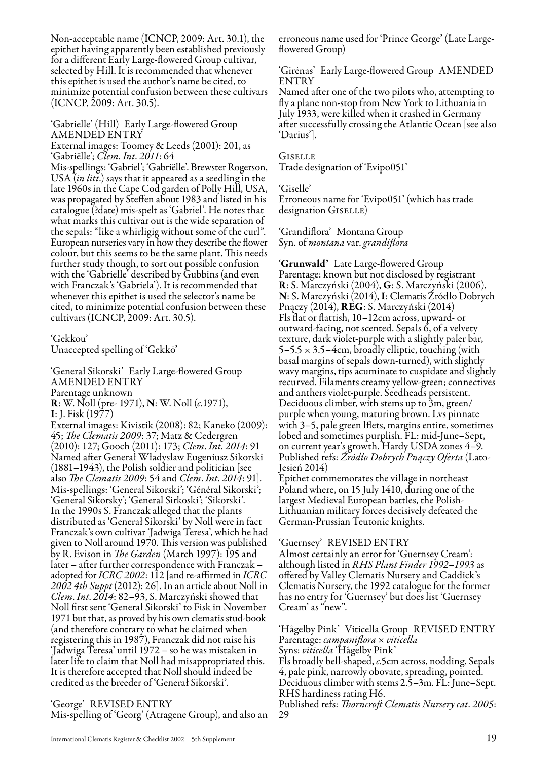Non-acceptable name (ICNCP, 2009: Art. 30.1), the epithet having apparently been established previously for a different Early Large-flowered Group cultivar, selected by Hill. It is recommended that whenever this epithet is used the author's name be cited, to minimize potential confusion between these cultivars (ICNCP, 2009: Art. 30.5).

'Gabrielle' (Hill) Early Large-flowered Group AMENDED ENTRY
External images: Toomey & Leeds (2001): 201, as 'Gabriëlle'; *Clem. Int. 2011*: 64
Mis-spellings: 'Gabriel'; 'Gabriëlle'. Brewster Rogerson, USA (*in litt*.) says that it appeared as a seedling in the late 1960s in the Cape Cod garden of Polly Hill, USA, was propagated by Steffen about 1983 and listed in his catalogue (?date) mis-spelt as 'Gabriel'. He notes that what marks this cultivar out is the wide separation of the sepals: "like a whirligig without some of the curl". European nurseries vary in how they describe the flower colour, but this seems to be the same plant. This needs further study though, to sort out possible confusion with the 'Gabrielle' described by Gubbins (and even with Franczak's 'Gabriela'). It is recommended that whenever this epithet is used the selector's name be cited, to minimize potential confusion between these cultivars (ICNCP, 2009: Art. 30.5).

'Gekkou'
Unaccepted spelling of 'Gekkō'

'Generał Sikorski' Early Large-flowered Group AMENDED ENTRY
Parentage unknown
**R**: W. Noll (pre- 1971), **N**: W. Noll (*c*.1971), **I**: J. Fisk (1977)
External images: Kivistik (2008): 82; Kaneko (2009): 45; *The Clematis 2009*: 37; Matz & Cedergren (2010): 127; Gooch (2011): 173; *Clem. Int. 2014*: 91
Named after Generał Władysław Eugeniusz Sikorski (1881–1943), the Polish soldier and politician [see also *The Clematis 2009*: 54 and *Clem. Int. 2014*: 91]. Mis-spellings: 'General Sikorski'; 'Général Sikorski'; 'General Sikorsky'; 'General Sirkoski'; 'Sikorski'. In the 1990s S. Franczak alleged that the plants distributed as 'Generał Sikorski' by Noll were in fact Franczak's own cultivar 'Jadwiga Teresa', which he had given to Noll around 1970. This version was published by R. Evison in *The Garden* (March 1997): 195 and later – after further correspondence with Franczak – adopted for *ICRC 2002*: 112 [and re-affirmed in *ICRC 2002 4th Suppt* (2012): 26]. In an article about Noll in *Clem. Int. 2014*: 82–93, S. Marczyński showed that Noll first sent 'Generał Sikorski' to Fisk in November 1971 but that, as proved by his own clematis stud-book (and therefore contrary to what he claimed when registering this in 1987), Franczak did not raise his 'Jadwiga Teresa' until 1972 – so he was mistaken in later life to claim that Noll had misappropriated this. It is therefore accepted that Noll should indeed be credited as the breeder of 'Generał Sikorski'.

'George' REVISED ENTRY
Mis-spelling of 'Georg' (Atragene Group), and also an erroneous name used for 'Prince George' (Late Large-flowered Group)

'Girėnas' Early Large-flowered Group AMENDED ENTRY
Named after one of the two pilots who, attempting to fly a plane non-stop from New York to Lithuania in July 1933, were killed when it crashed in Germany after successfully crossing the Atlantic Ocean [see also 'Darius'].

GISELLE
Trade designation of 'Evipo051'

'Giselle'
Erroneous name for 'Evipo051' (which has trade designation GISELLE)

'Grandiflora' Montana Group
Syn. of *montana* var. *grandiflora*

**'Grunwald'** Late Large-flowered Group
Parentage: known but not disclosed by registrant
**R**: S. Marczyński (2004), **G**: S. Marczyński (2006), **N**: S. Marczyński (2014), **I**: Clematis Źródło Dobrych Pnączy (2014), **REG**: S. Marczyński (2014)
Fls flat or flattish, 10–12cm across, upward- or outward-facing, not scented. Sepals 6, of a velvety texture, dark violet-purple with a slightly paler bar, 5–5.5 × 3.5–4cm, broadly elliptic, touching (with basal margins of sepals down-turned), with slightly wavy margins, tips acuminate to cuspidate and slightly recurved. Filaments creamy yellow-green; connectives and anthers violet-purple. Seedheads persistent. Deciduous climber, with stems up to 3m, green/purple when young, maturing brown. Lvs pinnate with 3–5, pale green lflets, margins entire, sometimes lobed and sometimes purplish. FL: mid-June–Sept, on current year's growth. Hardy USDA zones 4–9.
Published refs: *Źródło Dobrych Pnączy Oferta* (Lato-Jesień 2014)
Epithet commemorates the village in northeast Poland where, on 15 July 1410, during one of the largest Medieval European battles, the Polish-Lithuanian military forces decisively defeated the German-Prussian Teutonic knights.

'Guernsey' REVISED ENTRY
Almost certainly an error for 'Guernsey Cream': although listed in *RHS Plant Finder 1992–1993* as offered by Valley Clematis Nursery and Caddick's Clematis Nursery, the 1992 catalogue for the former has no entry for 'Guernsey' but does list 'Guernsey Cream' as "new".

'Hågelby Pink' Viticella Group REVISED ENTRY
Parentage: *campaniflora* × *viticella*
Syns: *viticella* 'Hågelby Pink'
Fls broadly bell-shaped, *c*.5cm across, nodding. Sepals 4, pale pink, narrowly obovate, spreading, pointed. Deciduous climber with stems 2.5–3m. FL: June–Sept. RHS hardiness rating H6.
Published refs: *Thorncroft Clematis Nursery cat. 2005*: 29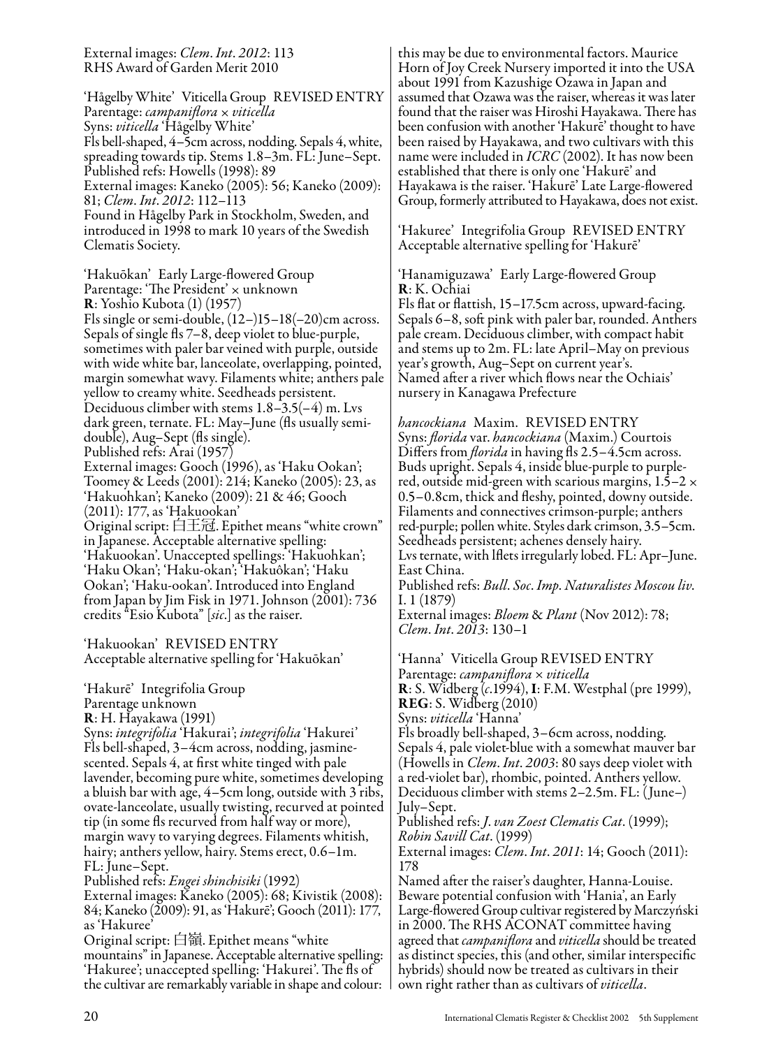External images: *Clem. Int. 2012*: 113
RHS Award of Garden Merit 2010

'Hågelby White' Viticella Group REVISED ENTRY
Parentage: *campaniflora* × *viticella*
Syns: *viticella* 'Hågelby White'
Fls bell-shaped, 4–5cm across, nodding. Sepals 4, white, spreading towards tip. Stems 1.8–3m. FL: June–Sept.
Published refs: Howells (1998): 89
External images: Kaneko (2005): 56; Kaneko (2009): 81; *Clem. Int. 2012*: 112–113
Found in Hågelby Park in Stockholm, Sweden, and introduced in 1998 to mark 10 years of the Swedish Clematis Society.

'Hakuōkan' Early Large-flowered Group
Parentage: 'The President' × unknown
**R**: Yoshio Kubota (1) (1957)
Fls single or semi-double, (12–)15–18(–20)cm across. Sepals of single fls 7–8, deep violet to blue-purple, sometimes with paler bar veined with purple, outside with wide white bar, lanceolate, overlapping, pointed, margin somewhat wavy. Filaments white; anthers pale yellow to creamy white. Seedheads persistent.
Deciduous climber with stems 1.8–3.5(–4) m. Lvs dark green, ternate. FL: May–June (fls usually semi-double), Aug–Sept (fls single).
Published refs: Arai (1957)
External images: Gooch (1996), as 'Haku Ookan'; Toomey & Leeds (2001): 214; Kaneko (2005): 23, as 'Hakuohkan'; Kaneko (2009): 21 & 46; Gooch (2011): 177, as 'Hakuookan'
Original script: 白王冠. Epithet means "white crown" in Japanese. Acceptable alternative spelling: 'Hakuookan'. Unaccepted spellings: 'Hakuohkan'; 'Haku Okan'; 'Haku-okan'; 'Hakuôkan'; 'Haku Ookan'; 'Haku-ookan'. Introduced into England from Japan by Jim Fisk in 1971. Johnson (2001): 736 credits "Esio Kubota" [*sic*.] as the raiser.

'Hakuookan' REVISED ENTRY
Acceptable alternative spelling for 'Hakuōkan'

'Hakurē' Integrifolia Group
Parentage unknown
**R**: H. Hayakawa (1991)
Syns: *integrifolia* 'Hakurai'; *integrifolia* 'Hakurei'
Fls bell-shaped, 3–4cm across, nodding, jasmine-scented. Sepals 4, at first white tinged with pale lavender, becoming pure white, sometimes developing a bluish bar with age, 4–5cm long, outside with 3 ribs, ovate-lanceolate, usually twisting, recurved at pointed tip (in some fls recurved from half way or more), margin wavy to varying degrees. Filaments whitish, hairy; anthers yellow, hairy. Stems erect, 0.6–1m. FL: June–Sept.
Published refs: *Engei shinchisiki* (1992)
External images: Kaneko (2005): 68; Kivistik (2008): 84; Kaneko (2009): 91, as 'Hakurē'; Gooch (2011): 177, as 'Hakuree'
Original script: 白嶺. Epithet means "white mountains" in Japanese. Acceptable alternative spelling: 'Hakuree'; unaccepted spelling: 'Hakurei'. The fls of the cultivar are remarkably variable in shape and colour: this may be due to environmental factors. Maurice Horn of Joy Creek Nursery imported it into the USA about 1991 from Kazushige Ozawa in Japan and assumed that Ozawa was the raiser, whereas it was later found that the raiser was Hiroshi Hayakawa. There has been confusion with another 'Hakurē' thought to have been raised by Hayakawa, and two cultivars with this name were included in *ICRC* (2002). It has now been established that there is only one 'Hakurē' and Hayakawa is the raiser. 'Hakurē' Late Large-flowered Group, formerly attributed to Hayakawa, does not exist.

'Hakuree' Integrifolia Group REVISED ENTRY
Acceptable alternative spelling for 'Hakurē'

'Hanamiguzawa' Early Large-flowered Group
**R**: K. Ochiai
Fls flat or flattish, 15–17.5cm across, upward-facing. Sepals 6–8, soft pink with paler bar, rounded. Anthers pale cream. Deciduous climber, with compact habit and stems up to 2m. FL: late April–May on previous year's growth, Aug–Sept on current year's.
Named after a river which flows near the Ochiais' nursery in Kanagawa Prefecture

*hancockiana* Maxim. REVISED ENTRY
Syns: *florida* var. *hancockiana* (Maxim.) Courtois
Differs from *florida* in having fls 2.5–4.5cm across. Buds upright. Sepals 4, inside blue-purple to purple-red, outside mid-green with scarious margins, 1.5–2 × 0.5–0.8cm, thick and fleshy, pointed, downy outside. Filaments and connectives crimson-purple; anthers red-purple; pollen white. Styles dark crimson, 3.5–5cm. Seedheads persistent; achenes densely hairy.
Lvs ternate, with lflets irregularly lobed. FL: Apr–June. East China.
Published refs: *Bull. Soc. Imp. Naturalistes Moscou liv.* I. 1 (1879)
External images: *Bloem* & *Plant* (Nov 2012): 78; *Clem. Int. 2013*: 130–1

'Hanna' Viticella Group REVISED ENTRY
Parentage: *campaniflora* × *viticella*
**R**: S. Widberg (*c*.1994), **I**: F.M. Westphal (pre 1999), **REG**: S. Widberg (2010)
Syns: *viticella* 'Hanna'
Fls broadly bell-shaped, 3–6cm across, nodding. Sepals 4, pale violet-blue with a somewhat mauver bar (Howells in *Clem. Int. 2003*: 80 says deep violet with a red-violet bar), rhombic, pointed. Anthers yellow. Deciduous climber with stems 2–2.5m. FL: (June–) July–Sept.
Published refs: *J. van Zoest Clematis Cat.* (1999); *Robin Savill Cat.* (1999)
External images: *Clem. Int. 2011*: 14; Gooch (2011): 178
Named after the raiser's daughter, Hanna-Louise. Beware potential confusion with 'Hania', an Early Large-flowered Group cultivar registered by Marczyński in 2000. The RHS ACONAT committee having agreed that *campaniflora* and *viticella* should be treated as distinct species, this (and other, similar interspecific hybrids) should now be treated as cultivars in their own right rather than as cultivars of *viticella*.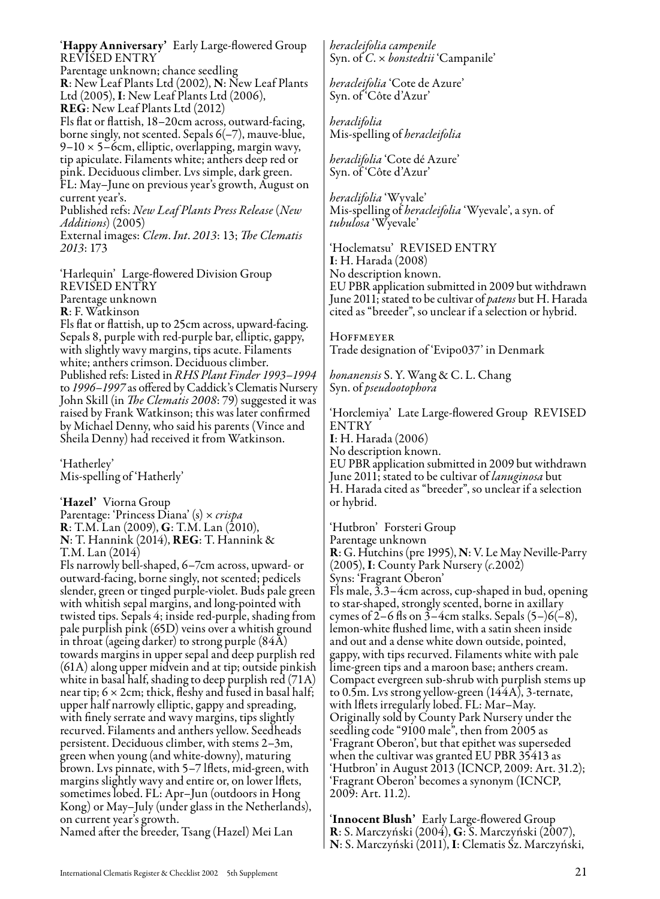**'Happy Anniversary'** Early Large-flowered Group
REVISED ENTRY
Parentage unknown; chance seedling
**R**: New Leaf Plants Ltd (2002), **N**: New Leaf Plants Ltd (2005), **I**: New Leaf Plants Ltd (2006), **REG**: New Leaf Plants Ltd (2012)
Fls flat or flattish, 18–20cm across, outward-facing, borne singly, not scented. Sepals 6(–7), mauve-blue, 9–10 × 5–6cm, elliptic, overlapping, margin wavy, tip apiculate. Filaments white; anthers deep red or pink. Deciduous climber. Lvs simple, dark green. FL: May–June on previous year's growth, August on current year's.
Published refs: *New Leaf Plants Press Release* (*New Additions*) (2005)
External images: *Clem. Int. 2013*: 13; *The Clematis 2013*: 173

'Harlequin' Large-flowered Division Group
REVISED ENTRY
Parentage unknown
**R**: F. Watkinson
Fls flat or flattish, up to 25cm across, upward-facing. Sepals 8, purple with red-purple bar, elliptic, gappy, with slightly wavy margins, tips acute. Filaments white; anthers crimson. Deciduous climber.
Published refs: Listed in *RHS Plant Finder 1993–1994* to *1996–1997* as offered by Caddick's Clematis Nursery
John Skill (in *The Clematis 2008*: 79) suggested it was raised by Frank Watkinson; this was later confirmed by Michael Denny, who said his parents (Vince and Sheila Denny) had received it from Watkinson.

'Hatherley'
Mis-spelling of 'Hatherly'

**'Hazel'** Viorna Group
Parentage: 'Princess Diana' (s) × *crispa*
**R**: T.M. Lan (2009), **G**: T.M. Lan (2010), **N**: T. Hannink (2014), **REG**: T. Hannink & T.M. Lan (2014)
Fls narrowly bell-shaped, 6–7cm across, upward- or outward-facing, borne singly, not scented; pedicels slender, green or tinged purple-violet. Buds pale green with whitish sepal margins, and long-pointed with twisted tips. Sepals 4; inside red-purple, shading from pale purplish pink (65D) veins over a whitish ground in throat (ageing darker) to strong purple (84A) towards margins in upper sepal and deep purplish red (61A) along upper midvein and at tip; outside pinkish white in basal half, shading to deep purplish red (71A) near tip; 6 × 2cm; thick, fleshy and fused in basal half; upper half narrowly elliptic, gappy and spreading, with finely serrate and wavy margins, tips slightly recurved. Filaments and anthers yellow. Seedheads persistent. Deciduous climber, with stems 2–3m, green when young (and white-downy), maturing brown. Lvs pinnate, with 5–7 lflets, mid-green, with margins slightly wavy and entire or, on lower lflets, sometimes lobed. FL: Apr–Jun (outdoors in Hong Kong) or May–July (under glass in the Netherlands), on current year's growth.
Named after the breeder, Tsang (Hazel) Mei Lan

*heracleifolia campenile*
Syn. of *C.* × *bonstedtii* 'Campanile'

*heracleifolia* 'Cote de Azure'
Syn. of 'Côte d'Azur'

*heraclifolia*
Mis-spelling of *heracleifolia*

*heraclifolia* 'Cote dé Azure'
Syn. of 'Côte d'Azur'

*heraclifolia* 'Wyvale'
Mis-spelling of *heracleifolia* 'Wyevale', a syn. of *tubulosa* 'Wyevale'

'Hoclematsu' REVISED ENTRY
**I**: H. Harada (2008)
No description known.
EU PBR application submitted in 2009 but withdrawn June 2011; stated to be cultivar of *patens* but H. Harada cited as "breeder", so unclear if a selection or hybrid.

Hoffmeyer
Trade designation of 'Evipo037' in Denmark

*honanensis* S. Y. Wang & C. L. Chang
Syn. of *pseudootophora*

'Horclemiya' Late Large-flowered Group REVISED ENTRY
**I**: H. Harada (2006)
No description known.
EU PBR application submitted in 2009 but withdrawn June 2011; stated to be cultivar of *lanuginosa* but H. Harada cited as "breeder", so unclear if a selection or hybrid.

'Hutbron' Forsteri Group
Parentage unknown
**R**: G. Hutchins (pre 1995), **N**: V. Le May Neville-Parry (2005), **I**: County Park Nursery (*c.*2002)
Syns: 'Fragrant Oberon'
Fls male, 3.3–4cm across, cup-shaped in bud, opening to star-shaped, strongly scented, borne in axillary cymes of 2–6 fls on 3–4cm stalks. Sepals (5–)6(–8), lemon-white flushed lime, with a satin sheen inside and out and a dense white down outside, pointed, gappy, with tips recurved. Filaments white with pale lime-green tips and a maroon base; anthers cream. Compact evergreen sub-shrub with purplish stems up to 0.5m. Lvs strong yellow-green (144A), 3-ternate, with lflets irregularly lobed. FL: Mar–May.
Originally sold by County Park Nursery under the seedling code "9100 male", then from 2005 as 'Fragrant Oberon', but that epithet was superseded when the cultivar was granted EU PBR 35413 as 'Hutbron' in August 2013 (ICNCP, 2009: Art. 31.2); 'Fragrant Oberon' becomes a synonym (ICNCP, 2009: Art. 11.2).

**'Innocent Blush'** Early Large-flowered Group
**R**: S. Marczyński (2004), **G**: S. Marczyński (2007), **N**: S. Marczyński (2011), **I**: Clematis Sz. Marczyński,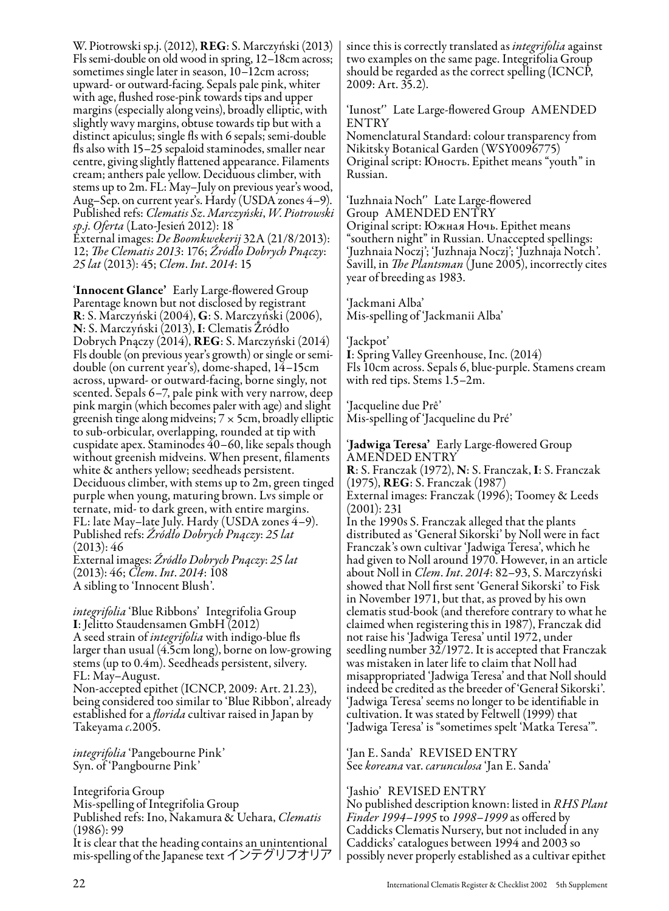W. Piotrowski sp.j. (2012), **REG**: S. Marczyński (2013)
Fls semi-double on old wood in spring, 12–18cm across; sometimes single later in season, 10–12cm across; upward- or outward-facing. Sepals pale pink, whiter with age, flushed rose-pink towards tips and upper margins (especially along veins), broadly elliptic, with slightly wavy margins, obtuse towards tip but with a distinct apiculus; single fls with 6 sepals; semi-double fls also with 15–25 sepaloid staminodes, smaller near centre, giving slightly flattened appearance. Filaments cream; anthers pale yellow. Deciduous climber, with stems up to 2m. FL: May–July on previous year's wood, Aug–Sep. on current year's. Hardy (USDA zones 4–9).
Published refs: *Clematis Sz. Marczyński, W. Piotrowski sp.j. Oferta* (Lato-Jesień 2012): 18
External images: *De Boomkwekerij* 32A (21/8/2013): 12; *The Clematis 2013*: 176; *Źródło Dobrych Pnączy: 25 lat* (2013): 45; *Clem. Int. 2014*: 15

**'Innocent Glance'** Early Large-flowered Group
Parentage known but not disclosed by registrant
**R**: S. Marczyński (2004), **G**: S. Marczyński (2006), **N**: S. Marczyński (2013), **I**: Clematis Źródło Dobrych Pnączy (2014), **REG**: S. Marczyński (2014)
Fls double (on previous year's growth) or single or semi-double (on current year's), dome-shaped, 14–15cm across, upward- or outward-facing, borne singly, not scented. Sepals 6–7, pale pink with very narrow, deep pink margin (which becomes paler with age) and slight greenish tinge along midveins; 7 × 5cm, broadly elliptic to sub-orbicular, overlapping, rounded at tip with cuspidate apex. Staminodes 40–60, like sepals though without greenish midveins. When present, filaments white & anthers yellow; seedheads persistent. Deciduous climber, with stems up to 2m, green tinged purple when young, maturing brown. Lvs simple or ternate, mid- to dark green, with entire margins. FL: late May–late July. Hardy (USDA zones 4–9).
Published refs: *Źródło Dobrych Pnączy: 25 lat* (2013): 46
External images: *Źródło Dobrych Pnączy: 25 lat* (2013): 46; *Clem. Int. 2014*: 108
A sibling to 'Innocent Blush'.

*integrifolia* 'Blue Ribbons' Integrifolia Group
**I**: Jelitto Staudensamen GmbH (2012)
A seed strain of *integrifolia* with indigo-blue fls larger than usual (4.5cm long), borne on low-growing stems (up to 0.4m). Seedheads persistent, silvery. FL: May–August.
Non-accepted epithet (ICNCP, 2009: Art. 21.23), being considered too similar to 'Blue Ribbon', already established for a *florida* cultivar raised in Japan by Takeyama *c.*2005.

*integrifolia* 'Pangebourne Pink'
Syn. of 'Pangbourne Pink'

Integriforia Group
Mis-spelling of Integrifolia Group
Published refs: Ino, Nakamura & Uehara, *Clematis* (1986): 99
It is clear that the heading contains an unintentional mis-spelling of the Japanese text インテグリフオリア since this is correctly translated as *integrifolia* against two examples on the same page. Integrifolia Group should be regarded as the correct spelling (ICNCP, 2009: Art. 35.2).

'Iunost'' Late Large-flowered Group AMENDED ENTRY
Nomenclatural Standard: colour transparency from Nikitsky Botanical Garden (WSY0096775)
Original script: Юность. Epithet means "youth" in Russian.

'Iuzhnaia Noch'' Late Large-flowered Group AMENDED ENTRY
Original script: Южная Ночь. Epithet means "southern night" in Russian. Unaccepted spellings: 'Juzhnaia Noczj'; 'Juzhnaja Noczj'; 'Juzhnaja Notch'. Savill, in *The Plantsman* (June 2005), incorrectly cites year of breeding as 1983.

'Jackmani Alba'
Mis-spelling of 'Jackmanii Alba'

'Jackpot'
**I**: Spring Valley Greenhouse, Inc. (2014)
Fls 10cm across. Sepals 6, blue-purple. Stamens cream with red tips. Stems 1.5–2m.

'Jacqueline due Prê'
Mis-spelling of 'Jacqueline du Pré'

**'Jadwiga Teresa'** Early Large-flowered Group AMENDED ENTRY
**R**: S. Franczak (1972), **N**: S. Franczak, **I**: S. Franczak (1975), **REG**: S. Franczak (1987)
External images: Franczak (1996); Toomey & Leeds (2001): 231
In the 1990s S. Franczak alleged that the plants distributed as 'Generał Sikorski' by Noll were in fact Franczak's own cultivar 'Jadwiga Teresa', which he had given to Noll around 1970. However, in an article about Noll in *Clem. Int. 2014*: 82–93, S. Marczyński showed that Noll first sent 'Generał Sikorski' to Fisk in November 1971, but that, as proved by his own clematis stud-book (and therefore contrary to what he claimed when registering this in 1987), Franczak did not raise his 'Jadwiga Teresa' until 1972, under seedling number 32/1972. It is accepted that Franczak was mistaken in later life to claim that Noll had misappropriated 'Jadwiga Teresa' and that Noll should indeed be credited as the breeder of 'Generał Sikorski'. 'Jadwiga Teresa' seems no longer to be identifiable in cultivation. It was stated by Feltwell (1999) that 'Jadwiga Teresa' is "sometimes spelt 'Matka Teresa'".

'Jan E. Sanda' REVISED ENTRY
See *koreana* var. *carunculosa* 'Jan E. Sanda'

'Jashio' REVISED ENTRY
No published description known: listed in *RHS Plant Finder 1994–1995* to *1998–1999* as offered by Caddicks Clematis Nursery, but not included in any Caddicks' catalogues between 1994 and 2003 so possibly never properly established as a cultivar epithet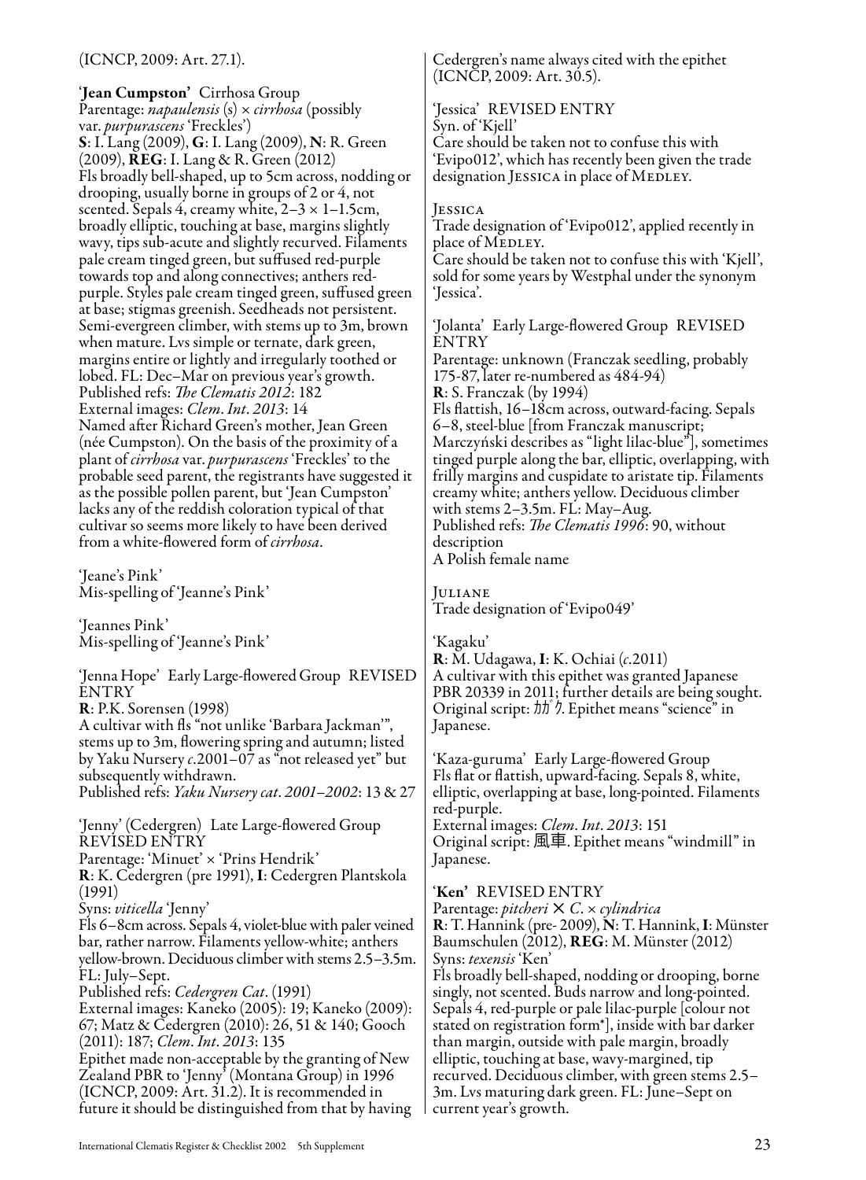(ICNCP, 2009: Art. 27.1).

**'Jean Cumpston'** Cirrhosa Group
Parentage: *napaulensis* (s) × *cirrhosa* (possibly var. *purpurascens* 'Freckles')
**S**: I. Lang (2009), **G**: I. Lang (2009), **N**: R. Green (2009), **REG**: I. Lang & R. Green (2012)
Fls broadly bell-shaped, up to 5cm across, nodding or drooping, usually borne in groups of 2 or 4, not scented. Sepals 4, creamy white, 2–3 × 1–1.5cm, broadly elliptic, touching at base, margins slightly wavy, tips sub-acute and slightly recurved. Filaments pale cream tinged green, but suffused red-purple towards top and along connectives; anthers red-purple. Styles pale cream tinged green, suffused green at base; stigmas greenish. Seedheads not persistent. Semi-evergreen climber, with stems up to 3m, brown when mature. Lvs simple or ternate, dark green, margins entire or lightly and irregularly toothed or lobed. FL: Dec–Mar on previous year's growth.
Published refs: *The Clematis 2012*: 182
External images: *Clem. Int. 2013*: 14
Named after Richard Green's mother, Jean Green (née Cumpston). On the basis of the proximity of a plant of *cirrhosa* var. *purpurascens* 'Freckles' to the probable seed parent, the registrants have suggested it as the possible pollen parent, but 'Jean Cumpston' lacks any of the reddish coloration typical of that cultivar so seems more likely to have been derived from a white-flowered form of *cirrhosa*.

'Jeane's Pink'
Mis-spelling of 'Jeanne's Pink'

'Jeannes Pink'
Mis-spelling of 'Jeanne's Pink'

'Jenna Hope' Early Large-flowered Group REVISED ENTRY
**R**: P.K. Sorensen (1998)
A cultivar with fls "not unlike 'Barbara Jackman'", stems up to 3m, flowering spring and autumn; listed by Yaku Nursery *c*.2001–07 as "not released yet" but subsequently withdrawn.
Published refs: *Yaku Nursery cat. 2001–2002*: 13 & 27

'Jenny' (Cedergren) Late Large-flowered Group REVISED ENTRY
Parentage: 'Minuet' × 'Prins Hendrik'
**R**: K. Cedergren (pre 1991), **I**: Cedergren Plantskola (1991)
Syns: *viticella* 'Jenny'
Fls 6–8cm across. Sepals 4, violet-blue with paler veined bar, rather narrow. Filaments yellow-white; anthers yellow-brown. Deciduous climber with stems 2.5–3.5m. FL: July–Sept.
Published refs: *Cedergren Cat*. (1991)
External images: Kaneko (2005): 19; Kaneko (2009): 67; Matz & Cedergren (2010): 26, 51 & 140; Gooch (2011): 187; *Clem. Int. 2013*: 135
Epithet made non-acceptable by the granting of New Zealand PBR to 'Jenny' (Montana Group) in 1996 (ICNCP, 2009: Art. 31.2). It is recommended in future it should be distinguished from that by having Cedergren's name always cited with the epithet (ICNCP, 2009: Art. 30.5).

'Jessica' REVISED ENTRY
Syn. of 'Kjell'
Care should be taken not to confuse this with 'Evipo012', which has recently been given the trade designation JESSICA in place of MEDLEY.

JESSICA
Trade designation of 'Evipo012', applied recently in place of MEDLEY.
Care should be taken not to confuse this with 'Kjell', sold for some years by Westphal under the synonym 'Jessica'.

'Jolanta' Early Large-flowered Group REVISED ENTRY
Parentage: unknown (Franczak seedling, probably 175-87, later re-numbered as 484-94)
**R**: S. Franczak (by 1994)
Fls flattish, 16–18cm across, outward-facing. Sepals 6–8, steel-blue [from Franczak manuscript; Marczyński describes as "light lilac-blue"], sometimes tinged purple along the bar, elliptic, overlapping, with frilly margins and cuspidate to aristate tip. Filaments creamy white; anthers yellow. Deciduous climber with stems 2–3.5m. FL: May–Aug.
Published refs: *The Clematis 1996*: 90, without description
A Polish female name

JULIANE
Trade designation of 'Evipo049'

'Kagaku'
**R**: M. Udagawa, **I**: K. Ochiai (*c*.2011)
A cultivar with this epithet was granted Japanese PBR 20339 in 2011; further details are being sought. Original script: カガク. Epithet means "science" in Japanese.

'Kaza-guruma' Early Large-flowered Group
Fls flat or flattish, upward-facing. Sepals 8, white, elliptic, overlapping at base, long-pointed. Filaments red-purple.
External images: *Clem. Int. 2013*: 151
Original script: 風車. Epithet means "windmill" in Japanese.

**'Ken'** REVISED ENTRY
Parentage: *pitcheri* × *C*. × *cylindrica*
**R**: T. Hannink (pre- 2009), **N**: T. Hannink, **I**: Münster Baumschulen (2012), **REG**: M. Münster (2012)
Syns: *texensis* 'Ken'
Fls broadly bell-shaped, nodding or drooping, borne singly, not scented. Buds narrow and long-pointed. Sepals 4, red-purple or pale lilac-purple [colour not stated on registration form*], inside with bar darker than margin, outside with pale margin, broadly elliptic, touching at base, wavy-margined, tip recurved. Deciduous climber, with green stems 2.5–3m. Lvs maturing dark green. FL: June–Sept on current year's growth.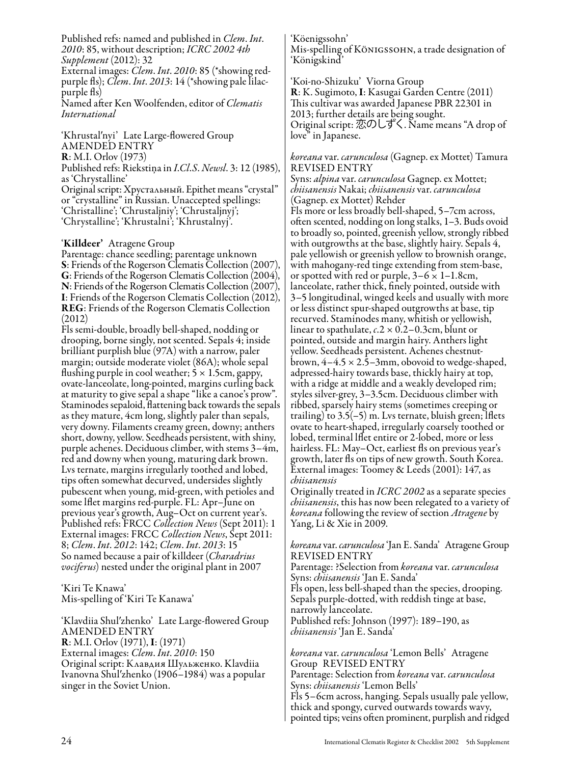Published refs: named and published in *Clem. Int. 2010*: 85, without description; *ICRC 2002 4th Supplement* (2012): 32
External images: *Clem. Int. 2010*: 85 (\*showing red-purple fls); *Clem. Int. 2013*: 14 (\*showing pale lilac-purple fls)
Named after Ken Woolfenden, editor of *Clematis International*

'Khrustal′nyi' Late Large-flowered Group
AMENDED ENTRY
**R**: M.I. Orlov (1973)
Published refs: Riekstiņa in *I.Cl.S. Newsl.* 3: 12 (1985), as 'Chrystalline'
Original script: Хрустальный. Epithet means "crystal" or "crystalline" in Russian. Unaccepted spellings: 'Christalline'; 'Chrustaljniy'; 'Chrustaljnyj'; 'Chrystalline'; 'Khrustalni'; 'Khrustalnyj'.

**'Killdeer'** Atragene Group
Parentage: chance seedling; parentage unknown
**S**: Friends of the Rogerson Clematis Collection (2007), **G**: Friends of the Rogerson Clematis Collection (2004), **N**: Friends of the Rogerson Clematis Collection (2007), **I**: Friends of the Rogerson Clematis Collection (2012), **REG**: Friends of the Rogerson Clematis Collection (2012)
Fls semi-double, broadly bell-shaped, nodding or drooping, borne singly, not scented. Sepals 4; inside brilliant purplish blue (97A) with a narrow, paler margin; outside moderate violet (86A); whole sepal flushing purple in cool weather; 5 × 1.5cm, gappy, ovate-lanceolate, long-pointed, margins curling back at maturity to give sepal a shape "like a canoe's prow". Staminodes sepaloid, flattening back towards the sepals as they mature, 4cm long, slightly paler than sepals, very downy. Filaments creamy green, downy; anthers short, downy, yellow. Seedheads persistent, with shiny, purple achenes. Deciduous climber, with stems 3–4m, red and downy when young, maturing dark brown. Lvs ternate, margins irregularly toothed and lobed, tips often somewhat decurved, undersides slightly pubescent when young, mid-green, with petioles and some lflet margins red-purple. FL: Apr–June on previous year's growth, Aug–Oct on current year's.
Published refs: FRCC *Collection News* (Sept 2011): 1
External images: FRCC *Collection News*, Sept 2011: 8; *Clem. Int. 2012*: 142; *Clem. Int. 2013*: 15
So named because a pair of killdeer (*Charadrius vociferus*) nested under the original plant in 2007

'Kiri Te Knawa'
Mis-spelling of 'Kiri Te Kanawa'

'Klavdiia Shul′zhenko' Late Large-flowered Group
AMENDED ENTRY
**R**: M.I. Orlov (1971), **I**: (1971)
External images: *Clem. Int. 2010*: 150
Original script: Клавдия Шульженко. Klavdiia Ivanovna Shul′zhenko (1906–1984) was a popular singer in the Soviet Union.

'Köenigssohn'
Mis-spelling of Königssohn, a trade designation of 'Königskind'

'Koi-no-Shizuku' Viorna Group
**R**: K. Sugimoto, **I**: Kasugai Garden Centre (2011)
This cultivar was awarded Japanese PBR 22301 in 2013; further details are being sought.
Original script: 恋のしずく. Name means "A drop of love" in Japanese.

*koreana* var. *carunculosa* (Gagnep. ex Mottet) Tamura
REVISED ENTRY
Syns: *alpina* var. *carunculosa* Gagnep. ex Mottet; *chiisanensis* Nakai; *chiisanensis* var. *carunculosa* (Gagnep. ex Mottet) Rehder
Fls more or less broadly bell-shaped, 5–7cm across, often scented, nodding on long stalks, 1–3. Buds ovoid to broadly so, pointed, greenish yellow, strongly ribbed with outgrowths at the base, slightly hairy. Sepals 4, pale yellowish or greenish yellow to brownish orange, with mahogany-red tinge extending from stem-base, or spotted with red or purple, 3–6 × 1–1.8cm, lanceolate, rather thick, finely pointed, outside with 3–5 longitudinal, winged keels and usually with more or less distinct spur-shaped outgrowths at base, tip recurved. Staminodes many, whitish or yellowish, linear to spathulate, *c.*2 × 0.2–0.3cm, blunt or pointed, outside and margin hairy. Anthers light yellow. Seedheads persistent. Achenes chestnut-brown, 4–4.5 × 2.5–3mm, obovoid to wedge-shaped, adpressed-hairy towards base, thickly hairy at top, with a ridge at middle and a weakly developed rim; styles silver-grey, 3–3.5cm. Deciduous climber with ribbed, sparsely hairy stems (sometimes creeping or trailing) to 3.5(–5) m. Lvs ternate, bluish green; lflets ovate to heart-shaped, irregularly coarsely toothed or lobed, terminal lflet entire or 2-lobed, more or less hairless. FL: May–Oct, earliest fls on previous year's growth, later fls on tips of new growth. South Korea.
External images: Toomey & Leeds (2001): 147, as *chiisanensis*
Originally treated in *ICRC 2002* as a separate species *chiisanensis*, this has now been relegated to a variety of *koreana* following the review of section *Atragene* by Yang, Li & Xie in 2009.

*koreana* var. *carunculosa* 'Jan E. Sanda' Atragene Group
REVISED ENTRY
Parentage: ?Selection from *koreana* var. *carunculosa*
Syns: *chiisanensis* 'Jan E. Sanda'
Fls open, less bell-shaped than the species, drooping. Sepals purple-dotted, with reddish tinge at base, narrowly lanceolate.
Published refs: Johnson (1997): 189–190, as *chiisanensis* 'Jan E. Sanda'

*koreana* var. *carunculosa* 'Lemon Bells' Atragene Group REVISED ENTRY
Parentage: Selection from *koreana* var. *carunculosa*
Syns: *chiisanensis* 'Lemon Bells'
Fls 5–6cm across, hanging. Sepals usually pale yellow, thick and spongy, curved outwards towards wavy, pointed tips; veins often prominent, purplish and ridged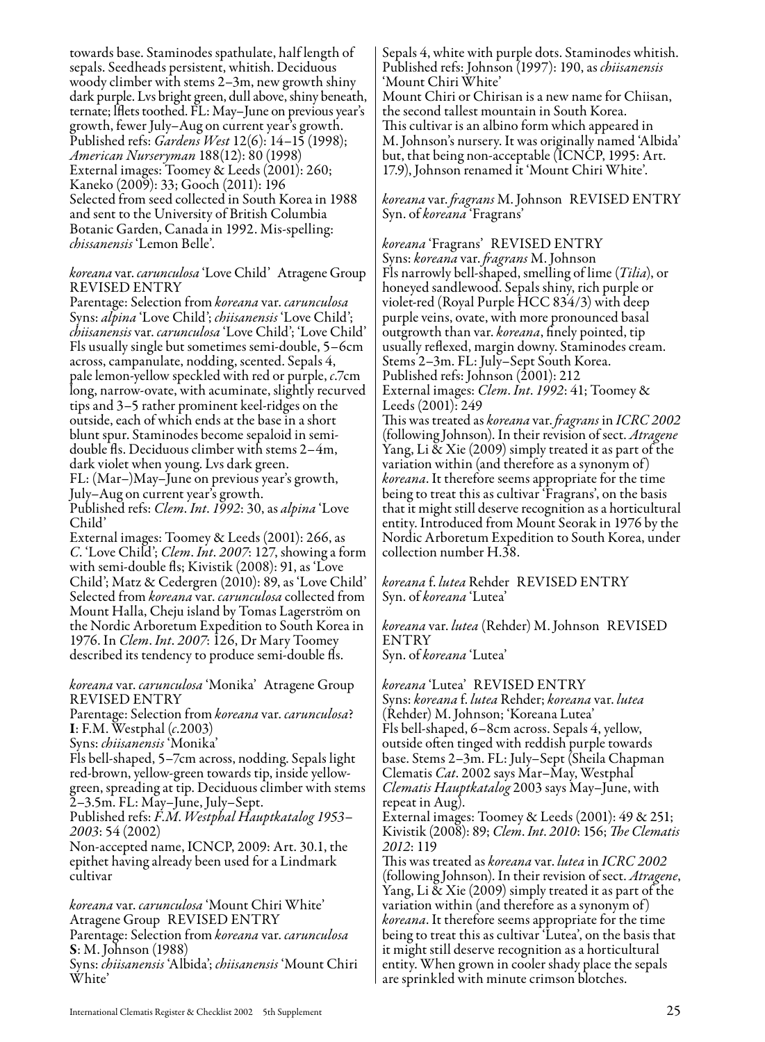towards base. Staminodes spathulate, half length of sepals. Seedheads persistent, whitish. Deciduous woody climber with stems 2–3m, new growth shiny dark purple. Lvs bright green, dull above, shiny beneath, ternate; lflets toothed. FL: May–June on previous year's growth, fewer July–Aug on current year's growth.
Published refs: *Gardens West* 12(6): 14–15 (1998); *American Nurseryman* 188(12): 80 (1998)
External images: Toomey & Leeds (2001): 260; Kaneko (2009): 33; Gooch (2011): 196
Selected from seed collected in South Korea in 1988 and sent to the University of British Columbia Botanic Garden, Canada in 1992. Mis-spelling: *chissanensis* 'Lemon Belle'.

*koreana* var. *carunculosa* 'Love Child' Atragene Group REVISED ENTRY
Parentage: Selection from *koreana* var. *carunculosa*
Syns: *alpina* 'Love Child'; *chiisanensis* 'Love Child'; *chiisanensis* var. *carunculosa* 'Love Child'; 'Love Child'
Fls usually single but sometimes semi-double, 5–6cm across, campanulate, nodding, scented. Sepals 4, pale lemon-yellow speckled with red or purple, *c*.7cm long, narrow-ovate, with acuminate, slightly recurved tips and 3–5 rather prominent keel-ridges on the outside, each of which ends at the base in a short blunt spur. Staminodes become sepaloid in semi-double fls. Deciduous climber with stems 2–4m, dark violet when young. Lvs dark green.
FL: (Mar–)May–June on previous year's growth, July–Aug on current year's growth.
Published refs: *Clem. Int. 1992*: 30, as *alpina* 'Love Child'
External images: Toomey & Leeds (2001): 266, as *C.* 'Love Child'; *Clem. Int. 2007*: 127, showing a form with semi-double fls; Kivistik (2008): 91, as 'Love Child'; Matz & Cedergren (2010): 89, as 'Love Child'
Selected from *koreana* var. *carunculosa* collected from Mount Halla, Cheju island by Tomas Lagerström on the Nordic Arboretum Expedition to South Korea in 1976. In *Clem. Int. 2007*: 126, Dr Mary Toomey described its tendency to produce semi-double fls.

*koreana* var. *carunculosa* 'Monika' Atragene Group REVISED ENTRY
Parentage: Selection from *koreana* var. *carunculosa*?
**I**: F.M. Westphal (*c*.2003)
Syns: *chiisanensis* 'Monika'
Fls bell-shaped, 5–7cm across, nodding. Sepals light red-brown, yellow-green towards tip, inside yellow-green, spreading at tip. Deciduous climber with stems 2–3.5m. FL: May–June, July–Sept.
Published refs: *F.M. Westphal Hauptkatalog 1953–2003*: 54 (2002)
Non-accepted name, ICNCP, 2009: Art. 30.1, the epithet having already been used for a Lindmark cultivar

*koreana* var. *carunculosa* 'Mount Chiri White' Atragene Group REVISED ENTRY
Parentage: Selection from *koreana* var. *carunculosa*
**S**: M. Johnson (1988)
Syns: *chiisanensis* 'Albida'; *chiisanensis* 'Mount Chiri White'
Sepals 4, white with purple dots. Staminodes whitish.
Published refs: Johnson (1997): 190, as *chiisanensis* 'Mount Chiri White'
Mount Chiri or Chirisan is a new name for Chiisan, the second tallest mountain in South Korea.
This cultivar is an albino form which appeared in M. Johnson's nursery. It was originally named 'Albida' but, that being non-acceptable (ICNCP, 1995: Art. 17.9), Johnson renamed it 'Mount Chiri White'.

*koreana* var. *fragrans* M. Johnson REVISED ENTRY
Syn. of *koreana* 'Fragrans'

*koreana* 'Fragrans' REVISED ENTRY
Syns: *koreana* var. *fragrans* M. Johnson
Fls narrowly bell-shaped, smelling of lime (*Tilia*), or honeyed sandlewood. Sepals shiny, rich purple or violet-red (Royal Purple HCC 834/3) with deep purple veins, ovate, with more pronounced basal outgrowth than var. *koreana*, finely pointed, tip usually reflexed, margin downy. Staminodes cream. Stems 2–3m. FL: July–Sept South Korea.
Published refs: Johnson (2001): 212
External images: *Clem. Int. 1992*: 41; Toomey & Leeds (2001): 249
This was treated as *koreana* var. *fragrans* in *ICRC 2002* (following Johnson). In their revision of sect. *Atragene* Yang, Li & Xie (2009) simply treated it as part of the variation within (and therefore as a synonym of) *koreana*. It therefore seems appropriate for the time being to treat this as cultivar 'Fragrans', on the basis that it might still deserve recognition as a horticultural entity. Introduced from Mount Seorak in 1976 by the Nordic Arboretum Expedition to South Korea, under collection number H.38.

*koreana* f. *lutea* Rehder REVISED ENTRY
Syn. of *koreana* 'Lutea'

*koreana* var. *lutea* (Rehder) M. Johnson REVISED ENTRY
Syn. of *koreana* 'Lutea'

*koreana* 'Lutea' REVISED ENTRY
Syns: *koreana* f. *lutea* Rehder; *koreana* var. *lutea* (Rehder) M. Johnson; 'Koreana Lutea'
Fls bell-shaped, 6–8cm across. Sepals 4, yellow, outside often tinged with reddish purple towards base. Stems 2–3m. FL: July–Sept (Sheila Chapman Clematis *Cat.* 2002 says Mar–May, Westphal *Clematis Hauptkatalog* 2003 says May–June, with repeat in Aug).
External images: Toomey & Leeds (2001): 49 & 251; Kivistik (2008): 89; *Clem. Int. 2010*: 156; *The Clematis 2012*: 119
This was treated as *koreana* var. *lutea* in *ICRC 2002* (following Johnson). In their revision of sect. *Atragene*, Yang, Li & Xie (2009) simply treated it as part of the variation within (and therefore as a synonym of) *koreana*. It therefore seems appropriate for the time being to treat this as cultivar 'Lutea', on the basis that it might still deserve recognition as a horticultural entity. When grown in cooler shady place the sepals are sprinkled with minute crimson blotches.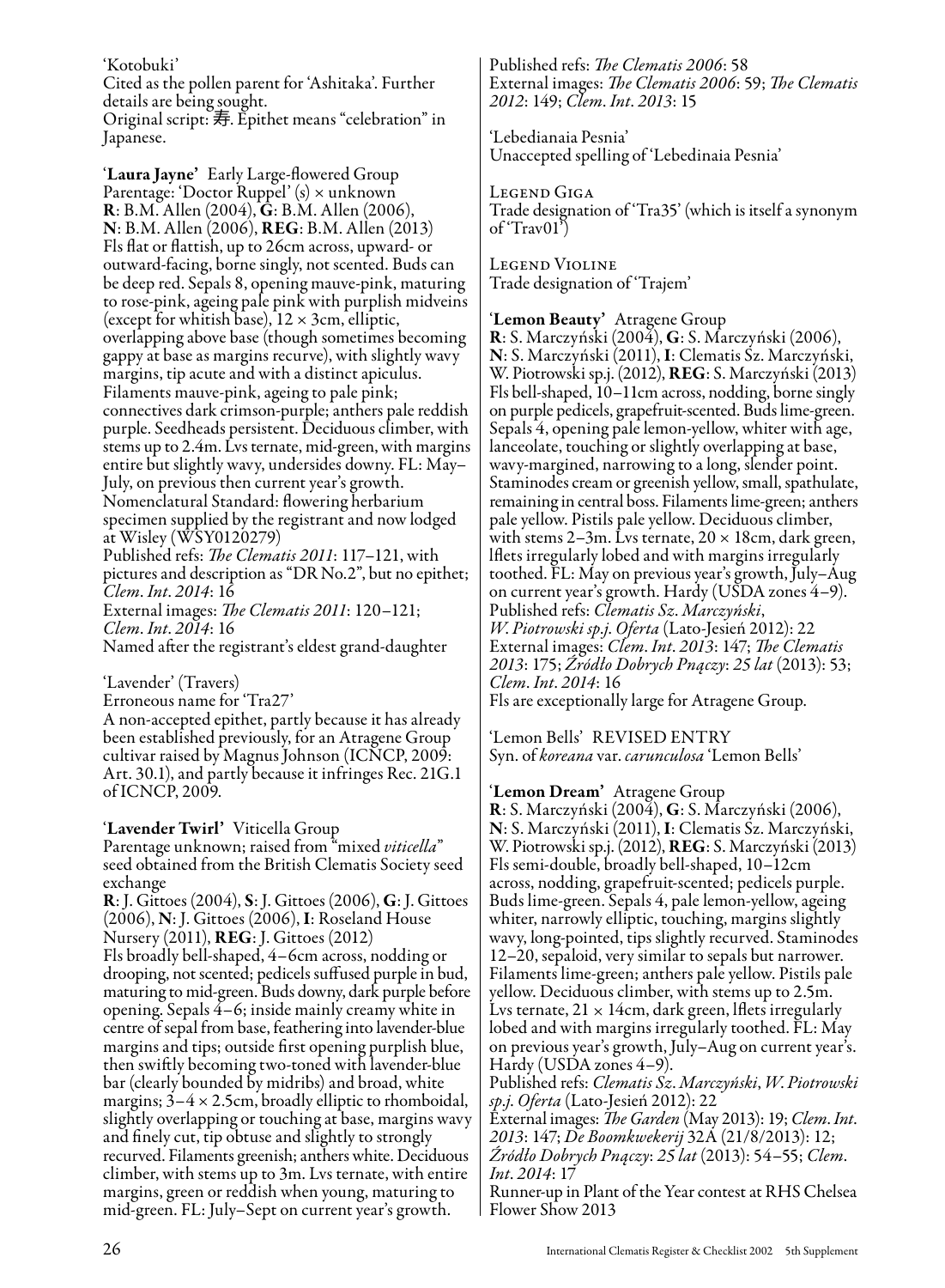'Kotobuki'
Cited as the pollen parent for 'Ashitaka'. Further details are being sought.
Original script: 寿. Epithet means "celebration" in Japanese.

'**Laura Jayne**' Early Large-flowered Group
Parentage: 'Doctor Ruppel' (s) × unknown
**R**: B.M. Allen (2004), **G**: B.M. Allen (2006), **N**: B.M. Allen (2006), **REG**: B.M. Allen (2013)
Fls flat or flattish, up to 26cm across, upward- or outward-facing, borne singly, not scented. Buds can be deep red. Sepals 8, opening mauve-pink, maturing to rose-pink, ageing pale pink with purplish midveins (except for whitish base), 12 × 3cm, elliptic, overlapping above base (though sometimes becoming gappy at base as margins recurve), with slightly wavy margins, tip acute and with a distinct apiculus. Filaments mauve-pink, ageing to pale pink; connectives dark crimson-purple; anthers pale reddish purple. Seedheads persistent. Deciduous climber, with stems up to 2.4m. Lvs ternate, mid-green, with margins entire but slightly wavy, undersides downy. FL: May–July, on previous then current year's growth.
Nomenclatural Standard: flowering herbarium specimen supplied by the registrant and now lodged at Wisley (WSY0120279)
Published refs: *The Clematis 2011*: 117–121, with pictures and description as "DR No.2", but no epithet; *Clem. Int. 2014*: 16
External images: *The Clematis 2011*: 120–121; *Clem. Int. 2014*: 16
Named after the registrant's eldest grand-daughter

'Lavender' (Travers)
Erroneous name for 'Tra27'
A non-accepted epithet, partly because it has already been established previously, for an Atragene Group cultivar raised by Magnus Johnson (ICNCP, 2009: Art. 30.1), and partly because it infringes Rec. 21G.1 of ICNCP, 2009.

'**Lavender Twirl**' Viticella Group
Parentage unknown; raised from "mixed *viticella*" seed obtained from the British Clematis Society seed exchange
**R**: J. Gittoes (2004), **S**: J. Gittoes (2006), **G**: J. Gittoes (2006), **N**: J. Gittoes (2006), **I**: Roseland House Nursery (2011), **REG**: J. Gittoes (2012)
Fls broadly bell-shaped, 4–6cm across, nodding or drooping, not scented; pedicels suffused purple in bud, maturing to mid-green. Buds downy, dark purple before opening. Sepals 4–6; inside mainly creamy white in centre of sepal from base, feathering into lavender-blue margins and tips; outside first opening purplish blue, then swiftly becoming two-toned with lavender-blue bar (clearly bounded by midribs) and broad, white margins; 3–4 × 2.5cm, broadly elliptic to rhomboidal, slightly overlapping or touching at base, margins wavy and finely cut, tip obtuse and slightly to strongly recurved. Filaments greenish; anthers white. Deciduous climber, with stems up to 3m. Lvs ternate, with entire margins, green or reddish when young, maturing to mid-green. FL: July–Sept on current year's growth.
Published refs: *The Clematis 2006*: 58
External images: *The Clematis 2006*: 59; *The Clematis 2012*: 149; *Clem. Int. 2013*: 15

'Lebedianaia Pesnia'
Unaccepted spelling of 'Lebedinaia Pesnia'

Legend Giga
Trade designation of 'Tra35' (which is itself a synonym of 'Trav01')

Legend Violine
Trade designation of 'Trajem'

'**Lemon Beauty**' Atragene Group
**R**: S. Marczyński (2004), **G**: S. Marczyński (2006), **N**: S. Marczyński (2011), **I**: Clematis Sz. Marczyński, W. Piotrowski sp.j. (2012), **REG**: S. Marczyński (2013)
Fls bell-shaped, 10–11cm across, nodding, borne singly on purple pedicels, grapefruit-scented. Buds lime-green. Sepals 4, opening pale lemon-yellow, whiter with age, lanceolate, touching or slightly overlapping at base, wavy-margined, narrowing to a long, slender point. Staminodes cream or greenish yellow, small, spathulate, remaining in central boss. Filaments lime-green; anthers pale yellow. Pistils pale yellow. Deciduous climber, with stems 2–3m. Lvs ternate, 20 × 18cm, dark green, lflets irregularly lobed and with margins irregularly toothed. FL: May on previous year's growth, July–Aug on current year's growth. Hardy (USDA zones 4–9).
Published refs: *Clematis Sz. Marczyński, W. Piotrowski sp.j. Oferta* (Lato-Jesień 2012): 22
External images: *Clem. Int. 2013*: 147; *The Clematis 2013*: 175; *Źródło Dobrych Pnączy*: *25 lat* (2013): 53; *Clem. Int. 2014*: 16
Fls are exceptionally large for Atragene Group.

'Lemon Bells' REVISED ENTRY
Syn. of *koreana* var. *carunculosa* 'Lemon Bells'

'**Lemon Dream**' Atragene Group
**R**: S. Marczyński (2004), **G**: S. Marczyński (2006), **N**: S. Marczyński (2011), **I**: Clematis Sz. Marczyński, W. Piotrowski sp.j. (2012), **REG**: S. Marczyński (2013)
Fls semi-double, broadly bell-shaped, 10–12cm across, nodding, grapefruit-scented; pedicels purple. Buds lime-green. Sepals 4, pale lemon-yellow, ageing whiter, narrowly elliptic, touching, margins slightly wavy, long-pointed, tips slightly recurved. Staminodes 12–20, sepaloid, very similar to sepals but narrower. Filaments lime-green; anthers pale yellow. Pistils pale yellow. Deciduous climber, with stems up to 2.5m. Lvs ternate, 21 × 14cm, dark green, lflets irregularly lobed and with margins irregularly toothed. FL: May on previous year's growth, July–Aug on current year's. Hardy (USDA zones 4–9).
Published refs: *Clematis Sz. Marczyński, W. Piotrowski sp.j. Oferta* (Lato-Jesień 2012): 22
External images: *The Garden* (May 2013): 19; *Clem. Int. 2013*: 147; *De Boomkwekerij* 32A (21/8/2013): 12; *Źródło Dobrych Pnączy*: *25 lat* (2013): 54–55; *Clem. Int. 2014*: 17
Runner-up in Plant of the Year contest at RHS Chelsea Flower Show 2013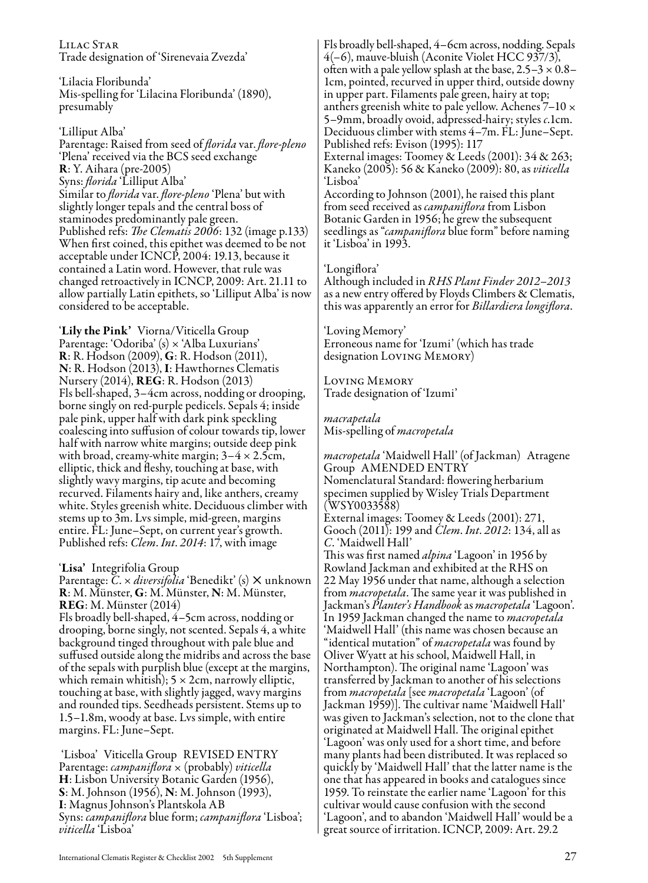Lilac Star
Trade designation of 'Sirenevaia Zvezda'

'Lilacia Floribunda'
Mis-spelling for 'Lilacina Floribunda' (1890), presumably

'Lilliput Alba'
Parentage: Raised from seed of *florida* var. *flore-pleno* 'Plena' received via the BCS seed exchange
**R**: Y. Aihara (pre-2005)
Syns: *florida* 'Lilliput Alba'
Similar to *florida* var. *flore-pleno* 'Plena' but with slightly longer tepals and the central boss of staminodes predominantly pale green.
Published refs: *The Clematis 2006*: 132 (image p.133)
When first coined, this epithet was deemed to be not acceptable under ICNCP, 2004: 19.13, because it contained a Latin word. However, that rule was changed retroactively in ICNCP, 2009: Art. 21.11 to allow partially Latin epithets, so 'Lilliput Alba' is now considered to be acceptable.

**'Lily the Pink'** Viorna/Viticella Group
Parentage: 'Odoriba' (s) × 'Alba Luxurians'
**R**: R. Hodson (2009), **G**: R. Hodson (2011), **N**: R. Hodson (2013), **I**: Hawthornes Clematis Nursery (2014), **REG**: R. Hodson (2013)
Fls bell-shaped, 3–4cm across, nodding or drooping, borne singly on red-purple pedicels. Sepals 4; inside pale pink, upper half with dark pink speckling coalescing into suffusion of colour towards tip, lower half with narrow white margins; outside deep pink with broad, creamy-white margin; 3–4 × 2.5cm, elliptic, thick and fleshy, touching at base, with slightly wavy margins, tip acute and becoming recurved. Filaments hairy and, like anthers, creamy white. Styles greenish white. Deciduous climber with stems up to 3m. Lvs simple, mid-green, margins entire. FL: June–Sept, on current year's growth.
Published refs: *Clem. Int. 2014*: 17, with image

**'Lisa'** Integrifolia Group
Parentage: *C.* × *diversifolia* 'Benedikt' (s) × unknown
**R**: M. Münster, **G**: M. Münster, **N**: M. Münster, **REG**: M. Münster (2014)
Fls broadly bell-shaped, 4–5cm across, nodding or drooping, borne singly, not scented. Sepals 4, a white background tinged throughout with pale blue and suffused outside along the midribs and across the base of the sepals with purplish blue (except at the margins, which remain whitish); 5 × 2cm, narrowly elliptic, touching at base, with slightly jagged, wavy margins and rounded tips. Seedheads persistent. Stems up to 1.5–1.8m, woody at base. Lvs simple, with entire margins. FL: June–Sept.

'Lisboa' Viticella Group REVISED ENTRY
Parentage: *campaniflora* × (probably) *viticella*
**H**: Lisbon University Botanic Garden (1956), **S**: M. Johnson (1956), **N**: M. Johnson (1993), **I**: Magnus Johnson's Plantskola AB
Syns: *campaniflora* blue form; *campaniflora* 'Lisboa'; *viticella* 'Lisboa'
Fls broadly bell-shaped, 4–6cm across, nodding. Sepals 4(–6), mauve-bluish (Aconite Violet HCC 937/3), often with a pale yellow splash at the base, 2.5–3 × 0.8–1cm, pointed, recurved in upper third, outside downy in upper part. Filaments pale green, hairy at top; anthers greenish white to pale yellow. Achenes 7–10 × 5–9mm, broadly ovoid, adpressed-hairy; styles *c.*1cm. Deciduous climber with stems 4–7m. FL: June–Sept.
Published refs: Evison (1995): 117
External images: Toomey & Leeds (2001): 34 & 263; Kaneko (2005): 56 & Kaneko (2009): 80, as *viticella* 'Lisboa'
According to Johnson (2001), he raised this plant from seed received as *campaniflora* from Lisbon Botanic Garden in 1956; he grew the subsequent seedlings as "*campaniflora* blue form" before naming it 'Lisboa' in 1993.

'Longiflora'
Although included in *RHS Plant Finder 2012–2013* as a new entry offered by Floyds Climbers & Clematis, this was apparently an error for *Billardiera longiflora*.

'Loving Memory'
Erroneous name for 'Izumi' (which has trade designation Loving Memory)

Loving Memory
Trade designation of 'Izumi'

*macrapetala*
Mis-spelling of *macropetala*

*macropetala* 'Maidwell Hall' (of Jackman) Atragene Group AMENDED ENTRY
Nomenclatural Standard: flowering herbarium specimen supplied by Wisley Trials Department (WSY0033588)
External images: Toomey & Leeds (2001): 271, Gooch (2011): 199 and *Clem. Int. 2012*: 134, all as *C.* 'Maidwell Hall'
This was first named *alpina* 'Lagoon' in 1956 by Rowland Jackman and exhibited at the RHS on 22 May 1956 under that name, although a selection from *macropetala*. The same year it was published in Jackman's *Planter's Handbook* as *macropetala* 'Lagoon'. In 1959 Jackman changed the name to *macropetala* 'Maidwell Hall' (this name was chosen because an "identical mutation" of *macropetala* was found by Oliver Wyatt at his school, Maidwell Hall, in Northampton). The original name 'Lagoon' was transferred by Jackman to another of his selections from *macropetala* [see *macropetala* 'Lagoon' (of Jackman 1959)]. The cultivar name 'Maidwell Hall' was given to Jackman's selection, not to the clone that originated at Maidwell Hall. The original epithet 'Lagoon' was only used for a short time, and before many plants had been distributed. It was replaced so quickly by 'Maidwell Hall' that the latter name is the one that has appeared in books and catalogues since 1959. To reinstate the earlier name 'Lagoon' for this cultivar would cause confusion with the second 'Lagoon', and to abandon 'Maidwell Hall' would be a great source of irritation. ICNCP, 2009: Art. 29.2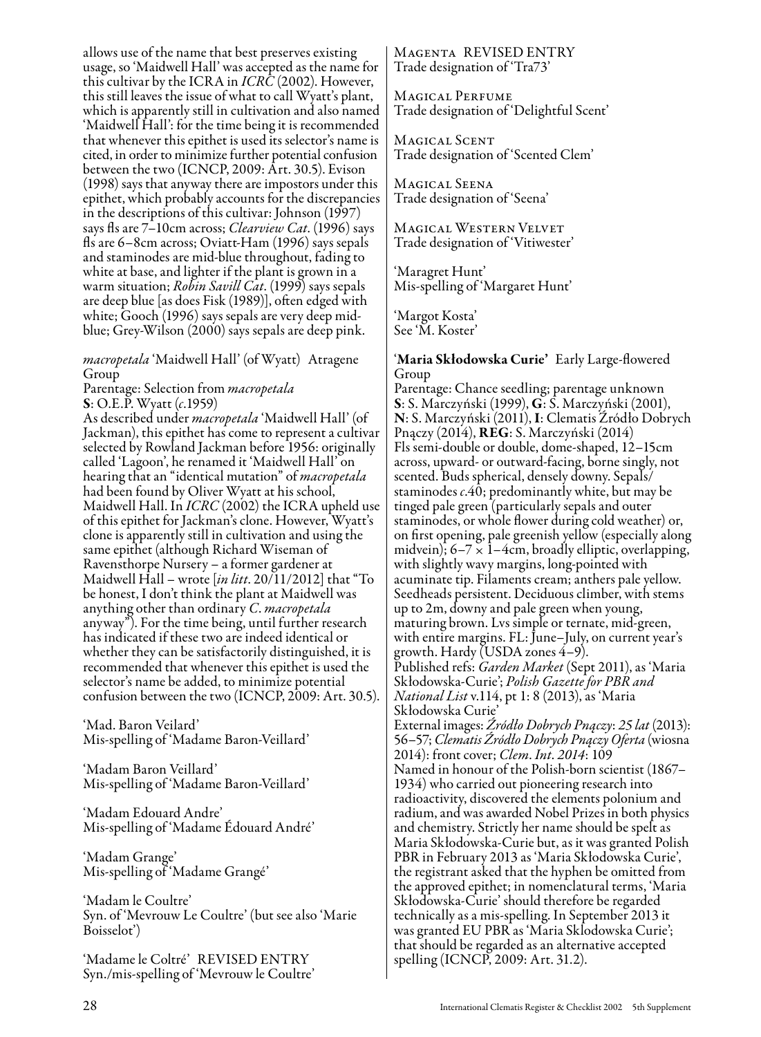allows use of the name that best preserves existing usage, so 'Maidwell Hall' was accepted as the name for this cultivar by the ICRA in *ICRC* (2002). However, this still leaves the issue of what to call Wyatt's plant, which is apparently still in cultivation and also named 'Maidwell Hall': for the time being it is recommended that whenever this epithet is used its selector's name is cited, in order to minimize further potential confusion between the two (ICNCP, 2009: Art. 30.5). Evison (1998) says that anyway there are impostors under this epithet, which probably accounts for the discrepancies in the descriptions of this cultivar: Johnson (1997) says fls are 7–10cm across; *Clearview Cat*. (1996) says fls are 6–8cm across; Oviatt-Ham (1996) says sepals and staminodes are mid-blue throughout, fading to white at base, and lighter if the plant is grown in a warm situation; *Robin Savill Cat*. (1999) says sepals are deep blue [as does Fisk (1989)], often edged with white; Gooch (1996) says sepals are very deep mid-blue; Grey-Wilson (2000) says sepals are deep pink.

*macropetala* 'Maidwell Hall' (of Wyatt) Atragene Group
Parentage: Selection from *macropetala*
**S**: O.E.P. Wyatt (*c*.1959)
As described under *macropetala* 'Maidwell Hall' (of Jackman), this epithet has come to represent a cultivar selected by Rowland Jackman before 1956: originally called 'Lagoon', he renamed it 'Maidwell Hall' on hearing that an "identical mutation" of *macropetala* had been found by Oliver Wyatt at his school, Maidwell Hall. In *ICRC* (2002) the ICRA upheld use of this epithet for Jackman's clone. However, Wyatt's clone is apparently still in cultivation and using the same epithet (although Richard Wiseman of Ravensthorpe Nursery – a former gardener at Maidwell Hall – wrote [*in litt*. 20/11/2012] that "To be honest, I don't think the plant at Maidwell was anything other than ordinary *C*. *macropetala* anyway"). For the time being, until further research has indicated if these two are indeed identical or whether they can be satisfactorily distinguished, it is recommended that whenever this epithet is used the selector's name be added, to minimize potential confusion between the two (ICNCP, 2009: Art. 30.5).

'Mad. Baron Veilard'
Mis-spelling of 'Madame Baron-Veillard'

'Madam Baron Veillard'
Mis-spelling of 'Madame Baron-Veillard'

'Madam Edouard Andre'
Mis-spelling of 'Madame Édouard André'

'Madam Grange'
Mis-spelling of 'Madame Grangé'

'Madam le Coultre'
Syn. of 'Mevrouw Le Coultre' (but see also 'Marie Boisselot')

'Madame le Coltré' REVISED ENTRY
Syn./mis-spelling of 'Mevrouw le Coultre'

MAGENTA REVISED ENTRY
Trade designation of 'Tra73'

MAGICAL PERFUME
Trade designation of 'Delightful Scent'

MAGICAL SCENT
Trade designation of 'Scented Clem'

MAGICAL SEENA
Trade designation of 'Seena'

MAGICAL WESTERN VELVET
Trade designation of 'Vitiwester'

'Maragret Hunt'
Mis-spelling of 'Margaret Hunt'

'Margot Kosta'
See 'M. Koster'

'**Maria Skłodowska Curie**' Early Large-flowered Group
Parentage: Chance seedling; parentage unknown
**S**: S. Marczyński (1999), **G**: S. Marczyński (2001), **N**: S. Marczyński (2011), **I**: Clematis Źródło Dobrych Pnączy (2014), **REG**: S. Marczyński (2014)
Fls semi-double or double, dome-shaped, 12–15cm across, upward- or outward-facing, borne singly, not scented. Buds spherical, densely downy. Sepals/staminodes *c*.40; predominantly white, but may be tinged pale green (particularly sepals and outer staminodes, or whole flower during cold weather) or, on first opening, pale greenish yellow (especially along midvein); 6–7 × 1–4cm, broadly elliptic, overlapping, with slightly wavy margins, long-pointed with acuminate tip. Filaments cream; anthers pale yellow. Seedheads persistent. Deciduous climber, with stems up to 2m, downy and pale green when young, maturing brown. Lvs simple or ternate, mid-green, with entire margins. FL: June–July, on current year's growth. Hardy (USDA zones 4–9).
Published refs: *Garden Market* (Sept 2011), as 'Maria Skłodowska-Curie'; *Polish Gazette for PBR and National List* v.114, pt 1: 8 (2013), as 'Maria Skłodowska Curie'
External images: *Źródło Dobrych Pnączy*: *25 lat* (2013): 56–57; *Clematis Źródło Dobrych Pnączy Oferta* (wiosna 2014): front cover; *Clem*. *Int*. *2014*: 109
Named in honour of the Polish-born scientist (1867–1934) who carried out pioneering research into radioactivity, discovered the elements polonium and radium, and was awarded Nobel Prizes in both physics and chemistry. Strictly her name should be spelt as Maria Skłodowska-Curie but, as it was granted Polish PBR in February 2013 as 'Maria Skłodowska Curie', the registrant asked that the hyphen be omitted from the approved epithet; in nomenclatural terms, 'Maria Skłodowska-Curie' should therefore be regarded technically as a mis-spelling. In September 2013 it was granted EU PBR as 'Maria Sklodowska Curie'; that should be regarded as an alternative accepted spelling (ICNCP, 2009: Art. 31.2).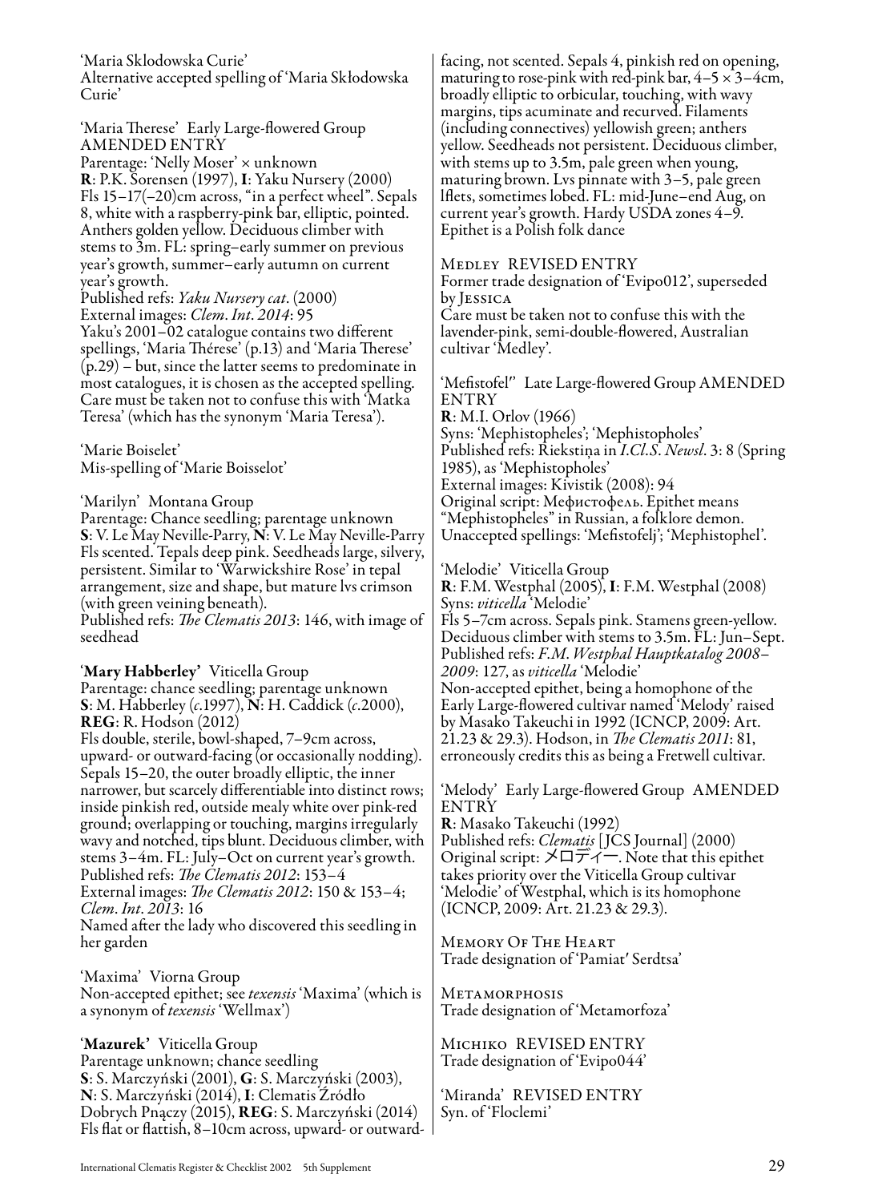'Maria Sklodowska Curie'
Alternative accepted spelling of 'Maria Skłodowska Curie'

'Maria Therese' Early Large-flowered Group AMENDED ENTRY
Parentage: 'Nelly Moser' × unknown
**R**: P.K. Sorensen (1997), **I**: Yaku Nursery (2000)
Fls 15–17(–20)cm across, "in a perfect wheel". Sepals 8, white with a raspberry-pink bar, elliptic, pointed. Anthers golden yellow. Deciduous climber with stems to 3m. FL: spring–early summer on previous year's growth, summer–early autumn on current year's growth.
Published refs: *Yaku Nursery cat*. (2000)
External images: *Clem. Int. 2014*: 95
Yaku's 2001–02 catalogue contains two different spellings, 'Maria Thérese' (p.13) and 'Maria Therese' (p.29) – but, since the latter seems to predominate in most catalogues, it is chosen as the accepted spelling. Care must be taken not to confuse this with 'Matka Teresa' (which has the synonym 'Maria Teresa').

'Marie Boiselet'
Mis-spelling of 'Marie Boisselot'

'Marilyn' Montana Group
Parentage: Chance seedling; parentage unknown
**S**: V. Le May Neville-Parry, **N**: V. Le May Neville-Parry
Fls scented. Tepals deep pink. Seedheads large, silvery, persistent. Similar to 'Warwickshire Rose' in tepal arrangement, size and shape, but mature lvs crimson (with green veining beneath).
Published refs: *The Clematis 2013*: 146, with image of seedhead

'**Mary Habberley**' Viticella Group
Parentage: chance seedling; parentage unknown
**S**: M. Habberley (*c*.1997), **N**: H. Caddick (*c*.2000), **REG**: R. Hodson (2012)
Fls double, sterile, bowl-shaped, 7–9cm across, upward- or outward-facing (or occasionally nodding). Sepals 15–20, the outer broadly elliptic, the inner narrower, but scarcely differentiable into distinct rows; inside pinkish red, outside mealy white over pink-red ground; overlapping or touching, margins irregularly wavy and notched, tips blunt. Deciduous climber, with stems 3–4m. FL: July–Oct on current year's growth.
Published refs: *The Clematis 2012*: 153–4
External images: *The Clematis 2012*: 150 & 153–4; *Clem. Int. 2013*: 16
Named after the lady who discovered this seedling in her garden

'Maxima' Viorna Group
Non-accepted epithet; see *texensis* 'Maxima' (which is a synonym of *texensis* 'Wellmax')

'**Mazurek**' Viticella Group
Parentage unknown; chance seedling
**S**: S. Marczyński (2001), **G**: S. Marczyński (2003), **N**: S. Marczyński (2014), **I**: Clematis Źródło Dobrych Pnączy (2015), **REG**: S. Marczyński (2014)
Fls flat or flattish, 8–10cm across, upward- or outward-facing, not scented. Sepals 4, pinkish red on opening, maturing to rose-pink with red-pink bar, 4–5 × 3–4cm, broadly elliptic to orbicular, touching, with wavy margins, tips acuminate and recurved. Filaments (including connectives) yellowish green; anthers yellow. Seedheads not persistent. Deciduous climber, with stems up to 3.5m, pale green when young, maturing brown. Lvs pinnate with 3–5, pale green lflets, sometimes lobed. FL: mid-June–end Aug, on current year's growth. Hardy USDA zones 4–9.
Epithet is a Polish folk dance

MEDLEY REVISED ENTRY
Former trade designation of 'Evipo012', superseded by JESSICA
Care must be taken not to confuse this with the lavender-pink, semi-double-flowered, Australian cultivar 'Medley'.

'Mefistofel′' Late Large-flowered Group AMENDED ENTRY
**R**: M.I. Orlov (1966)
Syns: 'Mephistopheles'; 'Mephistopholes'
Published refs: Riekstiņa in *I.Cl.S. Newsl*. 3: 8 (Spring 1985), as 'Mephistopholes'
External images: Kivistik (2008): 94
Original script: Мефистофель. Epithet means "Mephistopheles" in Russian, a folklore demon.
Unaccepted spellings: 'Mefistofelj'; 'Mephistophel'.

'Melodie' Viticella Group
**R**: F.M. Westphal (2005), **I**: F.M. Westphal (2008)
Syns: *viticella* 'Melodie'
Fls 5–7cm across. Sepals pink. Stamens green-yellow. Deciduous climber with stems to 3.5m. FL: Jun–Sept.
Published refs: *F.M. Westphal Hauptkatalog 2008–2009*: 127, as *viticella* 'Melodie'
Non-accepted epithet, being a homophone of the Early Large-flowered cultivar named 'Melody' raised by Masako Takeuchi in 1992 (ICNCP, 2009: Art. 21.23 & 29.3). Hodson, in *The Clematis 2011*: 81, erroneously credits this as being a Fretwell cultivar.

'Melody' Early Large-flowered Group AMENDED ENTRY
**R**: Masako Takeuchi (1992)
Published refs: *Clematis* [JCS Journal] (2000)
Original script: メロディー. Note that this epithet takes priority over the Viticella Group cultivar 'Melodie' of Westphal, which is its homophone (ICNCP, 2009: Art. 21.23 & 29.3).

MEMORY OF THE HEART
Trade designation of 'Pamiat′ Serdtsa'

METAMORPHOSIS
Trade designation of 'Metamorfoza'

MICHIKO REVISED ENTRY
Trade designation of 'Evipo044'

'Miranda' REVISED ENTRY
Syn. of 'Floclemi'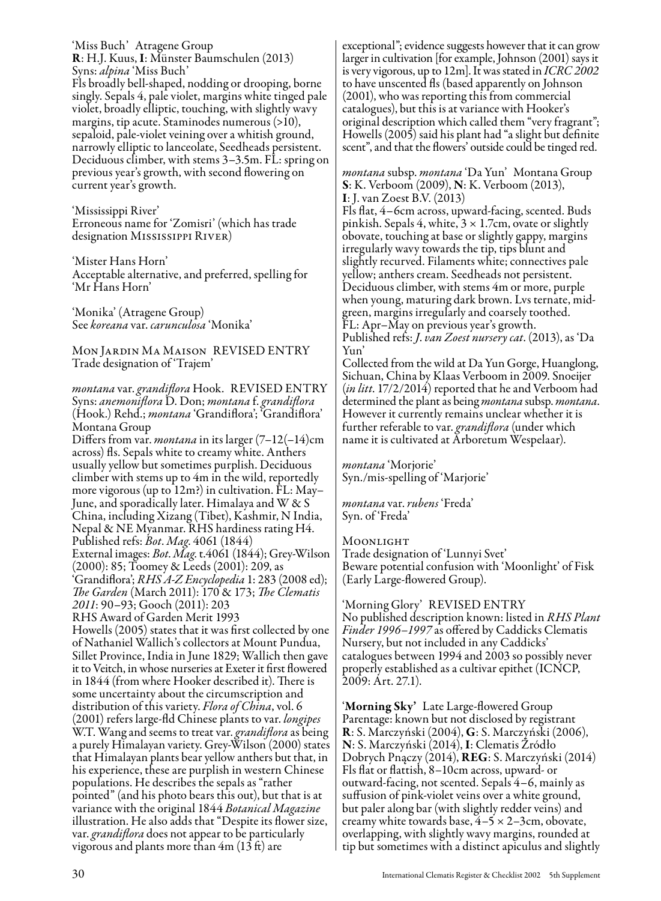'Miss Buch' Atragene Group
**R**: H.J. Kuus, **I**: Münster Baumschulen (2013)
Syns: *alpina* 'Miss Buch'
Fls broadly bell-shaped, nodding or drooping, borne singly. Sepals 4, pale violet, margins white tinged pale violet, broadly elliptic, touching, with slightly wavy margins, tip acute. Staminodes numerous (>10), sepaloid, pale-violet veining over a whitish ground, narrowly elliptic to lanceolate, Seedheads persistent. Deciduous climber, with stems 3–3.5m. FL: spring on previous year's growth, with second flowering on current year's growth.

'Mississippi River'
Erroneous name for 'Zomisri' (which has trade designation Mississippi River)

'Mister Hans Horn'
Acceptable alternative, and preferred, spelling for 'Mr Hans Horn'

'Monika' (Atragene Group)
See *koreana* var. *carunculosa* 'Monika'

Mon Jardin Ma Maison REVISED ENTRY
Trade designation of 'Trajem'

*montana* var. *grandiflora* Hook. REVISED ENTRY
Syns: *anemoniflora* D. Don; *montana* f. *grandiflora* (Hook.) Rehd.; *montana* 'Grandiflora'; 'Grandiflora'
Montana Group
Differs from var. *montana* in its larger (7–12(–14)cm across) fls. Sepals white to creamy white. Anthers usually yellow but sometimes purplish. Deciduous climber with stems up to 4m in the wild, reportedly more vigorous (up to 12m?) in cultivation. FL: May–June, and sporadically later. Himalaya and W & S China, including Xizang (Tibet), Kashmir, N India, Nepal & NE Myanmar. RHS hardiness rating H4.
Published refs: *Bot. Mag.* 4061 (1844)
External images: *Bot. Mag.* t.4061 (1844); Grey-Wilson (2000): 85; Toomey & Leeds (2001): 209, as 'Grandiflora'; *RHS A-Z Encyclopedia* 1: 283 (2008 ed); *The Garden* (March 2011): 170 & 173; *The Clematis 2011*: 90–93; Gooch (2011): 203
RHS Award of Garden Merit 1993
Howells (2005) states that it was first collected by one of Nathaniel Wallich's collectors at Mount Pundua, Sillet Province, India in June 1829; Wallich then gave it to Veitch, in whose nurseries at Exeter it first flowered in 1844 (from where Hooker described it). There is some uncertainty about the circumscription and distribution of this variety. *Flora of China*, vol. 6 (2001) refers large-fld Chinese plants to var. *longipes* W.T. Wang and seems to treat var. *grandiflora* as being a purely Himalayan variety. Grey-Wilson (2000) states that Himalayan plants bear yellow anthers but that, in his experience, these are purplish in western Chinese populations. He describes the sepals as "rather pointed" (and his photo bears this out), but that is at variance with the original 1844 *Botanical Magazine* illustration. He also adds that "Despite its flower size, var. *grandiflora* does not appear to be particularly vigorous and plants more than 4m (13 ft) are exceptional"; evidence suggests however that it can grow larger in cultivation [for example, Johnson (2001) says it is very vigorous, up to 12m]. It was stated in *ICRC 2002* to have unscented fls (based apparently on Johnson (2001), who was reporting this from commercial catalogues), but this is at variance with Hooker's original description which called them "very fragrant"; Howells (2005) said his plant had "a slight but definite scent", and that the flowers' outside could be tinged red.

*montana* subsp. *montana* 'Da Yun' Montana Group
**S**: K. Verboom (2009), **N**: K. Verboom (2013), **I**: J. van Zoest B.V. (2013)
Fls flat, 4–6cm across, upward-facing, scented. Buds pinkish. Sepals 4, white, 3 × 1.7cm, ovate or slightly obovate, touching at base or slightly gappy, margins irregularly wavy towards the tip, tips blunt and slightly recurved. Filaments white; connectives pale yellow; anthers cream. Seedheads not persistent. Deciduous climber, with stems 4m or more, purple when young, maturing dark brown. Lvs ternate, mid-green, margins irregularly and coarsely toothed. FL: Apr–May on previous year's growth.
Published refs: *J. van Zoest nursery cat*. (2013), as 'Da Yun'
Collected from the wild at Da Yun Gorge, Huanglong, Sichuan, China by Klaas Verboom in 2009. Snoeijer (*in litt*. 17/2/2014) reported that he and Verboom had determined the plant as being *montana* subsp. *montana*. However it currently remains unclear whether it is further referable to var. *grandiflora* (under which name it is cultivated at Arboretum Wespelaar).

*montana* 'Morjorie'
Syn./mis-spelling of 'Marjorie'

*montana* var. *rubens* 'Freda'
Syn. of 'Freda'

Moonlight
Trade designation of 'Lunnyi Svet'
Beware potential confusion with 'Moonlight' of Fisk (Early Large-flowered Group).

'Morning Glory' REVISED ENTRY
No published description known: listed in *RHS Plant Finder 1996–1997* as offered by Caddicks Clematis Nursery, but not included in any Caddicks' catalogues between 1994 and 2003 so possibly never properly established as a cultivar epithet (ICNCP, 2009: Art. 27.1).

'**Morning Sky**' Late Large-flowered Group
Parentage: known but not disclosed by registrant
**R**: S. Marczyński (2004), **G**: S. Marczyński (2006), **N**: S. Marczyński (2014), **I**: Clematis Źródło Dobrych Pnączy (2014), **REG**: S. Marczyński (2014)
Fls flat or flattish, 8–10cm across, upward- or outward-facing, not scented. Sepals 4–6, mainly as suffusion of pink-violet veins over a white ground, but paler along bar (with slightly redder veins) and creamy white towards base, 4–5 × 2–3cm, obovate, overlapping, with slightly wavy margins, rounded at tip but sometimes with a distinct apiculus and slightly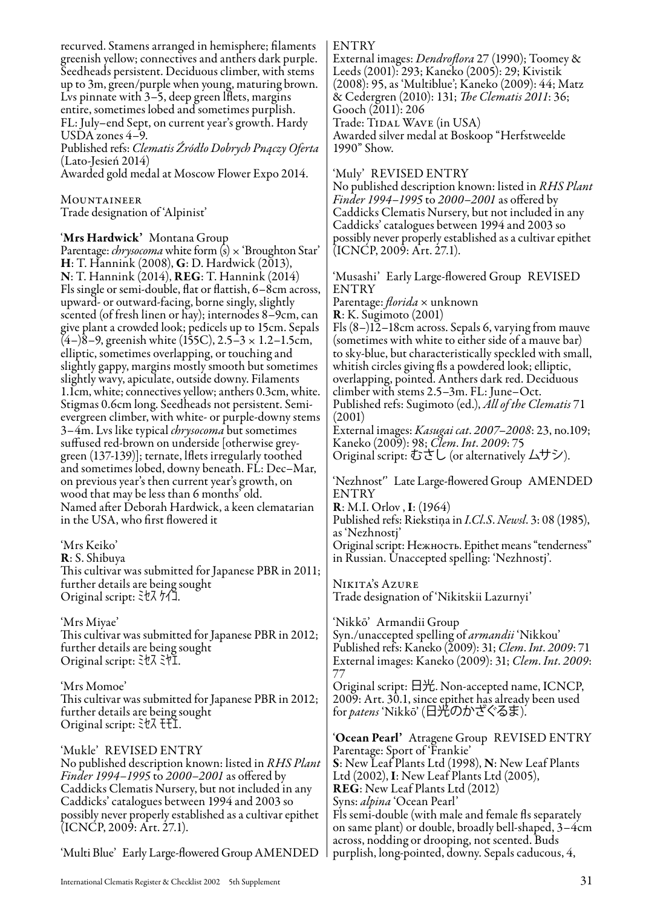recurved. Stamens arranged in hemisphere; filaments greenish yellow; connectives and anthers dark purple. Seedheads persistent. Deciduous climber, with stems up to 3m, green/purple when young, maturing brown. Lvs pinnate with 3–5, deep green lflets, margins entire, sometimes lobed and sometimes purplish. FL: July–end Sept, on current year's growth. Hardy USDA zones 4–9.
Published refs: *Clematis Źródło Dobrych Pnączy Oferta* (Lato-Jesień 2014)
Awarded gold medal at Moscow Flower Expo 2014.

Mountaineer
Trade designation of 'Alpinist'

'**Mrs Hardwick**' Montana Group
Parentage: *chrysocoma* white form (s) × 'Broughton Star'
**H**: T. Hannink (2008), **G**: D. Hardwick (2013), **N**: T. Hannink (2014), **REG**: T. Hannink (2014)
Fls single or semi-double, flat or flattish, 6–8cm across, upward- or outward-facing, borne singly, slightly scented (of fresh linen or hay); internodes 8–9cm, can give plant a crowded look; pedicels up to 15cm. Sepals (4–)8–9, greenish white (155C), 2.5–3 × 1.2–1.5cm, elliptic, sometimes overlapping, or touching and slightly gappy, margins mostly smooth but sometimes slightly wavy, apiculate, outside downy. Filaments 1.1cm, white; connectives yellow; anthers 0.3cm, white. Stigmas 0.6cm long. Seedheads not persistent. Semi-evergreen climber, with white- or purple-downy stems 3–4m. Lvs like typical *chrysocoma* but sometimes suffused red-brown on underside [otherwise grey-green (137-139)]; ternate, lflets irregularly toothed and sometimes lobed, downy beneath. FL: Dec–Mar, on previous year's then current year's growth, on wood that may be less than 6 months' old.
Named after Deborah Hardwick, a keen clematarian in the USA, who first flowered it

'Mrs Keiko'
**R**: S. Shibuya
This cultivar was submitted for Japanese PBR in 2011; further details are being sought
Original script: ﾐｾｽ ｹｲｺ.

'Mrs Miyae'
This cultivar was submitted for Japanese PBR in 2012; further details are being sought
Original script: ﾐｾｽ ﾐﾔｴ.

'Mrs Momoe'
This cultivar was submitted for Japanese PBR in 2012; further details are being sought
Original script: ﾐｾｽ ﾓﾓｴ.

'Mukle' REVISED ENTRY
No published description known: listed in *RHS Plant Finder 1994–1995* to *2000–2001* as offered by Caddicks Clematis Nursery, but not included in any Caddicks' catalogues between 1994 and 2003 so possibly never properly established as a cultivar epithet (ICNCP, 2009: Art. 27.1).

'Multi Blue' Early Large-flowered Group AMENDED ENTRY
External images: *Dendroflora* 27 (1990); Toomey & Leeds (2001): 293; Kaneko (2005): 29; Kivistik (2008): 95, as 'Multiblue'; Kaneko (2009): 44; Matz & Cedergren (2010): 131; *The Clematis 2011*: 36; Gooch (2011): 206
Trade: Tidal Wave (in USA)
Awarded silver medal at Boskoop "Herfstweelde 1990" Show.

'Muly' REVISED ENTRY
No published description known: listed in *RHS Plant Finder 1994–1995* to *2000–2001* as offered by Caddicks Clematis Nursery, but not included in any Caddicks' catalogues between 1994 and 2003 so possibly never properly established as a cultivar epithet (ICNCP, 2009: Art. 27.1).

'Musashi' Early Large-flowered Group REVISED ENTRY
Parentage: *florida* × unknown
**R**: K. Sugimoto (2001)
Fls (8–)12–18cm across. Sepals 6, varying from mauve (sometimes with white to either side of a mauve bar) to sky-blue, but characteristically speckled with small, whitish circles giving fls a powdered look; elliptic, overlapping, pointed. Anthers dark red. Deciduous climber with stems 2.5–3m. FL: June–Oct.
Published refs: Sugimoto (ed.), *All of the Clematis* 71 (2001)
External images: *Kasugai cat. 2007–2008*: 23, no.109; Kaneko (2009): 98; *Clem. Int. 2009*: 75
Original script: むさし (or alternatively ムサシ).

'Nezhnost'' Late Large-flowered Group AMENDED ENTRY
**R**: M.I. Orlov , **I**: (1964)
Published refs: Riekstiņa in *I.Cl.S. Newsl.* 3: 08 (1985), as 'Nezhnostj'
Original script: Нежность. Epithet means "tenderness" in Russian. Unaccepted spelling: 'Nezhnostj'.

Nikita's Azure
Trade designation of 'Nikitskii Lazurnyi'

'Nikkō' Armandii Group
Syn./unaccepted spelling of *armandii* 'Nikkou'
Published refs: Kaneko (2009): 31; *Clem. Int. 2009*: 71
External images: Kaneko (2009): 31; *Clem. Int. 2009*: 77
Original script: 日光. Non-accepted name, ICNCP, 2009: Art. 30.1, since epithet has already been used for *patens* 'Nikkō' (日光のかざぐるま).

'**Ocean Pearl**' Atragene Group REVISED ENTRY
Parentage: Sport of 'Frankie'
**S**: New Leaf Plants Ltd (1998), **N**: New Leaf Plants Ltd (2002), **I**: New Leaf Plants Ltd (2005), **REG**: New Leaf Plants Ltd (2012)
Syns: *alpina* 'Ocean Pearl'
Fls semi-double (with male and female fls separately on same plant) or double, broadly bell-shaped, 3–4cm across, nodding or drooping, not scented. Buds purplish, long-pointed, downy. Sepals caducous, 4,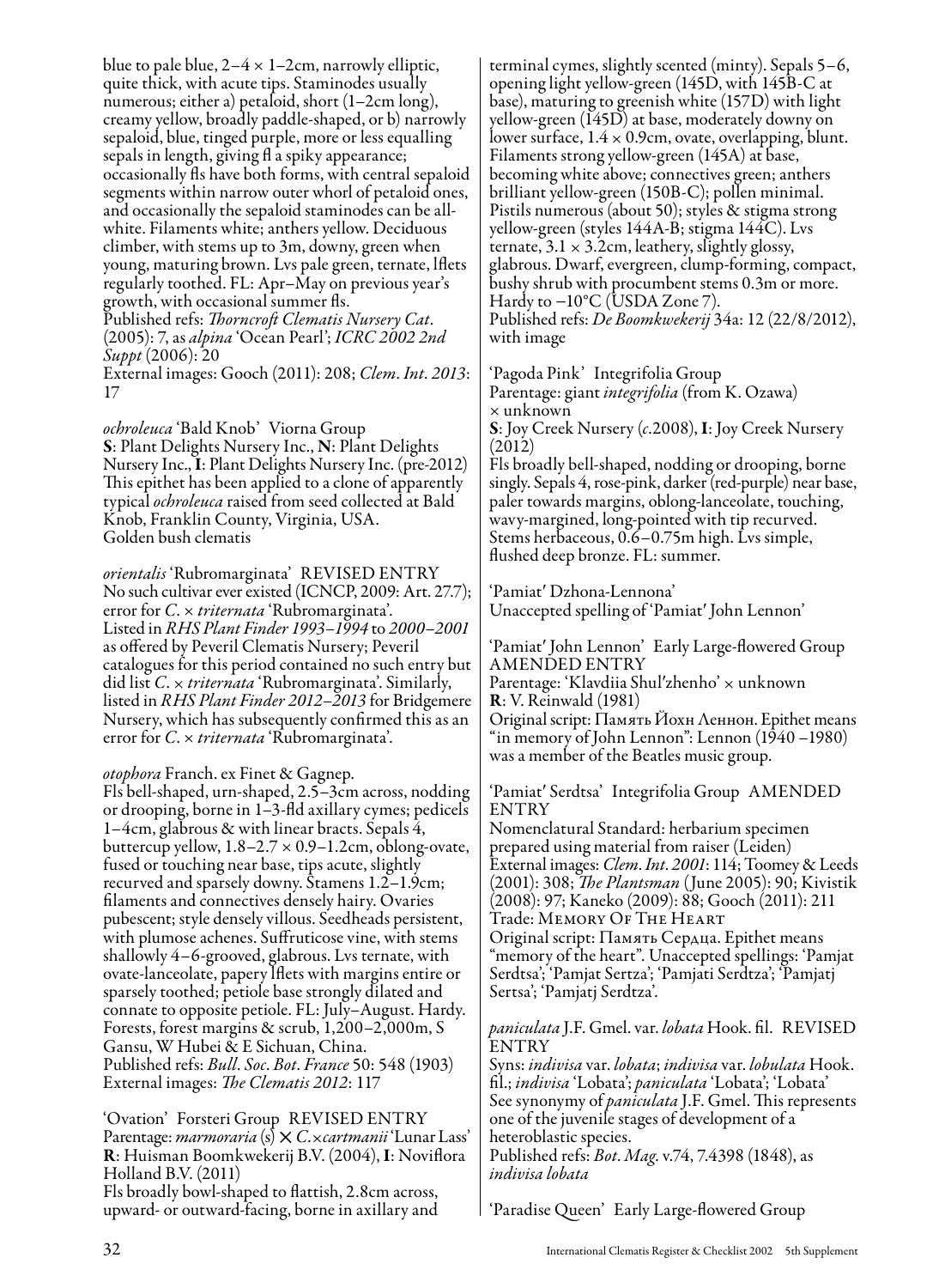blue to pale blue, 2–4 × 1–2cm, narrowly elliptic, quite thick, with acute tips. Staminodes usually numerous; either a) petaloid, short (1–2cm long), creamy yellow, broadly paddle-shaped, or b) narrowly sepaloid, blue, tinged purple, more or less equalling sepals in length, giving fl a spiky appearance; occasionally fls have both forms, with central sepaloid segments within narrow outer whorl of petaloid ones, and occasionally the sepaloid staminodes can be all-white. Filaments white; anthers yellow. Deciduous climber, with stems up to 3m, downy, green when young, maturing brown. Lvs pale green, ternate, lflets regularly toothed. FL: Apr–May on previous year's growth, with occasional summer fls.
Published refs: *Thorncroft Clematis Nursery Cat*. (2005): 7, as *alpina* 'Ocean Pearl'; *ICRC 2002 2nd Suppt* (2006): 20
External images: Gooch (2011): 208; *Clem. Int. 2013*: 17

*ochroleuca* 'Bald Knob' Viorna Group
**S**: Plant Delights Nursery Inc., **N**: Plant Delights Nursery Inc., **I**: Plant Delights Nursery Inc. (pre-2012)
This epithet has been applied to a clone of apparently typical *ochroleuca* raised from seed collected at Bald Knob, Franklin County, Virginia, USA.
Golden bush clematis

*orientalis* 'Rubromarginata' REVISED ENTRY
No such cultivar ever existed (ICNCP, 2009: Art. 27.7); error for *C.* × *triternata* 'Rubromarginata'.
Listed in *RHS Plant Finder 1993–1994* to *2000–2001* as offered by Peveril Clematis Nursery; Peveril catalogues for this period contained no such entry but did list *C.* × *triternata* 'Rubromarginata'. Similarly, listed in *RHS Plant Finder 2012–2013* for Bridgemere Nursery, which has subsequently confirmed this as an error for *C.* × *triternata* 'Rubromarginata'.

*otophora* Franch. ex Finet & Gagnep.
Fls bell-shaped, urn-shaped, 2.5–3cm across, nodding or drooping, borne in 1–3-fld axillary cymes; pedicels 1–4cm, glabrous & with linear bracts. Sepals 4, buttercup yellow, 1.8–2.7 × 0.9–1.2cm, oblong-ovate, fused or touching near base, tips acute, slightly recurved and sparsely downy. Stamens 1.2–1.9cm; filaments and connectives densely hairy. Ovaries pubescent; style densely villous. Seedheads persistent, with plumose achenes. Suffruticose vine, with stems shallowly 4–6-grooved, glabrous. Lvs ternate, with ovate-lanceolate, papery lflets with margins entire or sparsely toothed; petiole base strongly dilated and connate to opposite petiole. FL: July–August. Hardy. Forests, forest margins & scrub, 1,200–2,000m, S Gansu, W Hubei & E Sichuan, China.
Published refs: *Bull. Soc. Bot. France* 50: 548 (1903)
External images: *The Clematis 2012*: 117

'Ovation' Forsteri Group REVISED ENTRY
Parentage: *marmoraria* (s) × *C.*×*cartmanii* 'Lunar Lass'
**R**: Huisman Boomkwekerij B.V. (2004), **I**: Noviflora Holland B.V. (2011)
Fls broadly bowl-shaped to flattish, 2.8cm across, upward- or outward-facing, borne in axillary and terminal cymes, slightly scented (minty). Sepals 5–6, opening light yellow-green (145D, with 145B-C at base), maturing to greenish white (157D) with light yellow-green (145D) at base, moderately downy on lower surface, 1.4 × 0.9cm, ovate, overlapping, blunt. Filaments strong yellow-green (145A) at base, becoming white above; connectives green; anthers brilliant yellow-green (150B-C); pollen minimal. Pistils numerous (about 50); styles & stigma strong yellow-green (styles 144A-B; stigma 144C). Lvs ternate, 3.1 × 3.2cm, leathery, slightly glossy, glabrous. Dwarf, evergreen, clump-forming, compact, bushy shrub with procumbent stems 0.3m or more. Hardy to −10°C (USDA Zone 7).
Published refs: *De Boomkwekerij* 34a: 12 (22/8/2012), with image

'Pagoda Pink' Integrifolia Group
Parentage: giant *integrifolia* (from K. Ozawa) × unknown
**S**: Joy Creek Nursery (*c.*2008), **I**: Joy Creek Nursery (2012)
Fls broadly bell-shaped, nodding or drooping, borne singly. Sepals 4, rose-pink, darker (red-purple) near base, paler towards margins, oblong-lanceolate, touching, wavy-margined, long-pointed with tip recurved. Stems herbaceous, 0.6–0.75m high. Lvs simple, flushed deep bronze. FL: summer.

'Pamiat′ Dzhona-Lennona'
Unaccepted spelling of 'Pamiat′ John Lennon'

'Pamiat′ John Lennon' Early Large-flowered Group AMENDED ENTRY
Parentage: 'Klavdiia Shul′zhenho' × unknown
**R**: V. Reinwald (1981)
Original script: Память Йохн Леннон. Epithet means "in memory of John Lennon": Lennon (1940 –1980) was a member of the Beatles music group.

'Pamiat′ Serdtsa' Integrifolia Group AMENDED ENTRY
Nomenclatural Standard: herbarium specimen prepared using material from raiser (Leiden)
External images: *Clem. Int. 2001*: 114; Toomey & Leeds (2001): 308; *The Plantsman* (June 2005): 90; Kivistik (2008): 97; Kaneko (2009): 88; Gooch (2011): 211
Trade: MEMORY OF THE HEART
Original script: Память Сердца. Epithet means "memory of the heart". Unaccepted spellings: 'Pamjat Serdtsa'; 'Pamjat Sertza'; 'Pamjati Serdtza'; 'Pamjatj Sertsa'; 'Pamjatj Serdtza'.

*paniculata* J.F. Gmel. var. *lobata* Hook. fil. REVISED ENTRY
Syns: *indivisa* var. *lobata*; *indivisa* var. *lobulata* Hook. fil.; *indivisa* 'Lobata'; *paniculata* 'Lobata'; 'Lobata'
See synonymy of *paniculata* J.F. Gmel. This represents one of the juvenile stages of development of a heteroblastic species.
Published refs: *Bot. Mag.* v.74, 7.4398 (1848), as *indivisa lobata*

'Paradise Queen' Early Large-flowered Group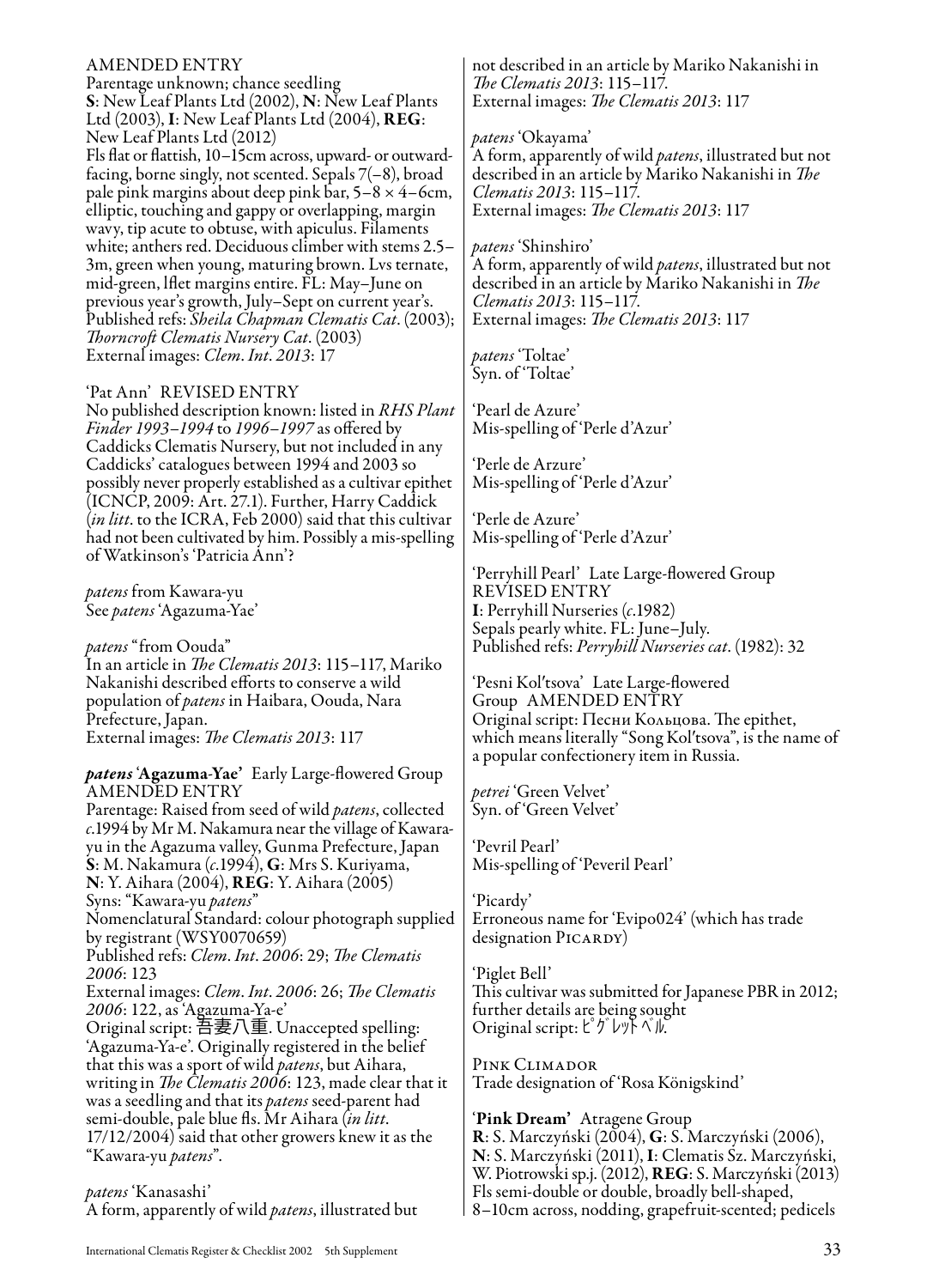AMENDED ENTRY
Parentage unknown; chance seedling
**S**: New Leaf Plants Ltd (2002), **N**: New Leaf Plants Ltd (2003), **I**: New Leaf Plants Ltd (2004), **REG**: New Leaf Plants Ltd (2012)
Fls flat or flattish, 10–15cm across, upward- or outward-facing, borne singly, not scented. Sepals 7(–8), broad pale pink margins about deep pink bar, 5–8 × 4–6cm, elliptic, touching and gappy or overlapping, margin wavy, tip acute to obtuse, with apiculus. Filaments white; anthers red. Deciduous climber with stems 2.5–3m, green when young, maturing brown. Lvs ternate, mid-green, lflet margins entire. FL: May–June on previous year's growth, July–Sept on current year's.
Published refs: *Sheila Chapman Clematis Cat*. (2003); *Thorncroft Clematis Nursery Cat*. (2003)
External images: *Clem. Int. 2013*: 17

'Pat Ann' REVISED ENTRY
No published description known: listed in *RHS Plant Finder 1993–1994* to *1996–1997* as offered by Caddicks Clematis Nursery, but not included in any Caddicks' catalogues between 1994 and 2003 so possibly never properly established as a cultivar epithet (ICNCP, 2009: Art. 27.1). Further, Harry Caddick (*in litt*. to the ICRA, Feb 2000) said that this cultivar had not been cultivated by him. Possibly a mis-spelling of Watkinson's 'Patricia Ann'?

*patens* from Kawara-yu
See *patens* 'Agazuma-Yae'

*patens* "from Oouda"
In an article in *The Clematis 2013*: 115–117, Mariko Nakanishi described efforts to conserve a wild population of *patens* in Haibara, Oouda, Nara Prefecture, Japan.
External images: *The Clematis 2013*: 117

***patens* 'Agazuma-Yae'** Early Large-flowered Group AMENDED ENTRY
Parentage: Raised from seed of wild *patens*, collected *c*.1994 by Mr M. Nakamura near the village of Kawara-yu in the Agazuma valley, Gunma Prefecture, Japan
**S**: M. Nakamura (*c*.1994), **G**: Mrs S. Kuriyama, **N**: Y. Aihara (2004), **REG**: Y. Aihara (2005)
Syns: "Kawara-yu *patens*"
Nomenclatural Standard: colour photograph supplied by registrant (WSY0070659)
Published refs: *Clem. Int. 2006*: 29; *The Clematis 2006*: 123
External images: *Clem. Int. 2006*: 26; *The Clematis 2006*: 122, as 'Agazuma-Ya-e'
Original script: 吾妻八重. Unaccepted spelling: 'Agazuma-Ya-e'. Originally registered in the belief that this was a sport of wild *patens*, but Aihara, writing in *The Clematis 2006*: 123, made clear that it was a seedling and that its *patens* seed-parent had semi-double, pale blue fls. Mr Aihara (*in litt*. 17/12/2004) said that other growers knew it as the "Kawara-yu *patens*".

*patens* 'Kanasashi'
A form, apparently of wild *patens*, illustrated but not described in an article by Mariko Nakanishi in *The Clematis 2013*: 115–117.
External images: *The Clematis 2013*: 117

*patens* 'Okayama'
A form, apparently of wild *patens*, illustrated but not described in an article by Mariko Nakanishi in *The Clematis 2013*: 115–117.
External images: *The Clematis 2013*: 117

*patens* 'Shinshiro'
A form, apparently of wild *patens*, illustrated but not described in an article by Mariko Nakanishi in *The Clematis 2013*: 115–117.
External images: *The Clematis 2013*: 117

*patens* 'Toltae'
Syn. of 'Toltae'

'Pearl de Azure'
Mis-spelling of 'Perle d'Azur'

'Perle de Arzure'
Mis-spelling of 'Perle d'Azur'

'Perle de Azure'
Mis-spelling of 'Perle d'Azur'

'Perryhill Pearl' Late Large-flowered Group REVISED ENTRY
**I**: Perryhill Nurseries (*c*.1982)
Sepals pearly white. FL: June–July.
Published refs: *Perryhill Nurseries cat*. (1982): 32

'Pesni Kol'tsova' Late Large-flowered Group AMENDED ENTRY
Original script: Песни Кольцова. The epithet, which means literally "Song Kol'tsova", is the name of a popular confectionery item in Russia.

*petrei* 'Green Velvet'
Syn. of 'Green Velvet'

'Pevril Pearl'
Mis-spelling of 'Peveril Pearl'

'Picardy'
Erroneous name for 'Evipo024' (which has trade designation PICARDY)

'Piglet Bell'
This cultivar was submitted for Japanese PBR in 2012; further details are being sought
Original script: ピグレットベル.

PINK CLIMADOR
Trade designation of 'Rosa Königskind'

**'Pink Dream'** Atragene Group
**R**: S. Marczyński (2004), **G**: S. Marczyński (2006), **N**: S. Marczyński (2011), **I**: Clematis Sz. Marczyński, W. Piotrowski sp.j. (2012), **REG**: S. Marczyński (2013)
Fls semi-double or double, broadly bell-shaped, 8–10cm across, nodding, grapefruit-scented; pedicels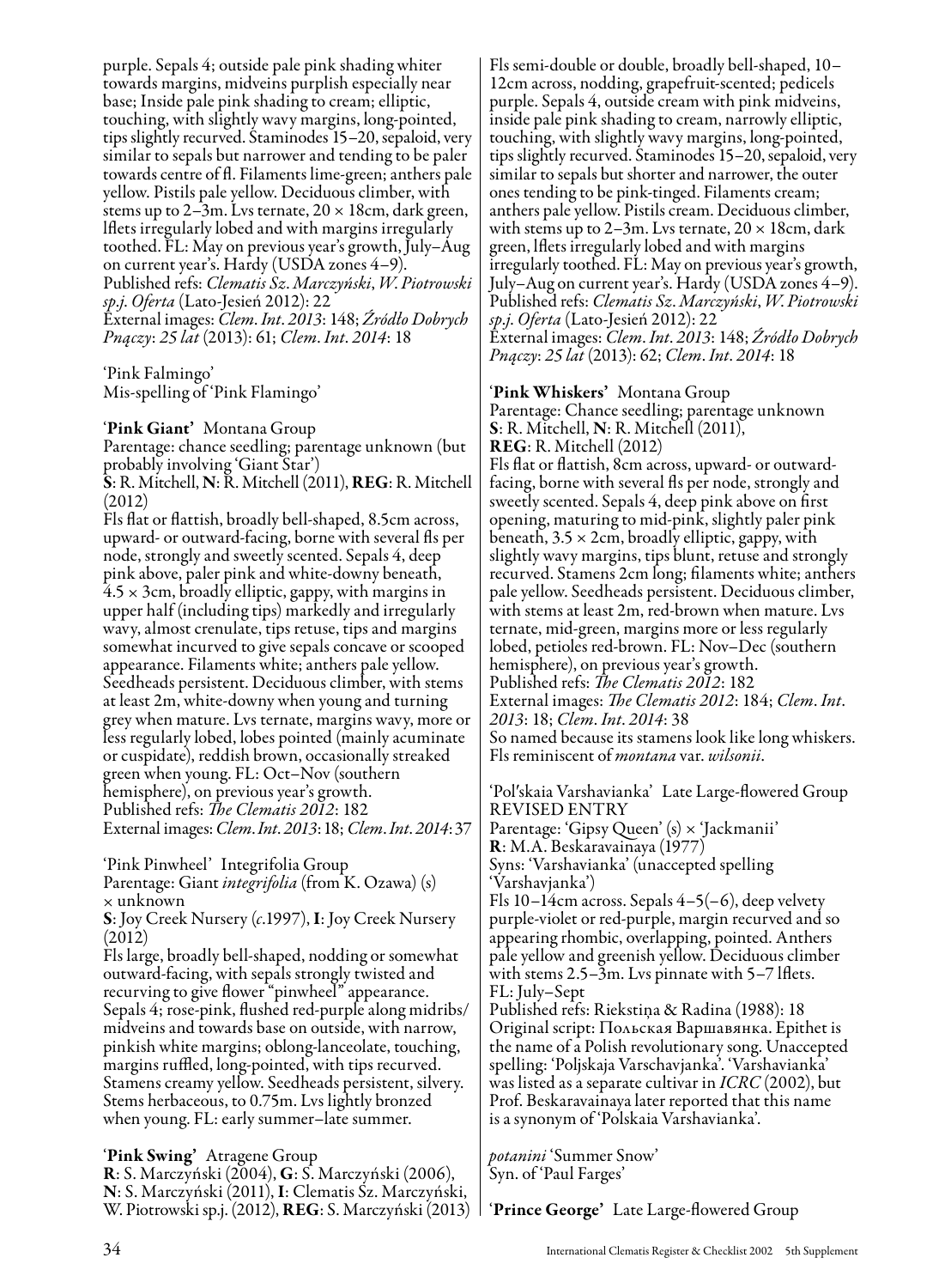purple. Sepals 4; outside pale pink shading whiter towards margins, midveins purplish especially near base; Inside pale pink shading to cream; elliptic, touching, with slightly wavy margins, long-pointed, tips slightly recurved. Staminodes 15–20, sepaloid, very similar to sepals but narrower and tending to be paler towards centre of fl. Filaments lime-green; anthers pale yellow. Pistils pale yellow. Deciduous climber, with stems up to 2–3m. Lvs ternate, 20 × 18cm, dark green, lflets irregularly lobed and with margins irregularly toothed. FL: May on previous year's growth, July–Aug on current year's. Hardy (USDA zones 4–9).
Published refs: *Clematis Sz. Marczyński, W. Piotrowski sp.j. Oferta* (Lato-Jesień 2012): 22
External images: *Clem. Int. 2013*: 148; *Źródło Dobrych Pnączy: 25 lat* (2013): 61; *Clem. Int. 2014*: 18

'Pink Falmingo'
Mis-spelling of 'Pink Flamingo'

'**Pink Giant**' Montana Group
Parentage: chance seedling; parentage unknown (but probably involving 'Giant Star')
**S**: R. Mitchell, **N**: R. Mitchell (2011), **REG**: R. Mitchell (2012)
Fls flat or flattish, broadly bell-shaped, 8.5cm across, upward- or outward-facing, borne with several fls per node, strongly and sweetly scented. Sepals 4, deep pink above, paler pink and white-downy beneath, 4.5 × 3cm, broadly elliptic, gappy, with margins in upper half (including tips) markedly and irregularly wavy, almost crenulate, tips retuse, tips and margins somewhat incurved to give sepals concave or scooped appearance. Filaments white; anthers pale yellow. Seedheads persistent. Deciduous climber, with stems at least 2m, white-downy when young and turning grey when mature. Lvs ternate, margins wavy, more or less regularly lobed, lobes pointed (mainly acuminate or cuspidate), reddish brown, occasionally streaked green when young. FL: Oct–Nov (southern hemisphere), on previous year's growth.
Published refs: *The Clematis 2012*: 182
External images: *Clem. Int. 2013*: 18; *Clem. Int. 2014*: 37

'Pink Pinwheel' Integrifolia Group
Parentage: Giant *integrifolia* (from K. Ozawa) (s) × unknown
**S**: Joy Creek Nursery (*c*.1997), **I**: Joy Creek Nursery (2012)
Fls large, broadly bell-shaped, nodding or somewhat outward-facing, with sepals strongly twisted and recurving to give flower "pinwheel" appearance. Sepals 4; rose-pink, flushed red-purple along midribs/midveins and towards base on outside, with narrow, pinkish white margins; oblong-lanceolate, touching, margins ruffled, long-pointed, with tips recurved. Stamens creamy yellow. Seedheads persistent, silvery. Stems herbaceous, to 0.75m. Lvs lightly bronzed when young. FL: early summer–late summer.

'**Pink Swing**' Atragene Group
**R**: S. Marczyński (2004), **G**: S. Marczyński (2006), **N**: S. Marczyński (2011), **I**: Clematis Sz. Marczyński, W. Piotrowski sp.j. (2012), **REG**: S. Marczyński (2013)
Fls semi-double or double, broadly bell-shaped, 10–12cm across, nodding, grapefruit-scented; pedicels purple. Sepals 4, outside cream with pink midveins, inside pale pink shading to cream, narrowly elliptic, touching, with slightly wavy margins, long-pointed, tips slightly recurved. Staminodes 15–20, sepaloid, very similar to sepals but shorter and narrower, the outer ones tending to be pink-tinged. Filaments cream; anthers pale yellow. Pistils cream. Deciduous climber, with stems up to 2–3m. Lvs ternate, 20 × 18cm, dark green, lflets irregularly lobed and with margins irregularly toothed. FL: May on previous year's growth, July–Aug on current year's. Hardy (USDA zones 4–9).
Published refs: *Clematis Sz. Marczyński, W. Piotrowski sp.j. Oferta* (Lato-Jesień 2012): 22
External images: *Clem. Int. 2013*: 148; *Źródło Dobrych Pnączy: 25 lat* (2013): 62; *Clem. Int. 2014*: 18

'**Pink Whiskers**' Montana Group
Parentage: Chance seedling; parentage unknown
**S**: R. Mitchell, **N**: R. Mitchell (2011),
**REG**: R. Mitchell (2012)
Fls flat or flattish, 8cm across, upward- or outward-facing, borne with several fls per node, strongly and sweetly scented. Sepals 4, deep pink above on first opening, maturing to mid-pink, slightly paler pink beneath, 3.5 × 2cm, broadly elliptic, gappy, with slightly wavy margins, tips blunt, retuse and strongly recurved. Stamens 2cm long; filaments white; anthers pale yellow. Seedheads persistent. Deciduous climber, with stems at least 2m, red-brown when mature. Lvs ternate, mid-green, margins more or less regularly lobed, petioles red-brown. FL: Nov–Dec (southern hemisphere), on previous year's growth.
Published refs: *The Clematis 2012*: 182
External images: *The Clematis 2012*: 184; *Clem. Int. 2013*: 18; *Clem. Int. 2014*: 38
So named because its stamens look like long whiskers. Fls reminiscent of *montana* var. *wilsonii*.

'Pol'skaia Varshavianka' Late Large-flowered Group
REVISED ENTRY
Parentage: 'Gipsy Queen' (s) × 'Jackmanii'
**R**: M.A. Beskaravainaya (1977)
Syns: 'Varshavianka' (unaccepted spelling 'Varshavjanka')
Fls 10–14cm across. Sepals 4–5(–6), deep velvety purple-violet or red-purple, margin recurved and so appearing rhombic, overlapping, pointed. Anthers pale yellow and greenish yellow. Deciduous climber with stems 2.5–3m. Lvs pinnate with 5–7 lflets.
FL: July–Sept
Published refs: Riekstiņa & Radina (1988): 18
Original script: Польская Варшавянка. Epithet is the name of a Polish revolutionary song. Unaccepted spelling: 'Poljskaja Varschavjanka'. 'Varshavianka' was listed as a separate cultivar in *ICRC* (2002), but Prof. Beskaravainaya later reported that this name is a synonym of 'Polskaia Varshavianka'.

*potanini* 'Summer Snow'
Syn. of 'Paul Farges'

'**Prince George**' Late Large-flowered Group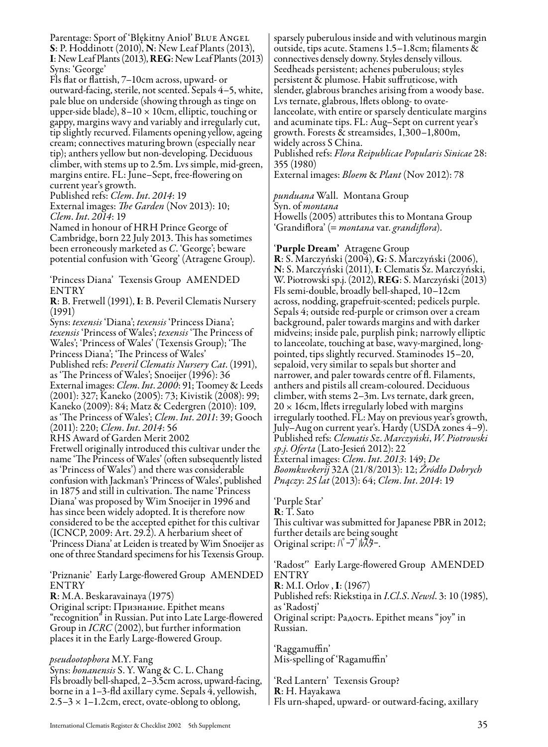Parentage: Sport of 'Błękitny Anioł' BLUE ANGEL
**S**: P. Hoddinott (2010), **N**: New Leaf Plants (2013), **I**: New Leaf Plants (2013), **REG**: New Leaf Plants (2013)
Syns: 'George'
Fls flat or flattish, 7–10cm across, upward- or outward-facing, sterile, not scented. Sepals 4–5, white, pale blue on underside (showing through as tinge on upper-side blade), 8–10 × 10cm, elliptic, touching or gappy, margins wavy and variably and irregularly cut, tip slightly recurved. Filaments opening yellow, ageing cream; connectives maturing brown (especially near tip); anthers yellow but non-developing. Deciduous climber, with stems up to 2.5m. Lvs simple, mid-green, margins entire. FL: June–Sept, free-flowering on current year's growth.
Published refs: *Clem. Int. 2014*: 19
External images: *The Garden* (Nov 2013): 10; *Clem. Int. 2014*: 19
Named in honour of HRH Prince George of Cambridge, born 22 July 2013. This has sometimes been erroneously marketed as *C.* 'George'; beware potential confusion with 'Georg' (Atragene Group).

'Princess Diana' Texensis Group AMENDED ENTRY
**R**: B. Fretwell (1991), **I**: B. Peveril Clematis Nursery (1991)
Syns: *texensis* 'Diana'; *texensis* 'Princess Diana'; *texensis* 'Princess of Wales'; *texensis* 'The Princess of Wales'; 'Princess of Wales' (Texensis Group); 'The Princess Diana'; 'The Princess of Wales'
Published refs: *Peveril Clematis Nursery Cat.* (1991), as 'The Princess of Wales'; Snoeijer (1996): 36
External images: *Clem. Int. 2000*: 91; Toomey & Leeds (2001): 327; Kaneko (2005): 73; Kivistik (2008): 99; Kaneko (2009): 84; Matz & Cedergren (2010): 109, as 'The Princess of Wales'; *Clem. Int. 2011*: 39; Gooch (2011): 220; *Clem. Int. 2014*: 56
RHS Award of Garden Merit 2002
Fretwell originally introduced this cultivar under the name 'The Princess of Wales' (often subsequently listed as 'Princess of Wales') and there was considerable confusion with Jackman's 'Princess of Wales', published in 1875 and still in cultivation. The name 'Princess Diana' was proposed by Wim Snoeijer in 1996 and has since been widely adopted. It is therefore now considered to be the accepted epithet for this cultivar (ICNCP, 2009: Art. 29.2). A herbarium sheet of 'Princess Diana' at Leiden is treated by Wim Snoeijer as one of three Standard specimens for his Texensis Group.

'Priznanie' Early Large-flowered Group AMENDED ENTRY
**R**: M.A. Beskaravainaya (1975)
Original script: Признание. Epithet means "recognition" in Russian. Put into Late Large-flowered Group in *ICRC* (2002), but further information places it in the Early Large-flowered Group.

*pseudootophora* M.Y. Fang
Syns: *honanensis* S. Y. Wang & C. L. Chang
Fls broadly bell-shaped, 2–3.5cm across, upward-facing, borne in a 1–3-fld axillary cyme. Sepals 4, yellowish, 2.5–3 × 1–1.2cm, erect, ovate-oblong to oblong, sparsely puberulous inside and with velutinous margin outside, tips acute. Stamens 1.5–1.8cm; filaments & connectives densely downy. Styles densely villous. Seedheads persistent; achenes puberulous; styles persistent & plumose. Habit suffruticose, with slender, glabrous branches arising from a woody base. Lvs ternate, glabrous, lflets oblong- to ovate-lanceolate, with entire or sparsely denticulate margins and acuminate tips. FL: Aug–Sept on current year's growth. Forests & streamsides, 1,300–1,800m, widely across S China.
Published refs: *Flora Reipublicae Popularis Sinicae* 28: 355 (1980)
External images: *Bloem* & *Plant* (Nov 2012): 78

*punduana* Wall. Montana Group
Syn. of *montana*
Howells (2005) attributes this to Montana Group 'Grandiflora' (= *montana* var. *grandiflora*).

'**Purple Dream**' Atragene Group
**R**: S. Marczyński (2004), **G**: S. Marczyński (2006), **N**: S. Marczyński (2011), **I**: Clematis Sz. Marczyński, W. Piotrowski sp.j. (2012), **REG**: S. Marczyński (2013)
Fls semi-double, broadly bell-shaped, 10–12cm across, nodding, grapefruit-scented; pedicels purple. Sepals 4; outside red-purple or crimson over a cream background, paler towards margins and with darker midveins; inside pale, purplish pink; narrowly elliptic to lanceolate, touching at base, wavy-margined, long-pointed, tips slightly recurved. Staminodes 15–20, sepaloid, very similar to sepals but shorter and narrower, and paler towards centre of fl. Filaments, anthers and pistils all cream-coloured. Deciduous climber, with stems 2–3m. Lvs ternate, dark green, 20 × 16cm, lflets irregularly lobed with margins irregularly toothed. FL: May on previous year's growth, July–Aug on current year's. Hardy (USDA zones 4–9).
Published refs: *Clematis Sz. Marczyński, W. Piotrowski sp.j. Oferta* (Lato-Jesień 2012): 22
External images: *Clem. Int. 2013*: 149; *De Boomkwekerij* 32A (21/8/2013): 12; *Źródło Dobrych Pnączy: 25 lat* (2013): 64; *Clem. Int. 2014*: 19

'Purple Star'
**R**: T. Sato
This cultivar was submitted for Japanese PBR in 2012; further details are being sought
Original script: ﾊﾟｰﾌﾟﾙｽﾀｰ.

'Radost'' Early Large-flowered Group AMENDED ENTRY
**R**: M.I. Orlov , **I**: (1967)
Published refs: Riekstiņa in *I.Cl.S. Newsl.* 3: 10 (1985), as 'Radostj'
Original script: Радость. Epithet means "joy" in Russian.

'Raggamuffin'
Mis-spelling of 'Ragamuffin'

'Red Lantern' Texensis Group?
**R**: H. Hayakawa
Fls urn-shaped, upward- or outward-facing, axillary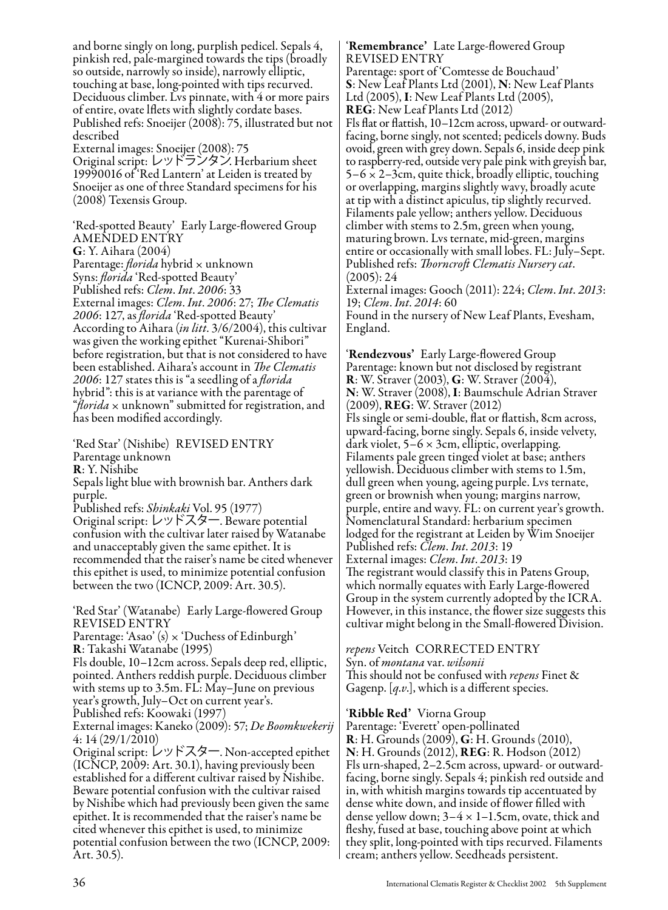and borne singly on long, purplish pedicel. Sepals 4, pinkish red, pale-margined towards the tips (broadly so outside, narrowly so inside), narrowly elliptic, touching at base, long-pointed with tips recurved. Deciduous climber. Lvs pinnate, with 4 or more pairs of entire, ovate lflets with slightly cordate bases. Published refs: Snoeijer (2008): 75, illustrated but not described
External images: Snoeijer (2008): 75
Original script: レッドランタン. Herbarium sheet 19990016 of 'Red Lantern' at Leiden is treated by Snoeijer as one of three Standard specimens for his (2008) Texensis Group.

'Red-spotted Beauty' Early Large-flowered Group AMENDED ENTRY
**G**: Y. Aihara (2004)
Parentage: *florida* hybrid × unknown
Syns: *florida* 'Red-spotted Beauty'
Published refs: *Clem. Int. 2006*: 33
External images: *Clem. Int. 2006*: 27; *The Clematis 2006*: 127, as *florida* 'Red-spotted Beauty'
According to Aihara (*in litt.* 3/6/2004), this cultivar was given the working epithet "Kurenai-Shibori" before registration, but that is not considered to have been established. Aihara's account in *The Clematis 2006*: 127 states this is "a seedling of a *florida* hybrid": this is at variance with the parentage of "*florida* × unknown" submitted for registration, and has been modified accordingly.

'Red Star' (Nishibe) REVISED ENTRY
Parentage unknown
**R**: Y. Nishibe
Sepals light blue with brownish bar. Anthers dark purple.
Published refs: *Shinkaki* Vol. 95 (1977)
Original script: レッドスター. Beware potential confusion with the cultivar later raised by Watanabe and unacceptably given the same epithet. It is recommended that the raiser's name be cited whenever this epithet is used, to minimize potential confusion between the two (ICNCP, 2009: Art. 30.5).

'Red Star' (Watanabe) Early Large-flowered Group REVISED ENTRY
Parentage: 'Asao' (s) × 'Duchess of Edinburgh'
**R**: Takashi Watanabe (1995)
Fls double, 10–12cm across. Sepals deep red, elliptic, pointed. Anthers reddish purple. Deciduous climber with stems up to 3.5m. FL: May–June on previous year's growth, July–Oct on current year's.
Published refs: Koowaki (1997)
External images: Kaneko (2009): 57; *De Boomkwekerij* 4: 14 (29/1/2010)
Original script: レッドスター. Non-accepted epithet (ICNCP, 2009: Art. 30.1), having previously been established for a different cultivar raised by Nishibe. Beware potential confusion with the cultivar raised by Nishibe which had previously been given the same epithet. It is recommended that the raiser's name be cited whenever this epithet is used, to minimize potential confusion between the two (ICNCP, 2009: Art. 30.5).

**'Remembrance'** Late Large-flowered Group REVISED ENTRY
Parentage: sport of 'Comtesse de Bouchaud'
**S**: New Leaf Plants Ltd (2001), **N**: New Leaf Plants Ltd (2005), **I**: New Leaf Plants Ltd (2005), **REG**: New Leaf Plants Ltd (2012)
Fls flat or flattish, 10–12cm across, upward- or outward-facing, borne singly, not scented; pedicels downy. Buds ovoid, green with grey down. Sepals 6, inside deep pink to raspberry-red, outside very pale pink with greyish bar, 5–6 × 2–3cm, quite thick, broadly elliptic, touching or overlapping, margins slightly wavy, broadly acute at tip with a distinct apiculus, tip slightly recurved. Filaments pale yellow; anthers yellow. Deciduous climber with stems to 2.5m, green when young, maturing brown. Lvs ternate, mid-green, margins entire or occasionally with small lobes. FL: July–Sept.
Published refs: *Thorncroft Clematis Nursery cat.* (2005): 24
External images: Gooch (2011): 224; *Clem. Int. 2013*: 19; *Clem. Int. 2014*: 60
Found in the nursery of New Leaf Plants, Evesham, England.

**'Rendezvous'** Early Large-flowered Group
Parentage: known but not disclosed by registrant
**R**: W. Straver (2003), **G**: W. Straver (2004), **N**: W. Straver (2008), **I**: Baumschule Adrian Straver (2009), **REG**: W. Straver (2012)
Fls single or semi-double, flat or flattish, 8cm across, upward-facing, borne singly. Sepals 6, inside velvety, dark violet, 5–6 × 3cm, elliptic, overlapping. Filaments pale green tinged violet at base; anthers yellowish. Deciduous climber with stems to 1.5m, dull green when young, ageing purple. Lvs ternate, green or brownish when young; margins narrow, purple, entire and wavy. FL: on current year's growth.
Nomenclatural Standard: herbarium specimen lodged for the registrant at Leiden by Wim Snoeijer
Published refs: *Clem. Int. 2013*: 19
External images: *Clem. Int. 2013*: 19
The registrant would classify this in Patens Group, which normally equates with Early Large-flowered Group in the system currently adopted by the ICRA. However, in this instance, the flower size suggests this cultivar might belong in the Small-flowered Division.

*repens* Veitch CORRECTED ENTRY
Syn. of *montana* var. *wilsonii*
This should not be confused with *repens* Finet & Gagenp. [*q.v.*], which is a different species.

**'Ribble Red'** Viorna Group
Parentage: 'Everett' open-pollinated
**R**: H. Grounds (2009), **G**: H. Grounds (2010), **N**: H. Grounds (2012), **REG**: R. Hodson (2012)
Fls urn-shaped, 2–2.5cm across, upward- or outward-facing, borne singly. Sepals 4; pinkish red outside and in, with whitish margins towards tip accentuated by dense white down, and inside of flower filled with dense yellow down; 3–4 × 1–1.5cm, ovate, thick and fleshy, fused at base, touching above point at which they split, long-pointed with tips recurved. Filaments cream; anthers yellow. Seedheads persistent.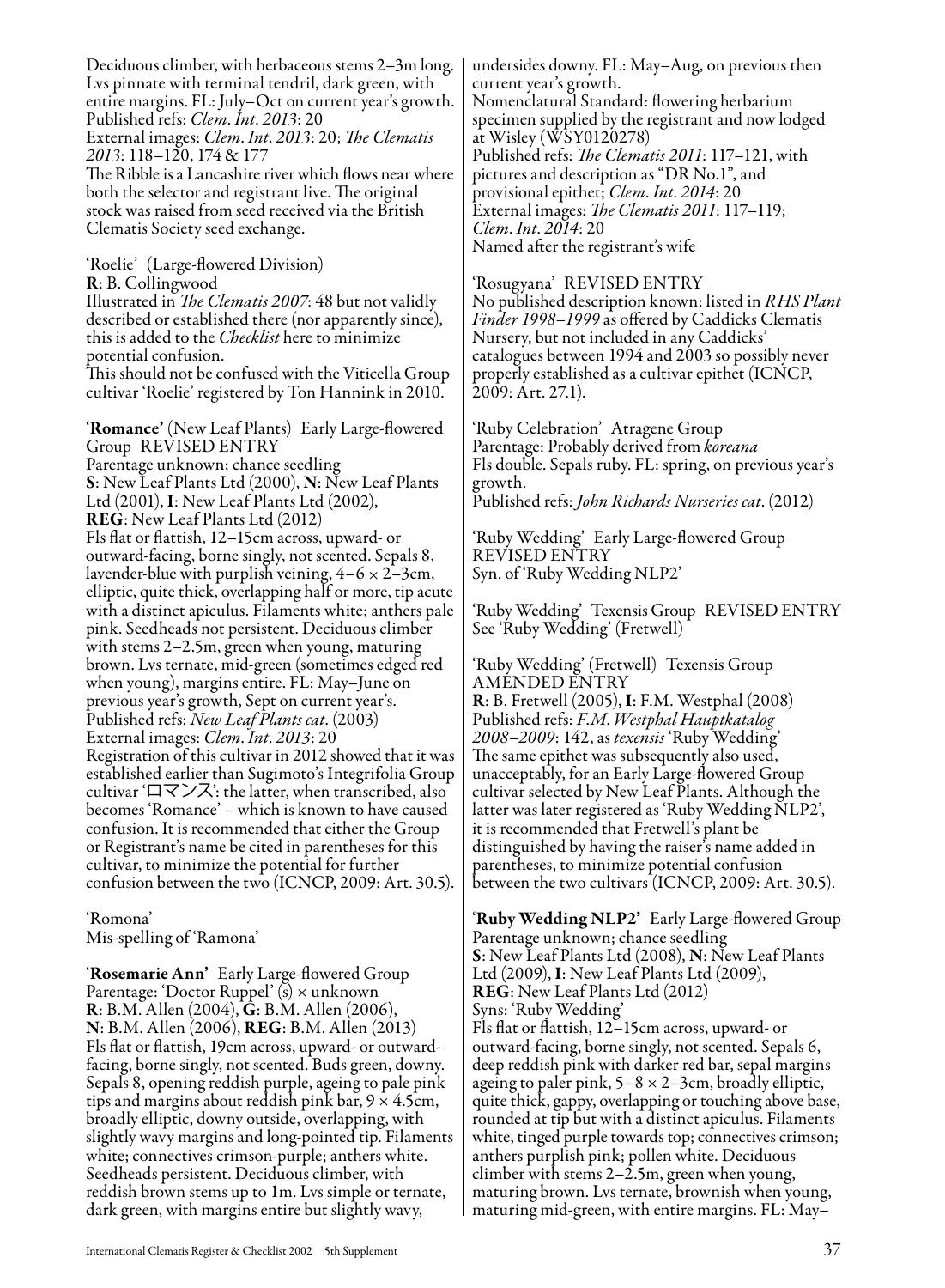Deciduous climber, with herbaceous stems 2–3m long. Lvs pinnate with terminal tendril, dark green, with entire margins. FL: July–Oct on current year's growth.
Published refs: *Clem. Int. 2013*: 20
External images: *Clem. Int. 2013*: 20; *The Clematis 2013*: 118–120, 174 & 177
The Ribble is a Lancashire river which flows near where both the selector and registrant live. The original stock was raised from seed received via the British Clematis Society seed exchange.

'Roelie' (Large-flowered Division)
**R**: B. Collingwood
Illustrated in *The Clematis 2007*: 48 but not validly described or established there (nor apparently since), this is added to the *Checklist* here to minimize potential confusion.
This should not be confused with the Viticella Group cultivar 'Roelie' registered by Ton Hannink in 2010.

'**Romance**' (New Leaf Plants) Early Large-flowered Group REVISED ENTRY
Parentage unknown; chance seedling
**S**: New Leaf Plants Ltd (2000), **N**: New Leaf Plants Ltd (2001), **I**: New Leaf Plants Ltd (2002), **REG**: New Leaf Plants Ltd (2012)
Fls flat or flattish, 12–15cm across, upward- or outward-facing, borne singly, not scented. Sepals 8, lavender-blue with purplish veining, 4–6 × 2–3cm, elliptic, quite thick, overlapping half or more, tip acute with a distinct apiculus. Filaments white; anthers pale pink. Seedheads not persistent. Deciduous climber with stems 2–2.5m, green when young, maturing brown. Lvs ternate, mid-green (sometimes edged red when young), margins entire. FL: May–June on previous year's growth, Sept on current year's.
Published refs: *New Leaf Plants cat*. (2003)
External images: *Clem. Int. 2013*: 20
Registration of this cultivar in 2012 showed that it was established earlier than Sugimoto's Integrifolia Group cultivar 'ロマンス': the latter, when transcribed, also becomes 'Romance' – which is known to have caused confusion. It is recommended that either the Group or Registrant's name be cited in parentheses for this cultivar, to minimize the potential for further confusion between the two (ICNCP, 2009: Art. 30.5).

'Romona'
Mis-spelling of 'Ramona'

'**Rosemarie Ann**' Early Large-flowered Group
Parentage: 'Doctor Ruppel' (s) × unknown
**R**: B.M. Allen (2004), **G**: B.M. Allen (2006), **N**: B.M. Allen (2006), **REG**: B.M. Allen (2013)
Fls flat or flattish, 19cm across, upward- or outward-facing, borne singly, not scented. Buds green, downy. Sepals 8, opening reddish purple, ageing to pale pink tips and margins about reddish pink bar, 9 × 4.5cm, broadly elliptic, downy outside, overlapping, with slightly wavy margins and long-pointed tip. Filaments white; connectives crimson-purple; anthers white. Seedheads persistent. Deciduous climber, with reddish brown stems up to 1m. Lvs simple or ternate, dark green, with margins entire but slightly wavy, undersides downy. FL: May–Aug, on previous then current year's growth.
Nomenclatural Standard: flowering herbarium specimen supplied by the registrant and now lodged at Wisley (WSY0120278)
Published refs: *The Clematis 2011*: 117–121, with pictures and description as "DR No.1", and provisional epithet; *Clem. Int. 2014*: 20
External images: *The Clematis 2011*: 117–119; *Clem. Int. 2014*: 20
Named after the registrant's wife

'Rosugyana' REVISED ENTRY
No published description known: listed in *RHS Plant Finder 1998–1999* as offered by Caddicks Clematis Nursery, but not included in any Caddicks' catalogues between 1994 and 2003 so possibly never properly established as a cultivar epithet (ICNCP, 2009: Art. 27.1).

'Ruby Celebration' Atragene Group
Parentage: Probably derived from *koreana*
Fls double. Sepals ruby. FL: spring, on previous year's growth.
Published refs: *John Richards Nurseries cat*. (2012)

'Ruby Wedding' Early Large-flowered Group REVISED ENTRY
Syn. of 'Ruby Wedding NLP2'

'Ruby Wedding' Texensis Group REVISED ENTRY
See 'Ruby Wedding' (Fretwell)

'Ruby Wedding' (Fretwell) Texensis Group AMENDED ENTRY
**R**: B. Fretwell (2005), **I**: F.M. Westphal (2008)
Published refs: *F.M. Westphal Hauptkatalog 2008–2009*: 142, as *texensis* 'Ruby Wedding'
The same epithet was subsequently also used, unacceptably, for an Early Large-flowered Group cultivar selected by New Leaf Plants. Although the latter was later registered as 'Ruby Wedding NLP2', it is recommended that Fretwell's plant be distinguished by having the raiser's name added in parentheses, to minimize potential confusion between the two cultivars (ICNCP, 2009: Art. 30.5).

'**Ruby Wedding NLP2**' Early Large-flowered Group
Parentage unknown; chance seedling
**S**: New Leaf Plants Ltd (2008), **N**: New Leaf Plants Ltd (2009), **I**: New Leaf Plants Ltd (2009), **REG**: New Leaf Plants Ltd (2012)
Syns: 'Ruby Wedding'
Fls flat or flattish, 12–15cm across, upward- or outward-facing, borne singly, not scented. Sepals 6, deep reddish pink with darker red bar, sepal margins ageing to paler pink, 5–8 × 2–3cm, broadly elliptic, quite thick, gappy, overlapping or touching above base, rounded at tip but with a distinct apiculus. Filaments white, tinged purple towards top; connectives crimson; anthers purplish pink; pollen white. Deciduous climber with stems 2–2.5m, green when young, maturing brown. Lvs ternate, brownish when young, maturing mid-green, with entire margins. FL: May–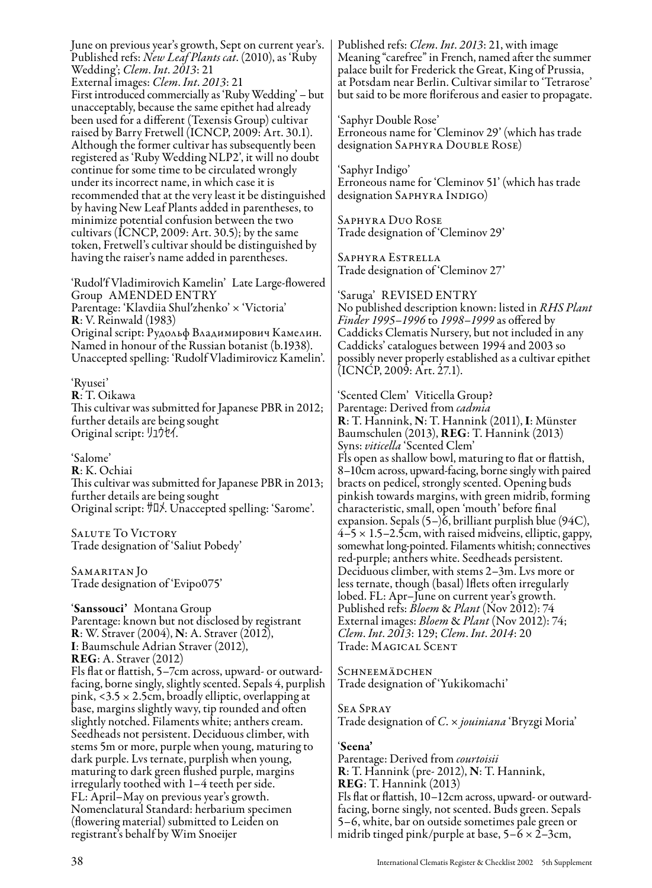June on previous year's growth, Sept on current year's.
Published refs: *New Leaf Plants cat.* (2010), as 'Ruby Wedding'; *Clem. Int. 2013*: 21
External images: *Clem. Int. 2013*: 21
First introduced commercially as 'Ruby Wedding' – but unacceptably, because the same epithet had already been used for a different (Texensis Group) cultivar raised by Barry Fretwell (ICNCP, 2009: Art. 30.1). Although the former cultivar has subsequently been registered as 'Ruby Wedding NLP2', it will no doubt continue for some time to be circulated wrongly under its incorrect name, in which case it is recommended that at the very least it be distinguished by having New Leaf Plants added in parentheses, to minimize potential confusion between the two cultivars (ICNCP, 2009: Art. 30.5); by the same token, Fretwell's cultivar should be distinguished by having the raiser's name added in parentheses.

'Rudol′f Vladimirovich Kamelin' Late Large-flowered Group AMENDED ENTRY
Parentage: 'Klavdiia Shul′zhenko' × 'Victoria'
**R**: V. Reinwald (1983)
Original script: Рудольф Владимирович Камелин.
Named in honour of the Russian botanist (b.1938).
Unaccepted spelling: 'Rudolf Vladimirovicz Kamelin'.

'Ryusei'
**R**: T. Oikawa
This cultivar was submitted for Japanese PBR in 2012; further details are being sought
Original script: ﾘｭｳｾｲ.

'Salome'
**R**: K. Ochiai
This cultivar was submitted for Japanese PBR in 2013; further details are being sought
Original script: ｻﾛﾒ. Unaccepted spelling: 'Sarome'.

Salute To Victory
Trade designation of 'Saliut Pobedy'

Samaritan Jo
Trade designation of 'Evipo075'

'**Sanssouci**' Montana Group
Parentage: known but not disclosed by registrant
**R**: W. Straver (2004), **N**: A. Straver (2012), **I**: Baumschule Adrian Straver (2012), **REG**: A. Straver (2012)
Fls flat or flattish, 5–7cm across, upward- or outward-facing, borne singly, slightly scented. Sepals 4, purplish pink, <3.5 × 2.5cm, broadly elliptic, overlapping at base, margins slightly wavy, tip rounded and often slightly notched. Filaments white; anthers cream. Seedheads not persistent. Deciduous climber, with stems 5m or more, purple when young, maturing to dark purple. Lvs ternate, purplish when young, maturing to dark green flushed purple, margins irregularly toothed with 1–4 teeth per side.
FL: April–May on previous year's growth.
Nomenclatural Standard: herbarium specimen (flowering material) submitted to Leiden on registrant's behalf by Wim Snoeijer
Published refs: *Clem. Int. 2013*: 21, with image
Meaning "carefree" in French, named after the summer palace built for Frederick the Great, King of Prussia, at Potsdam near Berlin. Cultivar similar to 'Tetrarose' but said to be more floriferous and easier to propagate.

'Saphyr Double Rose'
Erroneous name for 'Cleminov 29' (which has trade designation Saphyra Double Rose)

'Saphyr Indigo'
Erroneous name for 'Cleminov 51' (which has trade designation Saphyra Indigo)

Saphyra Duo Rose
Trade designation of 'Cleminov 29'

Saphyra Estrella
Trade designation of 'Cleminov 27'

'Saruga' REVISED ENTRY
No published description known: listed in *RHS Plant Finder 1995–1996* to *1998–1999* as offered by Caddicks Clematis Nursery, but not included in any Caddicks' catalogues between 1994 and 2003 so possibly never properly established as a cultivar epithet (ICNCP, 2009: Art. 27.1).

'Scented Clem' Viticella Group?
Parentage: Derived from *cadmia*
**R**: T. Hannink, **N**: T. Hannink (2011), **I**: Münster Baumschulen (2013), **REG**: T. Hannink (2013)
Syns: *viticella* 'Scented Clem'
Fls open as shallow bowl, maturing to flat or flattish, 8–10cm across, upward-facing, borne singly with paired bracts on pedicel, strongly scented. Opening buds pinkish towards margins, with green midrib, forming characteristic, small, open 'mouth' before final expansion. Sepals (5–)6, brilliant purplish blue (94C), 4–5 × 1.5–2.5cm, with raised midveins, elliptic, gappy, somewhat long-pointed. Filaments whitish; connectives red-purple; anthers white. Seedheads persistent. Deciduous climber, with stems 2–3m. Lvs more or less ternate, though (basal) lflets often irregularly lobed. FL: Apr–June on current year's growth.
Published refs: *Bloem & Plant* (Nov 2012): 74
External images: *Bloem & Plant* (Nov 2012): 74; *Clem. Int. 2013*: 129; *Clem. Int. 2014*: 20
Trade: Magical Scent

Schneemädchen
Trade designation of 'Yukikomachi'

Sea Spray
Trade designation of *C.* × *jouiniana* 'Bryzgi Moria'

'**Seena**'
Parentage: Derived from *courtoisii*
**R**: T. Hannink (pre- 2012), **N**: T. Hannink, **REG**: T. Hannink (2013)
Fls flat or flattish, 10–12cm across, upward- or outward-facing, borne singly, not scented. Buds green. Sepals 5–6, white, bar on outside sometimes pale green or midrib tinged pink/purple at base, 5–6 × 2–3cm,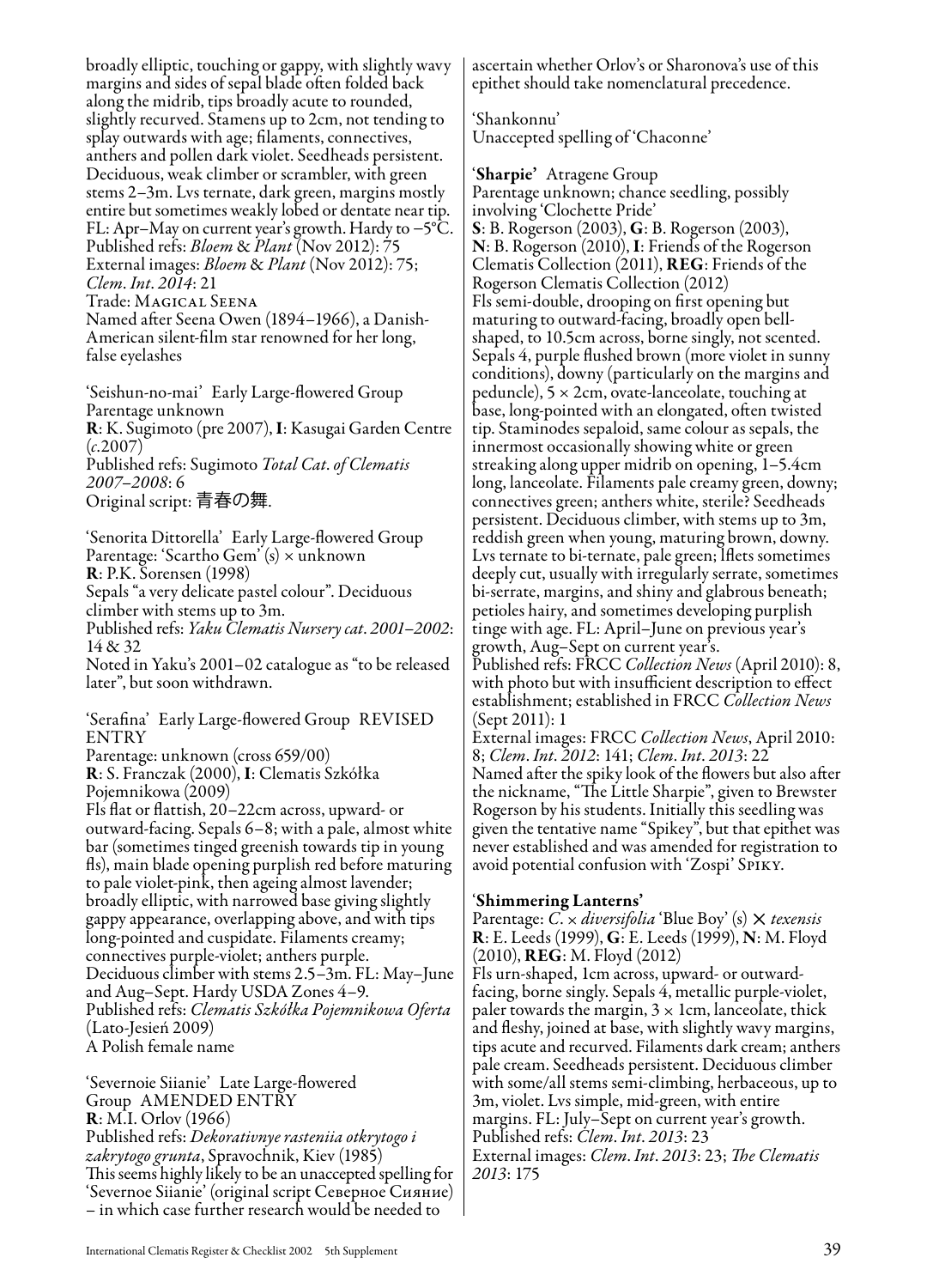broadly elliptic, touching or gappy, with slightly wavy margins and sides of sepal blade often folded back along the midrib, tips broadly acute to rounded, slightly recurved. Stamens up to 2cm, not tending to splay outwards with age; filaments, connectives, anthers and pollen dark violet. Seedheads persistent. Deciduous, weak climber or scrambler, with green stems 2–3m. Lvs ternate, dark green, margins mostly entire but sometimes weakly lobed or dentate near tip. FL: Apr–May on current year's growth. Hardy to −5°C.
Published refs: *Bloem* & *Plant* (Nov 2012): 75
External images: *Bloem* & *Plant* (Nov 2012): 75; *Clem. Int. 2014*: 21
Trade: Magical Seena
Named after Seena Owen (1894–1966), a Danish-American silent-film star renowned for her long, false eyelashes

'Seishun-no-mai' Early Large-flowered Group
Parentage unknown
**R**: K. Sugimoto (pre 2007), **I**: Kasugai Garden Centre (*c*.2007)
Published refs: Sugimoto *Total Cat. of Clematis 2007–2008*: 6
Original script: 青春の舞.

'Senorita Dittorella' Early Large-flowered Group
Parentage: 'Scartho Gem' (s) × unknown
**R**: P.K. Sorensen (1998)
Sepals "a very delicate pastel colour". Deciduous climber with stems up to 3m.
Published refs: *Yaku Clematis Nursery cat. 2001–2002*: 14 & 32
Noted in Yaku's 2001–02 catalogue as "to be released later", but soon withdrawn.

'Serafina' Early Large-flowered Group REVISED ENTRY
Parentage: unknown (cross 659/00)
**R**: S. Franczak (2000), **I**: Clematis Szkółka Pojemnikowa (2009)
Fls flat or flattish, 20–22cm across, upward- or outward-facing. Sepals 6–8; with a pale, almost white bar (sometimes tinged greenish towards tip in young fls), main blade opening purplish red before maturing to pale violet-pink, then ageing almost lavender; broadly elliptic, with narrowed base giving slightly gappy appearance, overlapping above, and with tips long-pointed and cuspidate. Filaments creamy; connectives purple-violet; anthers purple. Deciduous climber with stems 2.5–3m. FL: May–June and Aug–Sept. Hardy USDA Zones 4–9.
Published refs: *Clematis Szkółka Pojemnikowa Oferta* (Lato-Jesień 2009)
A Polish female name

'Severnoie Siianie' Late Large-flowered Group AMENDED ENTRY
**R**: M.I. Orlov (1966)
Published refs: *Dekorativnye rasteniia otkrytogo i zakrytogo grunta*, Spravochnik, Kiev (1985)
This seems highly likely to be an unaccepted spelling for 'Severnoe Siianie' (original script Северное Сияние) – in which case further research would be needed to ascertain whether Orlov's or Sharonova's use of this epithet should take nomenclatural precedence.

'Shankonnu'
Unaccepted spelling of 'Chaconne'

'**Sharpie**' Atragene Group
Parentage unknown; chance seedling, possibly involving 'Clochette Pride'
**S**: B. Rogerson (2003), **G**: B. Rogerson (2003), **N**: B. Rogerson (2010), **I**: Friends of the Rogerson Clematis Collection (2011), **REG**: Friends of the Rogerson Clematis Collection (2012)
Fls semi-double, drooping on first opening but maturing to outward-facing, broadly open bell-shaped, to 10.5cm across, borne singly, not scented. Sepals 4, purple flushed brown (more violet in sunny conditions), downy (particularly on the margins and peduncle), 5 × 2cm, ovate-lanceolate, touching at base, long-pointed with an elongated, often twisted tip. Staminodes sepaloid, same colour as sepals, the innermost occasionally showing white or green streaking along upper midrib on opening, 1–5.4cm long, lanceolate. Filaments pale creamy green, downy; connectives green; anthers white, sterile? Seedheads persistent. Deciduous climber, with stems up to 3m, reddish green when young, maturing brown, downy. Lvs ternate to bi-ternate, pale green; lflets sometimes deeply cut, usually with irregularly serrate, sometimes bi-serrate, margins, and shiny and glabrous beneath; petioles hairy, and sometimes developing purplish tinge with age. FL: April–June on previous year's growth, Aug–Sept on current year's.
Published refs: FRCC *Collection News* (April 2010): 8, with photo but with insufficient description to effect establishment; established in FRCC *Collection News* (Sept 2011): 1
External images: FRCC *Collection News*, April 2010: 8; *Clem. Int. 2012*: 141; *Clem. Int. 2013*: 22
Named after the spiky look of the flowers but also after the nickname, "The Little Sharpie", given to Brewster Rogerson by his students. Initially this seedling was given the tentative name "Spikey", but that epithet was never established and was amended for registration to avoid potential confusion with 'Zospi' Spiky.

'**Shimmering Lanterns**'
Parentage: *C.* × *diversifolia* 'Blue Boy' (s) × *texensis*
**R**: E. Leeds (1999), **G**: E. Leeds (1999), **N**: M. Floyd (2010), **REG**: M. Floyd (2012)
Fls urn-shaped, 1cm across, upward- or outward-facing, borne singly. Sepals 4, metallic purple-violet, paler towards the margin, 3 × 1cm, lanceolate, thick and fleshy, joined at base, with slightly wavy margins, tips acute and recurved. Filaments dark cream; anthers pale cream. Seedheads persistent. Deciduous climber with some/all stems semi-climbing, herbaceous, up to 3m, violet. Lvs simple, mid-green, with entire margins. FL: July–Sept on current year's growth.
Published refs: *Clem. Int. 2013*: 23
External images: *Clem. Int. 2013*: 23; *The Clematis 2013*: 175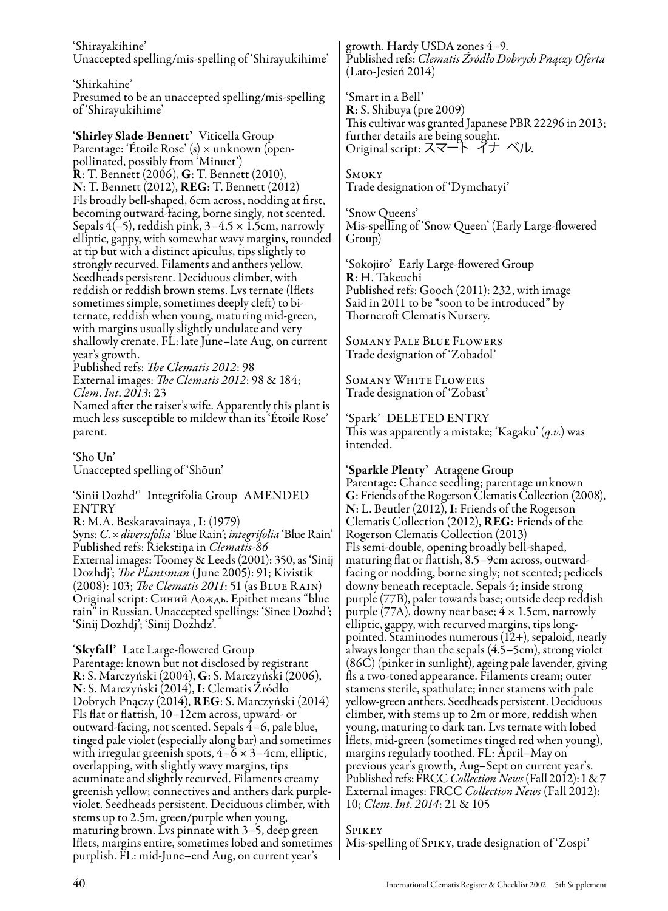'Shirayakihine'
Unaccepted spelling/mis-spelling of 'Shirayukihime'

'Shirkahine'
Presumed to be an unaccepted spelling/mis-spelling of 'Shirayukihime'

**'Shirley Slade-Bennett'** Viticella Group
Parentage: 'Étoile Rose' (s) × unknown (open-pollinated, possibly from 'Minuet')
**R**: T. Bennett (2006), **G**: T. Bennett (2010), **N**: T. Bennett (2012), **REG**: T. Bennett (2012)
Fls broadly bell-shaped, 6cm across, nodding at first, becoming outward-facing, borne singly, not scented. Sepals 4(–5), reddish pink, 3–4.5 × 1.5cm, narrowly elliptic, gappy, with somewhat wavy margins, rounded at tip but with a distinct apiculus, tips slightly to strongly recurved. Filaments and anthers yellow. Seedheads persistent. Deciduous climber, with reddish or reddish brown stems. Lvs ternate (lflets sometimes simple, sometimes deeply cleft) to bi-ternate, reddish when young, maturing mid-green, with margins usually slightly undulate and very shallowly crenate. FL: late June–late Aug, on current year's growth.
Published refs: *The Clematis 2012*: 98
External images: *The Clematis 2012*: 98 & 184; *Clem. Int. 2013*: 23
Named after the raiser's wife. Apparently this plant is much less susceptible to mildew than its 'Étoile Rose' parent.

'Sho Un'
Unaccepted spelling of 'Shōun'

'Sinii Dozhd'' Integrifolia Group AMENDED ENTRY
**R**: M.A. Beskaravainaya , **I**: (1979)
Syns: *C.* × *diversifolia* 'Blue Rain'; *integrifolia* 'Blue Rain'
Published refs: Riekstiņa in *Clematis-86*
External images: Toomey & Leeds (2001): 350, as 'Sinij Dozhdj'; *The Plantsman* (June 2005): 91; Kivistik (2008): 103; *The Clematis 2011*: 51 (as Blue Rain)
Original script: Синий Дождь. Epithet means "blue rain" in Russian. Unaccepted spellings: 'Sinee Dozhd'; 'Sinij Dozhdj'; 'Sinij Dozhdz'.

**'Skyfall'** Late Large-flowered Group
Parentage: known but not disclosed by registrant
**R**: S. Marczyński (2004), **G**: S. Marczyński (2006), **N**: S. Marczyński (2014), **I**: Clematis Źródło Dobrych Pnączy (2014), **REG**: S. Marczyński (2014)
Fls flat or flattish, 10–12cm across, upward- or outward-facing, not scented. Sepals 4–6, pale blue, tinged pale violet (especially along bar) and sometimes with irregular greenish spots, 4–6 × 3–4cm, elliptic, overlapping, with slightly wavy margins, tips acuminate and slightly recurved. Filaments creamy greenish yellow; connectives and anthers dark purple-violet. Seedheads persistent. Deciduous climber, with stems up to 2.5m, green/purple when young, maturing brown. Lvs pinnate with 3–5, deep green lflets, margins entire, sometimes lobed and sometimes purplish. FL: mid-June–end Aug, on current year's growth. Hardy USDA zones 4–9.
Published refs: *Clematis Źródło Dobrych Pnączy Oferta* (Lato-Jesień 2014)

'Smart in a Bell'
**R**: S. Shibuya (pre 2009)
This cultivar was granted Japanese PBR 22296 in 2013; further details are being sought.
Original script: スマート イナ ベル.

Smoky
Trade designation of 'Dymchatyi'

'Snow Queens'
Mis-spelling of 'Snow Queen' (Early Large-flowered Group)

'Sokojiro' Early Large-flowered Group
**R**: H. Takeuchi
Published refs: Gooch (2011): 232, with image
Said in 2011 to be "soon to be introduced" by Thorncroft Clematis Nursery.

Somany Pale Blue Flowers
Trade designation of 'Zobadol'

Somany White Flowers
Trade designation of 'Zobast'

'Spark' DELETED ENTRY
This was apparently a mistake; 'Kagaku' (*q.v.*) was intended.

**'Sparkle Plenty'** Atragene Group
Parentage: Chance seedling; parentage unknown
**G**: Friends of the Rogerson Clematis Collection (2008), **N**: L. Beutler (2012), **I**: Friends of the Rogerson Clematis Collection (2012), **REG**: Friends of the Rogerson Clematis Collection (2013)
Fls semi-double, opening broadly bell-shaped, maturing flat or flattish, 8.5–9cm across, outward-facing or nodding, borne singly; not scented; pedicels downy beneath receptacle. Sepals 4; inside strong purple (77B), paler towards base; outside deep reddish purple (77A), downy near base; 4 × 1.5cm, narrowly elliptic, gappy, with recurved margins, tips long-pointed. Staminodes numerous (12+), sepaloid, nearly always longer than the sepals (4.5–5cm), strong violet (86C) (pinker in sunlight), ageing pale lavender, giving fls a two-toned appearance. Filaments cream; outer stamens sterile, spathulate; inner stamens with pale yellow-green anthers. Seedheads persistent. Deciduous climber, with stems up to 2m or more, reddish when young, maturing to dark tan. Lvs ternate with lobed lflets, mid-green (sometimes tinged red when young), margins regularly toothed. FL: April–May on previous year's growth, Aug–Sept on current year's.
Published refs: FRCC *Collection News* (Fall 2012): 1 & 7
External images: FRCC *Collection News* (Fall 2012): 10; *Clem. Int. 2014*: 21 & 105

Spikey
Mis-spelling of Spiky, trade designation of 'Zospi'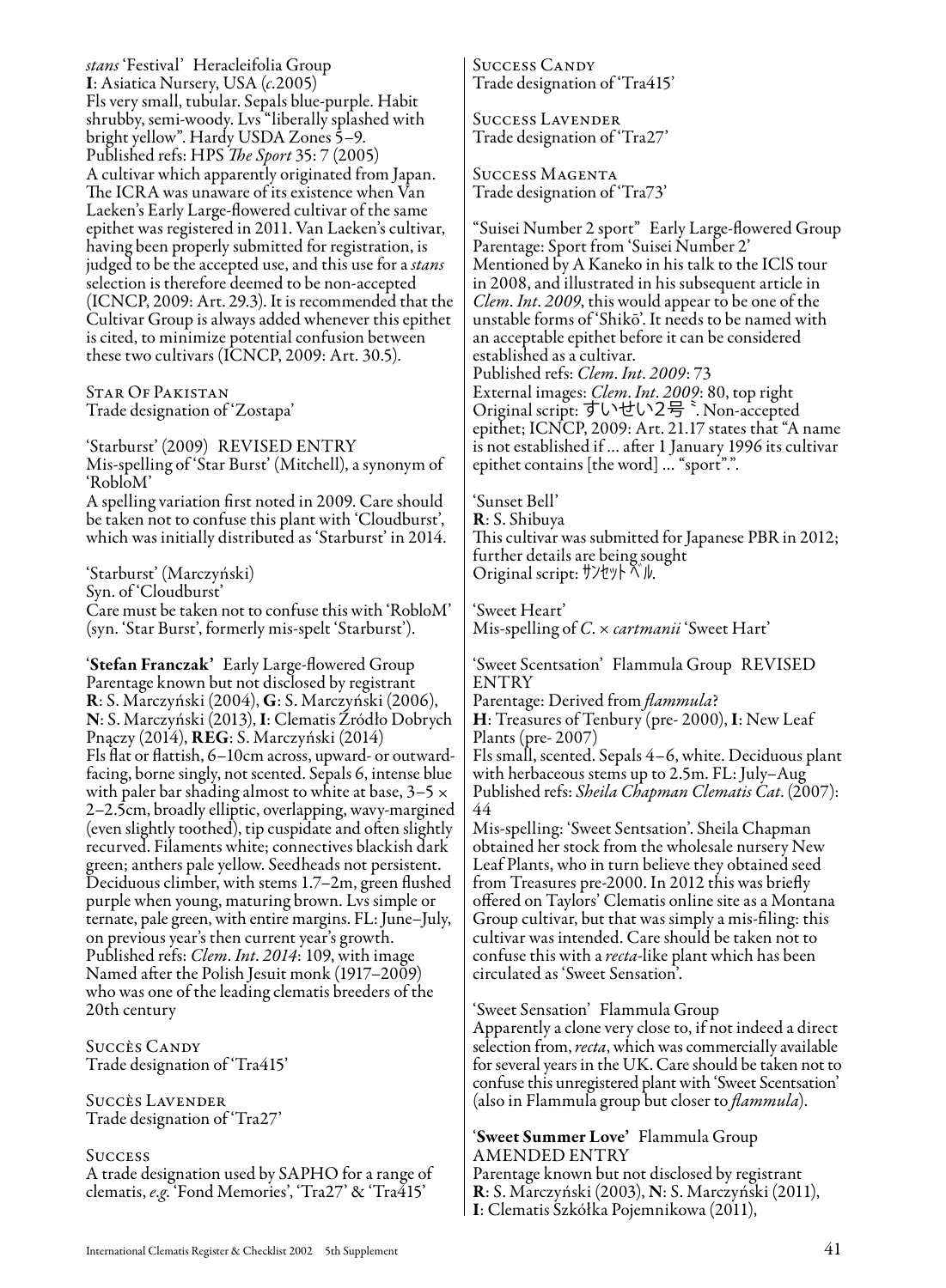*stans* 'Festival' Heracleifolia Group
**I**: Asiatica Nursery, USA (*c*.2005)
Fls very small, tubular. Sepals blue-purple. Habit shrubby, semi-woody. Lvs "liberally splashed with bright yellow". Hardy USDA Zones 5–9.
Published refs: HPS *The Sport* 35: 7 (2005)
A cultivar which apparently originated from Japan. The ICRA was unaware of its existence when Van Laeken's Early Large-flowered cultivar of the same epithet was registered in 2011. Van Laeken's cultivar, having been properly submitted for registration, is judged to be the accepted use, and this use for a *stans* selection is therefore deemed to be non-accepted (ICNCP, 2009: Art. 29.3). It is recommended that the Cultivar Group is always added whenever this epithet is cited, to minimize potential confusion between these two cultivars (ICNCP, 2009: Art. 30.5).

Star Of Pakistan
Trade designation of 'Zostapa'

'Starburst' (2009) REVISED ENTRY
Mis-spelling of 'Star Burst' (Mitchell), a synonym of 'RobloM'
A spelling variation first noted in 2009. Care should be taken not to confuse this plant with 'Cloudburst', which was initially distributed as 'Starburst' in 2014.

'Starburst' (Marczyński)
Syn. of 'Cloudburst'
Care must be taken not to confuse this with 'RobloM' (syn. 'Star Burst', formerly mis-spelt 'Starburst').

'**Stefan Franczak**' Early Large-flowered Group
Parentage known but not disclosed by registrant
**R**: S. Marczyński (2004), **G**: S. Marczyński (2006), **N**: S. Marczyński (2013), **I**: Clematis Źródło Dobrych Pnączy (2014), **REG**: S. Marczyński (2014)
Fls flat or flattish, 6–10cm across, upward- or outward-facing, borne singly, not scented. Sepals 6, intense blue with paler bar shading almost to white at base, 3–5 × 2–2.5cm, broadly elliptic, overlapping, wavy-margined (even slightly toothed), tip cuspidate and often slightly recurved. Filaments white; connectives blackish dark green; anthers pale yellow. Seedheads not persistent. Deciduous climber, with stems 1.7–2m, green flushed purple when young, maturing brown. Lvs simple or ternate, pale green, with entire margins. FL: June–July, on previous year's then current year's growth.
Published refs: *Clem. Int. 2014*: 109, with image
Named after the Polish Jesuit monk (1917–2009) who was one of the leading clematis breeders of the 20th century

Succès Candy
Trade designation of 'Tra415'

Succès Lavender
Trade designation of 'Tra27'

Success
A trade designation used by SAPHO for a range of clematis, *e.g.* 'Fond Memories', 'Tra27' & 'Tra415'

Success Candy
Trade designation of 'Tra415'

Success Lavender
Trade designation of 'Tra27'

Success Magenta
Trade designation of 'Tra73'

"Suisei Number 2 sport" Early Large-flowered Group
Parentage: Sport from 'Suisei Number 2'
Mentioned by A Kaneko in his talk to the IClS tour in 2008, and illustrated in his subsequent article in *Clem. Int. 2009*, this would appear to be one of the unstable forms of 'Shikō'. It needs to be named with an acceptable epithet before it can be considered established as a cultivar.
Published refs: *Clem. Int. 2009*: 73
External images: *Clem. Int. 2009*: 80, top right
Original script: すいせい2号゛. Non-accepted epithet; ICNCP, 2009: Art. 21.17 states that "A name is not established if … after 1 January 1996 its cultivar epithet contains [the word] … "sport".".

'Sunset Bell'
**R**: S. Shibuya
This cultivar was submitted for Japanese PBR in 2012; further details are being sought
Original script: ｻﾝｾｯﾄ ﾍﾞﾙ.

'Sweet Heart'
Mis-spelling of *C.* × *cartmanii* 'Sweet Hart'

'Sweet Scentsation' Flammula Group REVISED ENTRY
Parentage: Derived from *flammula*?
**H**: Treasures of Tenbury (pre- 2000), **I**: New Leaf Plants (pre- 2007)
Fls small, scented. Sepals 4–6, white. Deciduous plant with herbaceous stems up to 2.5m. FL: July–Aug
Published refs: *Sheila Chapman Clematis Cat.* (2007): 44
Mis-spelling: 'Sweet Sentsation'. Sheila Chapman obtained her stock from the wholesale nursery New Leaf Plants, who in turn believe they obtained seed from Treasures pre-2000. In 2012 this was briefly offered on Taylors' Clematis online site as a Montana Group cultivar, but that was simply a mis-filing: this cultivar was intended. Care should be taken not to confuse this with a *recta*-like plant which has been circulated as 'Sweet Sensation'.

'Sweet Sensation' Flammula Group
Apparently a clone very close to, if not indeed a direct selection from, *recta*, which was commercially available for several years in the UK. Care should be taken not to confuse this unregistered plant with 'Sweet Scentsation' (also in Flammula group but closer to *flammula*).

'**Sweet Summer Love**' Flammula Group
AMENDED ENTRY
Parentage known but not disclosed by registrant
**R**: S. Marczyński (2003), **N**: S. Marczyński (2011), **I**: Clematis Szkółka Pojemnikowa (2011),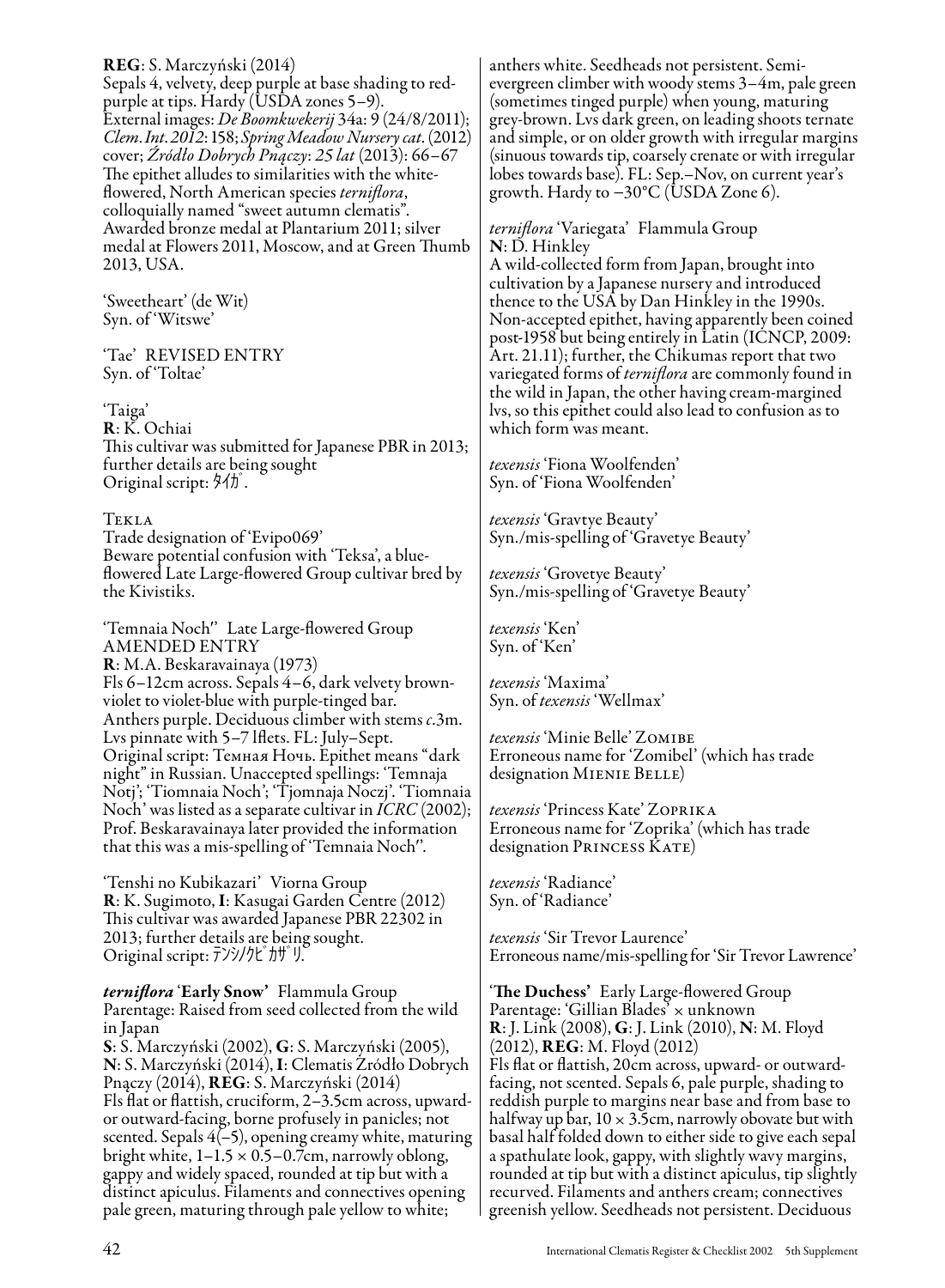**REG**: S. Marczyński (2014)
Sepals 4, velvety, deep purple at base shading to red-purple at tips. Hardy (USDA zones 5–9).
External images: *De Boomkwekerij* 34a: 9 (24/8/2011); *Clem. Int. 2012*: 158; *Spring Meadow Nursery cat*. (2012) cover; *Źródło Dobrych Pnączy: 25 lat* (2013): 66–67
The epithet alludes to similarities with the white-flowered, North American species *terniflora*, colloquially named "sweet autumn clematis". Awarded bronze medal at Plantarium 2011; silver medal at Flowers 2011, Moscow, and at Green Thumb 2013, USA.

'Sweetheart' (de Wit)
Syn. of 'Witswe'

'Tae' REVISED ENTRY
Syn. of 'Toltae'

'Taiga'
**R**: K. Ochiai
This cultivar was submitted for Japanese PBR in 2013; further details are being sought
Original script: ﾀｲｶﾞ.

TEKLA
Trade designation of 'Evipo069'
Beware potential confusion with 'Teksa', a blue-flowered Late Large-flowered Group cultivar bred by the Kivistiks.

'Temnaia Noch'' Late Large-flowered Group
AMENDED ENTRY
**R**: M.A. Beskaravainaya (1973)
Fls 6–12cm across. Sepals 4–6, dark velvety brown-violet to violet-blue with purple-tinged bar. Anthers purple. Deciduous climber with stems *c*.3m. Lvs pinnate with 5–7 lflets. FL: July–Sept.
Original script: Темная Ночь. Epithet means "dark night" in Russian. Unaccepted spellings: 'Temnaja Notj'; 'Tiomnaia Noch'; 'Tjomnaja Noczj'. 'Tiomnaia Noch' was listed as a separate cultivar in *ICRC* (2002); Prof. Beskaravainaya later provided the information that this was a mis-spelling of 'Temnaia Noch''.

'Tenshi no Kubikazari' Viorna Group
**R**: K. Sugimoto, **I**: Kasugai Garden Centre (2012)
This cultivar was awarded Japanese PBR 22302 in 2013; further details are being sought.
Original script: ﾃﾝｼﾉｸﾋﾞｶｻﾞﾘ.

***terniflora* 'Early Snow'** Flammula Group
Parentage: Raised from seed collected from the wild in Japan
**S**: S. Marczyński (2002), **G**: S. Marczyński (2005), **N**: S. Marczyński (2014), **I**: Clematis Źródło Dobrych Pnączy (2014), **REG**: S. Marczyński (2014)
Fls flat or flattish, cruciform, 2–3.5cm across, upward- or outward-facing, borne profusely in panicles; not scented. Sepals 4(–5), opening creamy white, maturing bright white, 1–1.5 × 0.5–0.7cm, narrowly oblong, gappy and widely spaced, rounded at tip but with a distinct apiculus. Filaments and connectives opening pale green, maturing through pale yellow to white; anthers white. Seedheads not persistent. Semi-evergreen climber with woody stems 3–4m, pale green (sometimes tinged purple) when young, maturing grey-brown. Lvs dark green, on leading shoots ternate and simple, or on older growth with irregular margins (sinuous towards tip, coarsely crenate or with irregular lobes towards base). FL: Sep.–Nov, on current year's growth. Hardy to −30°C (USDA Zone 6).

*terniflora* 'Variegata' Flammula Group
**N**: D. Hinkley
A wild-collected form from Japan, brought into cultivation by a Japanese nursery and introduced thence to the USA by Dan Hinkley in the 1990s. Non-accepted epithet, having apparently been coined post-1958 but being entirely in Latin (ICNCP, 2009: Art. 21.11); further, the Chikumas report that two variegated forms of *terniflora* are commonly found in the wild in Japan, the other having cream-margined lvs, so this epithet could also lead to confusion as to which form was meant.

*texensis* 'Fiona Woolfenden'
Syn. of 'Fiona Woolfenden'

*texensis* 'Gravtye Beauty'
Syn./mis-spelling of 'Gravetye Beauty'

*texensis* 'Grovetye Beauty'
Syn./mis-spelling of 'Gravetye Beauty'

*texensis* 'Ken'
Syn. of 'Ken'

*texensis* 'Maxima'
Syn. of *texensis* 'Wellmax'

*texensis* 'Minie Belle' ZOMIBE
Erroneous name for 'Zomibel' (which has trade designation MIENIE BELLE)

*texensis* 'Princess Kate' ZOPRIKA
Erroneous name for 'Zoprika' (which has trade designation PRINCESS KATE)

*texensis* 'Radiance'
Syn. of 'Radiance'

*texensis* 'Sir Trevor Laurence'
Erroneous name/mis-spelling for 'Sir Trevor Lawrence'

**'The Duchess'** Early Large-flowered Group
Parentage: 'Gillian Blades' × unknown
**R**: J. Link (2008), **G**: J. Link (2010), **N**: M. Floyd (2012), **REG**: M. Floyd (2012)
Fls flat or flattish, 20cm across, upward- or outward-facing, not scented. Sepals 6, pale purple, shading to reddish purple to margins near base and from base to halfway up bar, 10 × 3.5cm, narrowly obovate but with basal half folded down to either side to give each sepal a spathulate look, gappy, with slightly wavy margins, rounded at tip but with a distinct apiculus, tip slightly recurved. Filaments and anthers cream; connectives greenish yellow. Seedheads not persistent. Deciduous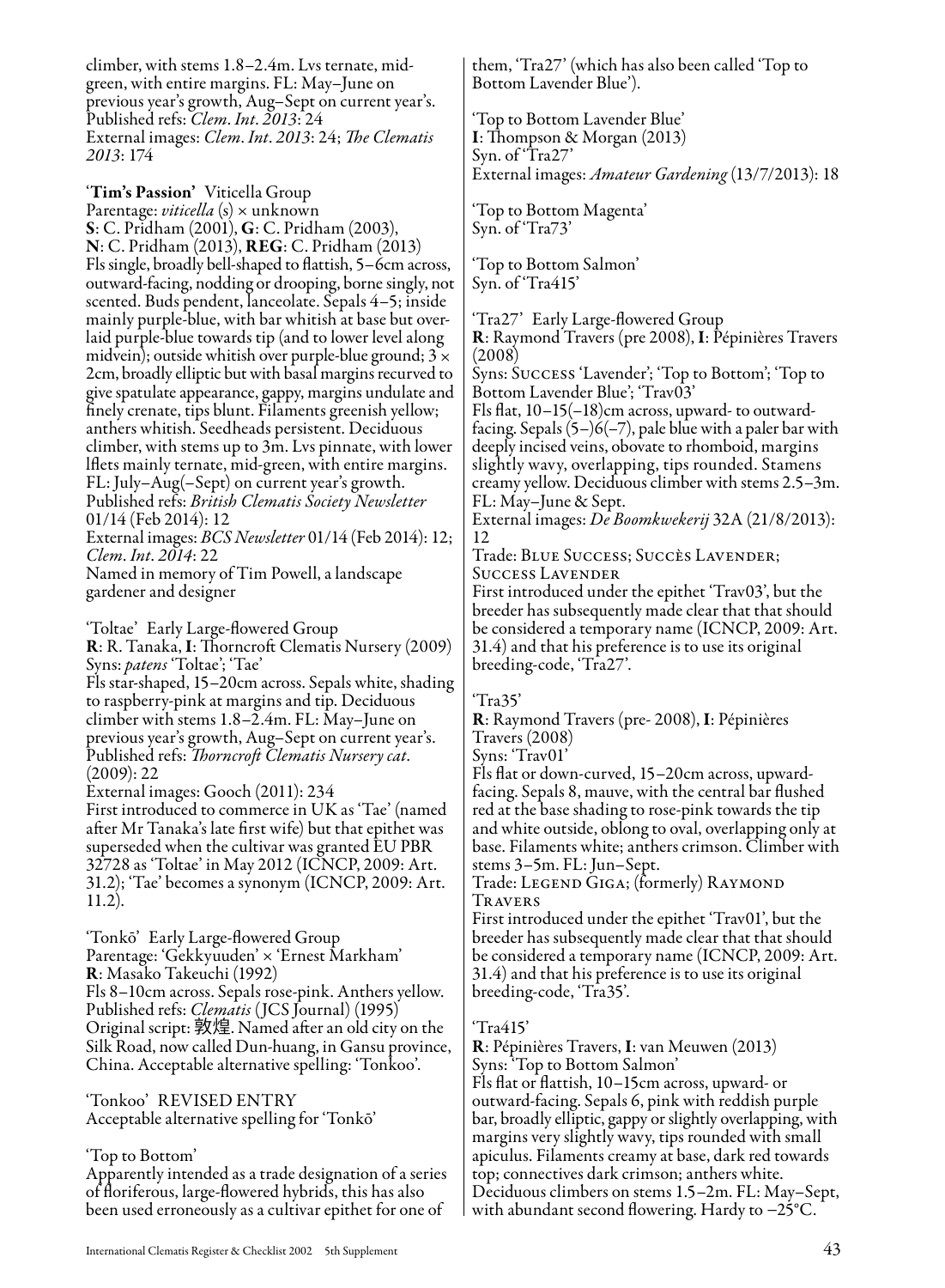climber, with stems 1.8–2.4m. Lvs ternate, mid-green, with entire margins. FL: May–June on previous year's growth, Aug–Sept on current year's.
Published refs: *Clem. Int. 2013*: 24
External images: *Clem. Int. 2013*: 24; *The Clematis 2013*: 174

'**Tim's Passion**' Viticella Group
Parentage: *viticella* (s) × unknown
**S**: C. Pridham (2001), **G**: C. Pridham (2003), **N**: C. Pridham (2013), **REG**: C. Pridham (2013)
Fls single, broadly bell-shaped to flattish, 5–6cm across, outward-facing, nodding or drooping, borne singly, not scented. Buds pendent, lanceolate. Sepals 4–5; inside mainly purple-blue, with bar whitish at base but overlaid purple-blue towards tip (and to lower level along midvein); outside whitish over purple-blue ground; 3 × 2cm, broadly elliptic but with basal margins recurved to give spatulate appearance, gappy, margins undulate and finely crenate, tips blunt. Filaments greenish yellow; anthers whitish. Seedheads persistent. Deciduous climber, with stems up to 3m. Lvs pinnate, with lower lflets mainly ternate, mid-green, with entire margins. FL: July–Aug(–Sept) on current year's growth.
Published refs: *British Clematis Society Newsletter* 01/14 (Feb 2014): 12
External images: *BCS Newsletter* 01/14 (Feb 2014): 12; *Clem. Int. 2014*: 22
Named in memory of Tim Powell, a landscape gardener and designer

'Toltae' Early Large-flowered Group
**R**: R. Tanaka, **I**: Thorncroft Clematis Nursery (2009)
Syns: *patens* 'Toltae'; 'Tae'
Fls star-shaped, 15–20cm across. Sepals white, shading to raspberry-pink at margins and tip. Deciduous climber with stems 1.8–2.4m. FL: May–June on previous year's growth, Aug–Sept on current year's.
Published refs: *Thorncroft Clematis Nursery cat.* (2009): 22
External images: Gooch (2011): 234
First introduced to commerce in UK as 'Tae' (named after Mr Tanaka's late first wife) but that epithet was superseded when the cultivar was granted EU PBR 32728 as 'Toltae' in May 2012 (ICNCP, 2009: Art. 31.2); 'Tae' becomes a synonym (ICNCP, 2009: Art. 11.2).

'Tonkō' Early Large-flowered Group
Parentage: 'Gekkyuuden' × 'Ernest Markham'
**R**: Masako Takeuchi (1992)
Fls 8–10cm across. Sepals rose-pink. Anthers yellow.
Published refs: *Clematis* (JCS Journal) (1995)
Original script: 敦煌. Named after an old city on the Silk Road, now called Dun-huang, in Gansu province, China. Acceptable alternative spelling: 'Tonkoo'.

'Tonkoo' REVISED ENTRY
Acceptable alternative spelling for 'Tonkō'

'Top to Bottom'
Apparently intended as a trade designation of a series of floriferous, large-flowered hybrids, this has also been used erroneously as a cultivar epithet for one of them, 'Tra27' (which has also been called 'Top to Bottom Lavender Blue').

'Top to Bottom Lavender Blue'
**I**: Thompson & Morgan (2013)
Syn. of 'Tra27'
External images: *Amateur Gardening* (13/7/2013): 18

'Top to Bottom Magenta'
Syn. of 'Tra73'

'Top to Bottom Salmon'
Syn. of 'Tra415'

'Tra27' Early Large-flowered Group
**R**: Raymond Travers (pre 2008), **I**: Pépinières Travers (2008)
Syns: SUCCESS 'Lavender'; 'Top to Bottom'; 'Top to Bottom Lavender Blue'; 'Trav03'
Fls flat, 10–15(–18)cm across, upward- to outward-facing. Sepals (5–)6(–7), pale blue with a paler bar with deeply incised veins, obovate to rhomboid, margins slightly wavy, overlapping, tips rounded. Stamens creamy yellow. Deciduous climber with stems 2.5–3m. FL: May–June & Sept.
External images: *De Boomkwekerij* 32A (21/8/2013): 12
Trade: BLUE SUCCESS; SUCCÈS LAVENDER; SUCCESS LAVENDER
First introduced under the epithet 'Trav03', but the breeder has subsequently made clear that that should be considered a temporary name (ICNCP, 2009: Art. 31.4) and that his preference is to use its original breeding-code, 'Tra27'.

'Tra35'
**R**: Raymond Travers (pre- 2008), **I**: Pépinières Travers (2008)
Syns: 'Trav01'
Fls flat or down-curved, 15–20cm across, upward-facing. Sepals 8, mauve, with the central bar flushed red at the base shading to rose-pink towards the tip and white outside, oblong to oval, overlapping only at base. Filaments white; anthers crimson. Climber with stems 3–5m. FL: Jun–Sept.
Trade: LEGEND GIGA; (formerly) RAYMOND TRAVERS
First introduced under the epithet 'Trav01', but the breeder has subsequently made clear that that should be considered a temporary name (ICNCP, 2009: Art. 31.4) and that his preference is to use its original breeding-code, 'Tra35'.

'Tra415'
**R**: Pépinières Travers, **I**: van Meuwen (2013)
Syns: 'Top to Bottom Salmon'
Fls flat or flattish, 10–15cm across, upward- or outward-facing. Sepals 6, pink with reddish purple bar, broadly elliptic, gappy or slightly overlapping, with margins very slightly wavy, tips rounded with small apiculus. Filaments creamy at base, dark red towards top; connectives dark crimson; anthers white. Deciduous climbers on stems 1.5–2m. FL: May–Sept, with abundant second flowering. Hardy to −25°C.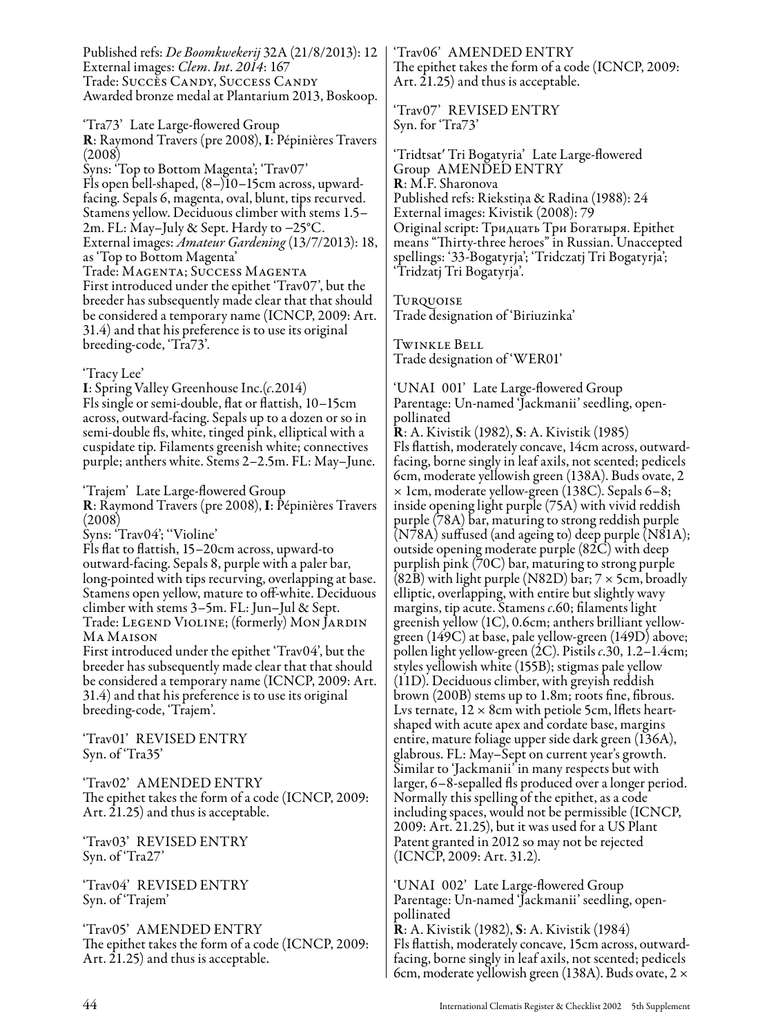Published refs: *De Boomkwekerij* 32A (21/8/2013): 12
External images: *Clem. Int. 2014*: 167
Trade: Succès Candy, Success Candy
Awarded bronze medal at Plantarium 2013, Boskoop.

'Tra73' Late Large-flowered Group
**R**: Raymond Travers (pre 2008), **I**: Pépinières Travers (2008)
Syns: 'Top to Bottom Magenta'; 'Trav07'
Fls open bell-shaped, (8–)10–15cm across, upward-facing. Sepals 6, magenta, oval, blunt, tips recurved. Stamens yellow. Deciduous climber with stems 1.5–2m. FL: May–July & Sept. Hardy to −25°C.
External images: *Amateur Gardening* (13/7/2013): 18, as 'Top to Bottom Magenta'
Trade: Magenta; Success Magenta
First introduced under the epithet 'Trav07', but the breeder has subsequently made clear that that should be considered a temporary name (ICNCP, 2009: Art. 31.4) and that his preference is to use its original breeding-code, 'Tra73'.

'Tracy Lee'
**I**: Spring Valley Greenhouse Inc.(*c*.2014)
Fls single or semi-double, flat or flattish, 10–15cm across, outward-facing. Sepals up to a dozen or so in semi-double fls, white, tinged pink, elliptical with a cuspidate tip. Filaments greenish white; connectives purple; anthers white. Stems 2–2.5m. FL: May–June.

'Trajem' Late Large-flowered Group
**R**: Raymond Travers (pre 2008), **I**: Pépinières Travers (2008)
Syns: 'Trav04'; ''Violine'
Fls flat to flattish, 15–20cm across, upward-to outward-facing. Sepals 8, purple with a paler bar, long-pointed with tips recurving, overlapping at base. Stamens open yellow, mature to off-white. Deciduous climber with stems 3–5m. FL: Jun–Jul & Sept.
Trade: Legend Violine; (formerly) Mon Jardin Ma Maison
First introduced under the epithet 'Trav04', but the breeder has subsequently made clear that that should be considered a temporary name (ICNCP, 2009: Art. 31.4) and that his preference is to use its original breeding-code, 'Trajem'.

'Trav01' REVISED ENTRY
Syn. of 'Tra35'

'Trav02' AMENDED ENTRY
The epithet takes the form of a code (ICNCP, 2009: Art. 21.25) and thus is acceptable.

'Trav03' REVISED ENTRY
Syn. of 'Tra27'

'Trav04' REVISED ENTRY
Syn. of 'Trajem'

'Trav05' AMENDED ENTRY
The epithet takes the form of a code (ICNCP, 2009: Art. 21.25) and thus is acceptable.

'Trav06' AMENDED ENTRY
The epithet takes the form of a code (ICNCP, 2009: Art. 21.25) and thus is acceptable.

'Trav07' REVISED ENTRY
Syn. for 'Tra73'

'Tridtsat' Tri Bogatyria' Late Large-flowered Group AMENDED ENTRY
**R**: M.F. Sharonova
Published refs: Riekstiņa & Radina (1988): 24
External images: Kivistik (2008): 79
Original script: Тридцать Три Богатыря. Epithet means "Thirty-three heroes" in Russian. Unaccepted spellings: '33-Bogatyrja'; 'Tridczatj Tri Bogatyrja'; 'Tridzatj Tri Bogatyrja'.

Turquoise
Trade designation of 'Biriuzinka'

Twinkle Bell
Trade designation of 'WER01'

'UNAI 001' Late Large-flowered Group
Parentage: Un-named 'Jackmanii' seedling, open-pollinated
**R**: A. Kivistik (1982), **S**: A. Kivistik (1985)
Fls flattish, moderately concave, 14cm across, outward-facing, borne singly in leaf axils, not scented; pedicels 6cm, moderate yellowish green (138A). Buds ovate, 2 × 1cm, moderate yellow-green (138C). Sepals 6–8; inside opening light purple (75A) with vivid reddish purple (78A) bar, maturing to strong reddish purple (N78A) suffused (and ageing to) deep purple (N81A); outside opening moderate purple (82C) with deep purplish pink (70C) bar, maturing to strong purple (82B) with light purple (N82D) bar; 7 × 5cm, broadly elliptic, overlapping, with entire but slightly wavy margins, tip acute. Stamens *c*.60; filaments light greenish yellow (1C), 0.6cm; anthers brilliant yellow-green (149C) at base, pale yellow-green (149D) above; pollen light yellow-green (2C). Pistils *c*.30, 1.2–1.4cm; styles yellowish white (155B); stigmas pale yellow (11D). Deciduous climber, with greyish reddish brown (200B) stems up to 1.8m; roots fine, fibrous. Lvs ternate, 12 × 8cm with petiole 5cm, lflets heart-shaped with acute apex and cordate base, margins entire, mature foliage upper side dark green (136A), glabrous. FL: May–Sept on current year's growth. Similar to 'Jackmanii' in many respects but with larger, 6–8-sepalled fls produced over a longer period. Normally this spelling of the epithet, as a code including spaces, would not be permissible (ICNCP, 2009: Art. 21.25), but it was used for a US Plant Patent granted in 2012 so may not be rejected (ICNCP, 2009: Art. 31.2).

'UNAI 002' Late Large-flowered Group
Parentage: Un-named 'Jackmanii' seedling, open-pollinated
**R**: A. Kivistik (1982), **S**: A. Kivistik (1984)
Fls flattish, moderately concave, 15cm across, outward-facing, borne singly in leaf axils, not scented; pedicels 6cm, moderate yellowish green (138A). Buds ovate, 2 ×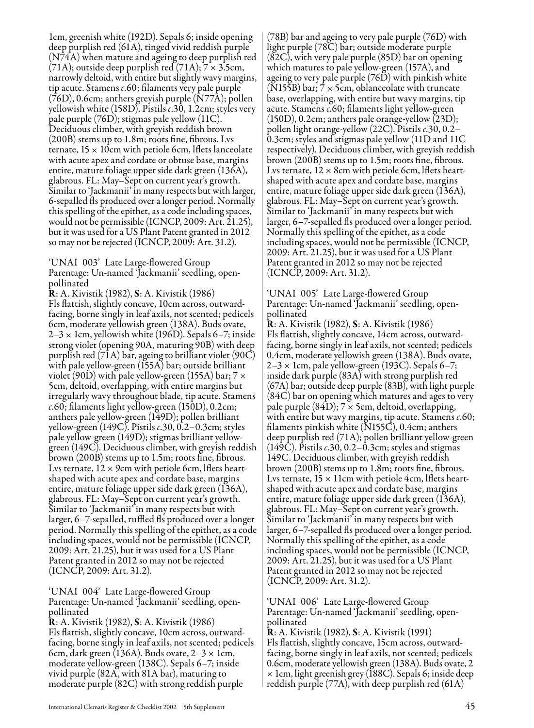1cm, greenish white (192D). Sepals 6; inside opening deep purplish red (61A), tinged vivid reddish purple (N74A) when mature and ageing to deep purplish red (71A); outside deep purplish red (71A); 7 × 3.5cm, narrowly deltoid, with entire but slightly wavy margins, tip acute. Stamens *c*.60; filaments very pale purple (76D), 0.6cm; anthers greyish purple (N77A); pollen yellowish white (158D). Pistils *c*.30, 1.2cm; styles very pale purple (76D); stigmas pale yellow (11C). Deciduous climber, with greyish reddish brown (200B) stems up to 1.8m; roots fine, fibrous. Lvs ternate, 15 × 10cm with petiole 6cm, lflets lanceolate with acute apex and cordate or obtuse base, margins entire, mature foliage upper side dark green (136A), glabrous. FL: May–Sept on current year's growth. Similar to 'Jackmanii' in many respects but with larger, 6-sepalled fls produced over a longer period. Normally this spelling of the epithet, as a code including spaces, would not be permissible (ICNCP, 2009: Art. 21.25), but it was used for a US Plant Patent granted in 2012 so may not be rejected (ICNCP, 2009: Art. 31.2).

'UNAI 003' Late Large-flowered Group
Parentage: Un-named 'Jackmanii' seedling, open-pollinated
**R**: A. Kivistik (1982), **S**: A. Kivistik (1986)
Fls flattish, slightly concave, 10cm across, outward-facing, borne singly in leaf axils, not scented; pedicels 6cm, moderate yellowish green (138A). Buds ovate, 2–3 × 1cm, yellowish white (196D). Sepals 6–7; inside strong violet (opening 90A, maturing 90B) with deep purplish red (71A) bar, ageing to brilliant violet (90C) with pale yellow-green (155A) bar; outside brilliant violet (90D) with pale yellow-green (155A) bar; 7 × 5cm, deltoid, overlapping, with entire margins but irregularly wavy throughout blade, tip acute. Stamens *c*.60; filaments light yellow-green (150D), 0.2cm; anthers pale yellow-green (149D); pollen brilliant yellow-green (149C). Pistils *c*.30, 0.2–0.3cm; styles pale yellow-green (149D); stigmas brilliant yellow-green (149C). Deciduous climber, with greyish reddish brown (200B) stems up to 1.5m; roots fine, fibrous. Lvs ternate, 12 × 9cm with petiole 6cm, lflets heart-shaped with acute apex and cordate base, margins entire, mature foliage upper side dark green (136A), glabrous. FL: May–Sept on current year's growth. Similar to 'Jackmanii' in many respects but with larger, 6–7-sepalled, ruffled fls produced over a longer period. Normally this spelling of the epithet, as a code including spaces, would not be permissible (ICNCP, 2009: Art. 21.25), but it was used for a US Plant Patent granted in 2012 so may not be rejected (ICNCP, 2009: Art. 31.2).

'UNAI 004' Late Large-flowered Group
Parentage: Un-named 'Jackmanii' seedling, open-pollinated
**R**: A. Kivistik (1982), **S**: A. Kivistik (1986)
Fls flattish, slightly concave, 10cm across, outward-facing, borne singly in leaf axils, not scented; pedicels 6cm, dark green (136A). Buds ovate, 2–3 × 1cm, moderate yellow-green (138C). Sepals 6–7; inside vivid purple (82A, with 81A bar), maturing to moderate purple (82C) with strong reddish purple (78B) bar and ageing to very pale purple (76D) with light purple (78C) bar; outside moderate purple (82C), with very pale purple (85D) bar on opening which matures to pale yellow-green (157A), and ageing to very pale purple (76D) with pinkish white (N155B) bar; 7 × 5cm, oblanceolate with truncate base, overlapping, with entire but wavy margins, tip acute. Stamens *c*.60; filaments light yellow-green (150D), 0.2cm; anthers pale orange-yellow (23D); pollen light orange-yellow (22C). Pistils *c*.30, 0.2–0.3cm; styles and stigmas pale yellow (11D and 11C respectively). Deciduous climber, with greyish reddish brown (200B) stems up to 1.5m; roots fine, fibrous. Lvs ternate, 12 × 8cm with petiole 6cm, lflets heart-shaped with acute apex and cordate base, margins entire, mature foliage upper side dark green (136A), glabrous. FL: May–Sept on current year's growth. Similar to 'Jackmanii' in many respects but with larger, 6–7-sepalled fls produced over a longer period. Normally this spelling of the epithet, as a code including spaces, would not be permissible (ICNCP, 2009: Art. 21.25), but it was used for a US Plant Patent granted in 2012 so may not be rejected (ICNCP, 2009: Art. 31.2).

'UNAI 005' Late Large-flowered Group
Parentage: Un-named 'Jackmanii' seedling, open-pollinated
**R**: A. Kivistik (1982), **S**: A. Kivistik (1986)
Fls flattish, slightly concave, 14cm across, outward-facing, borne singly in leaf axils, not scented; pedicels 0.4cm, moderate yellowish green (138A). Buds ovate, 2–3 × 1cm, pale yellow-green (193C). Sepals 6–7; inside dark purple (83A) with strong purplish red (67A) bar; outside deep purple (83B), with light purple (84C) bar on opening which matures and ages to very pale purple (84D); 7 × 5cm, deltoid, overlapping, with entire but wavy margins, tip acute. Stamens *c*.60; filaments pinkish white (N155C), 0.4cm; anthers deep purplish red (71A); pollen brilliant yellow-green (149C). Pistils *c*.30, 0.2–0.3cm; styles and stigmas 149C. Deciduous climber, with greyish reddish brown (200B) stems up to 1.8m; roots fine, fibrous. Lvs ternate, 15 × 11cm with petiole 4cm, lflets heart-shaped with acute apex and cordate base, margins entire, mature foliage upper side dark green (136A), glabrous. FL: May–Sept on current year's growth. Similar to 'Jackmanii' in many respects but with larger, 6–7-sepalled fls produced over a longer period. Normally this spelling of the epithet, as a code including spaces, would not be permissible (ICNCP, 2009: Art. 21.25), but it was used for a US Plant Patent granted in 2012 so may not be rejected (ICNCP, 2009: Art. 31.2).

'UNAI 006' Late Large-flowered Group
Parentage: Un-named 'Jackmanii' seedling, open-pollinated
**R**: A. Kivistik (1982), **S**: A. Kivistik (1991)
Fls flattish, slightly concave, 15cm across, outward-facing, borne singly in leaf axils, not scented; pedicels 0.6cm, moderate yellowish green (138A). Buds ovate, 2 × 1cm, light greenish grey (188C). Sepals 6; inside deep reddish purple (77A), with deep purplish red (61A)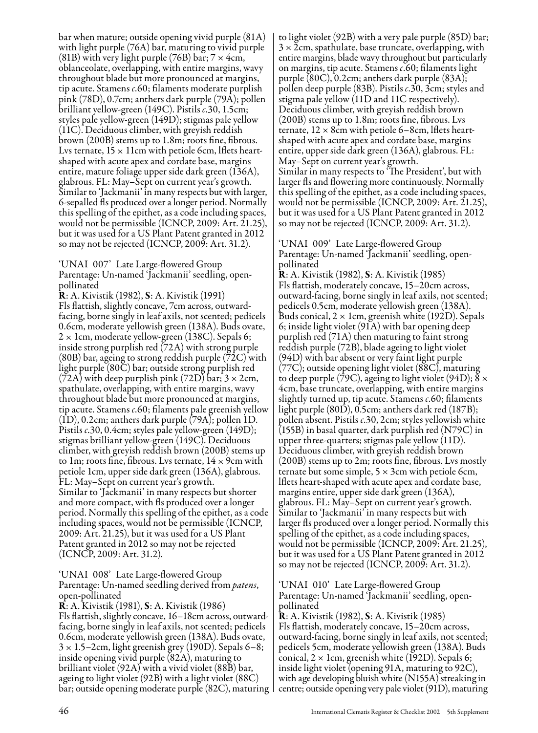bar when mature; outside opening vivid purple (81A) with light purple (76A) bar, maturing to vivid purple (81B) with very light purple (76B) bar; 7 × 4cm, oblanceolate, overlapping, with entire margins, wavy throughout blade but more pronounced at margins, tip acute. Stamens *c*.60; filaments moderate purplish pink (78D), 0.7cm; anthers dark purple (79A); pollen brilliant yellow-green (149C). Pistils *c*.30, 1.5cm; styles pale yellow-green (149D); stigmas pale yellow (11C). Deciduous climber, with greyish reddish brown (200B) stems up to 1.8m; roots fine, fibrous. Lvs ternate, 15 × 11cm with petiole 6cm, lflets heart-shaped with acute apex and cordate base, margins entire, mature foliage upper side dark green (136A), glabrous. FL: May–Sept on current year's growth. Similar to 'Jackmanii' in many respects but with larger, 6-sepalled fls produced over a longer period. Normally this spelling of the epithet, as a code including spaces, would not be permissible (ICNCP, 2009: Art. 21.25), but it was used for a US Plant Patent granted in 2012 so may not be rejected (ICNCP, 2009: Art. 31.2).

'UNAI 007' Late Large-flowered Group
Parentage: Un-named 'Jackmanii' seedling, open-pollinated
**R**: A. Kivistik (1982), **S**: A. Kivistik (1991)
Fls flattish, slightly concave, 7cm across, outward-facing, borne singly in leaf axils, not scented; pedicels 0.6cm, moderate yellowish green (138A). Buds ovate, 2 × 1cm, moderate yellow-green (138C). Sepals 6; inside strong purplish red (72A) with strong purple (80B) bar, ageing to strong reddish purple (72C) with light purple (80C) bar; outside strong purplish red (72A) with deep purplish pink (72D) bar; 3 × 2cm, spathulate, overlapping, with entire margins, wavy throughout blade but more pronounced at margins, tip acute. Stamens *c*.60; filaments pale greenish yellow (1D), 0.2cm; anthers dark purple (79A); pollen 1D. Pistils *c*.30, 0.4cm; styles pale yellow-green (149D); stigmas brilliant yellow-green (149C). Deciduous climber, with greyish reddish brown (200B) stems up to 1m; roots fine, fibrous. Lvs ternate, 14 × 9cm with petiole 1cm, upper side dark green (136A), glabrous. FL: May–Sept on current year's growth.
Similar to 'Jackmanii' in many respects but shorter and more compact, with fls produced over a longer period. Normally this spelling of the epithet, as a code including spaces, would not be permissible (ICNCP, 2009: Art. 21.25), but it was used for a US Plant Patent granted in 2012 so may not be rejected (ICNCP, 2009: Art. 31.2).

'UNAI 008' Late Large-flowered Group
Parentage: Un-named seedling derived from *patens*, open-pollinated
**R**: A. Kivistik (1981), **S**: A. Kivistik (1986)
Fls flattish, slightly concave, 16–18cm across, outward-facing, borne singly in leaf axils, not scented; pedicels 0.6cm, moderate yellowish green (138A). Buds ovate, 3 × 1.5–2cm, light greenish grey (190D). Sepals 6–8; inside opening vivid purple (82A), maturing to brilliant violet (92A) with a vivid violet (88B) bar, ageing to light violet (92B) with a light violet (88C) bar; outside opening moderate purple (82C), maturing to light violet (92B) with a very pale purple (85D) bar; 3 × 2cm, spathulate, base truncate, overlapping, with entire margins, blade wavy throughout but particularly on margins, tip acute. Stamens *c*.60; filaments light purple (80C), 0.2cm; anthers dark purple (83A); pollen deep purple (83B). Pistils *c*.30, 3cm; styles and stigma pale yellow (11D and 11C respectively). Deciduous climber, with greyish reddish brown (200B) stems up to 1.8m; roots fine, fibrous. Lvs ternate, 12 × 8cm with petiole 6–8cm, lflets heart-shaped with acute apex and cordate base, margins entire, upper side dark green (136A), glabrous. FL: May–Sept on current year's growth.
Similar in many respects to 'The President', but with larger fls and flowering more continuously. Normally this spelling of the epithet, as a code including spaces, would not be permissible (ICNCP, 2009: Art. 21.25), but it was used for a US Plant Patent granted in 2012 so may not be rejected (ICNCP, 2009: Art. 31.2).

'UNAI 009' Late Large-flowered Group
Parentage: Un-named 'Jackmanii' seedling, open-pollinated
**R**: A. Kivistik (1982), **S**: A. Kivistik (1985)
Fls flattish, moderately concave, 15–20cm across, outward-facing, borne singly in leaf axils, not scented; pedicels 0.5cm, moderate yellowish green (138A). Buds conical, 2 × 1cm, greenish white (192D). Sepals 6; inside light violet (91A) with bar opening deep purplish red (71A) then maturing to faint strong reddish purple (72B), blade ageing to light violet (94D) with bar absent or very faint light purple (77C); outside opening light violet (88C), maturing to deep purple (79C), ageing to light violet (94D); 8 × 4cm, base truncate, overlapping, with entire margins slightly turned up, tip acute. Stamens *c*.60; filaments light purple (80D), 0.5cm; anthers dark red (187B); pollen absent. Pistils *c*.30, 2cm; styles yellowish white (155B) in basal quarter, dark purplish red (N79C) in upper three-quarters; stigmas pale yellow (11D). Deciduous climber, with greyish reddish brown (200B) stems up to 2m; roots fine, fibrous. Lvs mostly ternate but some simple, 5 × 3cm with petiole 6cm, lflets heart-shaped with acute apex and cordate base, margins entire, upper side dark green (136A), glabrous. FL: May–Sept on current year's growth.
Similar to 'Jackmanii' in many respects but with larger fls produced over a longer period. Normally this spelling of the epithet, as a code including spaces, would not be permissible (ICNCP, 2009: Art. 21.25), but it was used for a US Plant Patent granted in 2012 so may not be rejected (ICNCP, 2009: Art. 31.2).

'UNAI 010' Late Large-flowered Group
Parentage: Un-named 'Jackmanii' seedling, open-pollinated
**R**: A. Kivistik (1982), **S**: A. Kivistik (1985)
Fls flattish, moderately concave, 15–20cm across, outward-facing, borne singly in leaf axils, not scented; pedicels 5cm, moderate yellowish green (138A). Buds conical, 2 × 1cm, greenish white (192D). Sepals 6; inside light violet (opening 91A, maturing to 92C), with age developing bluish white (N155A) streaking in centre; outside opening very pale violet (91D), maturing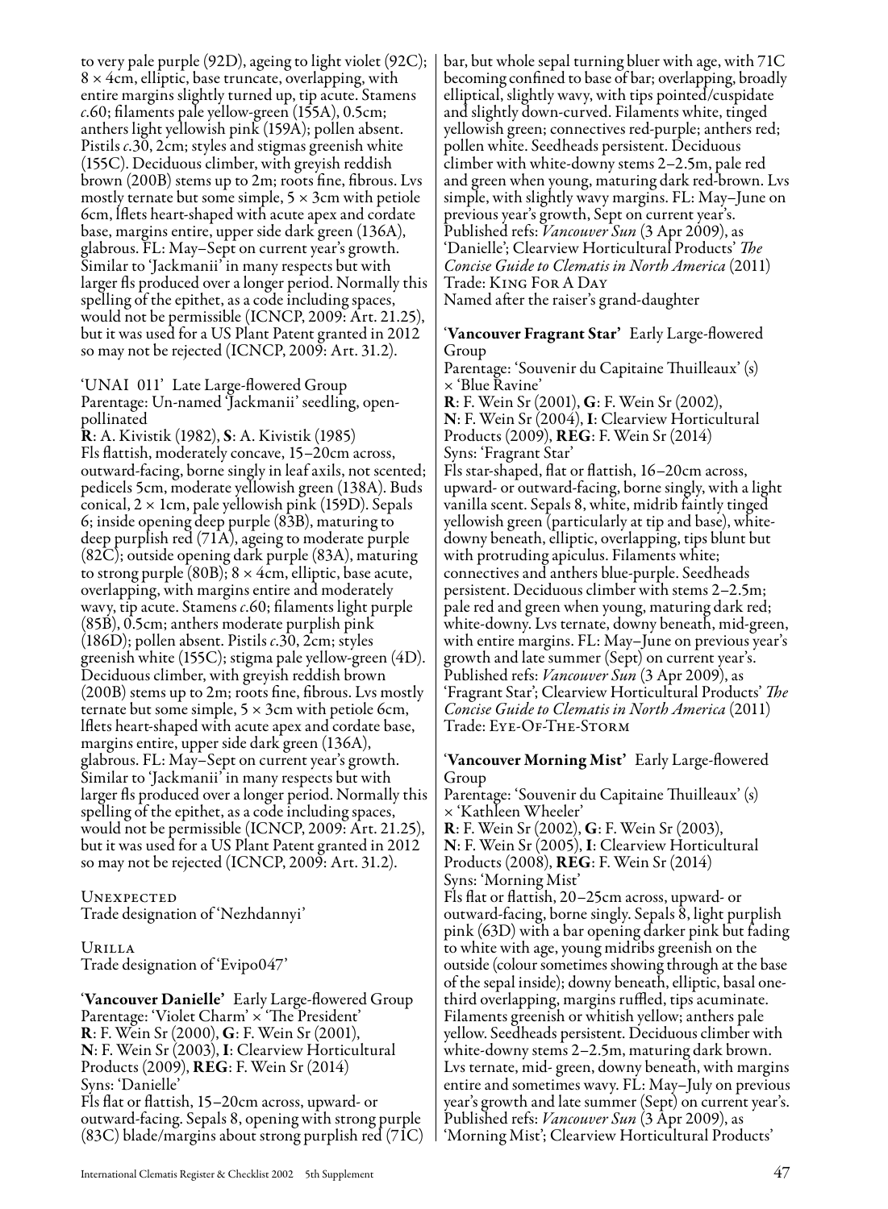to very pale purple (92D), ageing to light violet (92C); 8 × 4cm, elliptic, base truncate, overlapping, with entire margins slightly turned up, tip acute. Stamens *c*.60; filaments pale yellow-green (155A), 0.5cm; anthers light yellowish pink (159A); pollen absent. Pistils *c*.30, 2cm; styles and stigmas greenish white (155C). Deciduous climber, with greyish reddish brown (200B) stems up to 2m; roots fine, fibrous. Lvs mostly ternate but some simple, 5 × 3cm with petiole 6cm, lflets heart-shaped with acute apex and cordate base, margins entire, upper side dark green (136A), glabrous. FL: May–Sept on current year's growth. Similar to 'Jackmanii' in many respects but with larger fls produced over a longer period. Normally this spelling of the epithet, as a code including spaces, would not be permissible (ICNCP, 2009: Art. 21.25), but it was used for a US Plant Patent granted in 2012 so may not be rejected (ICNCP, 2009: Art. 31.2).

'UNAI 011' Late Large-flowered Group
Parentage: Un-named 'Jackmanii' seedling, open-pollinated
**R**: A. Kivistik (1982), **S**: A. Kivistik (1985)
Fls flattish, moderately concave, 15–20cm across, outward-facing, borne singly in leaf axils, not scented; pedicels 5cm, moderate yellowish green (138A). Buds conical, 2 × 1cm, pale yellowish pink (159D). Sepals 6; inside opening deep purple (83B), maturing to deep purplish red (71A), ageing to moderate purple (82C); outside opening dark purple (83A), maturing to strong purple (80B); 8 × 4cm, elliptic, base acute, overlapping, with margins entire and moderately wavy, tip acute. Stamens *c*.60; filaments light purple (85B), 0.5cm; anthers moderate purplish pink (186D); pollen absent. Pistils *c*.30, 2cm; styles greenish white (155C); stigma pale yellow-green (4D). Deciduous climber, with greyish reddish brown (200B) stems up to 2m; roots fine, fibrous. Lvs mostly ternate but some simple, 5 × 3cm with petiole 6cm, lflets heart-shaped with acute apex and cordate base, margins entire, upper side dark green (136A), glabrous. FL: May–Sept on current year's growth. Similar to 'Jackmanii' in many respects but with larger fls produced over a longer period. Normally this spelling of the epithet, as a code including spaces, would not be permissible (ICNCP, 2009: Art. 21.25), but it was used for a US Plant Patent granted in 2012 so may not be rejected (ICNCP, 2009: Art. 31.2).

UNEXPECTED
Trade designation of 'Nezhdannyi'

URILLA
Trade designation of 'Evipo047'

'**Vancouver Danielle**' Early Large-flowered Group
Parentage: 'Violet Charm' × 'The President'
**R**: F. Wein Sr (2000), **G**: F. Wein Sr (2001), **N**: F. Wein Sr (2003), **I**: Clearview Horticultural Products (2009), **REG**: F. Wein Sr (2014)
Syns: 'Danielle'
Fls flat or flattish, 15–20cm across, upward- or outward-facing. Sepals 8, opening with strong purple (83C) blade/margins about strong purplish red (71C) bar, but whole sepal turning bluer with age, with 71C becoming confined to base of bar; overlapping, broadly elliptical, slightly wavy, with tips pointed/cuspidate and slightly down-curved. Filaments white, tinged yellowish green; connectives red-purple; anthers red; pollen white. Seedheads persistent. Deciduous climber with white-downy stems 2–2.5m, pale red and green when young, maturing dark red-brown. Lvs simple, with slightly wavy margins. FL: May–June on previous year's growth, Sept on current year's. Published refs: *Vancouver Sun* (3 Apr 2009), as 'Danielle'; Clearview Horticultural Products' *The Concise Guide to Clematis in North America* (2011)
Trade: KING FOR A DAY
Named after the raiser's grand-daughter

'**Vancouver Fragrant Star**' Early Large-flowered Group
Parentage: 'Souvenir du Capitaine Thuilleaux' (s) × 'Blue Ravine'
**R**: F. Wein Sr (2001), **G**: F. Wein Sr (2002), **N**: F. Wein Sr (2004), **I**: Clearview Horticultural Products (2009), **REG**: F. Wein Sr (2014)
Syns: 'Fragrant Star'
Fls star-shaped, flat or flattish, 16–20cm across, upward- or outward-facing, borne singly, with a light vanilla scent. Sepals 8, white, midrib faintly tinged yellowish green (particularly at tip and base), white-downy beneath, elliptic, overlapping, tips blunt but with protruding apiculus. Filaments white; connectives and anthers blue-purple. Seedheads persistent. Deciduous climber with stems 2–2.5m; pale red and green when young, maturing dark red; white-downy. Lvs ternate, downy beneath, mid-green, with entire margins. FL: May–June on previous year's growth and late summer (Sept) on current year's. Published refs: *Vancouver Sun* (3 Apr 2009), as 'Fragrant Star'; Clearview Horticultural Products' *The Concise Guide to Clematis in North America* (2011)
Trade: EYE-OF-THE-STORM

'**Vancouver Morning Mist**' Early Large-flowered Group
Parentage: 'Souvenir du Capitaine Thuilleaux' (s) × 'Kathleen Wheeler'
**R**: F. Wein Sr (2002), **G**: F. Wein Sr (2003), **N**: F. Wein Sr (2005), **I**: Clearview Horticultural Products (2008), **REG**: F. Wein Sr (2014)
Syns: 'Morning Mist'
Fls flat or flattish, 20–25cm across, upward- or outward-facing, borne singly. Sepals 8, light purplish pink (63D) with a bar opening darker pink but fading to white with age, young midribs greenish on the outside (colour sometimes showing through at the base of the sepal inside); downy beneath, elliptic, basal one-third overlapping, margins ruffled, tips acuminate. Filaments greenish or whitish yellow; anthers pale yellow. Seedheads persistent. Deciduous climber with white-downy stems 2–2.5m, maturing dark brown. Lvs ternate, mid- green, downy beneath, with margins entire and sometimes wavy. FL: May–July on previous year's growth and late summer (Sept) on current year's. Published refs: *Vancouver Sun* (3 Apr 2009), as 'Morning Mist'; Clearview Horticultural Products'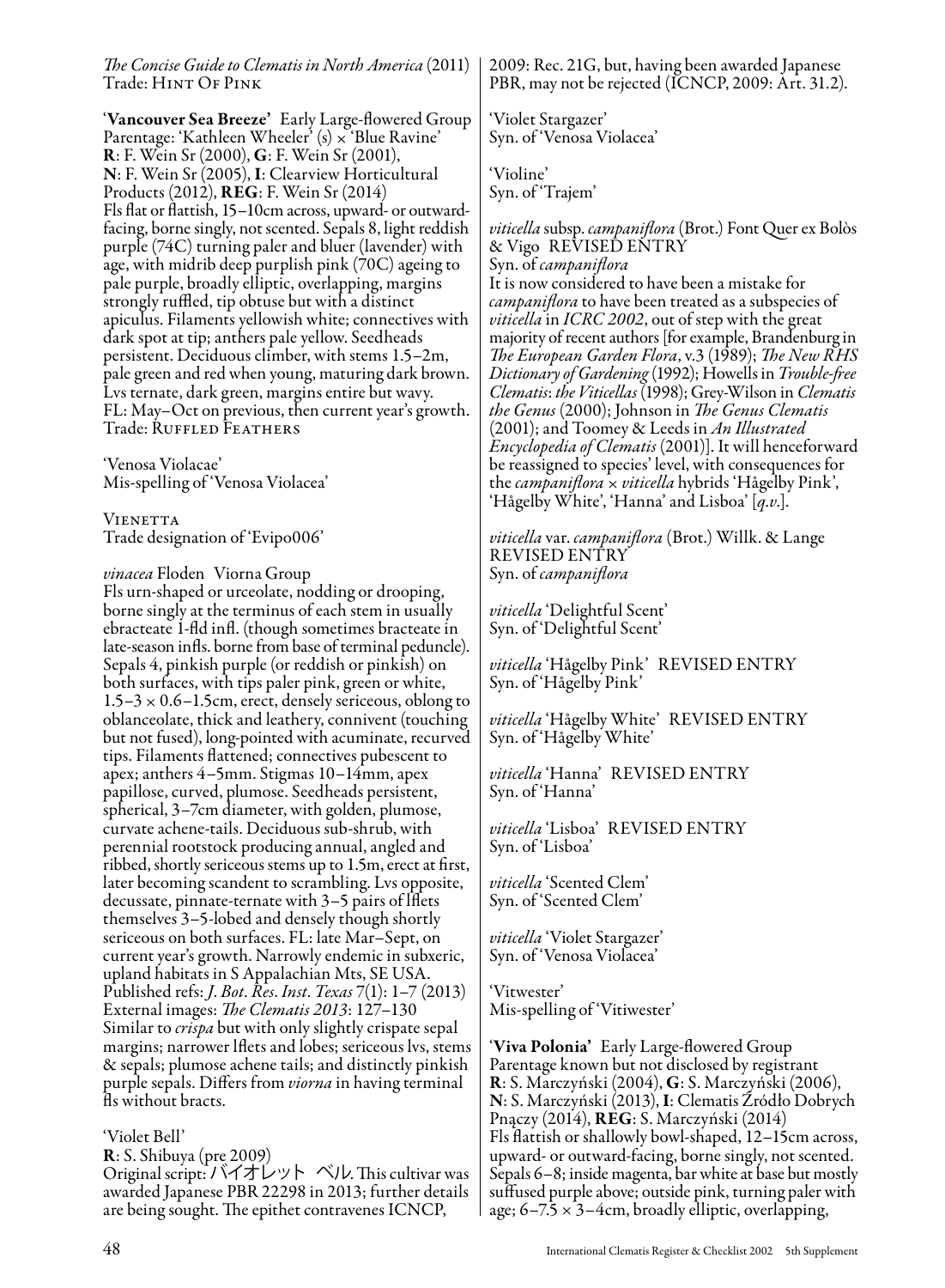*The Concise Guide to Clematis in North America* (2011)
Trade: Hint Of Pink

'**Vancouver Sea Breeze**' Early Large-flowered Group
Parentage: 'Kathleen Wheeler' (s) × 'Blue Ravine'
**R**: F. Wein Sr (2000), **G**: F. Wein Sr (2001), **N**: F. Wein Sr (2005), **I**: Clearview Horticultural Products (2012), **REG**: F. Wein Sr (2014)
Fls flat or flattish, 15–10cm across, upward- or outward-facing, borne singly, not scented. Sepals 8, light reddish purple (74C) turning paler and bluer (lavender) with age, with midrib deep purplish pink (70C) ageing to pale purple, broadly elliptic, overlapping, margins strongly ruffled, tip obtuse but with a distinct apiculus. Filaments yellowish white; connectives with dark spot at tip; anthers pale yellow. Seedheads persistent. Deciduous climber, with stems 1.5–2m, pale green and red when young, maturing dark brown. Lvs ternate, dark green, margins entire but wavy. FL: May–Oct on previous, then current year's growth.
Trade: Ruffled Feathers

'Venosa Violacae'
Mis-spelling of 'Venosa Violacea'

Vienetta
Trade designation of 'Evipo006'

*vinacea* Floden Viorna Group
Fls urn-shaped or urceolate, nodding or drooping, borne singly at the terminus of each stem in usually ebracteate 1-fld infl. (though sometimes bracteate in late-season infls. borne from base of terminal peduncle). Sepals 4, pinkish purple (or reddish or pinkish) on both surfaces, with tips paler pink, green or white, 1.5–3 × 0.6–1.5cm, erect, densely sericeous, oblong to oblanceolate, thick and leathery, connivent (touching but not fused), long-pointed with acuminate, recurved tips. Filaments flattened; connectives pubescent to apex; anthers 4–5mm. Stigmas 10–14mm, apex papillose, curved, plumose. Seedheads persistent, spherical, 3–7cm diameter, with golden, plumose, curvate achene-tails. Deciduous sub-shrub, with perennial rootstock producing annual, angled and ribbed, shortly sericeous stems up to 1.5m, erect at first, later becoming scandent to scrambling. Lvs opposite, decussate, pinnate-ternate with 3–5 pairs of lflets themselves 3–5-lobed and densely though shortly sericeous on both surfaces. FL: late Mar–Sept, on current year's growth. Narrowly endemic in subxeric, upland habitats in S Appalachian Mts, SE USA.
Published refs: *J. Bot. Res. Inst. Texas* 7(1): 1–7 (2013)
External images: *The Clematis 2013*: 127–130
Similar to *crispa* but with only slightly crispate sepal margins; narrower lflets and lobes; sericeous lvs, stems & sepals; plumose achene tails; and distinctly pinkish purple sepals. Differs from *viorna* in having terminal fls without bracts.

'Violet Bell'
**R**: S. Shibuya (pre 2009)
Original script: バイオレット ベル. This cultivar was awarded Japanese PBR 22298 in 2013; further details are being sought. The epithet contravenes ICNCP, 2009: Rec. 21G, but, having been awarded Japanese PBR, may not be rejected (ICNCP, 2009: Art. 31.2).

'Violet Stargazer'
Syn. of 'Venosa Violacea'

'Violine'
Syn. of 'Trajem'

*viticella* subsp. *campaniflora* (Brot.) Font Quer ex Bolòs & Vigo REVISED ENTRY
Syn. of *campaniflora*
It is now considered to have been a mistake for *campaniflora* to have been treated as a subspecies of *viticella* in *ICRC 2002*, out of step with the great majority of recent authors [for example, Brandenburg in *The European Garden Flora*, v.3 (1989); *The New RHS Dictionary of Gardening* (1992); Howells in *Trouble-free Clematis*: *the Viticellas* (1998); Grey-Wilson in *Clematis the Genus* (2000); Johnson in *The Genus Clematis* (2001); and Toomey & Leeds in *An Illustrated Encyclopedia of Clematis* (2001)]. It will henceforward be reassigned to species' level, with consequences for the *campaniflora* × *viticella* hybrids 'Hågelby Pink', 'Hågelby White', 'Hanna' and Lisboa' [*q.v.*].

*viticella* var. *campaniflora* (Brot.) Willk. & Lange REVISED ENTRY
Syn. of *campaniflora*

*viticella* 'Delightful Scent'
Syn. of 'Delightful Scent'

*viticella* 'Hågelby Pink' REVISED ENTRY
Syn. of 'Hågelby Pink'

*viticella* 'Hågelby White' REVISED ENTRY
Syn. of 'Hågelby White'

*viticella* 'Hanna' REVISED ENTRY
Syn. of 'Hanna'

*viticella* 'Lisboa' REVISED ENTRY
Syn. of 'Lisboa'

*viticella* 'Scented Clem'
Syn. of 'Scented Clem'

*viticella* 'Violet Stargazer'
Syn. of 'Venosa Violacea'

'Vitwester'
Mis-spelling of 'Vitiwester'

'**Viva Polonia**' Early Large-flowered Group
Parentage known but not disclosed by registrant
**R**: S. Marczyński (2004), **G**: S. Marczyński (2006), **N**: S. Marczyński (2013), **I**: Clematis Źródło Dobrych Pnączy (2014), **REG**: S. Marczyński (2014)
Fls flattish or shallowly bowl-shaped, 12–15cm across, upward- or outward-facing, borne singly, not scented. Sepals 6–8; inside magenta, bar white at base but mostly suffused purple above; outside pink, turning paler with age; 6–7.5 × 3–4cm, broadly elliptic, overlapping,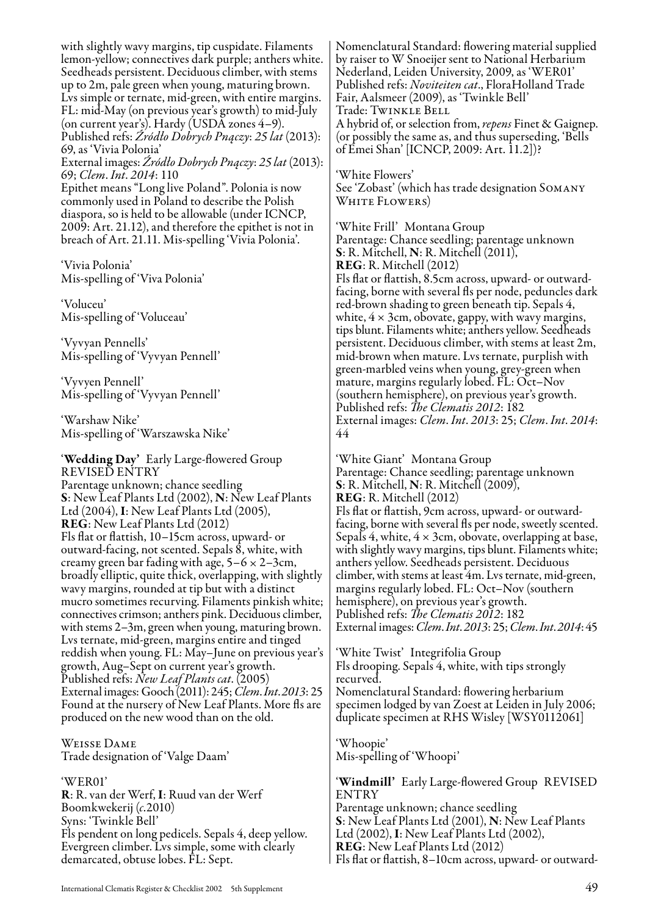with slightly wavy margins, tip cuspidate. Filaments lemon-yellow; connectives dark purple; anthers white. Seedheads persistent. Deciduous climber, with stems up to 2m, pale green when young, maturing brown. Lvs simple or ternate, mid-green, with entire margins. FL: mid-May (on previous year's growth) to mid-July (on current year's). Hardy (USDA zones 4–9).
Published refs: *Źródło Dobrych Pnączy*: *25 lat* (2013): 69, as 'Vivia Polonia'
External images: *Źródło Dobrych Pnączy*: *25 lat* (2013): 69; *Clem. Int. 2014*: 110
Epithet means "Long live Poland". Polonia is now commonly used in Poland to describe the Polish diaspora, so is held to be allowable (under ICNCP, 2009: Art. 21.12), and therefore the epithet is not in breach of Art. 21.11. Mis-spelling 'Vivia Polonia'.

'Vivia Polonia'
Mis-spelling of 'Viva Polonia'

'Voluceu'
Mis-spelling of 'Voluceau'

'Vyvyan Pennells'
Mis-spelling of 'Vyvyan Pennell'

'Vyvyen Pennell'
Mis-spelling of 'Vyvyan Pennell'

'Warshaw Nike'
Mis-spelling of 'Warszawska Nike'

'**Wedding Day**' Early Large-flowered Group
REVISED ENTRY
Parentage unknown; chance seedling
**S**: New Leaf Plants Ltd (2002), **N**: New Leaf Plants Ltd (2004), **I**: New Leaf Plants Ltd (2005),
**REG**: New Leaf Plants Ltd (2012)
Fls flat or flattish, 10–15cm across, upward- or outward-facing, not scented. Sepals 8, white, with creamy green bar fading with age, 5–6 × 2–3cm, broadly elliptic, quite thick, overlapping, with slightly wavy margins, rounded at tip but with a distinct mucro sometimes recurving. Filaments pinkish white; connectives crimson; anthers pink. Deciduous climber, with stems 2–3m, green when young, maturing brown. Lvs ternate, mid-green, margins entire and tinged reddish when young. FL: May–June on previous year's growth, Aug–Sept on current year's growth.
Published refs: *New Leaf Plants cat*. (2005)
External images: Gooch (2011): 245; *Clem. Int. 2013*: 25
Found at the nursery of New Leaf Plants. More fls are produced on the new wood than on the old.

WEISSE DAME
Trade designation of 'Valge Daam'

'WER01'
**R**: R. van der Werf, **I**: Ruud van der Werf Boomkwekerij (*c*.2010)
Syns: 'Twinkle Bell'
Fls pendent on long pedicels. Sepals 4, deep yellow. Evergreen climber. Lvs simple, some with clearly demarcated, obtuse lobes. FL: Sept.
Nomenclatural Standard: flowering material supplied by raiser to W Snoeijer sent to National Herbarium Nederland, Leiden University, 2009, as 'WER01'
Published refs: *Noviteiten cat*., FloraHolland Trade Fair, Aalsmeer (2009), as 'Twinkle Bell'
Trade: TWINKLE BELL
A hybrid of, or selection from, *repens* Finet & Gaignep. (or possibly the same as, and thus superseding, 'Bells of Emei Shan' [ICNCP, 2009: Art. 11.2])?

'White Flowers'
See 'Zobast' (which has trade designation SOMANY WHITE FLOWERS)

'White Frill' Montana Group
Parentage: Chance seedling; parentage unknown
**S**: R. Mitchell, **N**: R. Mitchell (2011),
**REG**: R. Mitchell (2012)
Fls flat or flattish, 8.5cm across, upward- or outward-facing, borne with several fls per node, peduncles dark red-brown shading to green beneath tip. Sepals 4, white, 4 × 3cm, obovate, gappy, with wavy margins, tips blunt. Filaments white; anthers yellow. Seedheads persistent. Deciduous climber, with stems at least 2m, mid-brown when mature. Lvs ternate, purplish with green-marbled veins when young, grey-green when mature, margins regularly lobed. FL: Oct–Nov (southern hemisphere), on previous year's growth.
Published refs: *The Clematis 2012*: 182
External images: *Clem. Int. 2013*: 25; *Clem. Int. 2014*: 44

'White Giant' Montana Group
Parentage: Chance seedling; parentage unknown
**S**: R. Mitchell, **N**: R. Mitchell (2009),
**REG**: R. Mitchell (2012)
Fls flat or flattish, 9cm across, upward- or outward-facing, borne with several fls per node, sweetly scented. Sepals 4, white, 4 × 3cm, obovate, overlapping at base, with slightly wavy margins, tips blunt. Filaments white; anthers yellow. Seedheads persistent. Deciduous climber, with stems at least 4m. Lvs ternate, mid-green, margins regularly lobed. FL: Oct–Nov (southern hemisphere), on previous year's growth.
Published refs: *The Clematis 2012*: 182
External images: *Clem. Int. 2013*: 25; *Clem. Int. 2014*: 45

'White Twist' Integrifolia Group
Fls drooping. Sepals 4, white, with tips strongly recurved.
Nomenclatural Standard: flowering herbarium specimen lodged by van Zoest at Leiden in July 2006; duplicate specimen at RHS Wisley [WSY0112061]

'Whoopie'
Mis-spelling of 'Whoopi'

'**Windmill**' Early Large-flowered Group REVISED ENTRY
Parentage unknown; chance seedling
**S**: New Leaf Plants Ltd (2001), **N**: New Leaf Plants Ltd (2002), **I**: New Leaf Plants Ltd (2002),
**REG**: New Leaf Plants Ltd (2012)
Fls flat or flattish, 8–10cm across, upward- or outward-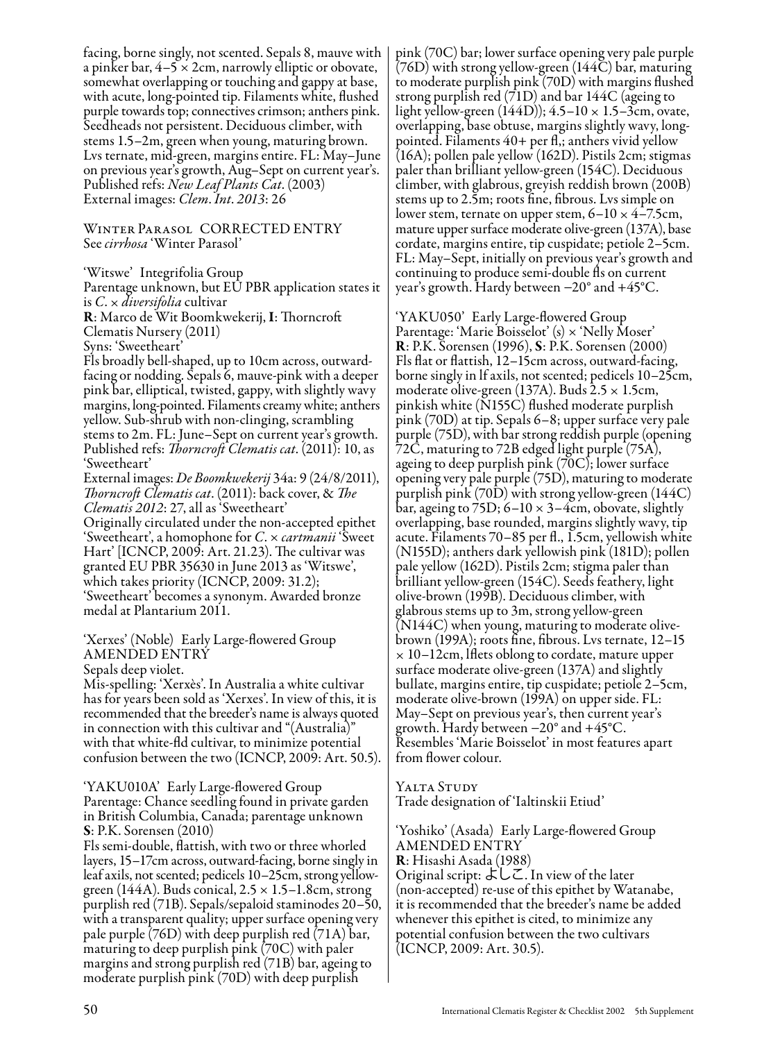facing, borne singly, not scented. Sepals 8, mauve with a pinker bar, 4–5 × 2cm, narrowly elliptic or obovate, somewhat overlapping or touching and gappy at base, with acute, long-pointed tip. Filaments white, flushed purple towards top; connectives crimson; anthers pink. Seedheads not persistent. Deciduous climber, with stems 1.5–2m, green when young, maturing brown. Lvs ternate, mid-green, margins entire. FL: May–June on previous year's growth, Aug–Sept on current year's. Published refs: *New Leaf Plants Cat*. (2003)
External images: *Clem. Int. 2013*: 26

Winter Parasol CORRECTED ENTRY
See *cirrhosa* 'Winter Parasol'

'Witswe' Integrifolia Group
Parentage unknown, but EU PBR application states it is *C.* × *diversifolia* cultivar
**R**: Marco de Wit Boomkwekerij, **I**: Thorncroft Clematis Nursery (2011)
Syns: 'Sweetheart'
Fls broadly bell-shaped, up to 10cm across, outward-facing or nodding. Sepals 6, mauve-pink with a deeper pink bar, elliptical, twisted, gappy, with slightly wavy margins, long-pointed. Filaments creamy white; anthers yellow. Sub-shrub with non-clinging, scrambling stems to 2m. FL: June–Sept on current year's growth. Published refs: *Thorncroft Clematis cat*. (2011): 10, as 'Sweetheart'
External images: *De Boomkwekerij* 34a: 9 (24/8/2011), *Thorncroft Clematis cat*. (2011): back cover, & *The Clematis 2012*: 27, all as 'Sweetheart'
Originally circulated under the non-accepted epithet 'Sweetheart', a homophone for *C.* × *cartmanii* 'Sweet Hart' [ICNCP, 2009: Art. 21.23). The cultivar was granted EU PBR 35630 in June 2013 as 'Witswe', which takes priority (ICNCP, 2009: 31.2); 'Sweetheart' becomes a synonym. Awarded bronze medal at Plantarium 2011.

'Xerxes' (Noble) Early Large-flowered Group AMENDED ENTRY
Sepals deep violet.
Mis-spelling: 'Xerxès'. In Australia a white cultivar has for years been sold as 'Xerxes'. In view of this, it is recommended that the breeder's name is always quoted in connection with this cultivar and "(Australia)" with that white-fld cultivar, to minimize potential confusion between the two (ICNCP, 2009: Art. 50.5).

'YAKU010A' Early Large-flowered Group
Parentage: Chance seedling found in private garden in British Columbia, Canada; parentage unknown
**S**: P.K. Sorensen (2010)
Fls semi-double, flattish, with two or three whorled layers, 15–17cm across, outward-facing, borne singly in leaf axils, not scented; pedicels 10–25cm, strong yellow-green (144A). Buds conical, 2.5 × 1.5–1.8cm, strong purplish red (71B). Sepals/sepaloid staminodes 20–50, with a transparent quality; upper surface opening very pale purple (76D) with deep purplish red (71A) bar, maturing to deep purplish pink (70C) with paler margins and strong purplish red (71B) bar, ageing to moderate purplish pink (70D) with deep purplish pink (70C) bar; lower surface opening very pale purple (76D) with strong yellow-green (144C) bar, maturing to moderate purplish pink (70D) with margins flushed strong purplish red (71D) and bar 144C (ageing to light yellow-green (144D)); 4.5–10 × 1.5–3cm, ovate, overlapping, base obtuse, margins slightly wavy, long-pointed. Filaments 40+ per fl,; anthers vivid yellow (16A); pollen pale yellow (162D). Pistils 2cm; stigmas paler than brilliant yellow-green (154C). Deciduous climber, with glabrous, greyish reddish brown (200B) stems up to 2.5m; roots fine, fibrous. Lvs simple on lower stem, ternate on upper stem, 6–10 × 4–7.5cm, mature upper surface moderate olive-green (137A), base cordate, margins entire, tip cuspidate; petiole 2–5cm. FL: May–Sept, initially on previous year's growth and continuing to produce semi-double fls on current year's growth. Hardy between −20° and +45°C.

'YAKU050' Early Large-flowered Group
Parentage: 'Marie Boisselot' (s) × 'Nelly Moser'
**R**: P.K. Sorensen (1996), **S**: P.K. Sorensen (2000)
Fls flat or flattish, 12–15cm across, outward-facing, borne singly in lf axils, not scented; pedicels 10–25cm, moderate olive-green (137A). Buds 2.5 × 1.5cm, pinkish white (N155C) flushed moderate purplish pink (70D) at tip. Sepals 6–8; upper surface very pale purple (75D), with bar strong reddish purple (opening 72C, maturing to 72B edged light purple (75A), ageing to deep purplish pink (70C); lower surface opening very pale purple (75D), maturing to moderate purplish pink (70D) with strong yellow-green (144C) bar, ageing to 75D; 6–10 × 3–4cm, obovate, slightly overlapping, base rounded, margins slightly wavy, tip acute. Filaments 70–85 per fl., 1.5cm, yellowish white (N155D); anthers dark yellowish pink (181D); pollen pale yellow (162D). Pistils 2cm; stigma paler than brilliant yellow-green (154C). Seeds feathery, light olive-brown (199B). Deciduous climber, with glabrous stems up to 3m, strong yellow-green (N144C) when young, maturing to moderate olive-brown (199A); roots fine, fibrous. Lvs ternate, 12–15 × 10–12cm, lflets oblong to cordate, mature upper surface moderate olive-green (137A) and slightly bullate, margins entire, tip cuspidate; petiole 2–5cm, moderate olive-brown (199A) on upper side. FL: May–Sept on previous year's, then current year's growth. Hardy between −20° and +45°C.
Resembles 'Marie Boisselot' in most features apart from flower colour.

Yalta Study
Trade designation of 'Ialtinskii Etiud'

'Yoshiko' (Asada) Early Large-flowered Group AMENDED ENTRY
**R**: Hisashi Asada (1988)
Original script: よしこ. In view of the later (non-accepted) re-use of this epithet by Watanabe, it is recommended that the breeder's name be added whenever this epithet is cited, to minimize any potential confusion between the two cultivars (ICNCP, 2009: Art. 30.5).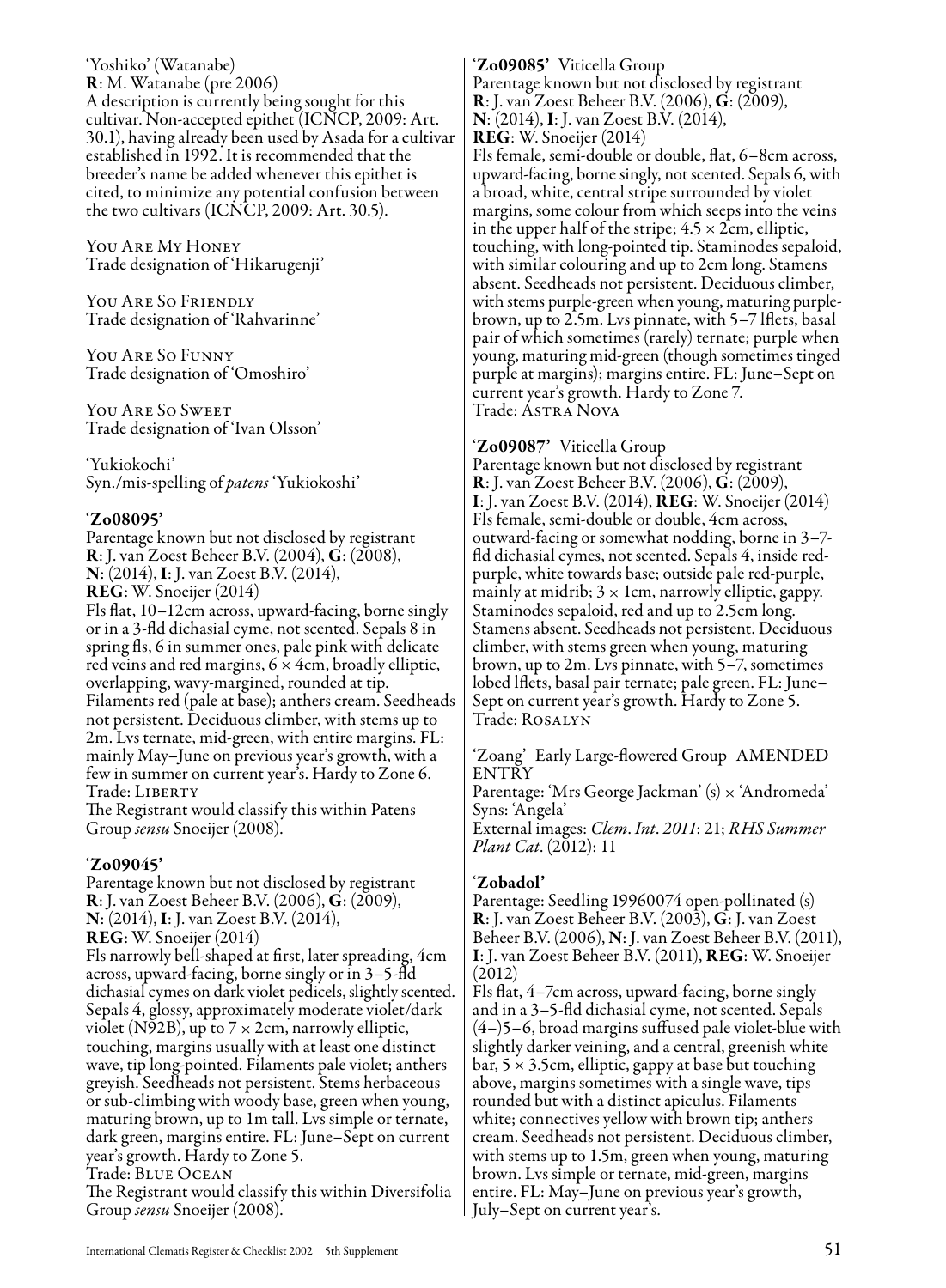'Yoshiko' (Watanabe)
**R**: M. Watanabe (pre 2006)
A description is currently being sought for this cultivar. Non-accepted epithet (ICNCP, 2009: Art. 30.1), having already been used by Asada for a cultivar established in 1992. It is recommended that the breeder's name be added whenever this epithet is cited, to minimize any potential confusion between the two cultivars (ICNCP, 2009: Art. 30.5).

You Are My Honey
Trade designation of 'Hikarugenji'

You Are So Friendly
Trade designation of 'Rahvarinne'

You Are So Funny
Trade designation of 'Omoshiro'

You Are So Sweet
Trade designation of 'Ivan Olsson'

'Yukiokochi'
Syn./mis-spelling of *patens* 'Yukiokoshi'

**'Zo08095'**
Parentage known but not disclosed by registrant
**R**: J. van Zoest Beheer B.V. (2004), **G**: (2008), **N**: (2014), **I**: J. van Zoest B.V. (2014), **REG**: W. Snoeijer (2014)
Fls flat, 10–12cm across, upward-facing, borne singly or in a 3-fld dichasial cyme, not scented. Sepals 8 in spring fls, 6 in summer ones, pale pink with delicate red veins and red margins, 6 × 4cm, broadly elliptic, overlapping, wavy-margined, rounded at tip. Filaments red (pale at base); anthers cream. Seedheads not persistent. Deciduous climber, with stems up to 2m. Lvs ternate, mid-green, with entire margins. FL: mainly May–June on previous year's growth, with a few in summer on current year's. Hardy to Zone 6.
Trade: Liberty
The Registrant would classify this within Patens Group *sensu* Snoeijer (2008).

**'Zo09045'**
Parentage known but not disclosed by registrant
**R**: J. van Zoest Beheer B.V. (2006), **G**: (2009), **N**: (2014), **I**: J. van Zoest B.V. (2014), **REG**: W. Snoeijer (2014)
Fls narrowly bell-shaped at first, later spreading, 4cm across, upward-facing, borne singly or in 3–5-fld dichasial cymes on dark violet pedicels, slightly scented. Sepals 4, glossy, approximately moderate violet/dark violet (N92B), up to 7 × 2cm, narrowly elliptic, touching, margins usually with at least one distinct wave, tip long-pointed. Filaments pale violet; anthers greyish. Seedheads not persistent. Stems herbaceous or sub-climbing with woody base, green when young, maturing brown, up to 1m tall. Lvs simple or ternate, dark green, margins entire. FL: June–Sept on current year's growth. Hardy to Zone 5.
Trade: Blue Ocean
The Registrant would classify this within Diversifolia Group *sensu* Snoeijer (2008).

**'Zo09085'** Viticella Group
Parentage known but not disclosed by registrant
**R**: J. van Zoest Beheer B.V. (2006), **G**: (2009), **N**: (2014), **I**: J. van Zoest B.V. (2014), **REG**: W. Snoeijer (2014)
Fls female, semi-double or double, flat, 6–8cm across, upward-facing, borne singly, not scented. Sepals 6, with a broad, white, central stripe surrounded by violet margins, some colour from which seeps into the veins in the upper half of the stripe; 4.5 × 2cm, elliptic, touching, with long-pointed tip. Staminodes sepaloid, with similar colouring and up to 2cm long. Stamens absent. Seedheads not persistent. Deciduous climber, with stems purple-green when young, maturing purple-brown, up to 2.5m. Lvs pinnate, with 5–7 lflets, basal pair of which sometimes (rarely) ternate; purple when young, maturing mid-green (though sometimes tinged purple at margins); margins entire. FL: June–Sept on current year's growth. Hardy to Zone 7.
Trade: Astra Nova

**'Zo09087'** Viticella Group
Parentage known but not disclosed by registrant
**R**: J. van Zoest Beheer B.V. (2006), **G**: (2009), **I**: J. van Zoest B.V. (2014), **REG**: W. Snoeijer (2014)
Fls female, semi-double or double, 4cm across, outward-facing or somewhat nodding, borne in 3–7-fld dichasial cymes, not scented. Sepals 4, inside red-purple, white towards base; outside pale red-purple, mainly at midrib; 3 × 1cm, narrowly elliptic, gappy. Staminodes sepaloid, red and up to 2.5cm long. Stamens absent. Seedheads not persistent. Deciduous climber, with stems green when young, maturing brown, up to 2m. Lvs pinnate, with 5–7, sometimes lobed lflets, basal pair ternate; pale green. FL: June–Sept on current year's growth. Hardy to Zone 5.
Trade: Rosalyn

'Zoang' Early Large-flowered Group AMENDED ENTRY
Parentage: 'Mrs George Jackman' (s) × 'Andromeda'
Syns: 'Angela'
External images: *Clem. Int. 2011*: 21; *RHS Summer Plant Cat.* (2012): 11

**'Zobadol'**
Parentage: Seedling 19960074 open-pollinated (s)
**R**: J. van Zoest Beheer B.V. (2003), **G**: J. van Zoest Beheer B.V. (2006), **N**: J. van Zoest Beheer B.V. (2011), **I**: J. van Zoest Beheer B.V. (2011), **REG**: W. Snoeijer (2012)
Fls flat, 4–7cm across, upward-facing, borne singly and in a 3–5-fld dichasial cyme, not scented. Sepals (4–)5–6, broad margins suffused pale violet-blue with slightly darker veining, and a central, greenish white bar, 5 × 3.5cm, elliptic, gappy at base but touching above, margins sometimes with a single wave, tips rounded but with a distinct apiculus. Filaments white; connectives yellow with brown tip; anthers cream. Seedheads not persistent. Deciduous climber, with stems up to 1.5m, green when young, maturing brown. Lvs simple or ternate, mid-green, margins entire. FL: May–June on previous year's growth, July–Sept on current year's.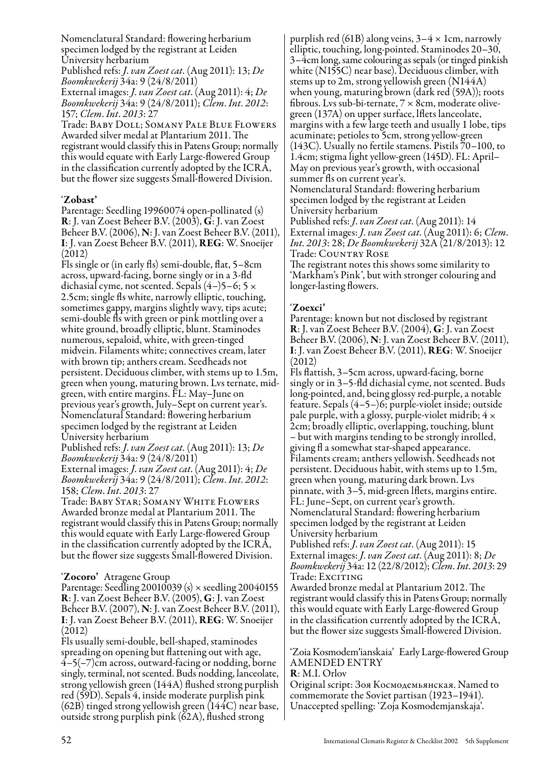Nomenclatural Standard: flowering herbarium specimen lodged by the registrant at Leiden University herbarium
Published refs: *J. van Zoest cat*. (Aug 2011): 13; *De Boomkwekerij* 34a: 9 (24/8/2011)
External images: *J. van Zoest cat*. (Aug 2011): 4; *De Boomkwekerij* 34a: 9 (24/8/2011); *Clem. Int. 2012*: 157; *Clem. Int. 2013*: 27
Trade: Baby Doll; Somany Pale Blue Flowers
Awarded silver medal at Plantarium 2011. The registrant would classify this in Patens Group; normally this would equate with Early Large-flowered Group in the classification currently adopted by the ICRA, but the flower size suggests Small-flowered Division.

### 'Zobast'

Parentage: Seedling 19960074 open-pollinated (s)
**R**: J. van Zoest Beheer B.V. (2003), **G**: J. van Zoest Beheer B.V. (2006), **N**: J. van Zoest Beheer B.V. (2011), **I**: J. van Zoest Beheer B.V. (2011), **REG**: W. Snoeijer (2012)
Fls single or (in early fls) semi-double, flat, 5–8cm across, upward-facing, borne singly or in a 3-fld dichasial cyme, not scented. Sepals (4–)5–6; 5 × 2.5cm; single fls white, narrowly elliptic, touching, sometimes gappy, margins slightly wavy, tips acute; semi-double fls with green or pink mottling over a white ground, broadly elliptic, blunt. Staminodes numerous, sepaloid, white, with green-tinged midvein. Filaments white; connectives cream, later with brown tip; anthers cream. Seedheads not persistent. Deciduous climber, with stems up to 1.5m, green when young, maturing brown. Lvs ternate, mid-green, with entire margins. FL: May–June on previous year's growth, July–Sept on current year's.
Nomenclatural Standard: flowering herbarium specimen lodged by the registrant at Leiden University herbarium
Published refs: *J. van Zoest cat*. (Aug 2011): 13; *De Boomkwekerij* 34a: 9 (24/8/2011)
External images: *J. van Zoest cat*. (Aug 2011): 4; *De Boomkwekerij* 34a: 9 (24/8/2011); *Clem. Int. 2012*: 158; *Clem. Int. 2013*: 27
Trade: Baby Star; Somany White Flowers
Awarded bronze medal at Plantarium 2011. The registrant would classify this in Patens Group; normally this would equate with Early Large-flowered Group in the classification currently adopted by the ICRA, but the flower size suggests Small-flowered Division.

### 'Zocoro' Atragene Group

Parentage: Seedling 20010039 (s) × seedling 20040155
**R**: J. van Zoest Beheer B.V. (2005), **G**: J. van Zoest Beheer B.V. (2007), **N**: J. van Zoest Beheer B.V. (2011), **I**: J. van Zoest Beheer B.V. (2011), **REG**: W. Snoeijer (2012)
Fls usually semi-double, bell-shaped, staminodes spreading on opening but flattening out with age, 4–5(–7)cm across, outward-facing or nodding, borne singly, terminal, not scented. Buds nodding, lanceolate, strong yellowish green (144A) flushed strong purplish red (59D). Sepals 4, inside moderate purplish pink (62B) tinged strong yellowish green (144C) near base, outside strong purplish pink (62A), flushed strong purplish red (61B) along veins, 3–4 × 1cm, narrowly elliptic, touching, long-pointed. Staminodes 20–30, 3–4cm long, same colouring as sepals (or tinged pinkish white (N155C) near base). Deciduous climber, with stems up to 2m, strong yellowish green (N144A) when young, maturing brown (dark red (59A)); roots fibrous. Lvs sub-bi-ternate, 7 × 8cm, moderate olive-green (137A) on upper surface, lflets lanceolate, margins with a few large teeth and usually 1 lobe, tips acuminate; petioles to 5cm, strong yellow-green (143C). Usually no fertile stamens. Pistils 70–100, to 1.4cm; stigma light yellow-green (145D). FL: April–May on previous year's growth, with occasional summer fls on current year's.
Nomenclatural Standard: flowering herbarium specimen lodged by the registrant at Leiden University herbarium
Published refs: *J. van Zoest cat*. (Aug 2011): 14
External images: *J. van Zoest cat*. (Aug 2011): 6; *Clem. Int. 2013*: 28; *De Boomkwekerij* 32A (21/8/2013): 12
Trade: Country Rose
The registrant notes this shows some similarity to 'Markham's Pink', but with stronger colouring and longer-lasting flowers.

### 'Zoexci'

Parentage: known but not disclosed by registrant
**R**: J. van Zoest Beheer B.V. (2004), **G**: J. van Zoest Beheer B.V. (2006), **N**: J. van Zoest Beheer B.V. (2011), **I**: J. van Zoest Beheer B.V. (2011), **REG**: W. Snoeijer (2012)
Fls flattish, 3–5cm across, upward-facing, borne singly or in 3–5-fld dichasial cyme, not scented. Buds long-pointed, and, being glossy red-purple, a notable feature. Sepals (4–5–)6; purple-violet inside; outside pale purple, with a glossy, purple-violet midrib; 4 × 2cm; broadly elliptic, overlapping, touching, blunt – but with margins tending to be strongly inrolled, giving fl a somewhat star-shaped appearance. Filaments cream; anthers yellowish. Seedheads not persistent. Deciduous habit, with stems up to 1.5m, green when young, maturing dark brown. Lvs pinnate, with 3–5, mid-green lflets, margins entire. FL: June–Sept, on current year's growth.
Nomenclatural Standard: flowering herbarium specimen lodged by the registrant at Leiden University herbarium
Published refs: *J. van Zoest cat*. (Aug 2011): 15
External images: *J. van Zoest cat*. (Aug 2011): 8; *De Boomkwekerij* 34a: 12 (22/8/2012); *Clem. Int. 2013*: 29
Trade: Exciting
Awarded bronze medal at Plantarium 2012. The registrant would classify this in Patens Group; normally this would equate with Early Large-flowered Group in the classification currently adopted by the ICRA, but the flower size suggests Small-flowered Division.

### 'Zoia Kosmodem'ianskaia' Early Large-flowered Group

AMENDED ENTRY
**R**: M.I. Orlov
Original script: Зоя Космодемьянская. Named to commemorate the Soviet partisan (1923–1941).
Unaccepted spelling: 'Zoja Kosmodemjanskaja'.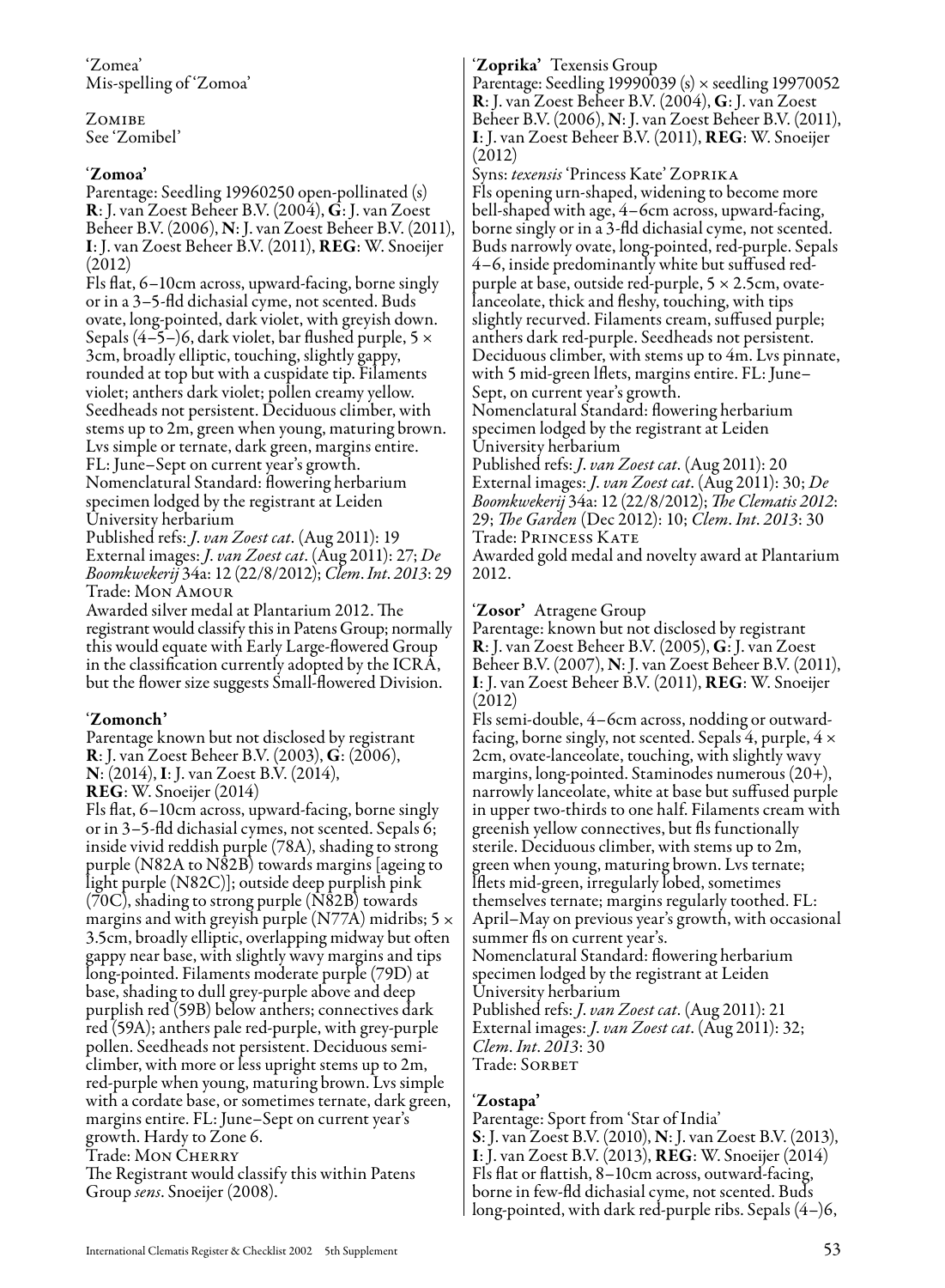'Zomea'
Mis-spelling of 'Zomoa'

Zomibe
See 'Zomibel'

**'Zomoa'**
Parentage: Seedling 19960250 open-pollinated (s)
**R**: J. van Zoest Beheer B.V. (2004), **G**: J. van Zoest Beheer B.V. (2006), **N**: J. van Zoest Beheer B.V. (2011), **I**: J. van Zoest Beheer B.V. (2011), **REG**: W. Snoeijer (2012)
Fls flat, 6–10cm across, upward-facing, borne singly or in a 3–5-fld dichasial cyme, not scented. Buds ovate, long-pointed, dark violet, with greyish down. Sepals (4–5–)6, dark violet, bar flushed purple, 5 × 3cm, broadly elliptic, touching, slightly gappy, rounded at top but with a cuspidate tip. Filaments violet; anthers dark violet; pollen creamy yellow. Seedheads not persistent. Deciduous climber, with stems up to 2m, green when young, maturing brown. Lvs simple or ternate, dark green, margins entire. FL: June–Sept on current year's growth.
Nomenclatural Standard: flowering herbarium specimen lodged by the registrant at Leiden University herbarium
Published refs: *J. van Zoest cat*. (Aug 2011): 19
External images: *J. van Zoest cat*. (Aug 2011): 27; *De Boomkwekerij* 34a: 12 (22/8/2012); *Clem. Int. 2013*: 29
Trade: Mon Amour
Awarded silver medal at Plantarium 2012. The registrant would classify this in Patens Group; normally this would equate with Early Large-flowered Group in the classification currently adopted by the ICRA, but the flower size suggests Small-flowered Division.

**'Zomonch'**
Parentage known but not disclosed by registrant
**R**: J. van Zoest Beheer B.V. (2003), **G**: (2006), **N**: (2014), **I**: J. van Zoest B.V. (2014), **REG**: W. Snoeijer (2014)
Fls flat, 6–10cm across, upward-facing, borne singly or in 3–5-fld dichasial cymes, not scented. Sepals 6; inside vivid reddish purple (78A), shading to strong purple (N82A to N82B) towards margins [ageing to light purple (N82C)]; outside deep purplish pink (70C), shading to strong purple (N82B) towards margins and with greyish purple (N77A) midribs; 5 × 3.5cm, broadly elliptic, overlapping midway but often gappy near base, with slightly wavy margins and tips long-pointed. Filaments moderate purple (79D) at base, shading to dull grey-purple above and deep purplish red (59B) below anthers; connectives dark red (59A); anthers pale red-purple, with grey-purple pollen. Seedheads not persistent. Deciduous semi-climber, with more or less upright stems up to 2m, red-purple when young, maturing brown. Lvs simple with a cordate base, or sometimes ternate, dark green, margins entire. FL: June–Sept on current year's growth. Hardy to Zone 6.
Trade: Mon Cherry
The Registrant would classify this within Patens Group *sens*. Snoeijer (2008).

**'Zoprika'** Texensis Group
Parentage: Seedling 19990039 (s) × seedling 19970052
**R**: J. van Zoest Beheer B.V. (2004), **G**: J. van Zoest Beheer B.V. (2006), **N**: J. van Zoest Beheer B.V. (2011), **I**: J. van Zoest Beheer B.V. (2011), **REG**: W. Snoeijer (2012)
Syns: *texensis* 'Princess Kate' Zoprika
Fls opening urn-shaped, widening to become more bell-shaped with age, 4–6cm across, upward-facing, borne singly or in a 3-fld dichasial cyme, not scented. Buds narrowly ovate, long-pointed, red-purple. Sepals 4–6, inside predominantly white but suffused red-purple at base, outside red-purple, 5 × 2.5cm, ovate-lanceolate, thick and fleshy, touching, with tips slightly recurved. Filaments cream, suffused purple; anthers dark red-purple. Seedheads not persistent. Deciduous climber, with stems up to 4m. Lvs pinnate, with 5 mid-green lflets, margins entire. FL: June–Sept, on current year's growth.
Nomenclatural Standard: flowering herbarium specimen lodged by the registrant at Leiden University herbarium
Published refs: *J. van Zoest cat*. (Aug 2011): 20
External images: *J. van Zoest cat*. (Aug 2011): 30; *De Boomkwekerij* 34a: 12 (22/8/2012); *The Clematis 2012*: 29; *The Garden* (Dec 2012): 10; *Clem. Int. 2013*: 30
Trade: Princess Kate
Awarded gold medal and novelty award at Plantarium 2012.

**'Zosor'** Atragene Group
Parentage: known but not disclosed by registrant
**R**: J. van Zoest Beheer B.V. (2005), **G**: J. van Zoest Beheer B.V. (2007), **N**: J. van Zoest Beheer B.V. (2011), **I**: J. van Zoest Beheer B.V. (2011), **REG**: W. Snoeijer (2012)
Fls semi-double, 4–6cm across, nodding or outward-facing, borne singly, not scented. Sepals 4, purple, 4 × 2cm, ovate-lanceolate, touching, with slightly wavy margins, long-pointed. Staminodes numerous (20+), narrowly lanceolate, white at base but suffused purple in upper two-thirds to one half. Filaments cream with greenish yellow connectives, but fls functionally sterile. Deciduous climber, with stems up to 2m, green when young, maturing brown. Lvs ternate; lflets mid-green, irregularly lobed, sometimes themselves ternate; margins regularly toothed. FL: April–May on previous year's growth, with occasional summer fls on current year's.
Nomenclatural Standard: flowering herbarium specimen lodged by the registrant at Leiden University herbarium
Published refs: *J. van Zoest cat*. (Aug 2011): 21
External images: *J. van Zoest cat*. (Aug 2011): 32; *Clem. Int. 2013*: 30
Trade: Sorbet

**'Zostapa'**
Parentage: Sport from 'Star of India'
**S**: J. van Zoest B.V. (2010), **N**: J. van Zoest B.V. (2013), **I**: J. van Zoest B.V. (2013), **REG**: W. Snoeijer (2014)
Fls flat or flattish, 8–10cm across, outward-facing, borne in few-fld dichasial cyme, not scented. Buds long-pointed, with dark red-purple ribs. Sepals (4–)6,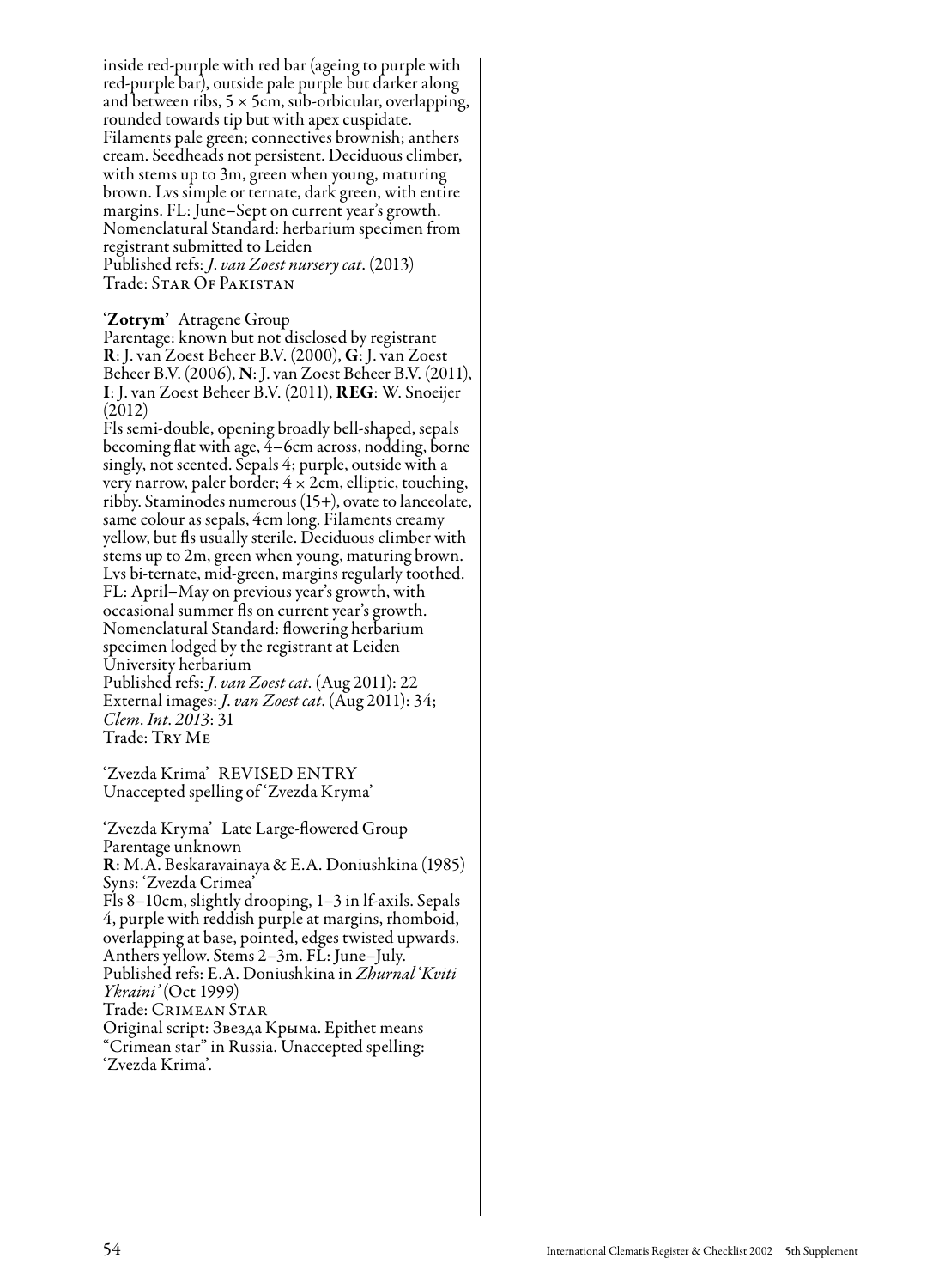inside red-purple with red bar (ageing to purple with red-purple bar), outside pale purple but darker along and between ribs, 5 × 5cm, sub-orbicular, overlapping, rounded towards tip but with apex cuspidate. Filaments pale green; connectives brownish; anthers cream. Seedheads not persistent. Deciduous climber, with stems up to 3m, green when young, maturing brown. Lvs simple or ternate, dark green, with entire margins. FL: June–Sept on current year's growth.
Nomenclatural Standard: herbarium specimen from registrant submitted to Leiden
Published refs: *J. van Zoest nursery cat*. (2013)
Trade: Star Of Pakistan

'**Zotrym**' Atragene Group
Parentage: known but not disclosed by registrant
**R**: J. van Zoest Beheer B.V. (2000), **G**: J. van Zoest Beheer B.V. (2006), **N**: J. van Zoest Beheer B.V. (2011), **I**: J. van Zoest Beheer B.V. (2011), **REG**: W. Snoeijer (2012)
Fls semi-double, opening broadly bell-shaped, sepals becoming flat with age, 4–6cm across, nodding, borne singly, not scented. Sepals 4; purple, outside with a very narrow, paler border; 4 × 2cm, elliptic, touching, ribby. Staminodes numerous (15+), ovate to lanceolate, same colour as sepals, 4cm long. Filaments creamy yellow, but fls usually sterile. Deciduous climber with stems up to 2m, green when young, maturing brown. Lvs bi-ternate, mid-green, margins regularly toothed. FL: April–May on previous year's growth, with occasional summer fls on current year's growth.
Nomenclatural Standard: flowering herbarium specimen lodged by the registrant at Leiden University herbarium
Published refs: *J. van Zoest cat*. (Aug 2011): 22
External images: *J. van Zoest cat*. (Aug 2011): 34; *Clem. Int. 2013*: 31
Trade: Try Me

'Zvezda Krima' REVISED ENTRY
Unaccepted spelling of 'Zvezda Kryma'

'Zvezda Kryma' Late Large-flowered Group
Parentage unknown
**R**: M.A. Beskaravainaya & E.A. Doniushkina (1985)
Syns: 'Zvezda Crimea'
Fls 8–10cm, slightly drooping, 1–3 in lf-axils. Sepals 4, purple with reddish purple at margins, rhomboid, overlapping at base, pointed, edges twisted upwards. Anthers yellow. Stems 2–3m. FL: June–July.
Published refs: E.A. Doniushkina in *Zhurnal 'Kviti Ykraini'* (Oct 1999)
Trade: Crimean Star
Original script: Звезда Крыма. Epithet means "Crimean star" in Russia. Unaccepted spelling: 'Zvezda Krima'.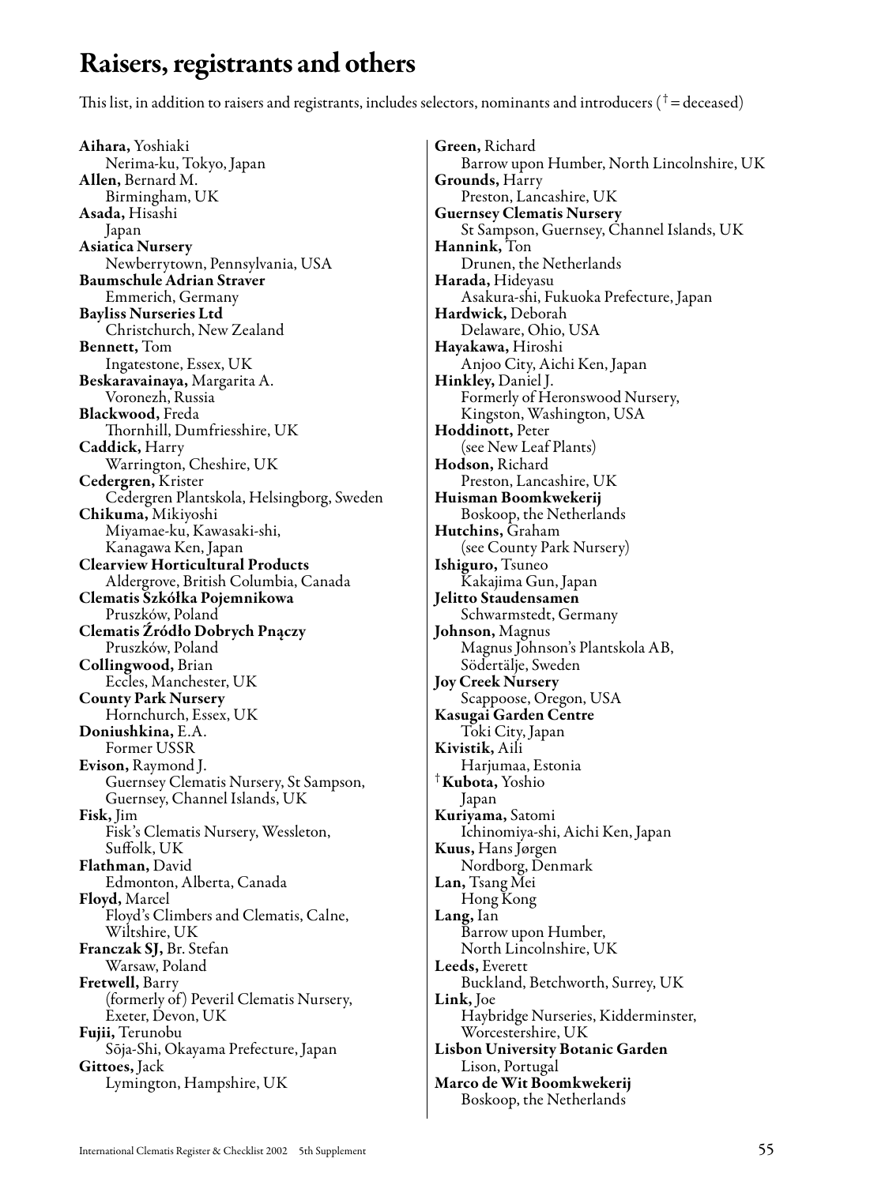# Raisers, registrants and others

This list, in addition to raisers and registrants, includes selectors, nominants and introducers († = deceased)

**Aihara,** Yoshiaki
Nerima-ku, Tokyo, Japan

**Allen,** Bernard M.
Birmingham, UK

**Asada,** Hisashi
Japan

**Asiatica Nursery**
Newberrytown, Pennsylvania, USA

**Baumschule Adrian Straver**
Emmerich, Germany

**Bayliss Nurseries Ltd**
Christchurch, New Zealand

**Bennett,** Tom
Ingatestone, Essex, UK

**Beskaravainaya,** Margarita A.
Voronezh, Russia

**Blackwood,** Freda
Thornhill, Dumfriesshire, UK

**Caddick,** Harry
Warrington, Cheshire, UK

**Cedergren,** Krister
Cedergren Plantskola, Helsingborg, Sweden

**Chikuma,** Mikiyoshi
Miyamae-ku, Kawasaki-shi, Kanagawa Ken, Japan

**Clearview Horticultural Products**
Aldergrove, British Columbia, Canada

**Clematis Szkółka Pojemnikowa**
Pruszków, Poland

**Clematis Źródło Dobrych Pnączy**
Pruszków, Poland

**Collingwood,** Brian
Eccles, Manchester, UK

**County Park Nursery**
Hornchurch, Essex, UK

**Doniushkina,** E.A.
Former USSR

**Evison,** Raymond J.
Guernsey Clematis Nursery, St Sampson, Guernsey, Channel Islands, UK

**Fisk,** Jim
Fisk's Clematis Nursery, Wessleton, Suffolk, UK

**Flathman,** David
Edmonton, Alberta, Canada

**Floyd,** Marcel
Floyd's Climbers and Clematis, Calne, Wiltshire, UK

**Franczak SJ,** Br. Stefan
Warsaw, Poland

**Fretwell,** Barry
(formerly of) Peveril Clematis Nursery, Exeter, Devon, UK

**Fujii,** Terunobu
Sōja-Shi, Okayama Prefecture, Japan

**Gittoes,** Jack
Lymington, Hampshire, UK

**Green,** Richard
Barrow upon Humber, North Lincolnshire, UK

**Grounds,** Harry
Preston, Lancashire, UK

**Guernsey Clematis Nursery**
St Sampson, Guernsey, Channel Islands, UK

**Hannink,** Ton
Drunen, the Netherlands

**Harada,** Hideyasu
Asakura-shi, Fukuoka Prefecture, Japan

**Hardwick,** Deborah
Delaware, Ohio, USA

**Hayakawa,** Hiroshi
Anjoo City, Aichi Ken, Japan

**Hinkley,** Daniel J.
Formerly of Heronswood Nursery, Kingston, Washington, USA

**Hoddinott,** Peter
(see New Leaf Plants)

**Hodson,** Richard
Preston, Lancashire, UK

**Huisman Boomkwekerij**
Boskoop, the Netherlands

**Hutchins,** Graham
(see County Park Nursery)

**Ishiguro,** Tsuneo
Kakajima Gun, Japan

**Jelitto Staudensamen**
Schwarmstedt, Germany

**Johnson,** Magnus
Magnus Johnson's Plantskola AB, Södertälje, Sweden

**Joy Creek Nursery**
Scappoose, Oregon, USA

**Kasugai Garden Centre**
Toki City, Japan

**Kivistik,** Aili
Harjumaa, Estonia

†**Kubota,** Yoshio
Japan

**Kuriyama,** Satomi
Ichinomiya-shi, Aichi Ken, Japan

**Kuus,** Hans Jørgen
Nordborg, Denmark

**Lan,** Tsang Mei
Hong Kong

**Lang,** Ian
Barrow upon Humber, North Lincolnshire, UK

**Leeds,** Everett
Buckland, Betchworth, Surrey, UK

**Link,** Joe
Haybridge Nurseries, Kidderminster, Worcestershire, UK

**Lisbon University Botanic Garden**
Lison, Portugal

**Marco de Wit Boomkwekerij**
Boskoop, the Netherlands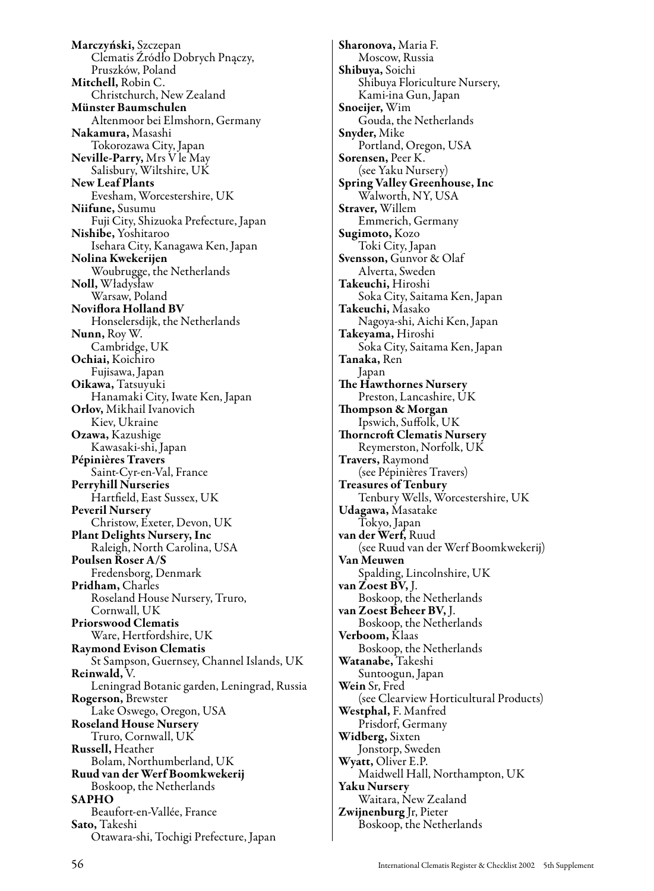**Marczyński,** Szczepan
Clematis Źródło Dobrych Pnączy, Pruszków, Poland

**Mitchell,** Robin C.
Christchurch, New Zealand

**Münster Baumschulen**
Altenmoor bei Elmshorn, Germany

**Nakamura,** Masashi
Tokorozawa City, Japan

**Neville-Parry,** Mrs V le May
Salisbury, Wiltshire, UK

**New Leaf Plants**
Evesham, Worcestershire, UK

**Niifune,** Susumu
Fuji City, Shizuoka Prefecture, Japan

**Nishibe,** Yoshitaroo
Isehara City, Kanagawa Ken, Japan

**Nolina Kwekerijen**
Woubrugge, the Netherlands

**Noll,** Władysław
Warsaw, Poland

**Noviflora Holland BV**
Honselersdijk, the Netherlands

**Nunn,** Roy W.
Cambridge, UK

**Ochiai,** Koichiro
Fujisawa, Japan

**Oikawa,** Tatsuyuki
Hanamaki City, Iwate Ken, Japan

**Orlov,** Mikhail Ivanovich
Kiev, Ukraine

**Ozawa,** Kazushige
Kawasaki-shi, Japan

**Pépinières Travers**
Saint-Cyr-en-Val, France

**Perryhill Nurseries**
Hartfield, East Sussex, UK

**Peveril Nursery**
Christow, Exeter, Devon, UK

**Plant Delights Nursery, Inc**
Raleigh, North Carolina, USA

**Poulsen Roser A/S**
Fredensborg, Denmark

**Pridham,** Charles
Roseland House Nursery, Truro, Cornwall, UK

**Priorswood Clematis**
Ware, Hertfordshire, UK

**Raymond Evison Clematis**
St Sampson, Guernsey, Channel Islands, UK

**Reinwald,** V.
Leningrad Botanic garden, Leningrad, Russia

**Rogerson,** Brewster
Lake Oswego, Oregon, USA

**Roseland House Nursery**
Truro, Cornwall, UK

**Russell,** Heather
Bolam, Northumberland, UK

**Ruud van der Werf Boomkwekerij**
Boskoop, the Netherlands

**SAPHO**
Beaufort-en-Vallée, France

**Sato,** Takeshi
Otawara-shi, Tochigi Prefecture, Japan

**Sharonova,** Maria F.
Moscow, Russia

**Shibuya,** Soichi
Shibuya Floriculture Nursery, Kami-ina Gun, Japan

**Snoeijer,** Wim
Gouda, the Netherlands

**Snyder,** Mike
Portland, Oregon, USA

**Sorensen,** Peer K.
(see Yaku Nursery)

**Spring Valley Greenhouse, Inc**
Walworth, NY, USA

**Straver,** Willem
Emmerich, Germany

**Sugimoto,** Kozo
Toki City, Japan

**Svensson,** Gunvor & Olaf
Alverta, Sweden

**Takeuchi,** Hiroshi
Soka City, Saitama Ken, Japan

**Takeuchi,** Masako
Nagoya-shi, Aichi Ken, Japan

**Takeyama,** Hiroshi
Soka City, Saitama Ken, Japan

**Tanaka,** Ren
Japan

**The Hawthornes Nursery**
Preston, Lancashire, UK

**Thompson & Morgan**
Ipswich, Suffolk, UK

**Thorncroft Clematis Nursery**
Reymerston, Norfolk, UK

**Travers,** Raymond
(see Pépinières Travers)

**Treasures of Tenbury**
Tenbury Wells, Worcestershire, UK

**Udagawa,** Masatake
Tokyo, Japan

**van der Werf,** Ruud
(see Ruud van der Werf Boomkwekerij)

**Van Meuwen**
Spalding, Lincolnshire, UK

**van Zoest BV,** J.
Boskoop, the Netherlands

**van Zoest Beheer BV,** J.
Boskoop, the Netherlands

**Verboom,** Klaas
Boskoop, the Netherlands

**Watanabe,** Takeshi
Suntoogun, Japan

**Wein** Sr, Fred
(see Clearview Horticultural Products)

**Westphal,** F. Manfred
Prisdorf, Germany

**Widberg,** Sixten
Jonstorp, Sweden

**Wyatt,** Oliver E.P.
Maidwell Hall, Northampton, UK

**Yaku Nursery**
Waitara, New Zealand

**Zwijnenburg** Jr, Pieter
Boskoop, the Netherlands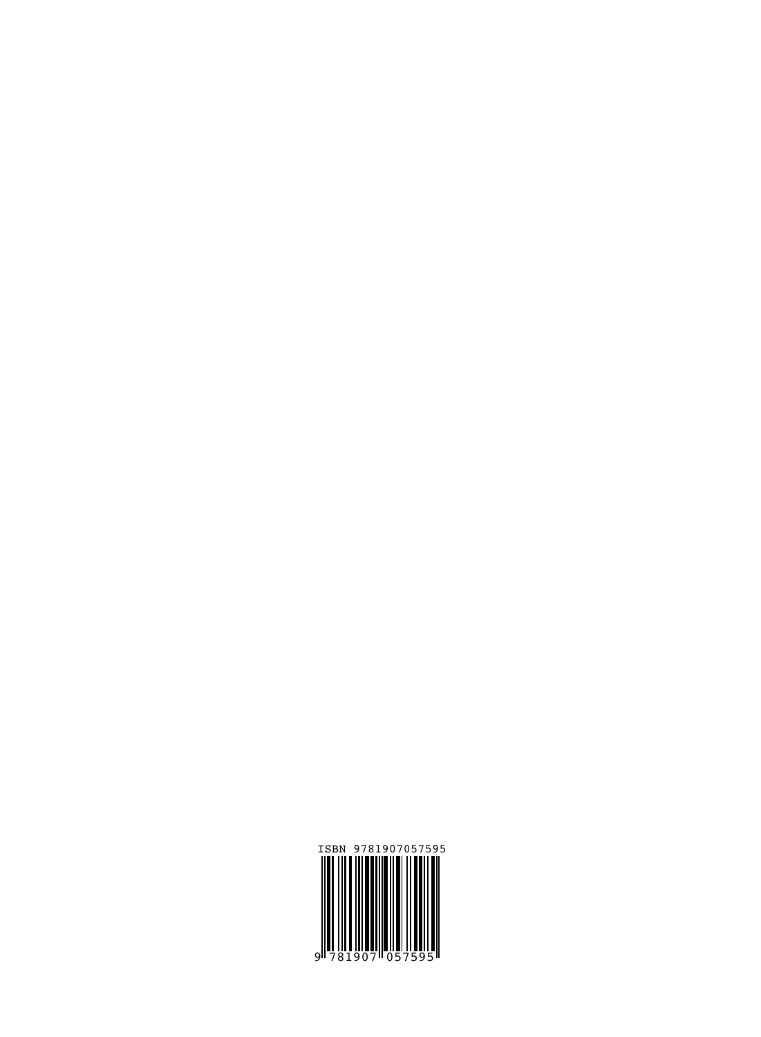ISBN 9781907057595

9 781907 057595